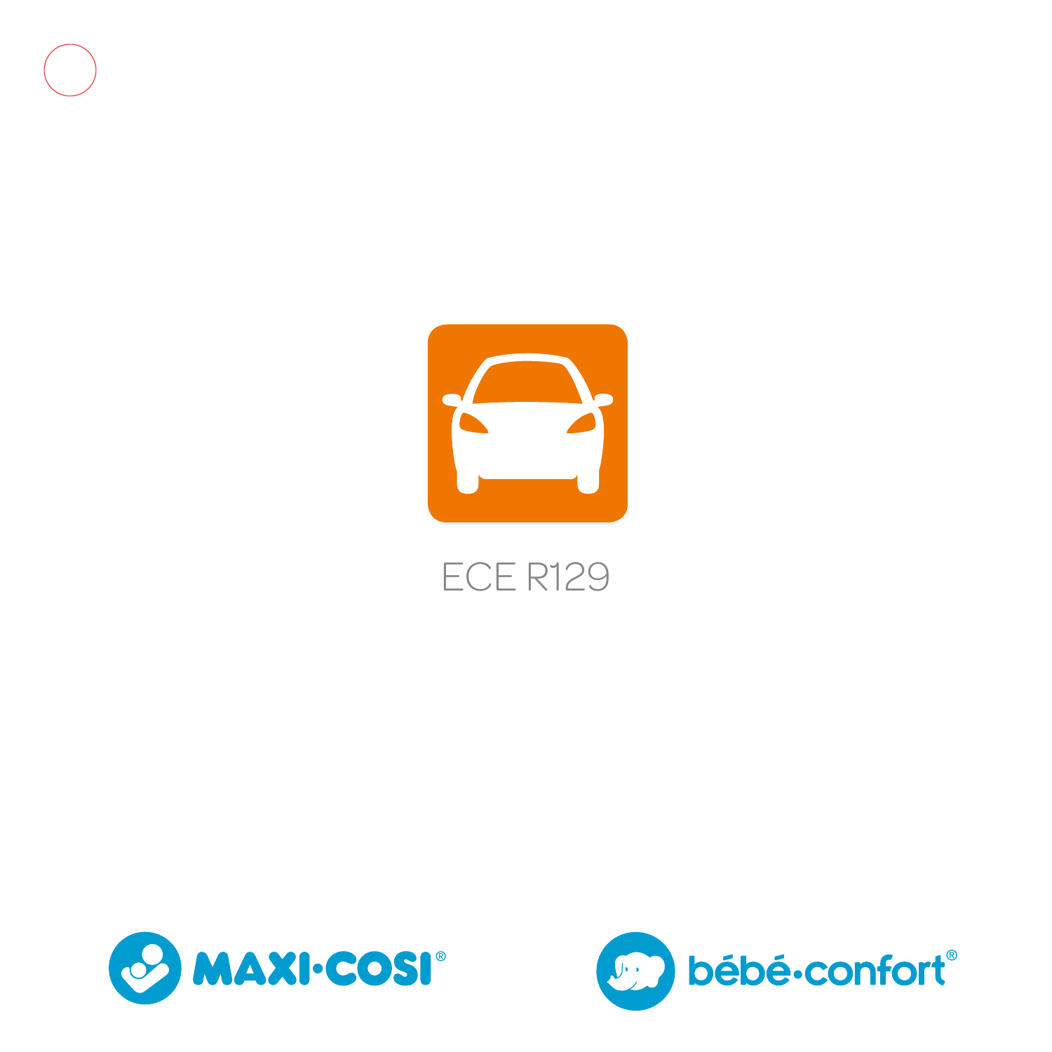ECE R129

MAXI·COSI®

bébé·confort®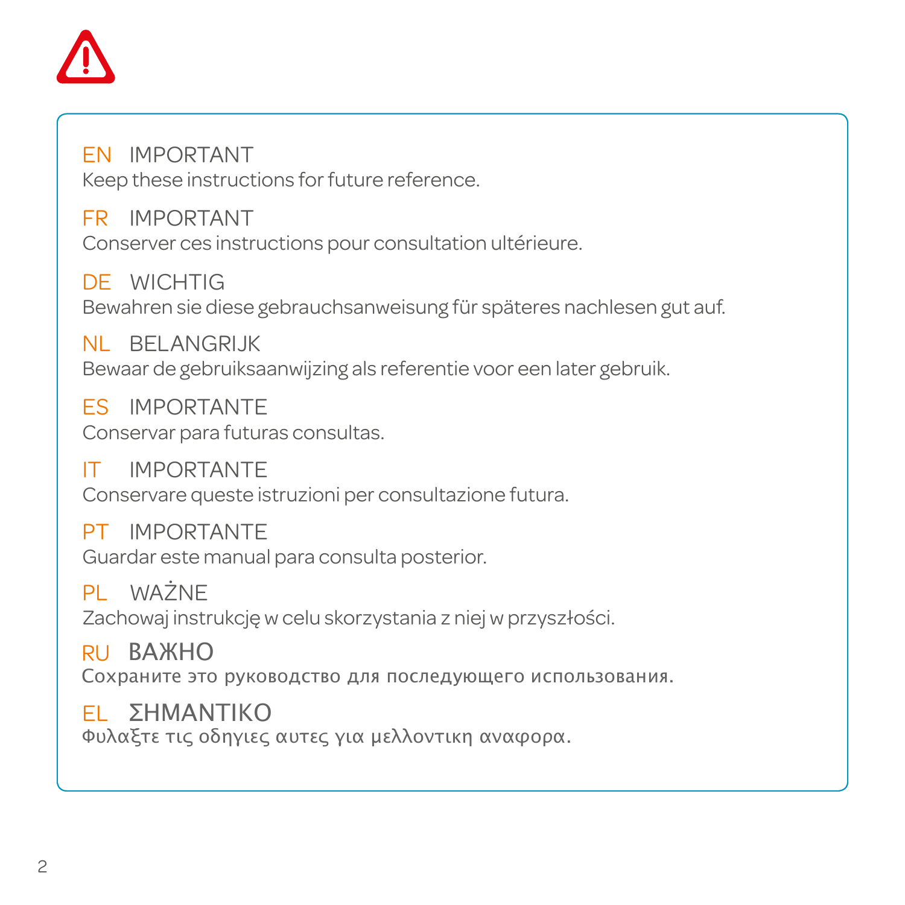**EN** IMPORTANT
Keep these instructions for future reference.

**FR** IMPORTANT
Conserver ces instructions pour consultation ultérieure.

**DE** WICHTIG
Bewahren sie diese gebrauchsanweisung für späteres nachlesen gut auf.

**NL** BELANGRIJK
Bewaar de gebruiksaanwijzing als referentie voor een later gebruik.

**ES** IMPORTANTE
Conservar para futuras consultas.

**IT** IMPORTANTE
Conservare queste istruzioni per consultazione futura.

**PT** IMPORTANTE
Guardar este manual para consulta posterior.

**PL** WAŻNE
Zachowaj instrukcję w celu skorzystania z niej w przyszłości.

**RU** ВАЖНО
Сохраните это руководство для последующего использования.

**EL** ΣΗΜΑΝΤΙΚΟ
Φυλαξτε τις οδηγιες αυτες για μελλοντικη αναφορα.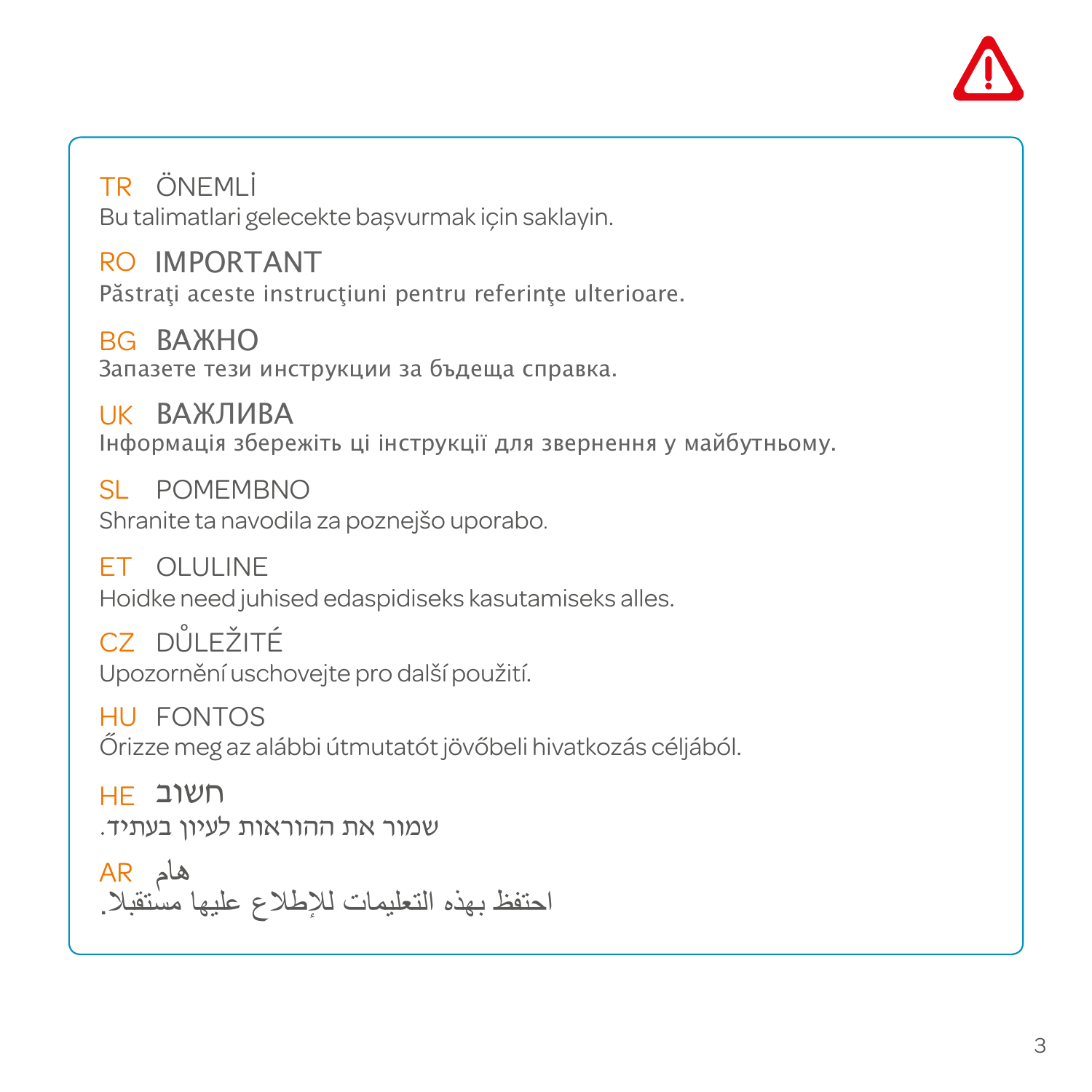TR ÖNEMLİ

Bu talimatlari gelecekte başvurmak için saklayin.

RO IMPORTANT

Păstraţi aceste instrucţiuni pentru referinţe ulterioare.

BG ВАЖНО

Запазете тези инструкции за бъдеща справка.

UK ВАЖЛИВА

Інформація збережіть ці інструкції для звернення у майбутньому.

SL POMEMBNO

Shranite ta navodila za poznejšo uporabo.

ET OLULINE

Hoidke need juhised edaspidiseks kasutamiseks alles.

CZ DŮLEŽITÉ

Upozornění uschovejte pro další použití.

HU FONTOS

Őrizze meg az alábbi útmutatót jövőbeli hivatkozás céljából.

HE חשוב

שמור את ההוראות לעיון בעתיד.

AR هام

احتفظ بهذه التعليمات للإطلاع عليها مستقبلا.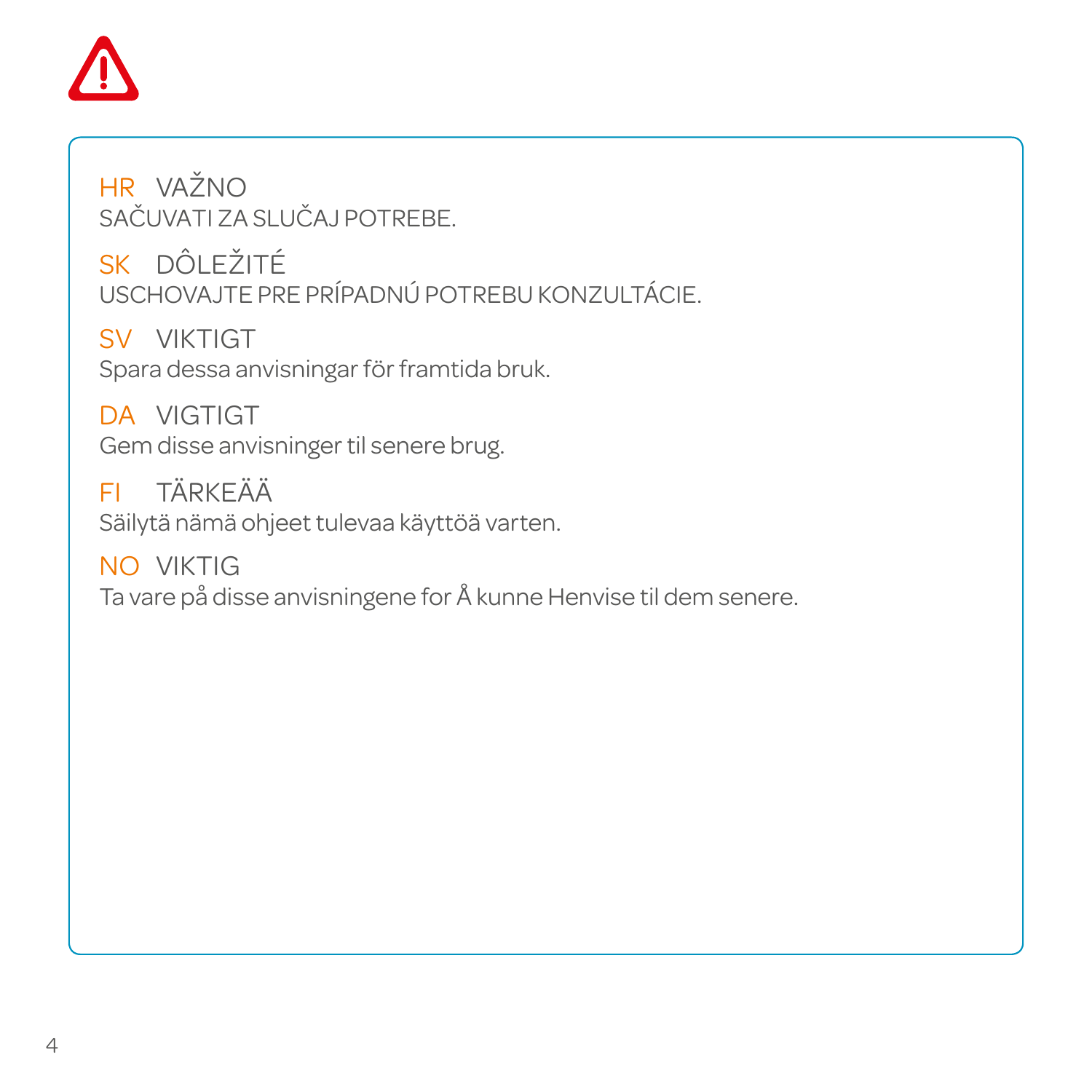HR VAŽNO
SAČUVATI ZA SLUČAJ POTREBE.

SK DÔLEŽITÉ
USCHOVAJTE PRE PRÍPADNÚ POTREBU KONZULTÁCIE.

SV VIKTIGT
Spara dessa anvisningar för framtida bruk.

DA VIGTIGT
Gem disse anvisninger til senere brug.

FI TÄRKEÄÄ
Säilytä nämä ohjeet tulevaa käyttöä varten.

NO VIKTIG
Ta vare på disse anvisningene for Å kunne Henvise til dem senere.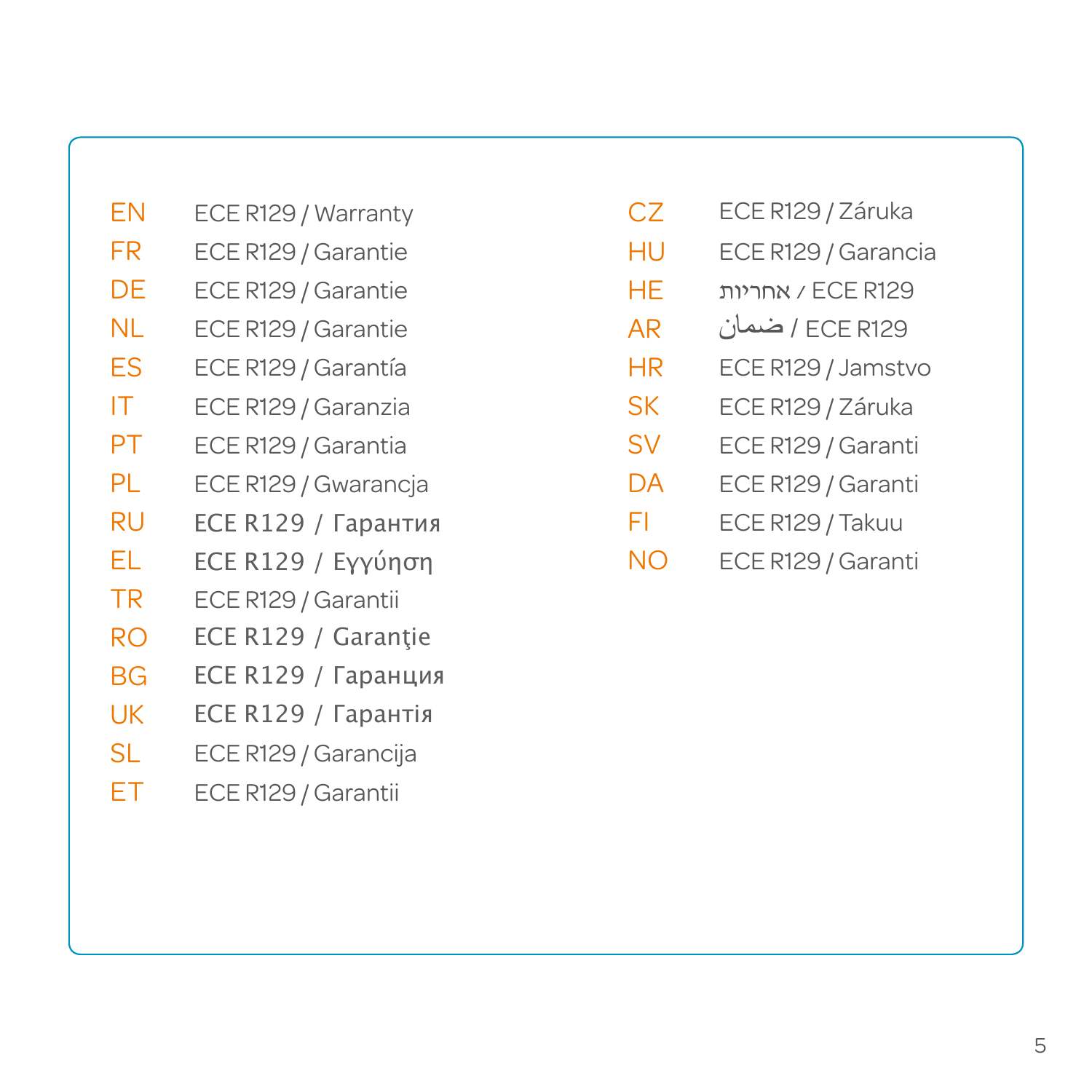| | |
|---|---|
| EN | ECE R129 / Warranty |
| FR | ECE R129 / Garantie |
| DE | ECE R129 / Garantie |
| NL | ECE R129 / Garantie |
| ES | ECE R129 / Garantía |
| IT | ECE R129 / Garanzia |
| PT | ECE R129 / Garantia |
| PL | ECE R129 / Gwarancja |
| RU | ECE R129 / Гарантия |
| EL | ECE R129 / Εγγύηση |
| TR | ECE R129 / Garantii |
| RO | ECE R129 / Garanţie |
| BG | ECE R129 / Гаранция |
| UK | ECE R129 / Гарантія |
| SL | ECE R129 / Garancija |
| ET | ECE R129 / Garantii |
| CZ | ECE R129 / Záruka |
| HU | ECE R129 / Garancia |
| HE | אחריות / ECE R129 |
| AR | ضمان / ECE R129 |
| HR | ECE R129 / Jamstvo |
| SK | ECE R129 / Záruka |
| SV | ECE R129 / Garanti |
| DA | ECE R129 / Garanti |
| FI | ECE R129 / Takuu |
| NO | ECE R129 / Garanti |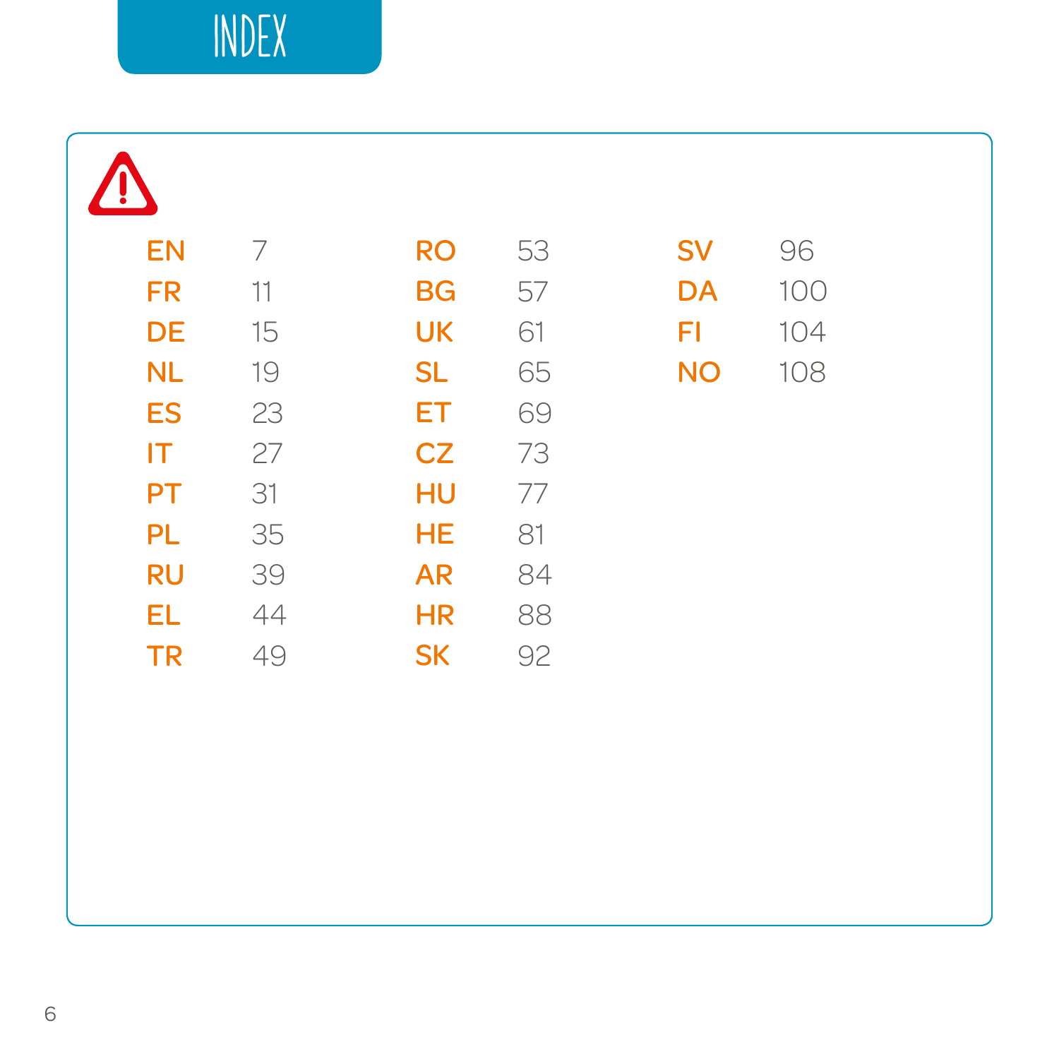# INDEX

| | |
|---|---|
| EN | 7 |
| FR | 11 |
| DE | 15 |
| NL | 19 |
| ES | 23 |
| IT | 27 |
| PT | 31 |
| PL | 35 |
| RU | 39 |
| EL | 44 |
| TR | 49 |
| RO | 53 |
| BG | 57 |
| UK | 61 |
| SL | 65 |
| ET | 69 |
| CZ | 73 |
| HU | 77 |
| HE | 81 |
| AR | 84 |
| HR | 88 |
| SK | 92 |
| SV | 96 |
| DA | 100 |
| FI | 104 |
| NO | 108 |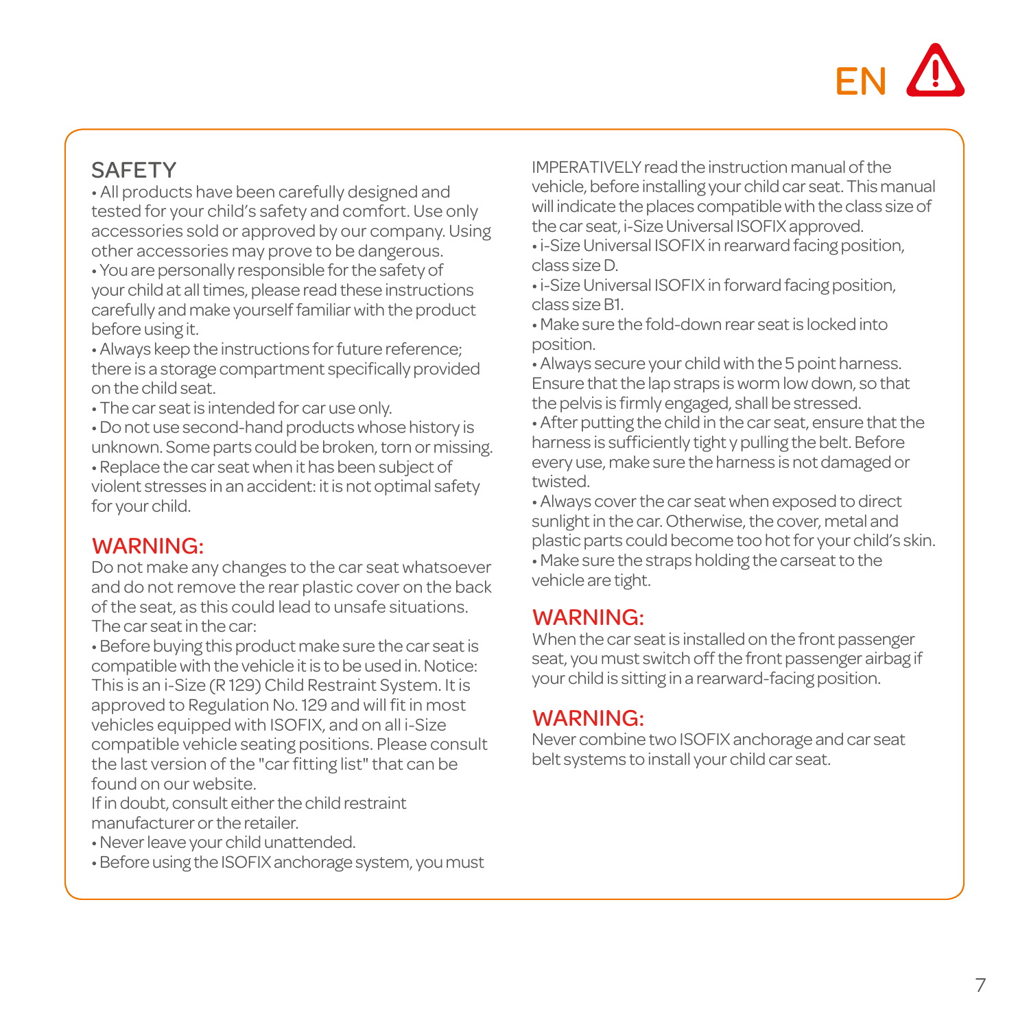EN

## SAFETY

• All products have been carefully designed and tested for your child's safety and comfort. Use only accessories sold or approved by our company. Using other accessories may prove to be dangerous.
• You are personally responsible for the safety of your child at all times, please read these instructions carefully and make yourself familiar with the product before using it.
• Always keep the instructions for future reference; there is a storage compartment specifically provided on the child seat.
• The car seat is intended for car use only.
• Do not use second-hand products whose history is unknown. Some parts could be broken, torn or missing.
• Replace the car seat when it has been subject of violent stresses in an accident: it is not optimal safety for your child.

## WARNING:

Do not make any changes to the car seat whatsoever and do not remove the rear plastic cover on the back of the seat, as this could lead to unsafe situations.
The car seat in the car:

• Before buying this product make sure the car seat is compatible with the vehicle it is to be used in. Notice: This is an i-Size (R 129) Child Restraint System. It is approved to Regulation No. 129 and will fit in most vehicles equipped with ISOFIX, and on all i-Size compatible vehicle seating positions. Please consult the last version of the "car fitting list" that can be found on our website.
If in doubt, consult either the child restraint manufacturer or the retailer.
• Never leave your child unattended.
• Before using the ISOFIX anchorage system, you must IMPERATIVELY read the instruction manual of the vehicle, before installing your child car seat. This manual will indicate the places compatible with the class size of the car seat, i-Size Universal ISOFIX approved.
• i-Size Universal ISOFIX in rearward facing position, class size D.
• i-Size Universal ISOFIX in forward facing position, class size B1.
• Make sure the fold-down rear seat is locked into position.
• Always secure your child with the 5 point harness. Ensure that the lap straps is worm low down, so that the pelvis is firmly engaged, shall be stressed.
• After putting the child in the car seat, ensure that the harness is sufficiently tight y pulling the belt. Before every use, make sure the harness is not damaged or twisted.
• Always cover the car seat when exposed to direct sunlight in the car. Otherwise, the cover, metal and plastic parts could become too hot for your child's skin.
• Make sure the straps holding the carseat to the vehicle are tight.

## WARNING:

When the car seat is installed on the front passenger seat, you must switch off the front passenger airbag if your child is sitting in a rearward-facing position.

## WARNING:

Never combine two ISOFIX anchorage and car seat belt systems to install your child car seat.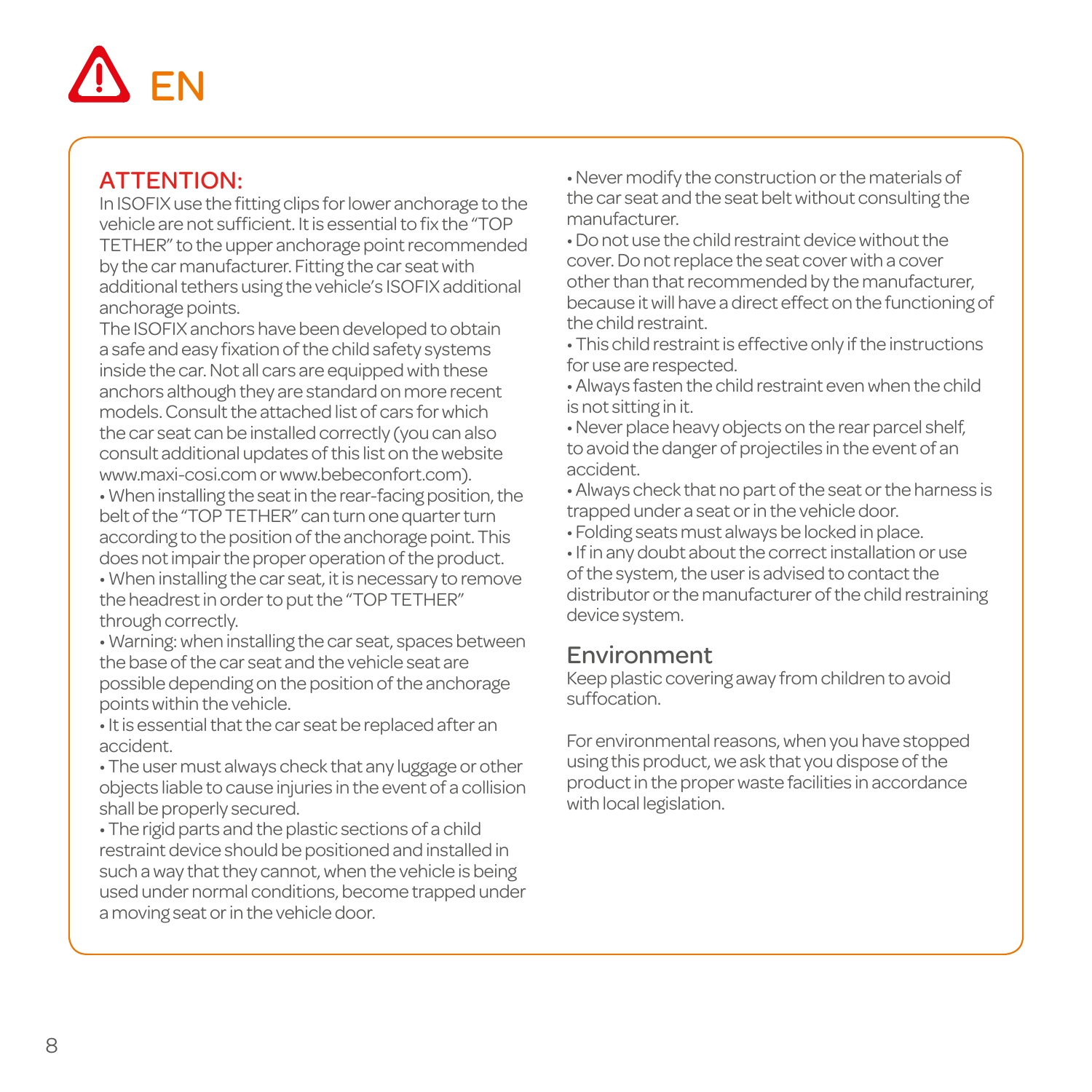# EN

## ATTENTION:

In ISOFIX use the fitting clips for lower anchorage to the vehicle are not sufficient. It is essential to fix the "TOP TETHER" to the upper anchorage point recommended by the car manufacturer. Fitting the car seat with additional tethers using the vehicle's ISOFIX additional anchorage points.

The ISOFIX anchors have been developed to obtain a safe and easy fixation of the child safety systems inside the car. Not all cars are equipped with these anchors although they are standard on more recent models. Consult the attached list of cars for which the car seat can be installed correctly (you can also consult additional updates of this list on the website www.maxi-cosi.com or www.bebeconfort.com).

- When installing the seat in the rear-facing position, the belt of the "TOP TETHER" can turn one quarter turn according to the position of the anchorage point. This does not impair the proper operation of the product.
- When installing the car seat, it is necessary to remove the headrest in order to put the "TOP TETHER" through correctly.
- Warning: when installing the car seat, spaces between the base of the car seat and the vehicle seat are possible depending on the position of the anchorage points within the vehicle.
- It is essential that the car seat be replaced after an accident.
- The user must always check that any luggage or other objects liable to cause injuries in the event of a collision shall be properly secured.
- The rigid parts and the plastic sections of a child restraint device should be positioned and installed in such a way that they cannot, when the vehicle is being used under normal conditions, become trapped under a moving seat or in the vehicle door.
- Never modify the construction or the materials of the car seat and the seat belt without consulting the manufacturer.
- Do not use the child restraint device without the cover. Do not replace the seat cover with a cover other than that recommended by the manufacturer, because it will have a direct effect on the functioning of the child restraint.
- This child restraint is effective only if the instructions for use are respected.
- Always fasten the child restraint even when the child is not sitting in it.
- Never place heavy objects on the rear parcel shelf, to avoid the danger of projectiles in the event of an accident.
- Always check that no part of the seat or the harness is trapped under a seat or in the vehicle door.
- Folding seats must always be locked in place.
- If in any doubt about the correct installation or use of the system, the user is advised to contact the distributor or the manufacturer of the child restraining device system.

## Environment

Keep plastic covering away from children to avoid suffocation.

For environmental reasons, when you have stopped using this product, we ask that you dispose of the product in the proper waste facilities in accordance with local legislation.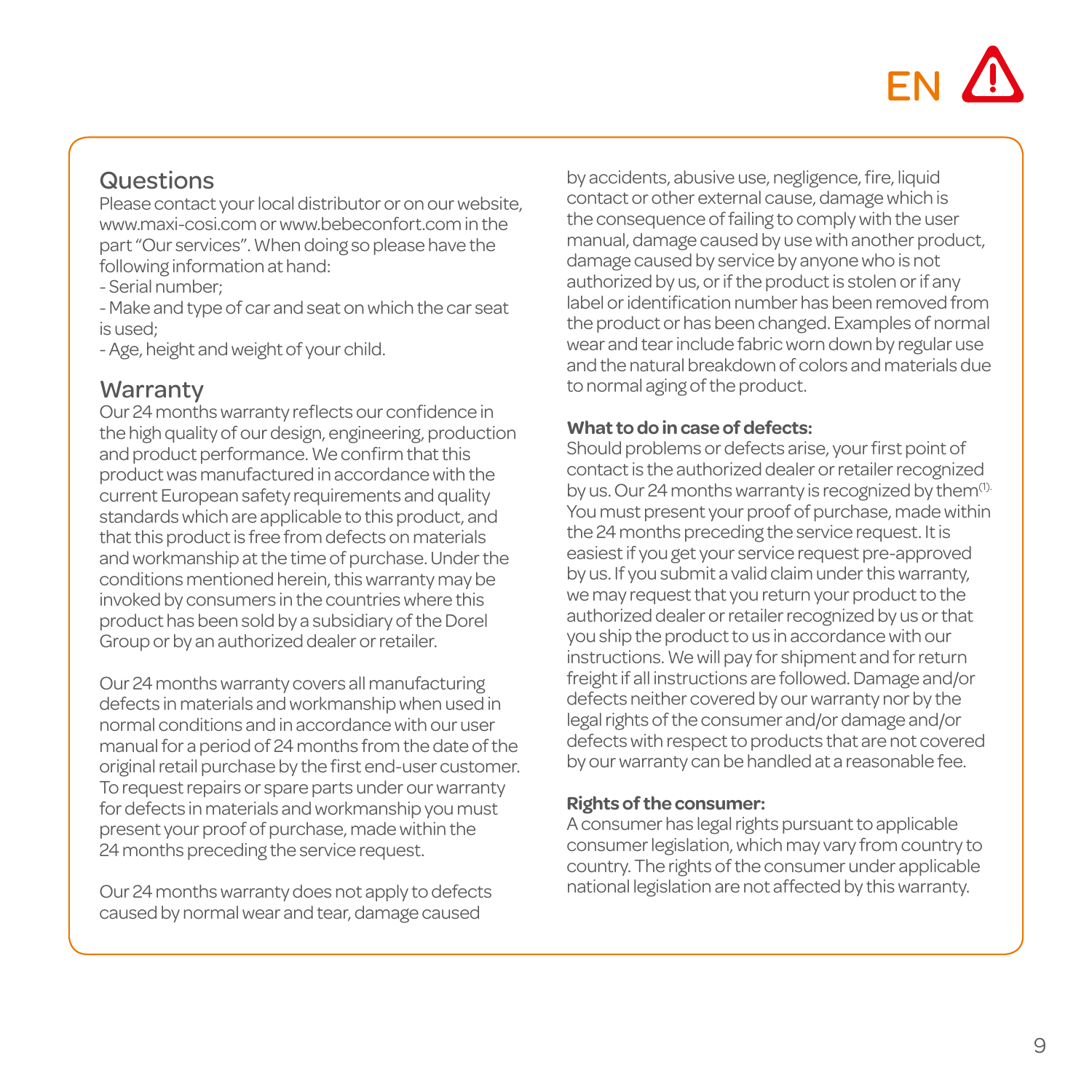EN

## Questions

Please contact your local distributor or on our website, www.maxi-cosi.com or www.bebeconfort.com in the part "Our services". When doing so please have the following information at hand:

- Serial number;
- Make and type of car and seat on which the car seat is used;
- Age, height and weight of your child.

## Warranty

Our 24 months warranty reflects our confidence in the high quality of our design, engineering, production and product performance. We confirm that this product was manufactured in accordance with the current European safety requirements and quality standards which are applicable to this product, and that this product is free from defects on materials and workmanship at the time of purchase. Under the conditions mentioned herein, this warranty may be invoked by consumers in the countries where this product has been sold by a subsidiary of the Dorel Group or by an authorized dealer or retailer.

Our 24 months warranty covers all manufacturing defects in materials and workmanship when used in normal conditions and in accordance with our user manual for a period of 24 months from the date of the original retail purchase by the first end-user customer. To request repairs or spare parts under our warranty for defects in materials and workmanship you must present your proof of purchase, made within the 24 months preceding the service request.

Our 24 months warranty does not apply to defects caused by normal wear and tear, damage caused by accidents, abusive use, negligence, fire, liquid contact or other external cause, damage which is the consequence of failing to comply with the user manual, damage caused by use with another product, damage caused by service by anyone who is not authorized by us, or if the product is stolen or if any label or identification number has been removed from the product or has been changed. Examples of normal wear and tear include fabric worn down by regular use and the natural breakdown of colors and materials due to normal aging of the product.

**What to do in case of defects:**

Should problems or defects arise, your first point of contact is the authorized dealer or retailer recognized by us. Our 24 months warranty is recognized by them[1]. You must present your proof of purchase, made within the 24 months preceding the service request. It is easiest if you get your service request pre-approved by us. If you submit a valid claim under this warranty, we may request that you return your product to the authorized dealer or retailer recognized by us or that you ship the product to us in accordance with our instructions. We will pay for shipment and for return freight if all instructions are followed. Damage and/or defects neither covered by our warranty nor by the legal rights of the consumer and/or damage and/or defects with respect to products that are not covered by our warranty can be handled at a reasonable fee.

**Rights of the consumer:**

A consumer has legal rights pursuant to applicable consumer legislation, which may vary from country to country. The rights of the consumer under applicable national legislation are not affected by this warranty.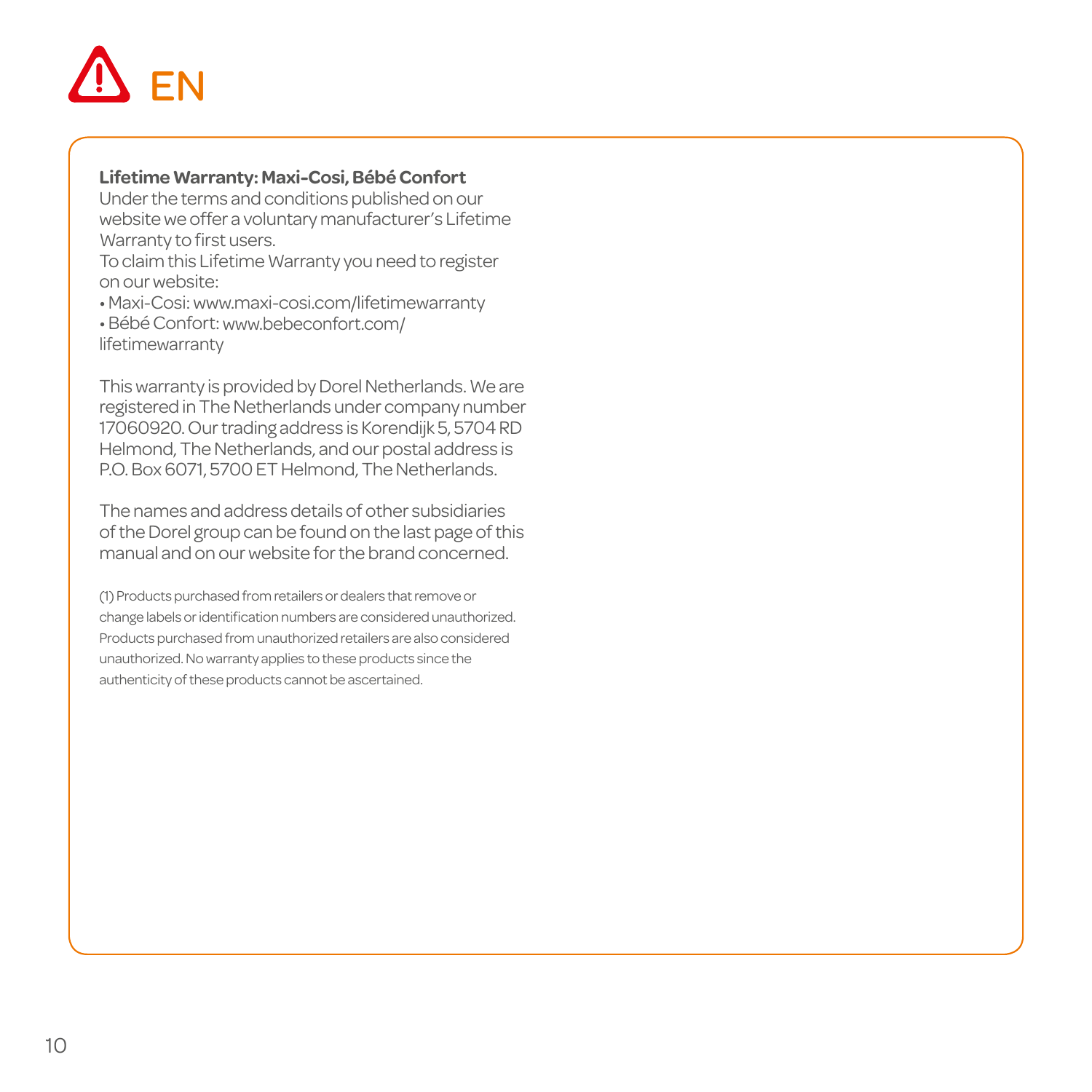# EN

**Lifetime Warranty: Maxi-Cosi, Bébé Confort**
Under the terms and conditions published on our website we offer a voluntary manufacturer's Lifetime Warranty to first users.
To claim this Lifetime Warranty you need to register on our website:
• Maxi-Cosi: www.maxi-cosi.com/lifetimewarranty
• Bébé Confort: www.bebeconfort.com/lifetimewarranty

This warranty is provided by Dorel Netherlands. We are registered in The Netherlands under company number 17060920. Our trading address is Korendijk 5, 5704 RD Helmond, The Netherlands, and our postal address is P.O. Box 6071, 5700 ET Helmond, The Netherlands.

The names and address details of other subsidiaries of the Dorel group can be found on the last page of this manual and on our website for the brand concerned.

(1) Products purchased from retailers or dealers that remove or change labels or identification numbers are considered unauthorized. Products purchased from unauthorized retailers are also considered unauthorized. No warranty applies to these products since the authenticity of these products cannot be ascertained.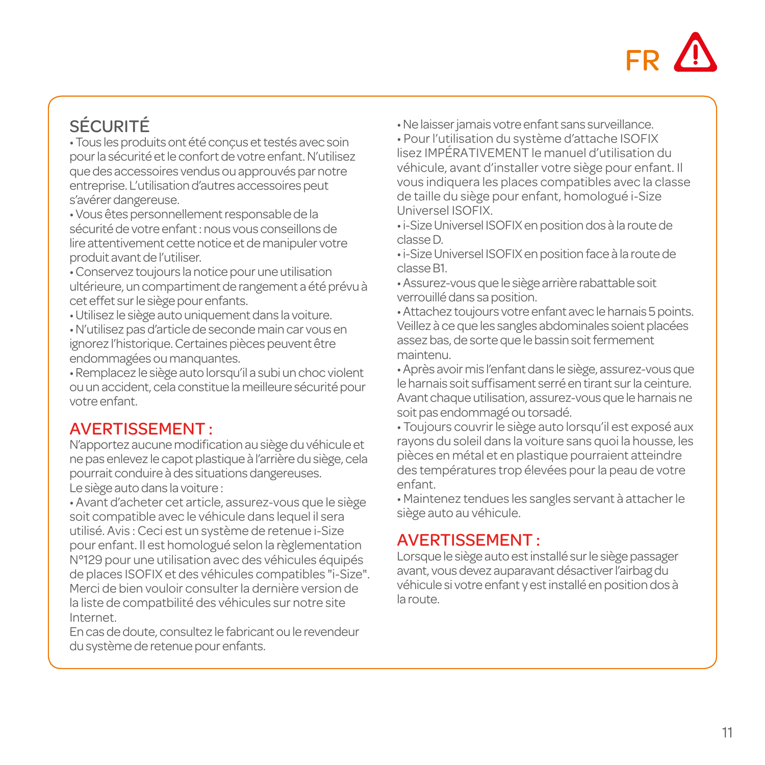FR ⚠

## SÉCURITÉ

• Tous les produits ont été conçus et testés avec soin pour la sécurité et le confort de votre enfant. N'utilisez que des accessoires vendus ou approuvés par notre entreprise. L'utilisation d'autres accessoires peut s'avérer dangereuse.
• Vous êtes personnellement responsable de la sécurité de votre enfant : nous vous conseillons de lire attentivement cette notice et de manipuler votre produit avant de l'utiliser.
• Conservez toujours la notice pour une utilisation ultérieure, un compartiment de rangement a été prévu à cet effet sur le siège pour enfants.
• Utilisez le siège auto uniquement dans la voiture.
• N'utilisez pas d'article de seconde main car vous en ignorez l'historique. Certaines pièces peuvent être endommagées ou manquantes.
• Remplacez le siège auto lorsqu'il a subi un choc violent ou un accident, cela constitue la meilleure sécurité pour votre enfant.

## AVERTISSEMENT :

N'apportez aucune modification au siège du véhicule et ne pas enlevez le capot plastique à l'arrière du siège, cela pourrait conduire à des situations dangereuses.
Le siège auto dans la voiture :
• Avant d'acheter cet article, assurez-vous que le siège soit compatible avec le véhicule dans lequel il sera utilisé. Avis : Ceci est un système de retenue i-Size pour enfant. Il est homologué selon la règlementation N°129 pour une utilisation avec des véhicules équipés de places ISOFIX et des véhicules compatibles "i-Size". Merci de bien vouloir consulter la dernière version de la liste de compatbilité des véhicules sur notre site Internet.
En cas de doute, consultez le fabricant ou le revendeur du système de retenue pour enfants.

• Ne laisser jamais votre enfant sans surveillance.
• Pour l'utilisation du système d'attache ISOFIX lisez IMPÉRATIVEMENT le manuel d'utilisation du véhicule, avant d'installer votre siège pour enfant. Il vous indiquera les places compatibles avec la classe de taille du siège pour enfant, homologué i-Size Universel ISOFIX.
• i-Size Universel ISOFIX en position dos à la route de classe D.
• i-Size Universel ISOFIX en position face à la route de classe B1.
• Assurez-vous que le siège arrière rabattable soit verrouillé dans sa position.
• Attachez toujours votre enfant avec le harnais 5 points. Veillez à ce que les sangles abdominales soient placées assez bas, de sorte que le bassin soit fermement maintenu.
• Après avoir mis l'enfant dans le siège, assurez-vous que le harnais soit suffisament serré en tirant sur la ceinture. Avant chaque utilisation, assurez-vous que le harnais ne soit pas endommagé ou torsadé.
• Toujours couvrir le siège auto lorsqu'il est exposé aux rayons du soleil dans la voiture sans quoi la housse, les pièces en métal et en plastique pourraient atteindre des températures trop élevées pour la peau de votre enfant.
• Maintenez tendues les sangles servant à attacher le siège auto au véhicule.

## AVERTISSEMENT :

Lorsque le siège auto est installé sur le siège passager avant, vous devez auparavant désactiver l'airbag du véhicule si votre enfant y est installé en position dos à la route.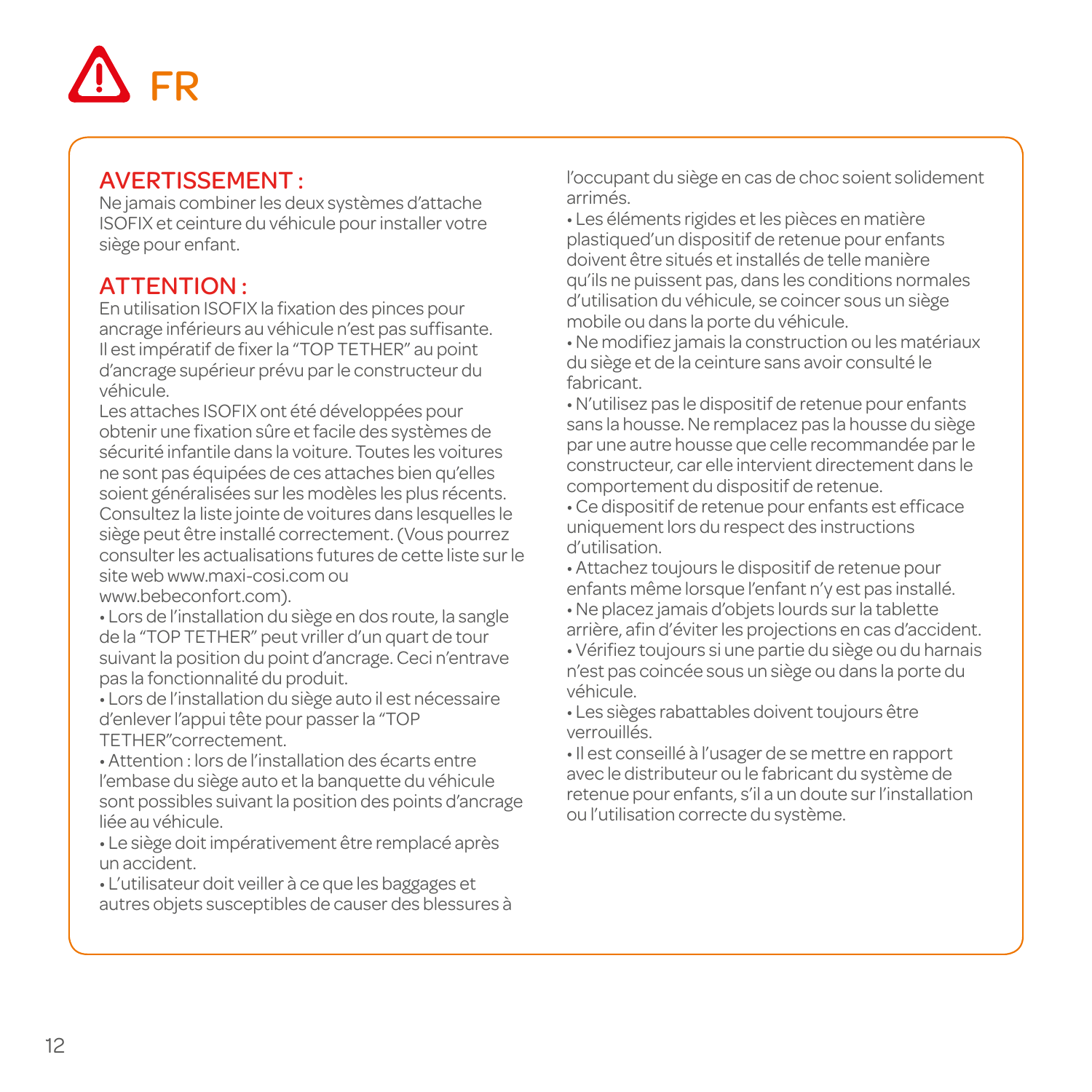# FR

## AVERTISSEMENT :

Ne jamais combiner les deux systèmes d'attache ISOFIX et ceinture du véhicule pour installer votre siège pour enfant.

## ATTENTION :

En utilisation ISOFIX la fixation des pinces pour ancrage inférieurs au véhicule n'est pas suffisante. Il est impératif de fixer la "TOP TETHER" au point d'ancrage supérieur prévu par le constructeur du véhicule.

Les attaches ISOFIX ont été développées pour obtenir une fixation sûre et facile des systèmes de sécurité infantile dans la voiture. Toutes les voitures ne sont pas équipées de ces attaches bien qu'elles soient généralisées sur les modèles les plus récents. Consultez la liste jointe de voitures dans lesquelles le siège peut être installé correctement. (Vous pourrez consulter les actualisations futures de cette liste sur le site web www.maxi-cosi.com ou www.bebeconfort.com).

- Lors de l'installation du siège en dos route, la sangle de la "TOP TETHER" peut vriller d'un quart de tour suivant la position du point d'ancrage. Ceci n'entrave pas la fonctionnalité du produit.
- Lors de l'installation du siège auto il est nécessaire d'enlever l'appui tête pour passer la "TOP TETHER"correctement.
- Attention : lors de l'installation des écarts entre l'embase du siège auto et la banquette du véhicule sont possibles suivant la position des points d'ancrage liée au véhicule.
- Le siège doit impérativement être remplacé après un accident.
- L'utilisateur doit veiller à ce que les baggages et autres objets susceptibles de causer des blessures à l'occupant du siège en cas de choc soient solidement arrimés.
- Les éléments rigides et les pièces en matière plastiqued'un dispositif de retenue pour enfants doivent être situés et installés de telle manière qu'ils ne puissent pas, dans les conditions normales d'utilisation du véhicule, se coincer sous un siège mobile ou dans la porte du véhicule.
- Ne modifiez jamais la construction ou les matériaux du siège et de la ceinture sans avoir consulté le fabricant.
- N'utilisez pas le dispositif de retenue pour enfants sans la housse. Ne remplacez pas la housse du siège par une autre housse que celle recommandée par le constructeur, car elle intervient directement dans le comportement du dispositif de retenue.
- Ce dispositif de retenue pour enfants est efficace uniquement lors du respect des instructions d'utilisation.
- Attachez toujours le dispositif de retenue pour enfants même lorsque l'enfant n'y est pas installé.
- Ne placez jamais d'objets lourds sur la tablette arrière, afin d'éviter les projections en cas d'accident.
- Vérifiez toujours si une partie du siège ou du harnais n'est pas coincée sous un siège ou dans la porte du véhicule.
- Les sièges rabattables doivent toujours être verrouillés.
- Il est conseillé à l'usager de se mettre en rapport avec le distributeur ou le fabricant du système de retenue pour enfants, s'il a un doute sur l'installation ou l'utilisation correcte du système.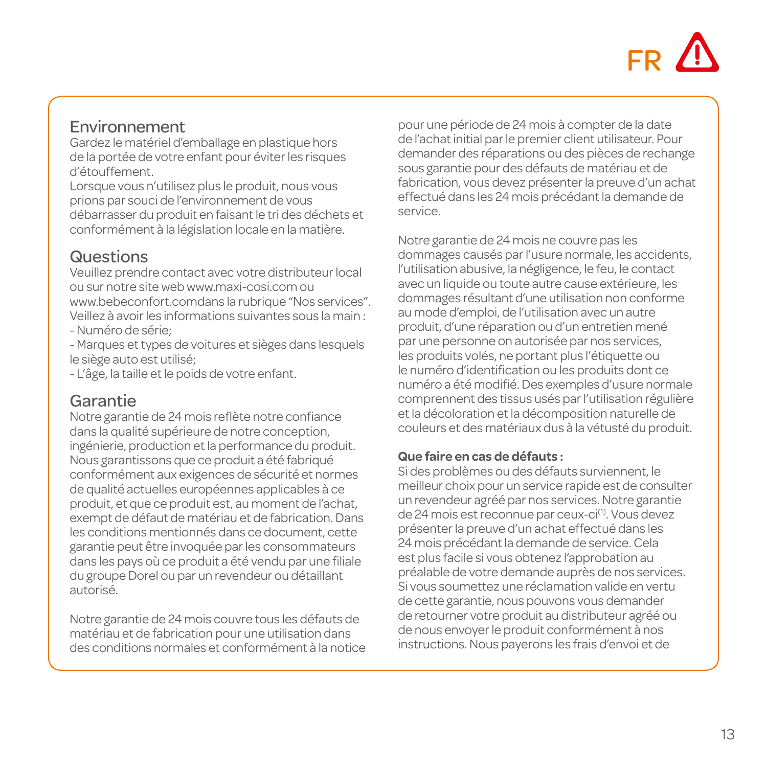FR

## Environnement

Gardez le matériel d'emballage en plastique hors de la portée de votre enfant pour éviter les risques d'étouffement.
Lorsque vous n'utilisez plus le produit, nous vous prions par souci de l'environnement de vous débarrasser du produit en faisant le tri des déchets et conformément à la législation locale en la matière.

## Questions

Veuillez prendre contact avec votre distributeur local ou sur notre site web www.maxi-cosi.com ou www.bebeconfort.comdans la rubrique "Nos services".
Veillez à avoir les informations suivantes sous la main :
- Numéro de série;
- Marques et types de voitures et sièges dans lesquels le siège auto est utilisé;
- L'âge, la taille et le poids de votre enfant.

## Garantie

Notre garantie de 24 mois reflète notre confiance dans la qualité supérieure de notre conception, ingénierie, production et la performance du produit. Nous garantissons que ce produit a été fabriqué conformément aux exigences de sécurité et normes de qualité actuelles européennes applicables à ce produit, et que ce produit est, au moment de l'achat, exempt de défaut de matériau et de fabrication. Dans les conditions mentionnés dans ce document, cette garantie peut être invoquée par les consommateurs dans les pays où ce produit a été vendu par une filiale du groupe Dorel ou par un revendeur ou détaillant autorisé.

Notre garantie de 24 mois couvre tous les défauts de matériau et de fabrication pour une utilisation dans des conditions normales et conformément à la notice pour une période de 24 mois à compter de la date de l'achat initial par le premier client utilisateur. Pour demander des réparations ou des pièces de rechange sous garantie pour des défauts de matériau et de fabrication, vous devez présenter la preuve d'un achat effectué dans les 24 mois précédant la demande de service.

Notre garantie de 24 mois ne couvre pas les dommages causés par l'usure normale, les accidents, l'utilisation abusive, la négligence, le feu, le contact avec un liquide ou toute autre cause extérieure, les dommages résultant d'une utilisation non conforme au mode d'emploi, de l'utilisation avec un autre produit, d'une réparation ou d'un entretien mené par une personne on autorisée par nos services, les produits volés, ne portant plus l'étiquette ou le numéro d'identification ou les produits dont ce numéro a été modifié. Des exemples d'usure normale comprennent des tissus usés par l'utilisation régulière et la décoloration et la décomposition naturelle de couleurs et des matériaux dus à la vétusté du produit.

**Que faire en cas de défauts :**
Si des problèmes ou des défauts surviennent, le meilleur choix pour un service rapide est de consulter un revendeur agréé par nos services. Notre garantie de 24 mois est reconnue par ceux-ci(1). Vous devez présenter la preuve d'un achat effectué dans les 24 mois précédant la demande de service. Cela est plus facile si vous obtenez l'approbation au préalable de votre demande auprès de nos services. Si vous soumettez une réclamation valide en vertu de cette garantie, nous pouvons vous demander de retourner votre produit au distributeur agréé ou de nous envoyer le produit conformément à nos instructions. Nous payerons les frais d'envoi et de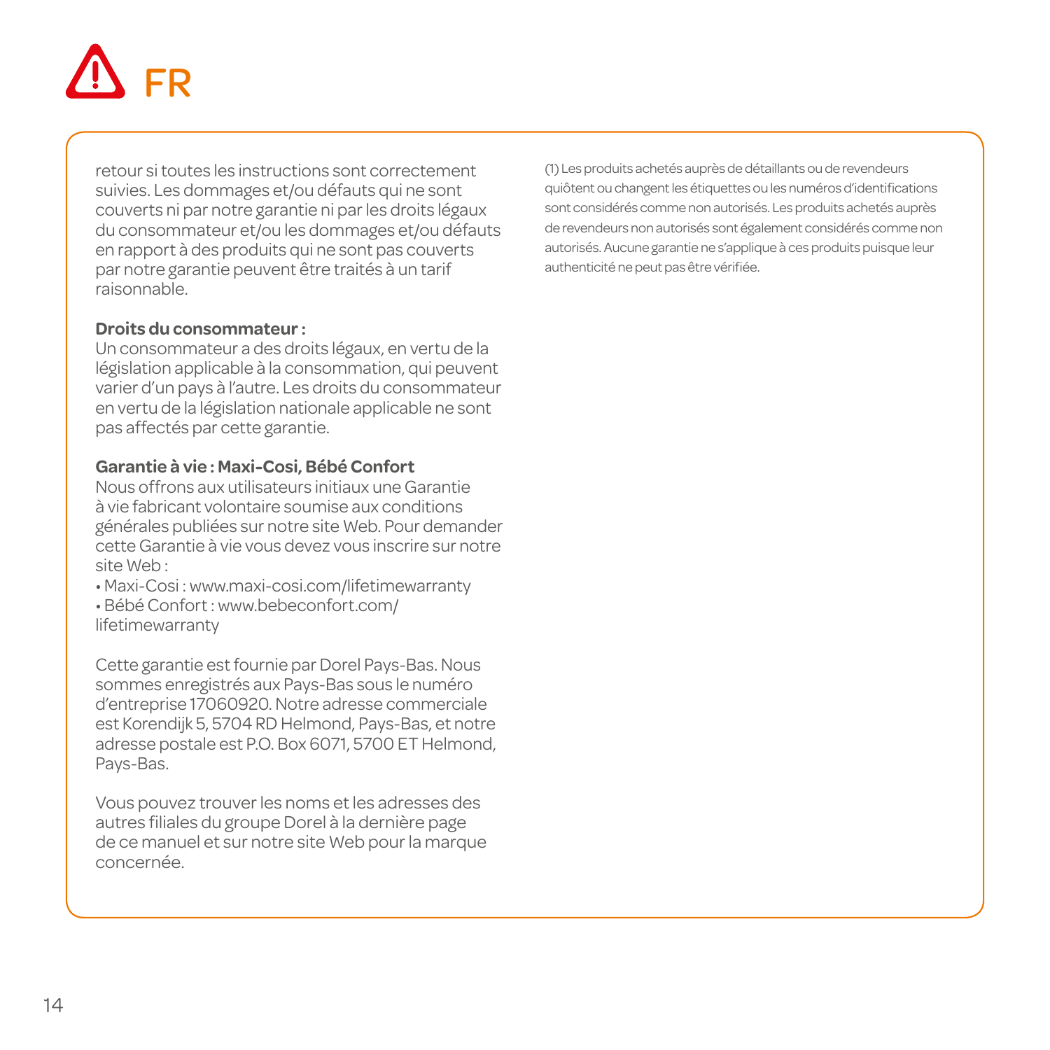# FR

retour si toutes les instructions sont correctement suivies. Les dommages et/ou défauts qui ne sont couverts ni par notre garantie ni par les droits légaux du consommateur et/ou les dommages et/ou défauts en rapport à des produits qui ne sont pas couverts par notre garantie peuvent être traités à un tarif raisonnable.

**Droits du consommateur :**
Un consommateur a des droits légaux, en vertu de la législation applicable à la consommation, qui peuvent varier d'un pays à l'autre. Les droits du consommateur en vertu de la législation nationale applicable ne sont pas affectés par cette garantie.

**Garantie à vie : Maxi-Cosi, Bébé Confort**
Nous offrons aux utilisateurs initiaux une Garantie à vie fabricant volontaire soumise aux conditions générales publiées sur notre site Web. Pour demander cette Garantie à vie vous devez vous inscrire sur notre site Web :
• Maxi-Cosi : www.maxi-cosi.com/lifetimewarranty
• Bébé Confort : www.bebeconfort.com/lifetimewarranty

Cette garantie est fournie par Dorel Pays-Bas. Nous sommes enregistrés aux Pays-Bas sous le numéro d'entreprise 17060920. Notre adresse commerciale est Korendijk 5, 5704 RD Helmond, Pays-Bas, et notre adresse postale est P.O. Box 6071, 5700 ET Helmond, Pays-Bas.

Vous pouvez trouver les noms et les adresses des autres filiales du groupe Dorel à la dernière page de ce manuel et sur notre site Web pour la marque concernée.

(1) Les produits achetés auprès de détaillants ou de revendeurs quiôtent ou changent les étiquettes ou les numéros d'identifications sont considérés comme non autorisés. Les produits achetés auprès de revendeurs non autorisés sont également considérés comme non autorisés. Aucune garantie ne s'applique à ces produits puisque leur authenticité ne peut pas être vérifiée.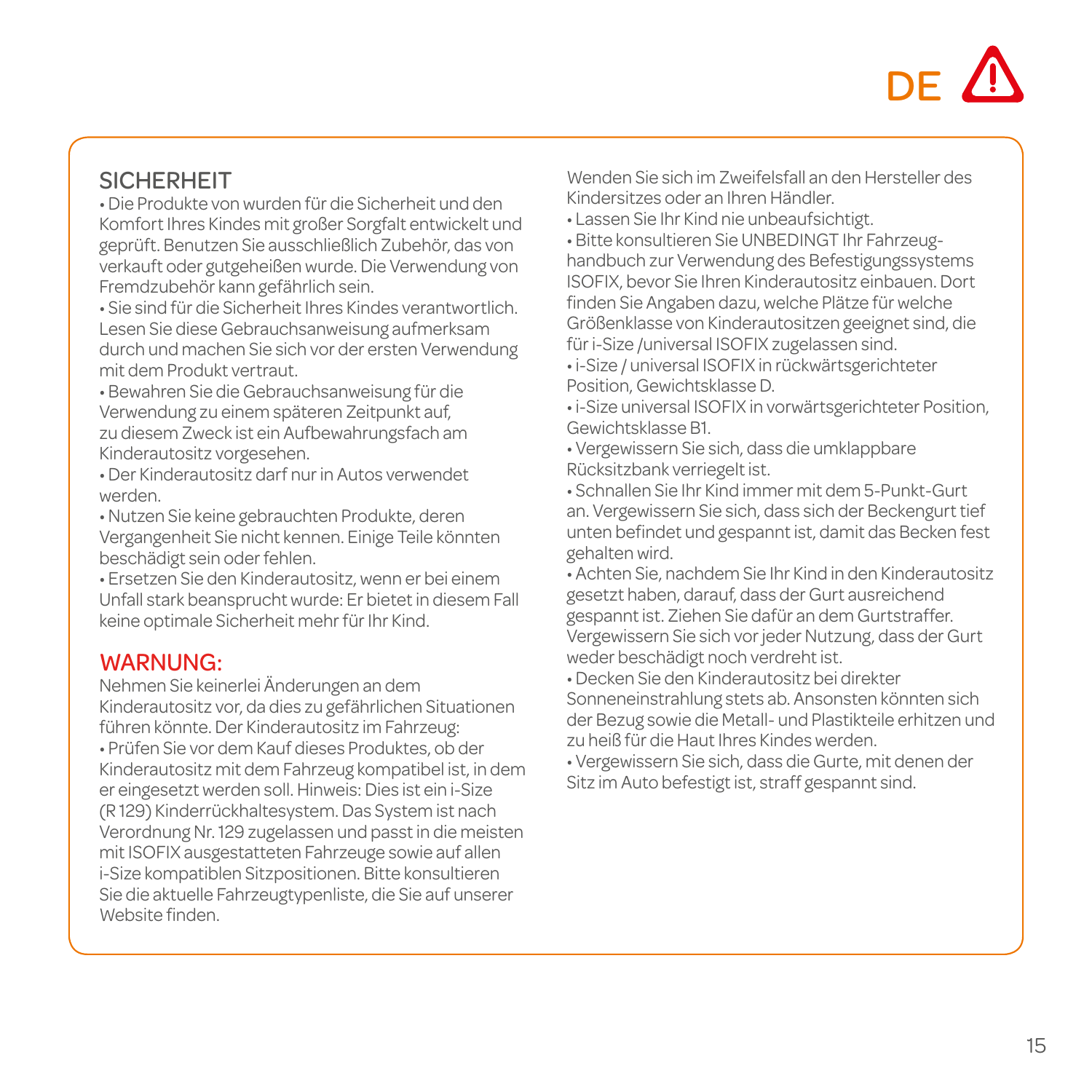DE ⚠

## SICHERHEIT

• Die Produkte von wurden für die Sicherheit und den Komfort Ihres Kindes mit großer Sorgfalt entwickelt und geprüft. Benutzen Sie ausschließlich Zubehör, das von verkauft oder gutgeheißen wurde. Die Verwendung von Fremdzubehör kann gefährlich sein.

• Sie sind für die Sicherheit Ihres Kindes verantwortlich. Lesen Sie diese Gebrauchsanweisung aufmerksam durch und machen Sie sich vor der ersten Verwendung mit dem Produkt vertraut.

• Bewahren Sie die Gebrauchsanweisung für die Verwendung zu einem späteren Zeitpunkt auf, zu diesem Zweck ist ein Aufbewahrungsfach am Kinderautositz vorgesehen.

• Der Kinderautositz darf nur in Autos verwendet werden.

• Nutzen Sie keine gebrauchten Produkte, deren Vergangenheit Sie nicht kennen. Einige Teile könnten beschädigt sein oder fehlen.

• Ersetzen Sie den Kinderautositz, wenn er bei einem Unfall stark beansprucht wurde: Er bietet in diesem Fall keine optimale Sicherheit mehr für Ihr Kind.

## WARNUNG:

Nehmen Sie keinerlei Änderungen an dem Kinderautositz vor, da dies zu gefährlichen Situationen führen könnte. Der Kinderautositz im Fahrzeug:

• Prüfen Sie vor dem Kauf dieses Produktes, ob der Kinderautositz mit dem Fahrzeug kompatibel ist, in dem er eingesetzt werden soll. Hinweis: Dies ist ein i-Size (R 129) Kinderrückhaltesystem. Das System ist nach Verordnung Nr. 129 zugelassen und passt in die meisten mit ISOFIX ausgestatteten Fahrzeuge sowie auf allen i-Size kompatiblen Sitzpositionen. Bitte konsultieren Sie die aktuelle Fahrzeugtypenliste, die Sie auf unserer Website finden.

Wenden Sie sich im Zweifelsfall an den Hersteller des Kindersitzes oder an Ihren Händler.

• Lassen Sie Ihr Kind nie unbeaufsichtigt.

• Bitte konsultieren Sie UNBEDINGT Ihr Fahrzeug-handbuch zur Verwendung des Befestigungssystems ISOFIX, bevor Sie Ihren Kinderautositz einbauen. Dort finden Sie Angaben dazu, welche Plätze für welche Größenklasse von Kinderautositzen geeignet sind, die für i-Size /universal ISOFIX zugelassen sind.

• i-Size / universal ISOFIX in rückwärtsgerichteter Position, Gewichtsklasse D.

• i-Size universal ISOFIX in vorwärtsgerichteter Position, Gewichtsklasse B1.

• Vergewissern Sie sich, dass die umklappbare Rücksitzbank verriegelt ist.

• Schnallen Sie Ihr Kind immer mit dem 5-Punkt-Gurt an. Vergewissern Sie sich, dass sich der Beckengurt tief unten befindet und gespannt ist, damit das Becken fest gehalten wird.

• Achten Sie, nachdem Sie Ihr Kind in den Kinderautositz gesetzt haben, darauf, dass der Gurt ausreichend gespannt ist. Ziehen Sie dafür an dem Gurtstraffer. Vergewissern Sie sich vor jeder Nutzung, dass der Gurt weder beschädigt noch verdreht ist.

• Decken Sie den Kinderautositz bei direkter Sonneneinstrahlung stets ab. Ansonsten könnten sich der Bezug sowie die Metall- und Plastikteile erhitzen und zu heiß für die Haut Ihres Kindes werden.

• Vergewissern Sie sich, dass die Gurte, mit denen der Sitz im Auto befestigt ist, straff gespannt sind.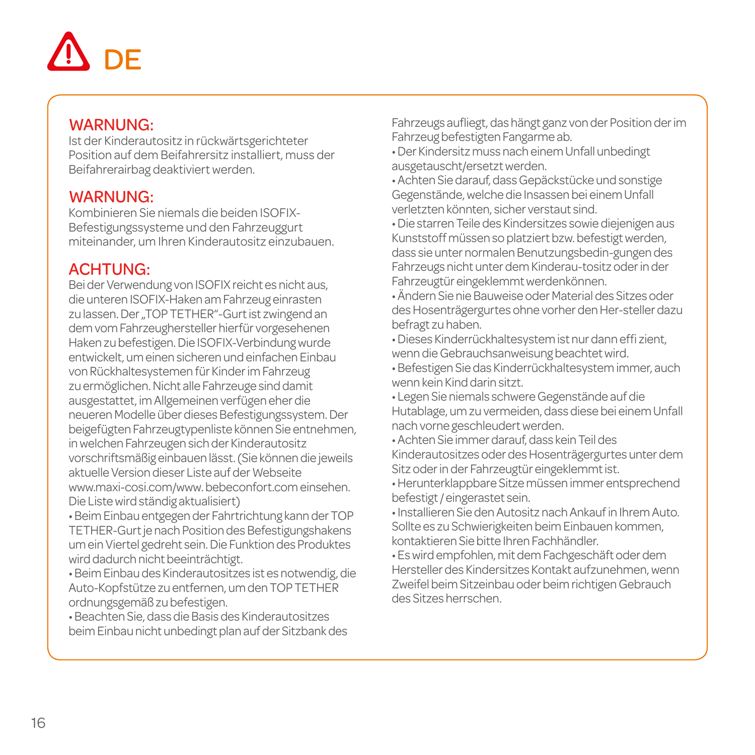# DE

## WARNUNG:

Ist der Kinderautositz in rückwärtsgerichteter Position auf dem Beifahrersitz installiert, muss der Beifahrerairbag deaktiviert werden.

## WARNUNG:

Kombinieren Sie niemals die beiden ISOFIX-Befestigungssysteme und den Fahrzeuggurt miteinander, um Ihren Kinderautositz einzubauen.

## ACHTUNG:

Bei der Verwendung von ISOFIX reicht es nicht aus, die unteren ISOFIX-Haken am Fahrzeug einrasten zu lassen. Der „TOP TETHER"-Gurt ist zwingend an dem vom Fahrzeughersteller hierfür vorgesehenen Haken zu befestigen. Die ISOFIX-Verbindung wurde entwickelt, um einen sicheren und einfachen Einbau von Rückhaltesystemen für Kinder im Fahrzeug zu ermöglichen. Nicht alle Fahrzeuge sind damit ausgestattet, im Allgemeinen verfügen eher die neueren Modelle über dieses Befestigungssystem. Der beigefügten Fahrzeugtypenliste können Sie entnehmen, in welchen Fahrzeugen sich der Kinderautositz vorschriftsmäßig einbauen lässt. (Sie können die jeweils aktuelle Version dieser Liste auf der Webseite www.maxi-cosi.com/www. bebeconfort.com einsehen. Die Liste wird ständig aktualisiert)

- Beim Einbau entgegen der Fahrtrichtung kann der TOP TETHER-Gurt je nach Position des Befestigungshakens um ein Viertel gedreht sein. Die Funktion des Produktes wird dadurch nicht beeinträchtigt.
- Beim Einbau des Kinderautositzes ist es notwendig, die Auto-Kopfstütze zu entfernen, um den TOP TETHER ordnungsgemäß zu befestigen.
- Beachten Sie, dass die Basis des Kinderautositzes beim Einbau nicht unbedingt plan auf der Sitzbank des Fahrzeugs aufliegt, das hängt ganz von der Position der im Fahrzeug befestigten Fangarme ab.
- Der Kindersitz muss nach einem Unfall unbedingt ausgetauscht/ersetzt werden.
- Achten Sie darauf, dass Gepäckstücke und sonstige Gegenstände, welche die Insassen bei einem Unfall verletzten könnten, sicher verstaut sind.
- Die starren Teile des Kindersitzes sowie diejenigen aus Kunststoff müssen so platziert bzw. befestigt werden, dass sie unter normalen Benutzungsbedin-gungen des Fahrzeugs nicht unter dem Kinderau-tositz oder in der Fahrzeugtür eingeklemmt werdenkönnen.
- Ändern Sie nie Bauweise oder Material des Sitzes oder des Hosenträgergurtes ohne vorher den Her-steller dazu befragt zu haben.
- Dieses Kinderrückhaltesystem ist nur dann effi zient, wenn die Gebrauchsanweisung beachtet wird.
- Befestigen Sie das Kinderrückhaltesystem immer, auch wenn kein Kind darin sitzt.
- Legen Sie niemals schwere Gegenstände auf die Hutablage, um zu vermeiden, dass diese bei einem Unfall nach vorne geschleudert werden.
- Achten Sie immer darauf, dass kein Teil des Kinderautositzes oder des Hosenträgergurtes unter dem Sitz oder in der Fahrzeugtür eingeklemmt ist.
- Herunterklappbare Sitze müssen immer entsprechend befestigt / eingerastet sein.
- Installieren Sie den Autositz nach Ankauf in Ihrem Auto. Sollte es zu Schwierigkeiten beim Einbauen kommen, kontaktieren Sie bitte Ihren Fachhändler.
- Es wird empfohlen, mit dem Fachgeschäft oder dem Hersteller des Kindersitzes Kontakt aufzunehmen, wenn Zweifel beim Sitzeinbau oder beim richtigen Gebrauch des Sitzes herrschen.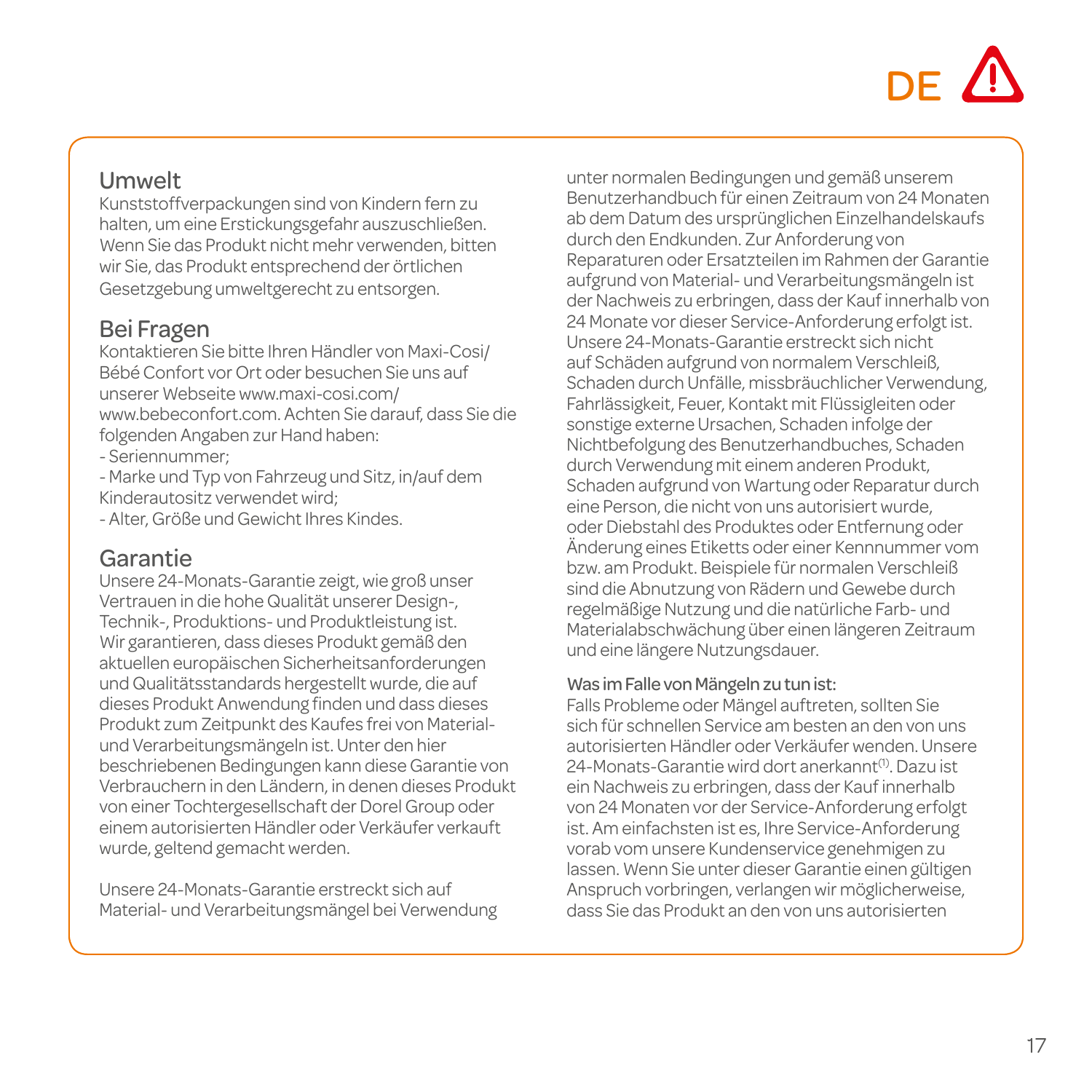DE ⚠

## Umwelt

Kunststoffverpackungen sind von Kindern fern zu halten, um eine Erstickungsgefahr auszuschließen. Wenn Sie das Produkt nicht mehr verwenden, bitten wir Sie, das Produkt entsprechend der örtlichen Gesetzgebung umweltgerecht zu entsorgen.

## Bei Fragen

Kontaktieren Sie bitte Ihren Händler von Maxi-Cosi/ Bébé Confort vor Ort oder besuchen Sie uns auf unserer Webseite www.maxi-cosi.com/ www.bebeconfort.com. Achten Sie darauf, dass Sie die folgenden Angaben zur Hand haben:

- Seriennummer;
- Marke und Typ von Fahrzeug und Sitz, in/auf dem Kinderautositz verwendet wird;
- Alter, Größe und Gewicht Ihres Kindes.

## Garantie

Unsere 24-Monats-Garantie zeigt, wie groß unser Vertrauen in die hohe Qualität unserer Design-, Technik-, Produktions- und Produktleistung ist. Wir garantieren, dass dieses Produkt gemäß den aktuellen europäischen Sicherheitsanforderungen und Qualitätsstandards hergestellt wurde, die auf dieses Produkt Anwendung finden und dass dieses Produkt zum Zeitpunkt des Kaufes frei von Material- und Verarbeitungsmängeln ist. Unter den hier beschriebenen Bedingungen kann diese Garantie von Verbrauchern in den Ländern, in denen dieses Produkt von einer Tochtergesellschaft der Dorel Group oder einem autorisierten Händler oder Verkäufer verkauft wurde, geltend gemacht werden.

Unsere 24-Monats-Garantie erstreckt sich auf Material- und Verarbeitungsmängel bei Verwendung unter normalen Bedingungen und gemäß unserem Benutzerhandbuch für einen Zeitraum von 24 Monaten ab dem Datum des ursprünglichen Einzelhandelskaufs durch den Endkunden. Zur Anforderung von Reparaturen oder Ersatzteilen im Rahmen der Garantie aufgrund von Material- und Verarbeitungsmängeln ist der Nachweis zu erbringen, dass der Kauf innerhalb von 24 Monate vor dieser Service-Anforderung erfolgt ist. Unsere 24-Monats-Garantie erstreckt sich nicht auf Schäden aufgrund von normalem Verschleiß, Schaden durch Unfälle, missbräuchlicher Verwendung, Fahrlässigkeit, Feuer, Kontakt mit Flüssigleiten oder sonstige externe Ursachen, Schaden infolge der Nichtbefolgung des Benutzerhandbuches, Schaden durch Verwendung mit einem anderen Produkt, Schaden aufgrund von Wartung oder Reparatur durch eine Person, die nicht von uns autorisiert wurde, oder Diebstahl des Produktes oder Entfernung oder Änderung eines Etiketts oder einer Kennnummer vom bzw. am Produkt. Beispiele für normalen Verschleiß sind die Abnutzung von Rädern und Gewebe durch regelmäßige Nutzung und die natürliche Farb- und Materialabschwächung über einen längeren Zeitraum und eine längere Nutzungsdauer.

**Was im Falle von Mängeln zu tun ist:**

Falls Probleme oder Mängel auftreten, sollten Sie sich für schnellen Service am besten an den von uns autorisierten Händler oder Verkäufer wenden. Unsere 24-Monats-Garantie wird dort anerkannt[1]. Dazu ist ein Nachweis zu erbringen, dass der Kauf innerhalb von 24 Monaten vor der Service-Anforderung erfolgt ist. Am einfachsten ist es, Ihre Service-Anforderung vorab vom unsere Kundenservice genehmigen zu lassen. Wenn Sie unter dieser Garantie einen gültigen Anspruch vorbringen, verlangen wir möglicherweise, dass Sie das Produkt an den von uns autorisierten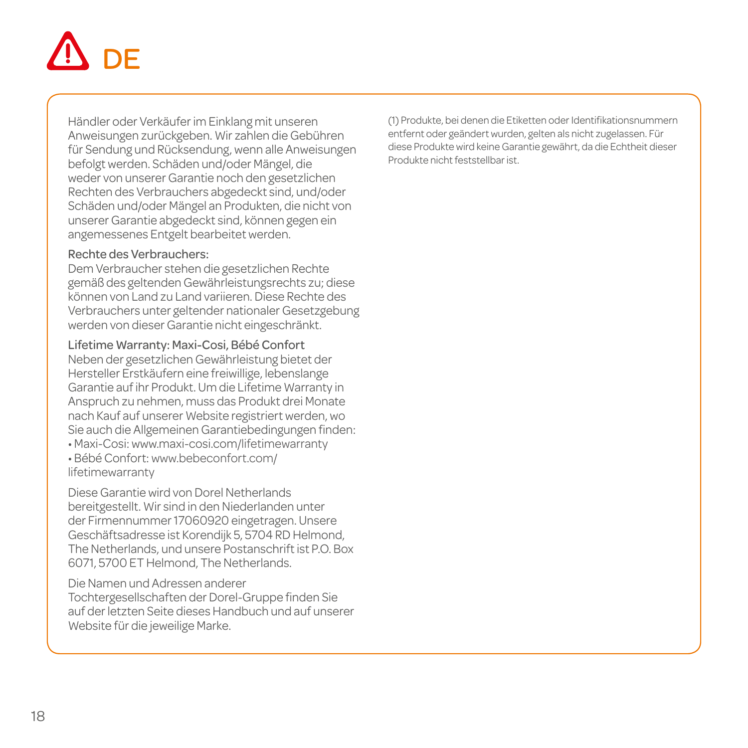# DE

Händler oder Verkäufer im Einklang mit unseren Anweisungen zurückgeben. Wir zahlen die Gebühren für Sendung und Rücksendung, wenn alle Anweisungen befolgt werden. Schäden und/oder Mängel, die weder von unserer Garantie noch den gesetzlichen Rechten des Verbrauchers abgedeckt sind, und/oder Schäden und/oder Mängel an Produkten, die nicht von unserer Garantie abgedeckt sind, können gegen ein angemessenes Entgelt bearbeitet werden.

Rechte des Verbrauchers:
Dem Verbraucher stehen die gesetzlichen Rechte gemäß des geltenden Gewährleistungsrechts zu; diese können von Land zu Land variieren. Diese Rechte des Verbrauchers unter geltender nationaler Gesetzgebung werden von dieser Garantie nicht eingeschränkt.

Lifetime Warranty: Maxi-Cosi, Bébé Confort
Neben der gesetzlichen Gewährleistung bietet der Hersteller Erstkäufern eine freiwillige, lebenslange Garantie auf ihr Produkt. Um die Lifetime Warranty in Anspruch zu nehmen, muss das Produkt drei Monate nach Kauf auf unserer Website registriert werden, wo Sie auch die Allgemeinen Garantiebedingungen finden:

- Maxi-Cosi: www.maxi-cosi.com/lifetimewarranty
- Bébé Confort: www.bebeconfort.com/lifetimewarranty

Diese Garantie wird von Dorel Netherlands bereitgestellt. Wir sind in den Niederlanden unter der Firmennummer 17060920 eingetragen. Unsere Geschäftsadresse ist Korendijk 5, 5704 RD Helmond, The Netherlands, und unsere Postanschrift ist P.O. Box 6071, 5700 ET Helmond, The Netherlands.

Die Namen und Adressen anderer Tochtergesellschaften der Dorel-Gruppe finden Sie auf der letzten Seite dieses Handbuch und auf unserer Website für die jeweilige Marke.

(1) Produkte, bei denen die Etiketten oder Identifikationsnummern entfernt oder geändert wurden, gelten als nicht zugelassen. Für diese Produkte wird keine Garantie gewährt, da die Echtheit dieser Produkte nicht feststellbar ist.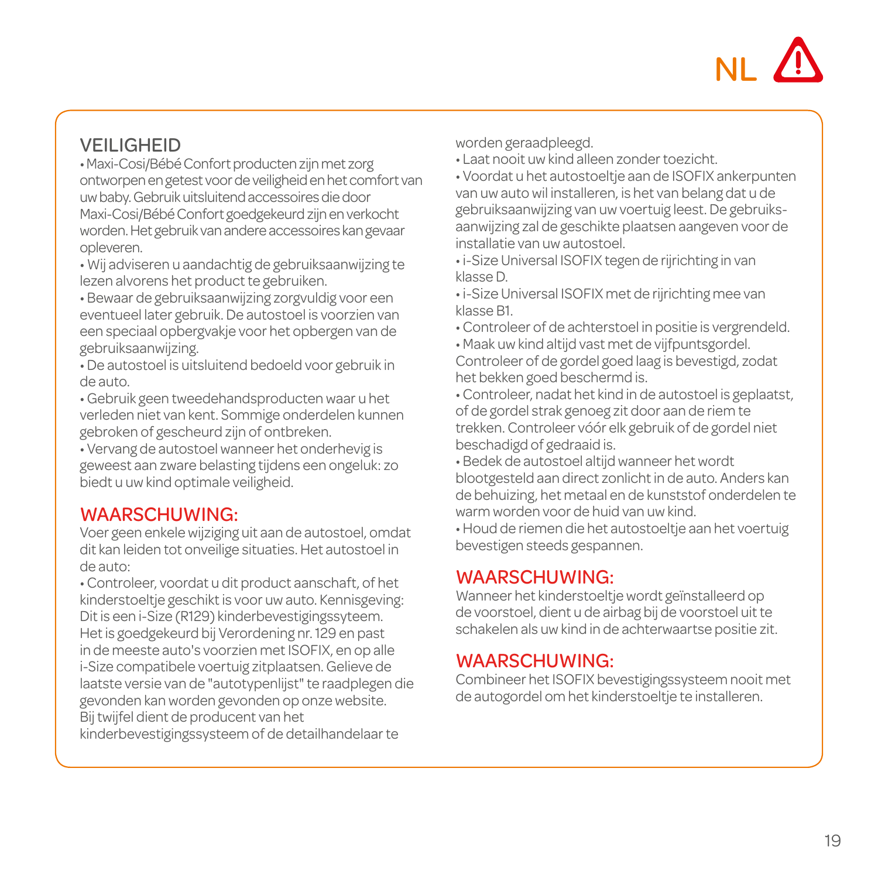## VEILIGHEID

- Maxi-Cosi/Bébé Confort producten zijn met zorg ontworpen en getest voor de veiligheid en het comfort van uw baby. Gebruik uitsluitend accessoires die door Maxi-Cosi/Bébé Confort goedgekeurd zijn en verkocht worden. Het gebruik van andere accessoires kan gevaar opleveren.
- Wij adviseren u aandachtig de gebruiksaanwijzing te lezen alvorens het product te gebruiken.
- Bewaar de gebruiksaanwijzing zorgvuldig voor een eventueel later gebruik. De autostoel is voorzien van een speciaal opbergvakje voor het opbergen van de gebruiksaanwijzing.
- De autostoel is uitsluitend bedoeld voor gebruik in de auto.
- Gebruik geen tweedehandsproducten waar u het verleden niet van kent. Sommige onderdelen kunnen gebroken of gescheurd zijn of ontbreken.
- Vervang de autostoel wanneer het onderhevig is geweest aan zware belasting tijdens een ongeluk: zo biedt u uw kind optimale veiligheid.

## WAARSCHUWING:

Voer geen enkele wijziging uit aan de autostoel, omdat dit kan leiden tot onveilige situaties. Het autostoel in de auto:

- Controleer, voordat u dit product aanschaft, of het kinderstoeltje geschikt is voor uw auto. Kennisgeving: Dit is een i-Size (R129) kinderbevestigingssyteem. Het is goedgekeurd bij Verordening nr. 129 en past in de meeste auto's voorzien met ISOFIX, en op alle i-Size compatibele voertuig zitplaatsen. Gelieve de laatste versie van de "autotypenlijst" te raadplegen die gevonden kan worden gevonden op onze website. Bij twijfel dient de producent van het kinderbevestigingssysteem of de detailhandelaar te worden geraadpleegd.
- Laat nooit uw kind alleen zonder toezicht.
- Voordat u het autostoeltje aan de ISOFIX ankerpunten van uw auto wil installeren, is het van belang dat u de gebruiksaanwijzing van uw voertuig leest. De gebruiksaanwijzing zal de geschikte plaatsen aangeven voor de installatie van uw autostoel.
- i-Size Universal ISOFIX tegen de rijrichting in van klasse D.
- i-Size Universal ISOFIX met de rijrichting mee van klasse B1.
- Controleer of de achterstoel in positie is vergrendeld.
- Maak uw kind altijd vast met de vijfpuntsgordel. Controleer of de gordel goed laag is bevestigd, zodat het bekken goed beschermd is.
- Controleer, nadat het kind in de autostoel is geplaatst, of de gordel strak genoeg zit door aan de riem te trekken. Controleer vóór elk gebruik of de gordel niet beschadigd of gedraaid is.
- Bedek de autostoel altijd wanneer het wordt blootgesteld aan direct zonlicht in de auto. Anders kan de behuizing, het metaal en de kunststof onderdelen te warm worden voor de huid van uw kind.
- Houd de riemen die het autostoeltje aan het voertuig bevestigen steeds gespannen.

## WAARSCHUWING:

Wanneer het kinderstoeltje wordt geïnstalleerd op de voorstoel, dient u de airbag bij de voorstoel uit te schakelen als uw kind in de achterwaartse positie zit.

## WAARSCHUWING:

Combineer het ISOFIX bevestigingssysteem nooit met de autogordel om het kinderstoeltje te installeren.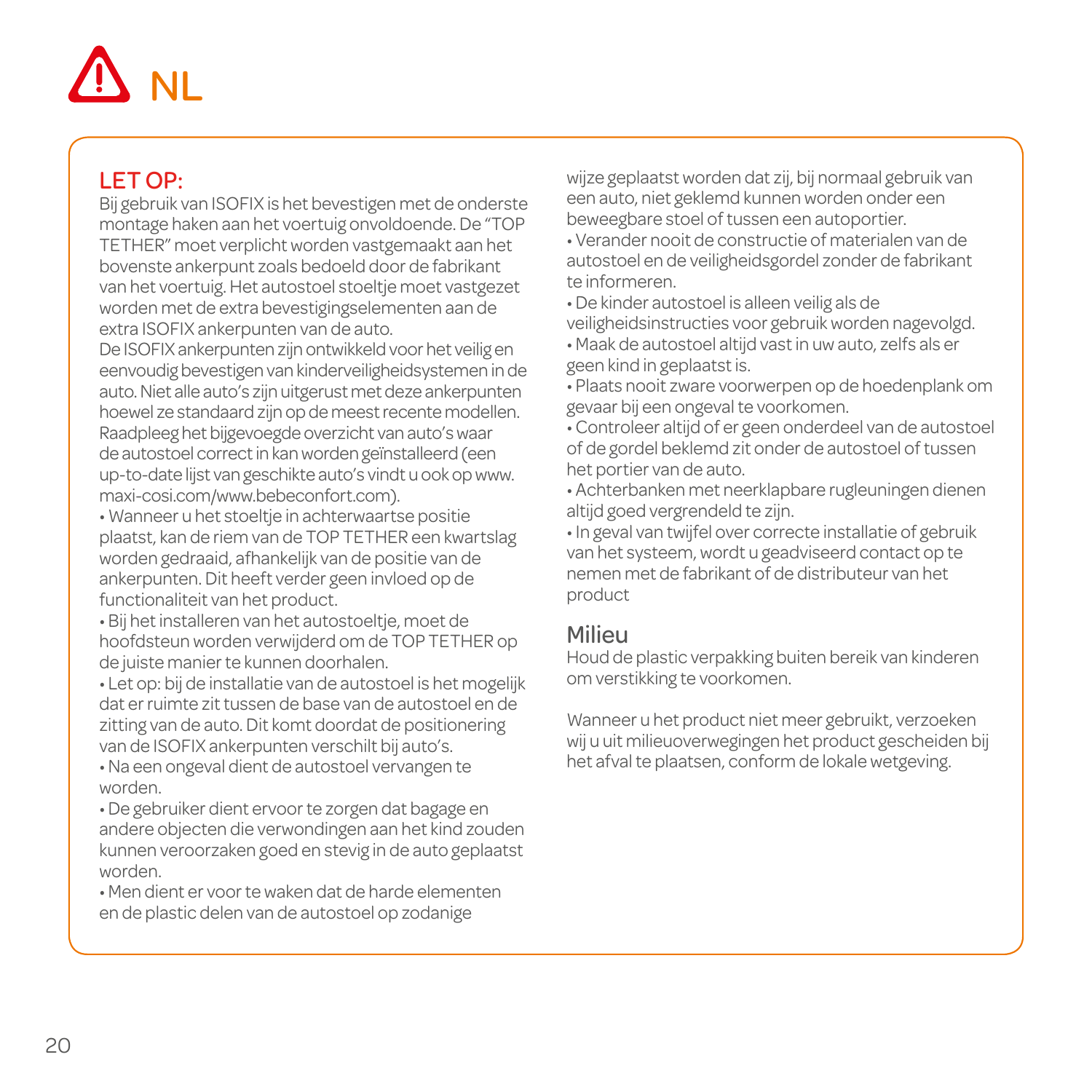# NL

## LET OP:

Bij gebruik van ISOFIX is het bevestigen met de onderste montage haken aan het voertuig onvoldoende. De "TOP TETHER" moet verplicht worden vastgemaakt aan het bovenste ankerpunt zoals bedoeld door de fabrikant van het voertuig. Het autostoel stoeltje moet vastgezet worden met de extra bevestigingselementen aan de extra ISOFIX ankerpunten van de auto.

De ISOFIX ankerpunten zijn ontwikkeld voor het veilig en eenvoudig bevestigen van kinderveiligheidsystemen in de auto. Niet alle auto's zijn uitgerust met deze ankerpunten hoewel ze standaard zijn op de meest recente modellen. Raadpleeg het bijgevoegde overzicht van auto's waar de autostoel correct in kan worden geïnstalleerd (een up-to-date lijst van geschikte auto's vindt u ook op www.maxi-cosi.com/www.bebeconfort.com).

- Wanneer u het stoeltje in achterwaartse positie plaatst, kan de riem van de TOP TETHER een kwartslag worden gedraaid, afhankelijk van de positie van de ankerpunten. Dit heeft verder geen invloed op de functionaliteit van het product.
- Bij het installeren van het autostoeltje, moet de hoofdsteun worden verwijderd om de TOP TETHER op de juiste manier te kunnen doorhalen.
- Let op: bij de installatie van de autostoel is het mogelijk dat er ruimte zit tussen de base van de autostoel en de zitting van de auto. Dit komt doordat de positionering van de ISOFIX ankerpunten verschilt bij auto's.
- Na een ongeval dient de autostoel vervangen te worden.
- De gebruiker dient ervoor te zorgen dat bagage en andere objecten die verwondingen aan het kind zouden kunnen veroorzaken goed en stevig in de auto geplaatst worden.
- Men dient er voor te waken dat de harde elementen en de plastic delen van de autostoel op zodanige wijze geplaatst worden dat zij, bij normaal gebruik van een auto, niet geklemd kunnen worden onder een beweegbare stoel of tussen een autoportier.
- Verander nooit de constructie of materialen van de autostoel en de veiligheidsgordel zonder de fabrikant te informeren.
- De kinder autostoel is alleen veilig als de veiligheidsinstructies voor gebruik worden nagevolgd.
- Maak de autostoel altijd vast in uw auto, zelfs als er geen kind in geplaatst is.
- Plaats nooit zware voorwerpen op de hoedenplank om gevaar bij een ongeval te voorkomen.
- Controleer altijd of er geen onderdeel van de autostoel of de gordel beklemd zit onder de autostoel of tussen het portier van de auto.
- Achterbanken met neerklapbare rugleuningen dienen altijd goed vergrendeld te zijn.
- In geval van twijfel over correcte installatie of gebruik van het systeem, wordt u geadviseerd contact op te nemen met de fabrikant of de distributeur van het product

## Milieu

Houd de plastic verpakking buiten bereik van kinderen om verstikking te voorkomen.

Wanneer u het product niet meer gebruikt, verzoeken wij u uit milieuoverwegingen het product gescheiden bij het afval te plaatsen, conform de lokale wetgeving.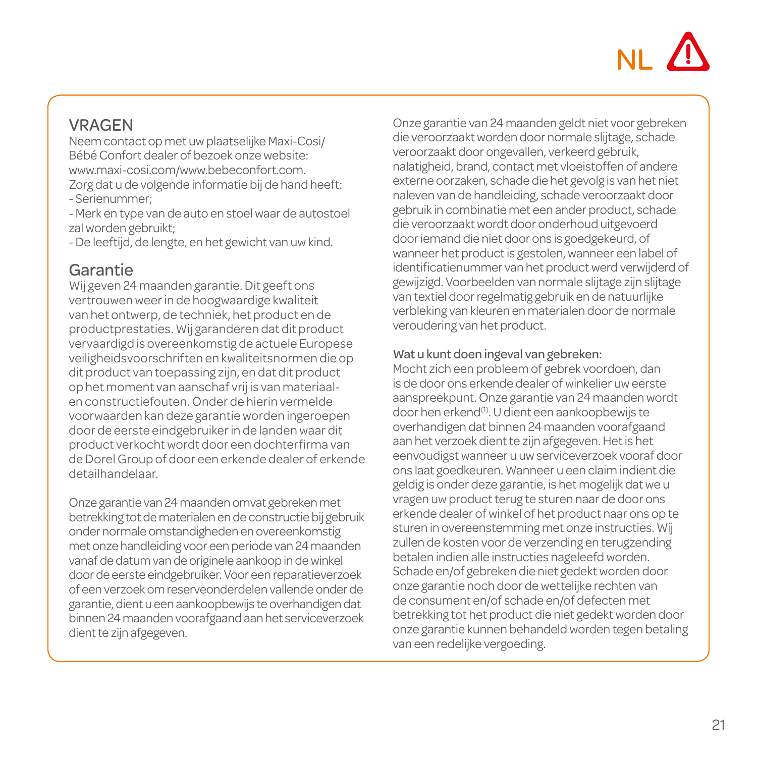NL ⚠

## VRAGEN

Neem contact op met uw plaatselijke Maxi-Cosi/ Bébé Confort dealer of bezoek onze website: www.maxi-cosi.com/www.bebeconfort.com.
Zorg dat u de volgende informatie bij de hand heeft:
- Serienummer;
- Merk en type van de auto en stoel waar de autostoel zal worden gebruikt;
- De leeftijd, de lengte, en het gewicht van uw kind.

## Garantie

Wij geven 24 maanden garantie. Dit geeft ons vertrouwen weer in de hoogwaardige kwaliteit van het ontwerp, de techniek, het product en de productprestaties. Wij garanderen dat dit product vervaardigd is overeenkomstig de actuele Europese veiligheidsvoorschriften en kwaliteitsnormen die op dit product van toepassing zijn, en dat dit product op het moment van aanschaf vrij is van materiaal- en constructiefouten. Onder de hierin vermelde voorwaarden kan deze garantie worden ingeroepen door de eerste eindgebruiker in de landen waar dit product verkocht wordt door een dochterfirma van de Dorel Group of door een erkende dealer of erkende detailhandelaar.

Onze garantie van 24 maanden omvat gebreken met betrekking tot de materialen en de constructie bij gebruik onder normale omstandigheden en overeenkomstig met onze handleiding voor een periode van 24 maanden vanaf de datum van de originele aankoop in de winkel door de eerste eindgebruiker. Voor een reparatieverzoek of een verzoek om reserveonderdelen vallende onder de garantie, dient u een aankoopbewijs te overhandigen dat binnen 24 maanden voorafgaand aan het serviceverzoek dient te zijn afgegeven.

Onze garantie van 24 maanden geldt niet voor gebreken die veroorzaakt worden door normale slijtage, schade veroorzaakt door ongevallen, verkeerd gebruik, nalatigheid, brand, contact met vloeistoffen of andere externe oorzaken, schade die het gevolg is van het niet naleven van de handleiding, schade veroorzaakt door gebruik in combinatie met een ander product, schade die veroorzaakt wordt door onderhoud uitgevoerd door iemand die niet door ons is goedgekeurd, of wanneer het product is gestolen, wanneer een label of identificatienummer van het product werd verwijderd of gewijzigd. Voorbeelden van normale slijtage zijn slijtage van textiel door regelmatig gebruik en de natuurlijke verbleking van kleuren en materialen door de normale veroudering van het product.

### Wat u kunt doen ingeval van gebreken:

Mocht zich een probleem of gebrek voordoen, dan is de door ons erkende dealer of winkelier uw eerste aanspreekpunt. Onze garantie van 24 maanden wordt door hen erkend[(1)]. U dient een aankoopbewijs te overhandigen dat binnen 24 maanden voorafgaand aan het verzoek dient te zijn afgegeven. Het is het eenvoudigst wanneer u uw serviceverzoek vooraf door ons laat goedkeuren. Wanneer u een claim indient die geldig is onder deze garantie, is het mogelijk dat we u vragen uw product terug te sturen naar de door ons erkende dealer of winkel of het product naar ons op te sturen in overeenstemming met onze instructies. Wij zullen de kosten voor de verzending en terugzending betalen indien alle instructies nageleefd worden. Schade en/of gebreken die niet gedekt worden door onze garantie noch door de wettelijke rechten van de consument en/of schade en/of defecten met betrekking tot het product die niet gedekt worden door onze garantie kunnen behandeld worden tegen betaling van een redelijke vergoeding.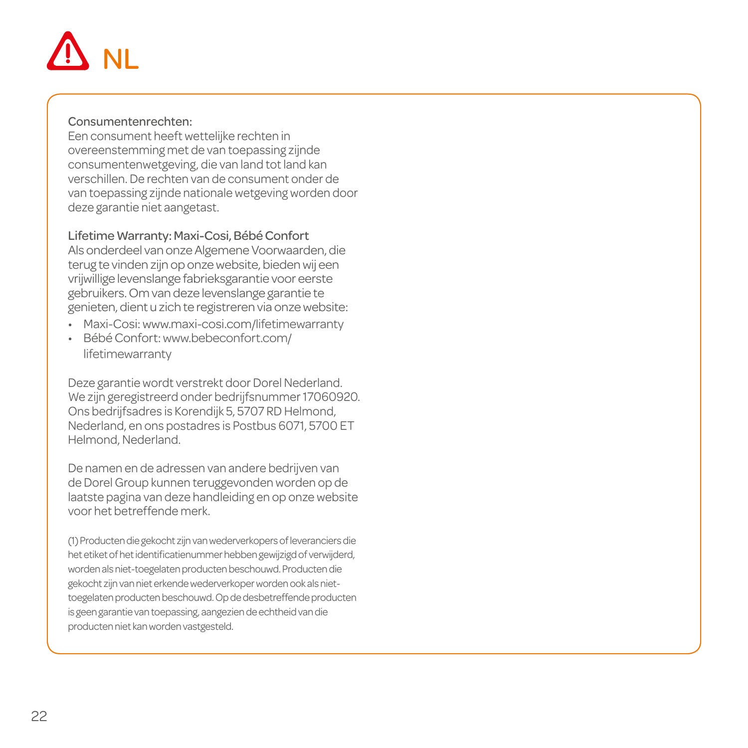# NL

Consumentenrechten:
Een consument heeft wettelijke rechten in overeenstemming met de van toepassing zijnde consumentenwetgeving, die van land tot land kan verschillen. De rechten van de consument onder de van toepassing zijnde nationale wetgeving worden door deze garantie niet aangetast.

Lifetime Warranty: Maxi-Cosi, Bébé Confort
Als onderdeel van onze Algemene Voorwaarden, die terug te vinden zijn op onze website, bieden wij een vrijwillige levenslange fabrieksgarantie voor eerste gebruikers. Om van deze levenslange garantie te genieten, dient u zich te registreren via onze website:

- Maxi-Cosi: www.maxi-cosi.com/lifetimewarranty
- Bébé Confort: www.bebeconfort.com/lifetimewarranty

Deze garantie wordt verstrekt door Dorel Nederland. We zijn geregistreerd onder bedrijfsnummer 17060920. Ons bedrijfsadres is Korendijk 5, 5707 RD Helmond, Nederland, en ons postadres is Postbus 6071, 5700 ET Helmond, Nederland.

De namen en de adressen van andere bedrijven van de Dorel Group kunnen teruggevonden worden op de laatste pagina van deze handleiding en op onze website voor het betreffende merk.

(1) Producten die gekocht zijn van wederverkopers of leveranciers die het etiket of het identificatienummer hebben gewijzigd of verwijderd, worden als niet-toegelaten producten beschouwd. Producten die gekocht zijn van niet erkende wederverkoper worden ook als niet-toegelaten producten beschouwd. Op de desbetreffende producten is geen garantie van toepassing, aangezien de echtheid van die producten niet kan worden vastgesteld.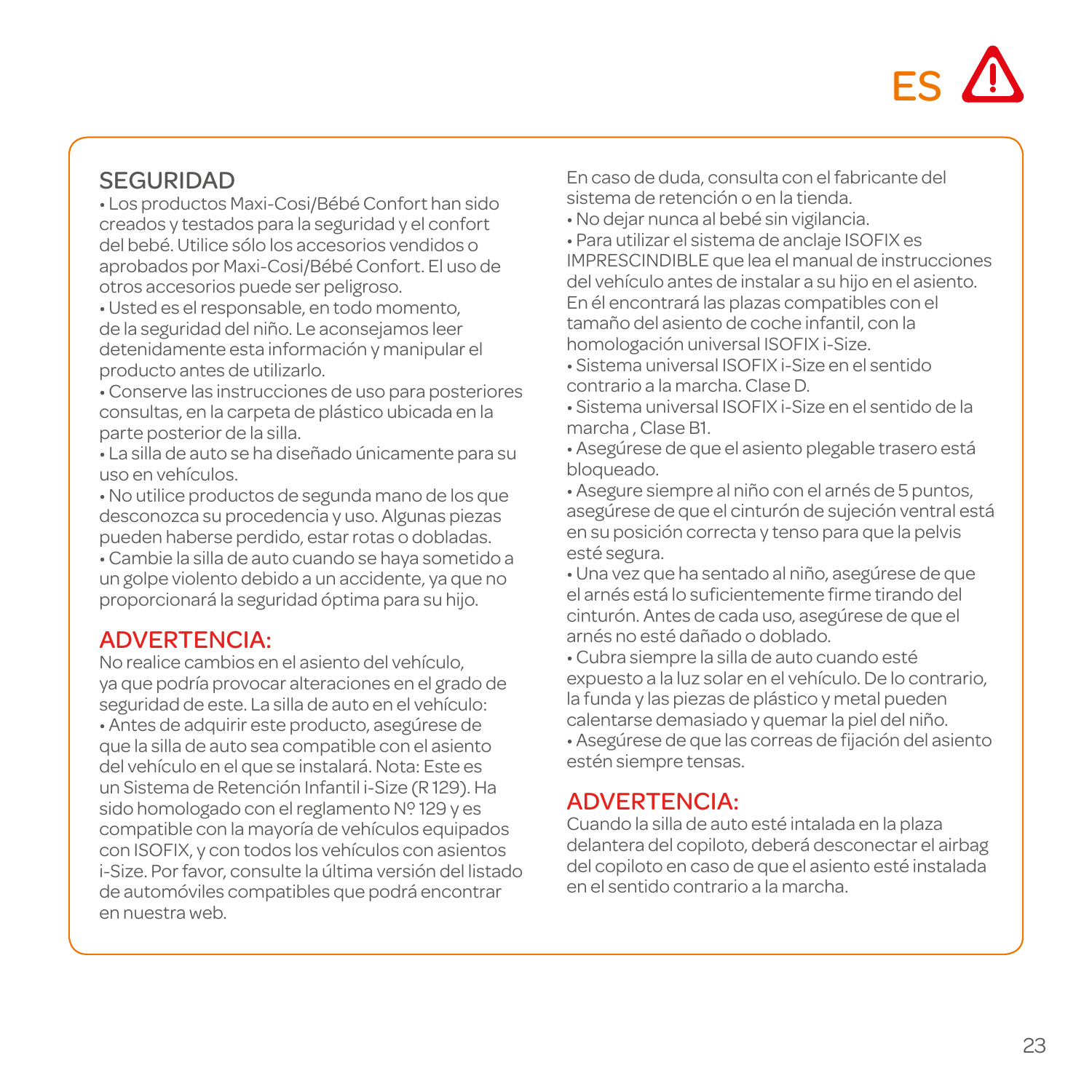ES ⚠

## SEGURIDAD

• Los productos Maxi-Cosi/Bébé Confort han sido creados y testados para la seguridad y el confort del bebé. Utilice sólo los accesorios vendidos o aprobados por Maxi-Cosi/Bébé Confort. El uso de otros accesorios puede ser peligroso.
• Usted es el responsable, en todo momento, de la seguridad del niño. Le aconsejamos leer detenidamente esta información y manipular el producto antes de utilizarlo.
• Conserve las instrucciones de uso para posteriores consultas, en la carpeta de plástico ubicada en la parte posterior de la silla.
• La silla de auto se ha diseñado únicamente para su uso en vehículos.
• No utilice productos de segunda mano de los que desconozca su procedencia y uso. Algunas piezas pueden haberse perdido, estar rotas o dobladas.
• Cambie la silla de auto cuando se haya sometido a un golpe violento debido a un accidente, ya que no proporcionará la seguridad óptima para su hijo.

## ADVERTENCIA:

No realice cambios en el asiento del vehículo, ya que podría provocar alteraciones en el grado de seguridad de este. La silla de auto en el vehículo:
• Antes de adquirir este producto, asegúrese de que la silla de auto sea compatible con el asiento del vehículo en el que se instalará. Nota: Este es un Sistema de Retención Infantil i-Size (R 129). Ha sido homologado con el reglamento Nº 129 y es compatible con la mayoría de vehículos equipados con ISOFIX, y con todos los vehículos con asientos i-Size. Por favor, consulte la última versión del listado de automóviles compatibles que podrá encontrar en nuestra web.
En caso de duda, consulta con el fabricante del sistema de retención o en la tienda.
• No dejar nunca al bebé sin vigilancia.
• Para utilizar el sistema de anclaje ISOFIX es IMPRESCINDIBLE que lea el manual de instrucciones del vehículo antes de instalar a su hijo en el asiento. En él encontrará las plazas compatibles con el tamaño del asiento de coche infantil, con la homologación universal ISOFIX i-Size.
• Sistema universal ISOFIX i-Size en el sentido contrario a la marcha. Clase D.
• Sistema universal ISOFIX i-Size en el sentido de la marcha , Clase B1.
• Asegúrese de que el asiento plegable trasero está bloqueado.
• Asegure siempre al niño con el arnés de 5 puntos, asegúrese de que el cinturón de sujeción ventral está en su posición correcta y tenso para que la pelvis esté segura.
• Una vez que ha sentado al niño, asegúrese de que el arnés está lo suficientemente firme tirando del cinturón. Antes de cada uso, asegúrese de que el arnés no esté dañado o doblado.
• Cubra siempre la silla de auto cuando esté expuesto a la luz solar en el vehículo. De lo contrario, la funda y las piezas de plástico y metal pueden calentarse demasiado y quemar la piel del niño.
• Asegúrese de que las correas de fijación del asiento estén siempre tensas.

## ADVERTENCIA:

Cuando la silla de auto esté intalada en la plaza delantera del copiloto, deberá desconectar el airbag del copiloto en caso de que el asiento esté instalada en el sentido contrario a la marcha.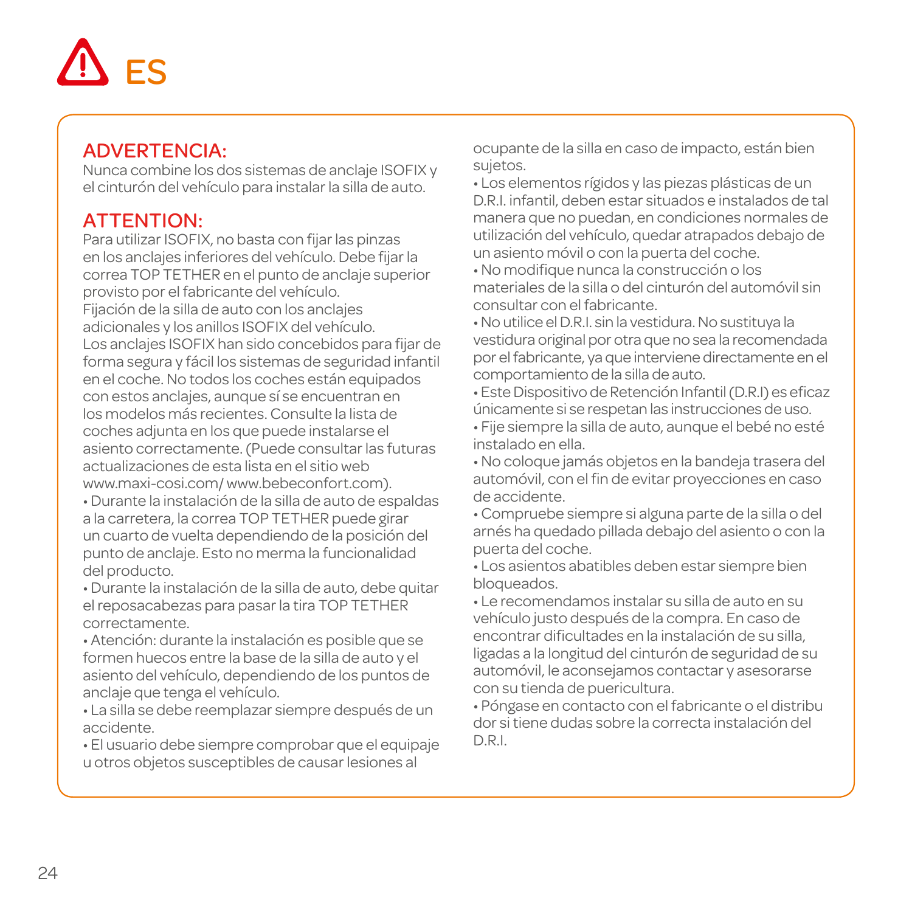# ⚠ ES

## ADVERTENCIA:

Nunca combine los dos sistemas de anclaje ISOFIX y el cinturón del vehículo para instalar la silla de auto.

## ATTENTION:

Para utilizar ISOFIX, no basta con fijar las pinzas en los anclajes inferiores del vehículo. Debe fijar la correa TOP TETHER en el punto de anclaje superior provisto por el fabricante del vehículo.

Fijación de la silla de auto con los anclajes adicionales y los anillos ISOFIX del vehículo.

Los anclajes ISOFIX han sido concebidos para fijar de forma segura y fácil los sistemas de seguridad infantil en el coche. No todos los coches están equipados con estos anclajes, aunque sí se encuentran en los modelos más recientes. Consulte la lista de coches adjunta en los que puede instalarse el asiento correctamente. (Puede consultar las futuras actualizaciones de esta lista en el sitio web www.maxi-cosi.com/ www.bebeconfort.com).

- Durante la instalación de la silla de auto de espaldas a la carretera, la correa TOP TETHER puede girar un cuarto de vuelta dependiendo de la posición del punto de anclaje. Esto no merma la funcionalidad del producto.
- Durante la instalación de la silla de auto, debe quitar el reposacabezas para pasar la tira TOP TETHER correctamente.
- Atención: durante la instalación es posible que se formen huecos entre la base de la silla de auto y el asiento del vehículo, dependiendo de los puntos de anclaje que tenga el vehículo.
- La silla se debe reemplazar siempre después de un accidente.
- El usuario debe siempre comprobar que el equipaje u otros objetos susceptibles de causar lesiones al ocupante de la silla en caso de impacto, están bien sujetos.
- Los elementos rígidos y las piezas plásticas de un D.R.I. infantil, deben estar situados e instalados de tal manera que no puedan, en condiciones normales de utilización del vehículo, quedar atrapados debajo de un asiento móvil o con la puerta del coche.
- No modifique nunca la construcción o los materiales de la silla o del cinturón del automóvil sin consultar con el fabricante.
- No utilice el D.R.I. sin la vestidura. No sustituya la vestidura original por otra que no sea la recomendada por el fabricante, ya que interviene directamente en el comportamiento de la silla de auto.
- Este Dispositivo de Retención Infantil (D.R.I) es eficaz únicamente si se respetan las instrucciones de uso.
- Fije siempre la silla de auto, aunque el bebé no esté instalado en ella.
- No coloque jamás objetos en la bandeja trasera del automóvil, con el fin de evitar proyecciones en caso de accidente.
- Compruebe siempre si alguna parte de la silla o del arnés ha quedado pillada debajo del asiento o con la puerta del coche.
- Los asientos abatibles deben estar siempre bien bloqueados.
- Le recomendamos instalar su silla de auto en su vehículo justo después de la compra. En caso de encontrar dificultades en la instalación de su silla, ligadas a la longitud del cinturón de seguridad de su automóvil, le aconsejamos contactar y asesorarse con su tienda de puericultura.
- Póngase en contacto con el fabricante o el distribu dor si tiene dudas sobre la correcta instalación del D.R.I.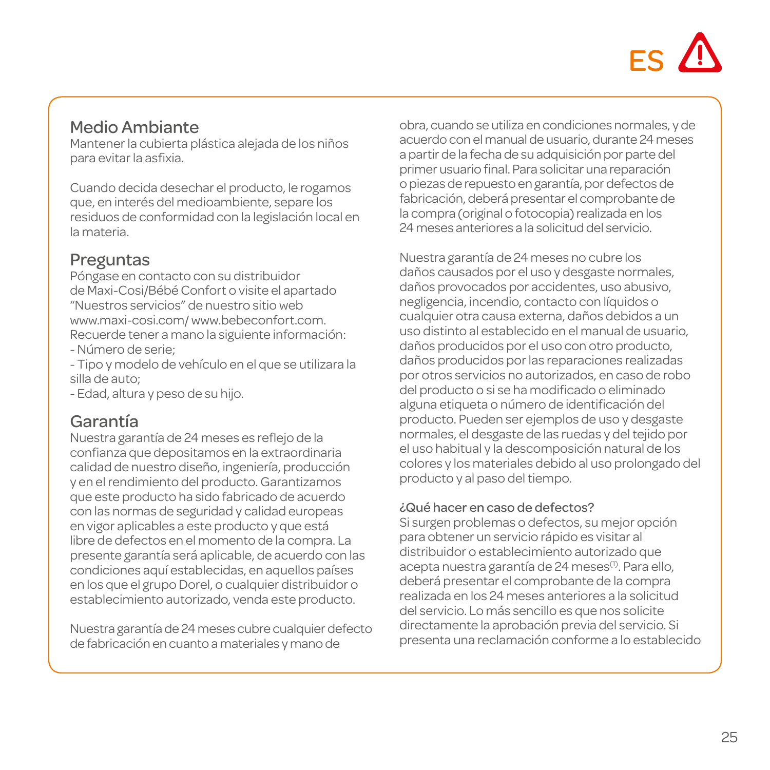ES

## Medio Ambiante

Mantener la cubierta plástica alejada de los niños para evitar la asfixia.

Cuando decida desechar el producto, le rogamos que, en interés del medioambiente, separe los residuos de conformidad con la legislación local en la materia.

## Preguntas

Póngase en contacto con su distribuidor de Maxi-Cosi/Bébé Confort o visite el apartado “Nuestros servicios” de nuestro sitio web www.maxi-cosi.com/ www.bebeconfort.com. Recuerde tener a mano la siguiente información:
- Número de serie;
- Tipo y modelo de vehículo en el que se utilizara la silla de auto;
- Edad, altura y peso de su hijo.

## Garantía

Nuestra garantía de 24 meses es reflejo de la confianza que depositamos en la extraordinaria calidad de nuestro diseño, ingeniería, producción y en el rendimiento del producto. Garantizamos que este producto ha sido fabricado de acuerdo con las normas de seguridad y calidad europeas en vigor aplicables a este producto y que está libre de defectos en el momento de la compra. La presente garantía será aplicable, de acuerdo con las condiciones aquí establecidas, en aquellos países en los que el grupo Dorel, o cualquier distribuidor o establecimiento autorizado, venda este producto.

Nuestra garantía de 24 meses cubre cualquier defecto de fabricación en cuanto a materiales y mano de obra, cuando se utiliza en condiciones normales, y de acuerdo con el manual de usuario, durante 24 meses a partir de la fecha de su adquisición por parte del primer usuario final. Para solicitar una reparación o piezas de repuesto en garantía, por defectos de fabricación, deberá presentar el comprobante de la compra (original o fotocopia) realizada en los 24 meses anteriores a la solicitud del servicio.

Nuestra garantía de 24 meses no cubre los daños causados por el uso y desgaste normales, daños provocados por accidentes, uso abusivo, negligencia, incendio, contacto con líquidos o cualquier otra causa externa, daños debidos a un uso distinto al establecido en el manual de usuario, daños producidos por el uso con otro producto, daños producidos por las reparaciones realizadas por otros servicios no autorizados, en caso de robo del producto o si se ha modificado o eliminado alguna etiqueta o número de identificación del producto. Pueden ser ejemplos de uso y desgaste normales, el desgaste de las ruedas y del tejido por el uso habitual y la descomposición natural de los colores y los materiales debido al uso prolongado del producto y al paso del tiempo.

**¿Qué hacer en caso de defectos?**

Si surgen problemas o defectos, su mejor opción para obtener un servicio rápido es visitar al distribuidor o establecimiento autorizado que acepta nuestra garantía de 24 meses(1). Para ello, deberá presentar el comprobante de la compra realizada en los 24 meses anteriores a la solicitud del servicio. Lo más sencillo es que nos solicite directamente la aprobación previa del servicio. Si presenta una reclamación conforme a lo establecido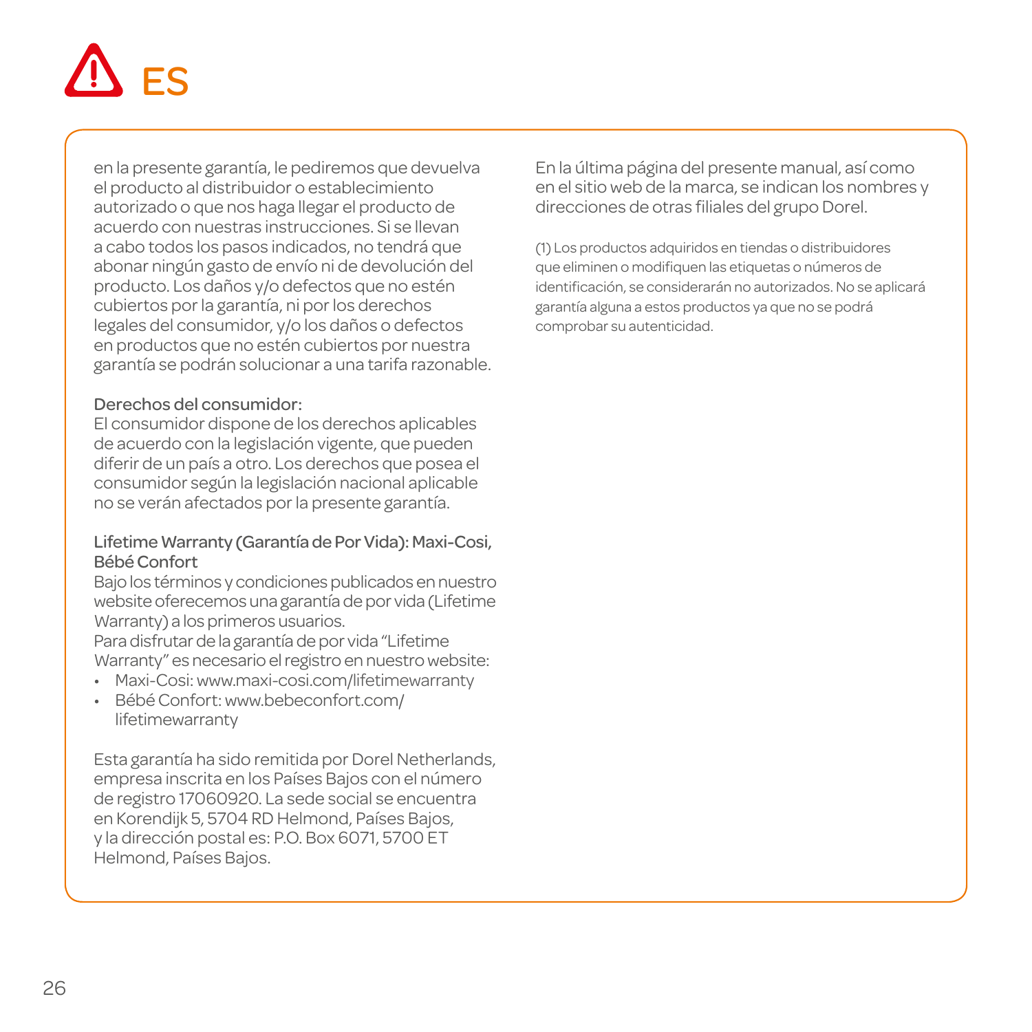# ES

en la presente garantía, le pediremos que devuelva el producto al distribuidor o establecimiento autorizado o que nos haga llegar el producto de acuerdo con nuestras instrucciones. Si se llevan a cabo todos los pasos indicados, no tendrá que abonar ningún gasto de envío ni de devolución del producto. Los daños y/o defectos que no estén cubiertos por la garantía, ni por los derechos legales del consumidor, y/o los daños o defectos en productos que no estén cubiertos por nuestra garantía se podrán solucionar a una tarifa razonable.

Derechos del consumidor:
El consumidor dispone de los derechos aplicables de acuerdo con la legislación vigente, que pueden diferir de un país a otro. Los derechos que posea el consumidor según la legislación nacional aplicable no se verán afectados por la presente garantía.

Lifetime Warranty (Garantía de Por Vida): Maxi-Cosi, Bébé Confort
Bajo los términos y condiciones publicados en nuestro website oferecemos una garantía de por vida (Lifetime Warranty) a los primeros usuarios.
Para disfrutar de la garantía de por vida "Lifetime Warranty" es necesario el registro en nuestro website:

- Maxi-Cosi: www.maxi-cosi.com/lifetimewarranty
- Bébé Confort: www.bebeconfort.com/lifetimewarranty

Esta garantía ha sido remitida por Dorel Netherlands, empresa inscrita en los Países Bajos con el número de registro 17060920. La sede social se encuentra en Korendijk 5, 5704 RD Helmond, Países Bajos, y la dirección postal es: P.O. Box 6071, 5700 ET Helmond, Países Bajos.

En la última página del presente manual, así como en el sitio web de la marca, se indican los nombres y direcciones de otras filiales del grupo Dorel.

(1) Los productos adquiridos en tiendas o distribuidores que eliminen o modifiquen las etiquetas o números de identificación, se considerarán no autorizados. No se aplicará garantía alguna a estos productos ya que no se podrá comprobar su autenticidad.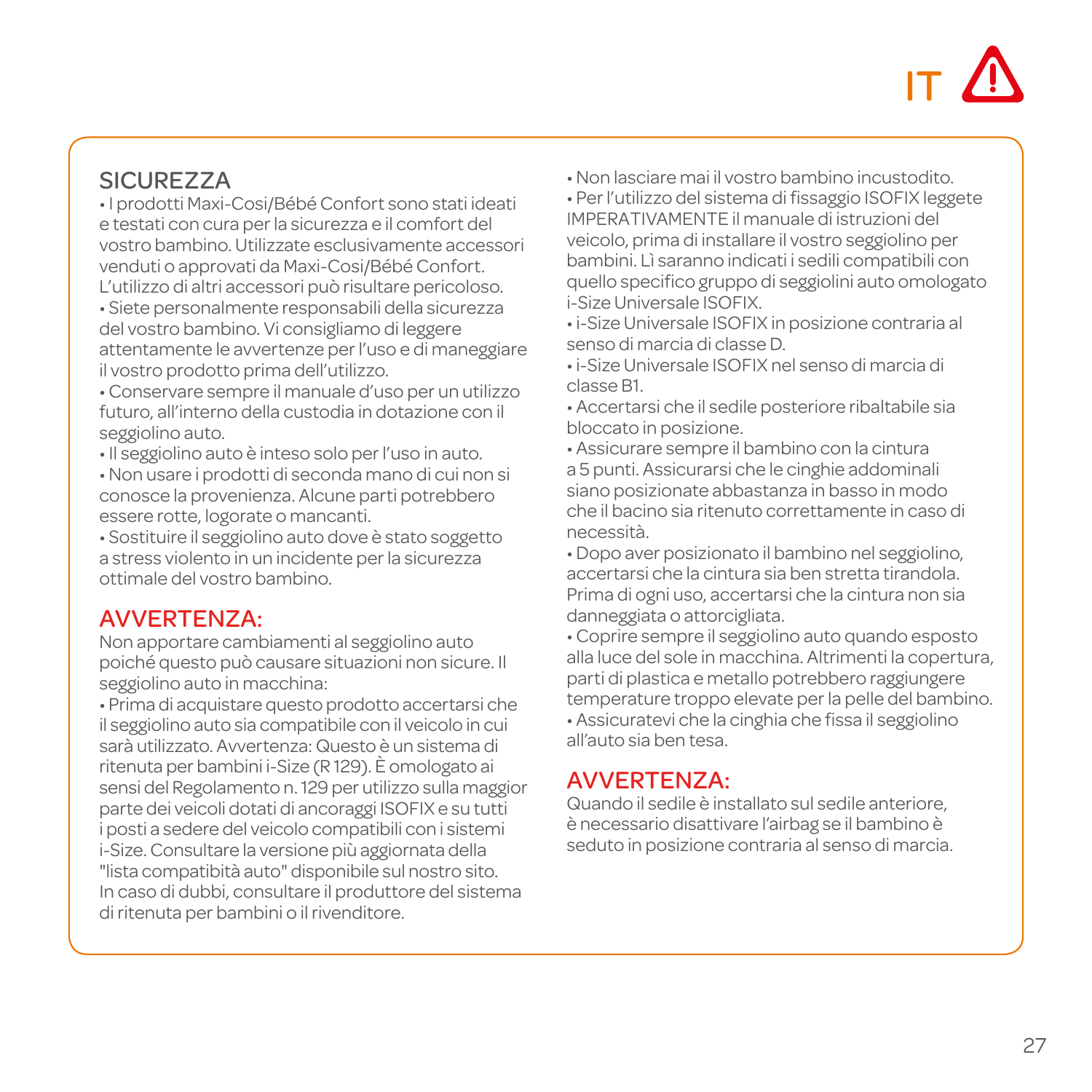## SICUREZZA

• I prodotti Maxi-Cosi/Bébé Confort sono stati ideati e testati con cura per la sicurezza e il comfort del vostro bambino. Utilizzate esclusivamente accessori venduti o approvati da Maxi-Cosi/Bébé Confort. L'utilizzo di altri accessori può risultare pericoloso.
• Siete personalmente responsabili della sicurezza del vostro bambino. Vi consigliamo di leggere attentamente le avvertenze per l'uso e di maneggiare il vostro prodotto prima dell'utilizzo.
• Conservare sempre il manuale d'uso per un utilizzo futuro, all'interno della custodia in dotazione con il seggiolino auto.
• Il seggiolino auto è inteso solo per l'uso in auto.
• Non usare i prodotti di seconda mano di cui non si conosce la provenienza. Alcune parti potrebbero essere rotte, logorate o mancanti.
• Sostituire il seggiolino auto dove è stato soggetto a stress violento in un incidente per la sicurezza ottimale del vostro bambino.

## AVVERTENZA:

Non apportare cambiamenti al seggiolino auto poiché questo può causare situazioni non sicure. Il seggiolino auto in macchina:
• Prima di acquistare questo prodotto accertarsi che il seggiolino auto sia compatibile con il veicolo in cui sarà utilizzato. Avvertenza: Questo è un sistema di ritenuta per bambini i-Size (R 129). È omologato ai sensi del Regolamento n. 129 per utilizzo sulla maggior parte dei veicoli dotati di ancoraggi ISOFIX e su tutti i posti a sedere del veicolo compatibili con i sistemi i-Size. Consultare la versione più aggiornata della "lista compatibità auto" disponibile sul nostro sito. In caso di dubbi, consultare il produttore del sistema di ritenuta per bambini o il rivenditore.
• Non lasciare mai il vostro bambino incustodito.
• Per l'utilizzo del sistema di fissaggio ISOFIX leggete IMPERATIVAMENTE il manuale di istruzioni del veicolo, prima di installare il vostro seggiolino per bambini. Lì saranno indicati i sedili compatibili con quello specifico gruppo di seggiolini auto omologato i-Size Universale ISOFIX.
• i-Size Universale ISOFIX in posizione contraria al senso di marcia di classe D.
• i-Size Universale ISOFIX nel senso di marcia di classe B1.
• Accertarsi che il sedile posteriore ribaltabile sia bloccato in posizione.
• Assicurare sempre il bambino con la cintura a 5 punti. Assicurarsi che le cinghie addominali siano posizionate abbastanza in basso in modo che il bacino sia ritenuto correttamente in caso di necessità.
• Dopo aver posizionato il bambino nel seggiolino, accertarsi che la cintura sia ben stretta tirandola. Prima di ogni uso, accertarsi che la cintura non sia danneggiata o attorcigliata.
• Coprire sempre il seggiolino auto quando esposto alla luce del sole in macchina. Altrimenti la copertura, parti di plastica e metallo potrebbero raggiungere temperature troppo elevate per la pelle del bambino.
• Assicuratevi che la cinghia che fissa il seggiolino all'auto sia ben tesa.

## AVVERTENZA:

Quando il sedile è installato sul sedile anteriore, è necessario disattivare l'airbag se il bambino è seduto in posizione contraria al senso di marcia.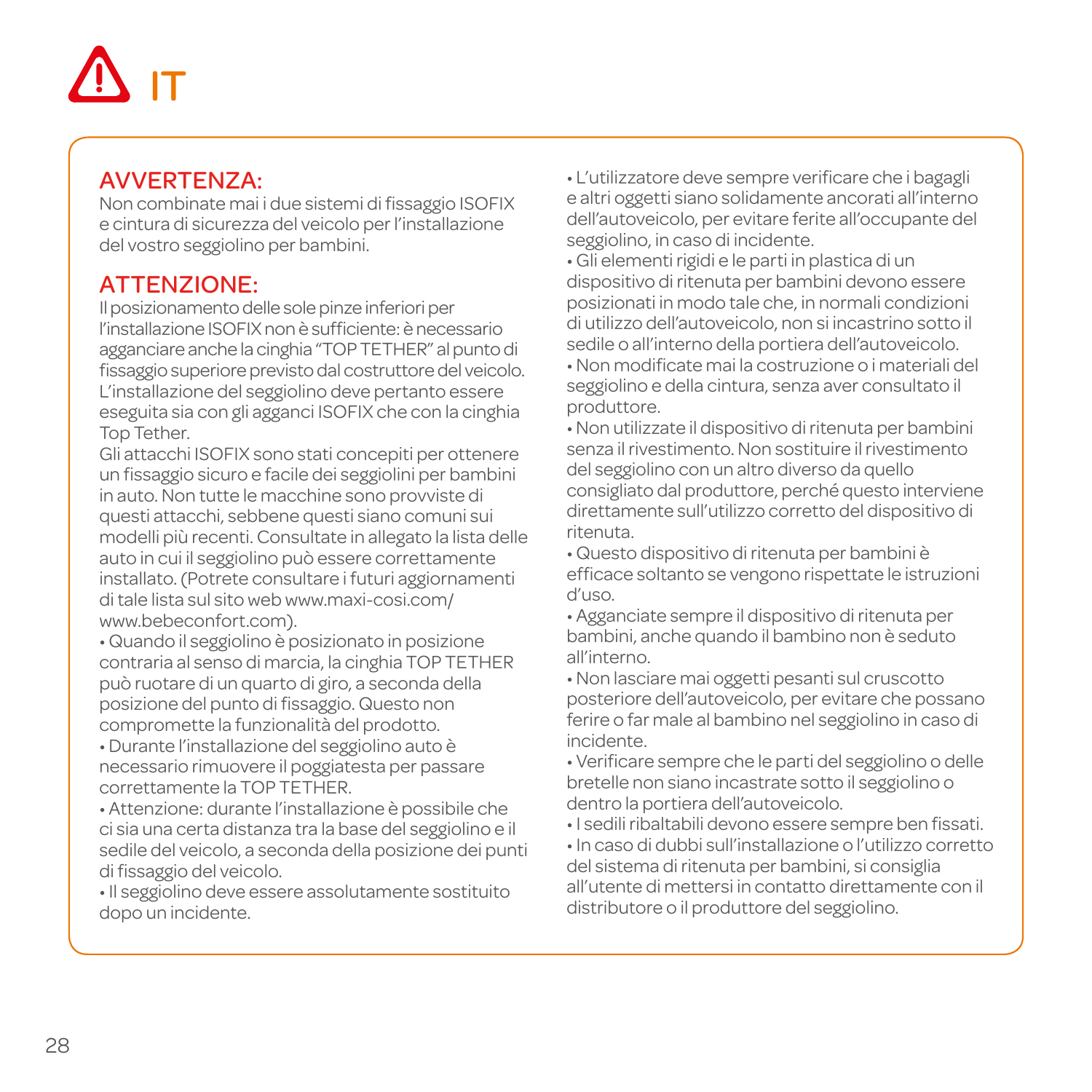# IT

## AVVERTENZA:

Non combinate mai i due sistemi di fissaggio ISOFIX e cintura di sicurezza del veicolo per l'installazione del vostro seggiolino per bambini.

## ATTENZIONE:

Il posizionamento delle sole pinze inferiori per l'installazione ISOFIX non è sufficiente: è necessario agganciare anche la cinghia "TOP TETHER" al punto di fissaggio superiore previsto dal costruttore del veicolo. L'installazione del seggiolino deve pertanto essere eseguita sia con gli agganci ISOFIX che con la cinghia Top Tether.

Gli attacchi ISOFIX sono stati concepiti per ottenere un fissaggio sicuro e facile dei seggiolini per bambini in auto. Non tutte le macchine sono provviste di questi attacchi, sebbene questi siano comuni sui modelli più recenti. Consultate in allegato la lista delle auto in cui il seggiolino può essere correttamente installato. (Potrete consultare i futuri aggiornamenti di tale lista sul sito web www.maxi-cosi.com/ www.bebeconfort.com).

- Quando il seggiolino è posizionato in posizione contraria al senso di marcia, la cinghia TOP TETHER può ruotare di un quarto di giro, a seconda della posizione del punto di fissaggio. Questo non compromette la funzionalità del prodotto.
- Durante l'installazione del seggiolino auto è necessario rimuovere il poggiatesta per passare correttamente la TOP TETHER.
- Attenzione: durante l'installazione è possibile che ci sia una certa distanza tra la base del seggiolino e il sedile del veicolo, a seconda della posizione dei punti di fissaggio del veicolo.
- Il seggiolino deve essere assolutamente sostituito dopo un incidente.
- L'utilizzatore deve sempre verificare che i bagagli e altri oggetti siano solidamente ancorati all'interno dell'autoveicolo, per evitare ferite all'occupante del seggiolino, in caso di incidente.
- Gli elementi rigidi e le parti in plastica di un dispositivo di ritenuta per bambini devono essere posizionati in modo tale che, in normali condizioni di utilizzo dell'autoveicolo, non si incastrino sotto il sedile o all'interno della portiera dell'autoveicolo.
- Non modificate mai la costruzione o i materiali del seggiolino e della cintura, senza aver consultato il produttore.
- Non utilizzate il dispositivo di ritenuta per bambini senza il rivestimento. Non sostituire il rivestimento del seggiolino con un altro diverso da quello consigliato dal produttore, perché questo interviene direttamente sull'utilizzo corretto del dispositivo di ritenuta.
- Questo dispositivo di ritenuta per bambini è efficace soltanto se vengono rispettate le istruzioni d'uso.
- Agganciate sempre il dispositivo di ritenuta per bambini, anche quando il bambino non è seduto all'interno.
- Non lasciare mai oggetti pesanti sul cruscotto posteriore dell'autoveicolo, per evitare che possano ferire o far male al bambino nel seggiolino in caso di incidente.
- Verificare sempre che le parti del seggiolino o delle bretelle non siano incastrate sotto il seggiolino o dentro la portiera dell'autoveicolo.
- I sedili ribaltabili devono essere sempre ben fissati.
- In caso di dubbi sull'installazione o l'utilizzo corretto del sistema di ritenuta per bambini, si consiglia all'utente di mettersi in contatto direttamente con il distributore o il produttore del seggiolino.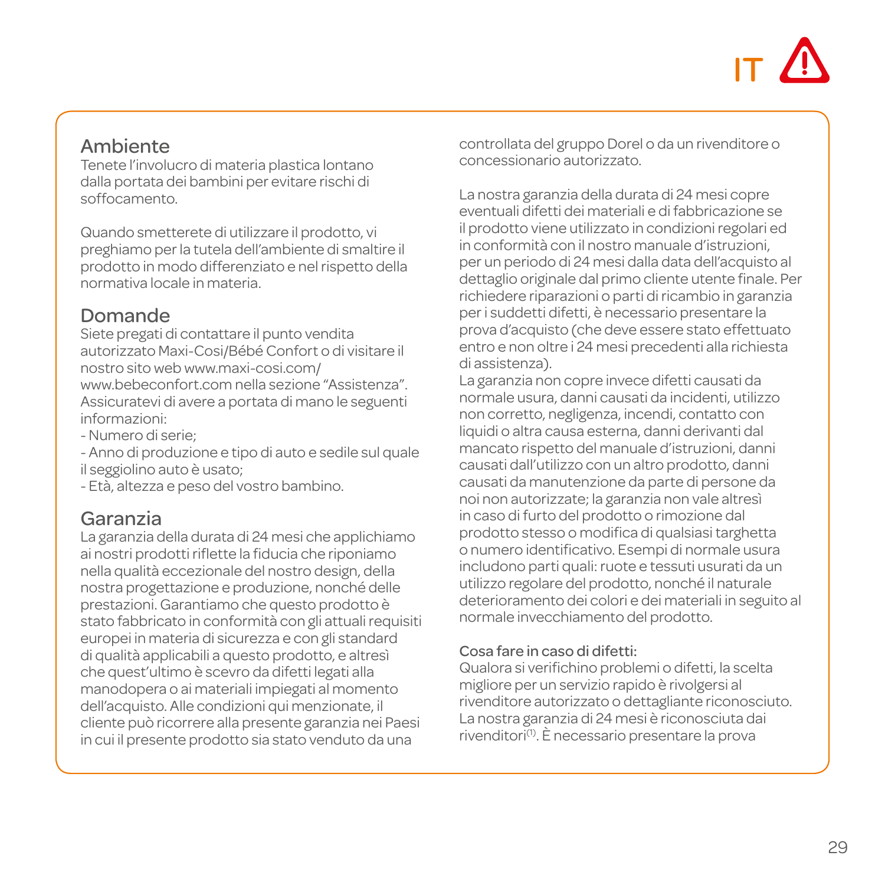## Ambiente

Tenete l'involucro di materia plastica lontano dalla portata dei bambini per evitare rischi di soffocamento.

Quando smetterete di utilizzare il prodotto, vi preghiamo per la tutela dell'ambiente di smaltire il prodotto in modo differenziato e nel rispetto della normativa locale in materia.

## Domande

Siete pregati di contattare il punto vendita autorizzato Maxi-Cosi/Bébé Confort o di visitare il nostro sito web www.maxi-cosi.com/ www.bebeconfort.com nella sezione "Assistenza". Assicuratevi di avere a portata di mano le seguenti informazioni:

- Numero di serie;
- Anno di produzione e tipo di auto e sedile sul quale il seggiolino auto è usato;
- Età, altezza e peso del vostro bambino.

## Garanzia

La garanzia della durata di 24 mesi che applichiamo ai nostri prodotti riflette la fiducia che riponiamo nella qualità eccezionale del nostro design, della nostra progettazione e produzione, nonché delle prestazioni. Garantiamo che questo prodotto è stato fabbricato in conformità con gli attuali requisiti europei in materia di sicurezza e con gli standard di qualità applicabili a questo prodotto, e altresì che quest'ultimo è scevro da difetti legati alla manodopera o ai materiali impiegati al momento dell'acquisto. Alle condizioni qui menzionate, il cliente può ricorrere alla presente garanzia nei Paesi in cui il presente prodotto sia stato venduto da una controllata del gruppo Dorel o da un rivenditore o concessionario autorizzato.

La nostra garanzia della durata di 24 mesi copre eventuali difetti dei materiali e di fabbricazione se il prodotto viene utilizzato in condizioni regolari ed in conformità con il nostro manuale d'istruzioni, per un periodo di 24 mesi dalla data dell'acquisto al dettaglio originale dal primo cliente utente finale. Per richiedere riparazioni o parti di ricambio in garanzia per i suddetti difetti, è necessario presentare la prova d'acquisto (che deve essere stato effettuato entro e non oltre i 24 mesi precedenti alla richiesta di assistenza).
La garanzia non copre invece difetti causati da normale usura, danni causati da incidenti, utilizzo non corretto, negligenza, incendi, contatto con liquidi o altra causa esterna, danni derivanti dal mancato rispetto del manuale d'istruzioni, danni causati dall'utilizzo con un altro prodotto, danni causati da manutenzione da parte di persone da noi non autorizzate; la garanzia non vale altresì in caso di furto del prodotto o rimozione dal prodotto stesso o modifica di qualsiasi targhetta o numero identificativo. Esempi di normale usura includono parti quali: ruote e tessuti usurati da un utilizzo regolare del prodotto, nonché il naturale deterioramento dei colori e dei materiali in seguito al normale invecchiamento del prodotto.

### Cosa fare in caso di difetti:

Qualora si verifichino problemi o difetti, la scelta migliore per un servizio rapido è rivolgersi al rivenditore autorizzato o dettagliante riconosciuto. La nostra garanzia di 24 mesi è riconosciuta dai rivenditori[1]. È necessario presentare la prova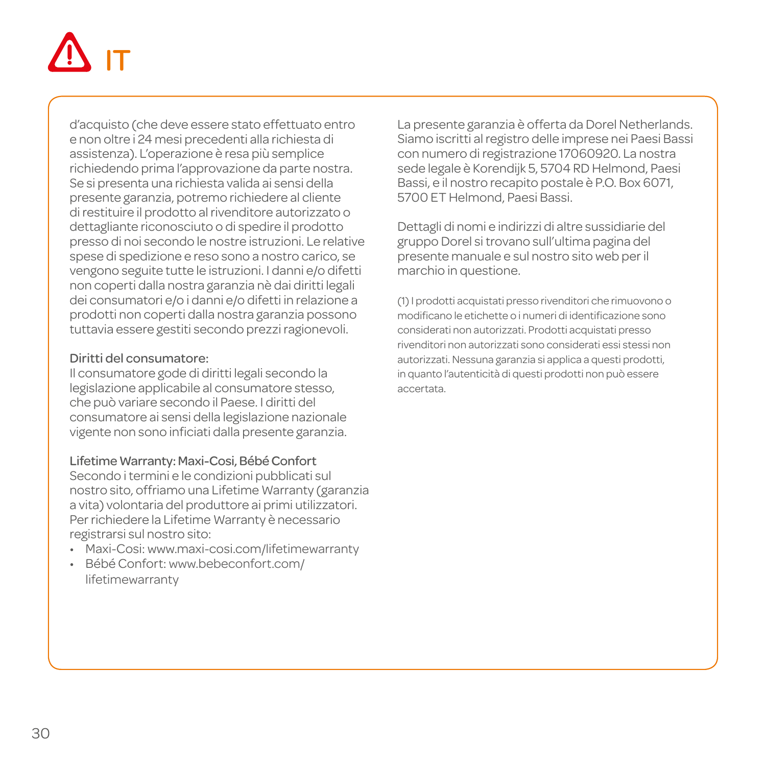# IT

d'acquisto (che deve essere stato effettuato entro e non oltre i 24 mesi precedenti alla richiesta di assistenza). L'operazione è resa più semplice richiedendo prima l'approvazione da parte nostra. Se si presenta una richiesta valida ai sensi della presente garanzia, potremo richiedere al cliente di restituire il prodotto al rivenditore autorizzato o dettagliante riconosciuto o di spedire il prodotto presso di noi secondo le nostre istruzioni. Le relative spese di spedizione e reso sono a nostro carico, se vengono seguite tutte le istruzioni. I danni e/o difetti non coperti dalla nostra garanzia nè dai diritti legali dei consumatori e/o i danni e/o difetti in relazione a prodotti non coperti dalla nostra garanzia possono tuttavia essere gestiti secondo prezzi ragionevoli.

Diritti del consumatore:
Il consumatore gode di diritti legali secondo la legislazione applicabile al consumatore stesso, che può variare secondo il Paese. I diritti del consumatore ai sensi della legislazione nazionale vigente non sono inficiati dalla presente garanzia.

Lifetime Warranty: Maxi-Cosi, Bébé Confort
Secondo i termini e le condizioni pubblicati sul nostro sito, offriamo una Lifetime Warranty (garanzia a vita) volontaria del produttore ai primi utilizzatori. Per richiedere la Lifetime Warranty è necessario registrarsi sul nostro sito:

- Maxi-Cosi: www.maxi-cosi.com/lifetimewarranty
- Bébé Confort: www.bebeconfort.com/lifetimewarranty

La presente garanzia è offerta da Dorel Netherlands. Siamo iscritti al registro delle imprese nei Paesi Bassi con numero di registrazione 17060920. La nostra sede legale è Korendijk 5, 5704 RD Helmond, Paesi Bassi, e il nostro recapito postale è P.O. Box 6071, 5700 ET Helmond, Paesi Bassi.

Dettagli di nomi e indirizzi di altre sussidiarie del gruppo Dorel si trovano sull'ultima pagina del presente manuale e sul nostro sito web per il marchio in questione.

(1) I prodotti acquistati presso rivenditori che rimuovono o modificano le etichette o i numeri di identificazione sono considerati non autorizzati. Prodotti acquistati presso rivenditori non autorizzati sono considerati essi stessi non autorizzati. Nessuna garanzia si applica a questi prodotti, in quanto l'autenticità di questi prodotti non può essere accertata.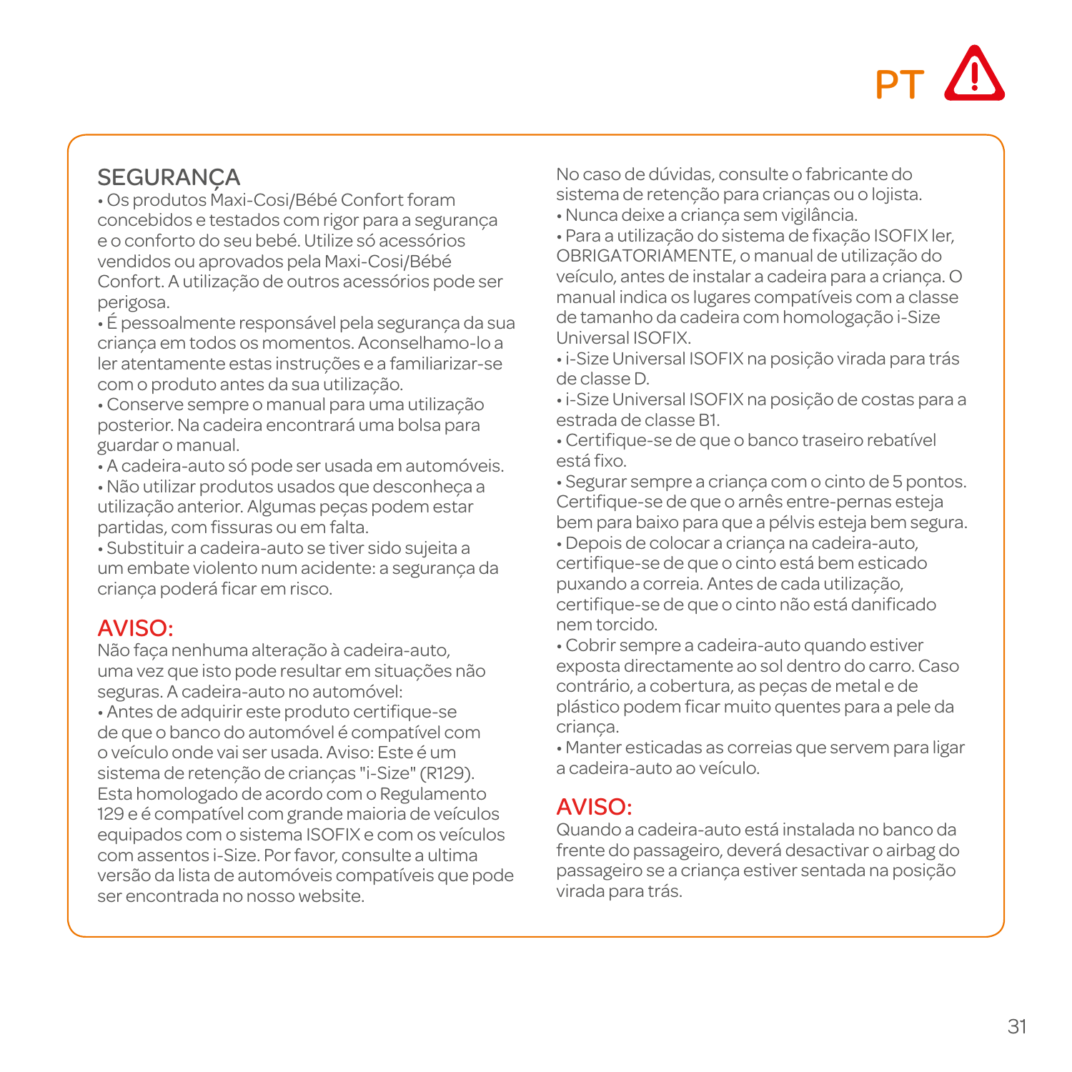PT ⚠

## SEGURANÇA

• Os produtos Maxi-Cosi/Bébé Confort foram concebidos e testados com rigor para a segurança e o conforto do seu bebé. Utilize só acessórios vendidos ou aprovados pela Maxi-Cosi/Bébé Confort. A utilização de outros acessórios pode ser perigosa.

• É pessoalmente responsável pela segurança da sua criança em todos os momentos. Aconselhamo-lo a ler atentamente estas instruções e a familiarizar-se com o produto antes da sua utilização.

• Conserve sempre o manual para uma utilização posterior. Na cadeira encontrará uma bolsa para guardar o manual.

• A cadeira-auto só pode ser usada em automóveis.

• Não utilizar produtos usados que desconheça a utilização anterior. Algumas peças podem estar partidas, com fissuras ou em falta.

• Substituir a cadeira-auto se tiver sido sujeita a um embate violento num acidente: a segurança da criança poderá ficar em risco.

## AVISO:

Não faça nenhuma alteração à cadeira-auto, uma vez que isto pode resultar em situações não seguras. A cadeira-auto no automóvel:

• Antes de adquirir este produto certifique-se de que o banco do automóvel é compatível com o veículo onde vai ser usada. Aviso: Este é um sistema de retenção de crianças "i-Size" (R129). Esta homologado de acordo com o Regulamento 129 e é compatível com grande maioria de veículos equipados com o sistema ISOFIX e com os veículos com assentos i-Size. Por favor, consulte a ultima versão da lista de automóveis compatíveis que pode ser encontrada no nosso website.

No caso de dúvidas, consulte o fabricante do sistema de retenção para crianças ou o lojista.

• Nunca deixe a criança sem vigilância.

• Para a utilização do sistema de fixação ISOFIX ler, OBRIGATORIAMENTE, o manual de utilização do veículo, antes de instalar a cadeira para a criança. O manual indica os lugares compatíveis com a classe de tamanho da cadeira com homologação i-Size Universal ISOFIX.

• i-Size Universal ISOFIX na posição virada para trás de classe D.

• i-Size Universal ISOFIX na posição de costas para a estrada de classe B1.

• Certifique-se de que o banco traseiro rebatível está fixo.

• Segurar sempre a criança com o cinto de 5 pontos. Certifique-se de que o arnês entre-pernas esteja bem para baixo para que a pélvis esteja bem segura.

• Depois de colocar a criança na cadeira-auto, certifique-se de que o cinto está bem esticado puxando a correia. Antes de cada utilização, certifique-se de que o cinto não está danificado nem torcido.

• Cobrir sempre a cadeira-auto quando estiver exposta directamente ao sol dentro do carro. Caso contrário, a cobertura, as peças de metal e de plástico podem ficar muito quentes para a pele da criança.

• Manter esticadas as correias que servem para ligar a cadeira-auto ao veículo.

## AVISO:

Quando a cadeira-auto está instalada no banco da frente do passageiro, deverá desactivar o airbag do passageiro se a criança estiver sentada na posição virada para trás.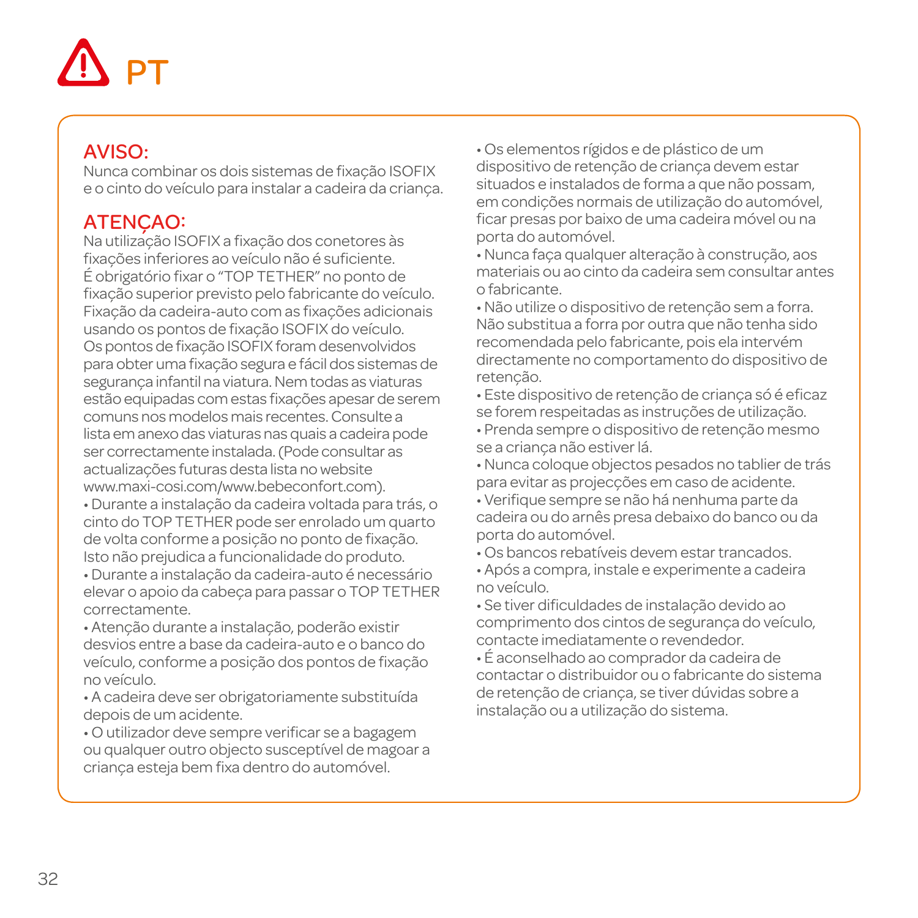# PT

## AVISO:

Nunca combinar os dois sistemas de fixação ISOFIX e o cinto do veículo para instalar a cadeira da criança.

## ATENÇAO:

Na utilização ISOFIX a fixação dos conetores às fixações inferiores ao veículo não é suficiente. É obrigatório fixar o "TOP TETHER" no ponto de fixação superior previsto pelo fabricante do veículo. Fixação da cadeira-auto com as fixações adicionais usando os pontos de fixação ISOFIX do veículo. Os pontos de fixação ISOFIX foram desenvolvidos para obter uma fixação segura e fácil dos sistemas de segurança infantil na viatura. Nem todas as viaturas estão equipadas com estas fixações apesar de serem comuns nos modelos mais recentes. Consulte a lista em anexo das viaturas nas quais a cadeira pode ser correctamente instalada. (Pode consultar as actualizações futuras desta lista no website www.maxi-cosi.com/www.bebeconfort.com).

- Durante a instalação da cadeira voltada para trás, o cinto do TOP TETHER pode ser enrolado um quarto de volta conforme a posição no ponto de fixação. Isto não prejudica a funcionalidade do produto.
- Durante a instalação da cadeira-auto é necessário elevar o apoio da cabeça para passar o TOP TETHER correctamente.
- Atenção durante a instalação, poderão existir desvios entre a base da cadeira-auto e o banco do veículo, conforme a posição dos pontos de fixação no veículo.
- A cadeira deve ser obrigatoriamente substituída depois de um acidente.
- O utilizador deve sempre verificar se a bagagem ou qualquer outro objecto susceptível de magoar a criança esteja bem fixa dentro do automóvel.
- Os elementos rígidos e de plástico de um dispositivo de retenção de criança devem estar situados e instalados de forma a que não possam, em condições normais de utilização do automóvel, ficar presas por baixo de uma cadeira móvel ou na porta do automóvel.
- Nunca faça qualquer alteração à construção, aos materiais ou ao cinto da cadeira sem consultar antes o fabricante.
- Não utilize o dispositivo de retenção sem a forra. Não substitua a forra por outra que não tenha sido recomendada pelo fabricante, pois ela intervém directamente no comportamento do dispositivo de retenção.
- Este dispositivo de retenção de criança só é eficaz se forem respeitadas as instruções de utilização.
- Prenda sempre o dispositivo de retenção mesmo se a criança não estiver lá.
- Nunca coloque objectos pesados no tablier de trás para evitar as projecções em caso de acidente.
- Verifique sempre se não há nenhuma parte da cadeira ou do arnês presa debaixo do banco ou da porta do automóvel.
- Os bancos rebatíveis devem estar trancados.
- Após a compra, instale e experimente a cadeira no veículo.
- Se tiver dificuldades de instalação devido ao comprimento dos cintos de segurança do veículo, contacte imediatamente o revendedor.
- É aconselhado ao comprador da cadeira de contactar o distribuidor ou o fabricante do sistema de retenção de criança, se tiver dúvidas sobre a instalação ou a utilização do sistema.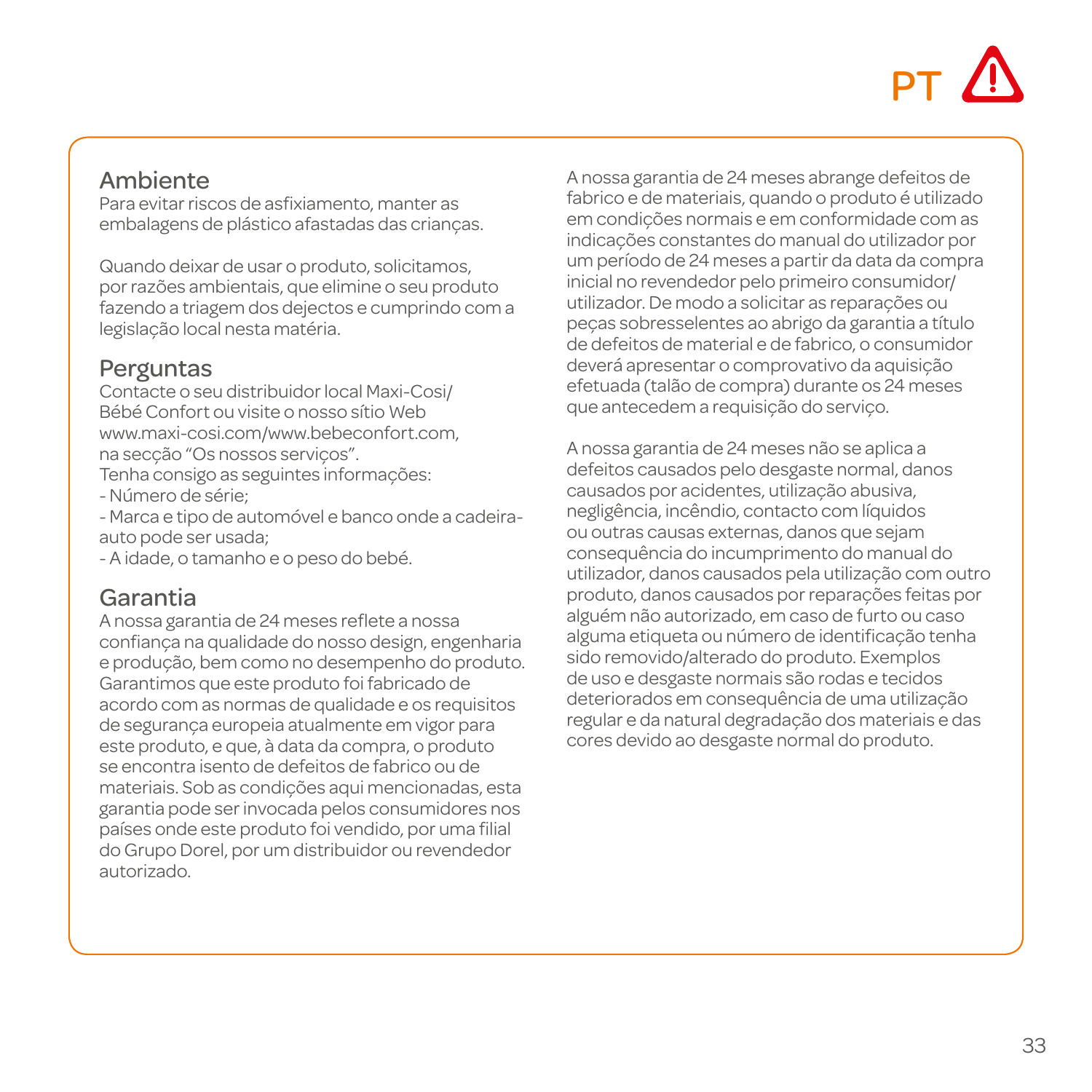PT

## Ambiente

Para evitar riscos de asfixiamento, manter as embalagens de plástico afastadas das crianças.

Quando deixar de usar o produto, solicitamos, por razões ambientais, que elimine o seu produto fazendo a triagem dos dejectos e cumprindo com a legislação local nesta matéria.

## Perguntas

Contacte o seu distribuidor local Maxi-Cosi/ Bébé Confort ou visite o nosso sítio Web www.maxi-cosi.com/www.bebeconfort.com, na secção "Os nossos serviços".
Tenha consigo as seguintes informações:
- Número de série;
- Marca e tipo de automóvel e banco onde a cadeira-auto pode ser usada;
- A idade, o tamanho e o peso do bebé.

## Garantia

A nossa garantia de 24 meses reflete a nossa confiança na qualidade do nosso design, engenharia e produção, bem como no desempenho do produto. Garantimos que este produto foi fabricado de acordo com as normas de qualidade e os requisitos de segurança europeia atualmente em vigor para este produto, e que, à data da compra, o produto se encontra isento de defeitos de fabrico ou de materiais. Sob as condições aqui mencionadas, esta garantia pode ser invocada pelos consumidores nos países onde este produto foi vendido, por uma filial do Grupo Dorel, por um distribuidor ou revendedor autorizado.

A nossa garantia de 24 meses abrange defeitos de fabrico e de materiais, quando o produto é utilizado em condições normais e em conformidade com as indicações constantes do manual do utilizador por um período de 24 meses a partir da data da compra inicial no revendedor pelo primeiro consumidor/ utilizador. De modo a solicitar as reparações ou peças sobresselentes ao abrigo da garantia a título de defeitos de material e de fabrico, o consumidor deverá apresentar o comprovativo da aquisição efetuada (talão de compra) durante os 24 meses que antecedem a requisição do serviço.

A nossa garantia de 24 meses não se aplica a defeitos causados pelo desgaste normal, danos causados por acidentes, utilização abusiva, negligência, incêndio, contacto com líquidos ou outras causas externas, danos que sejam consequência do incumprimento do manual do utilizador, danos causados pela utilização com outro produto, danos causados por reparações feitas por alguém não autorizado, em caso de furto ou caso alguma etiqueta ou número de identificação tenha sido removido/alterado do produto. Exemplos de uso e desgaste normais são rodas e tecidos deteriorados em consequência de uma utilização regular e da natural degradação dos materiais e das cores devido ao desgaste normal do produto.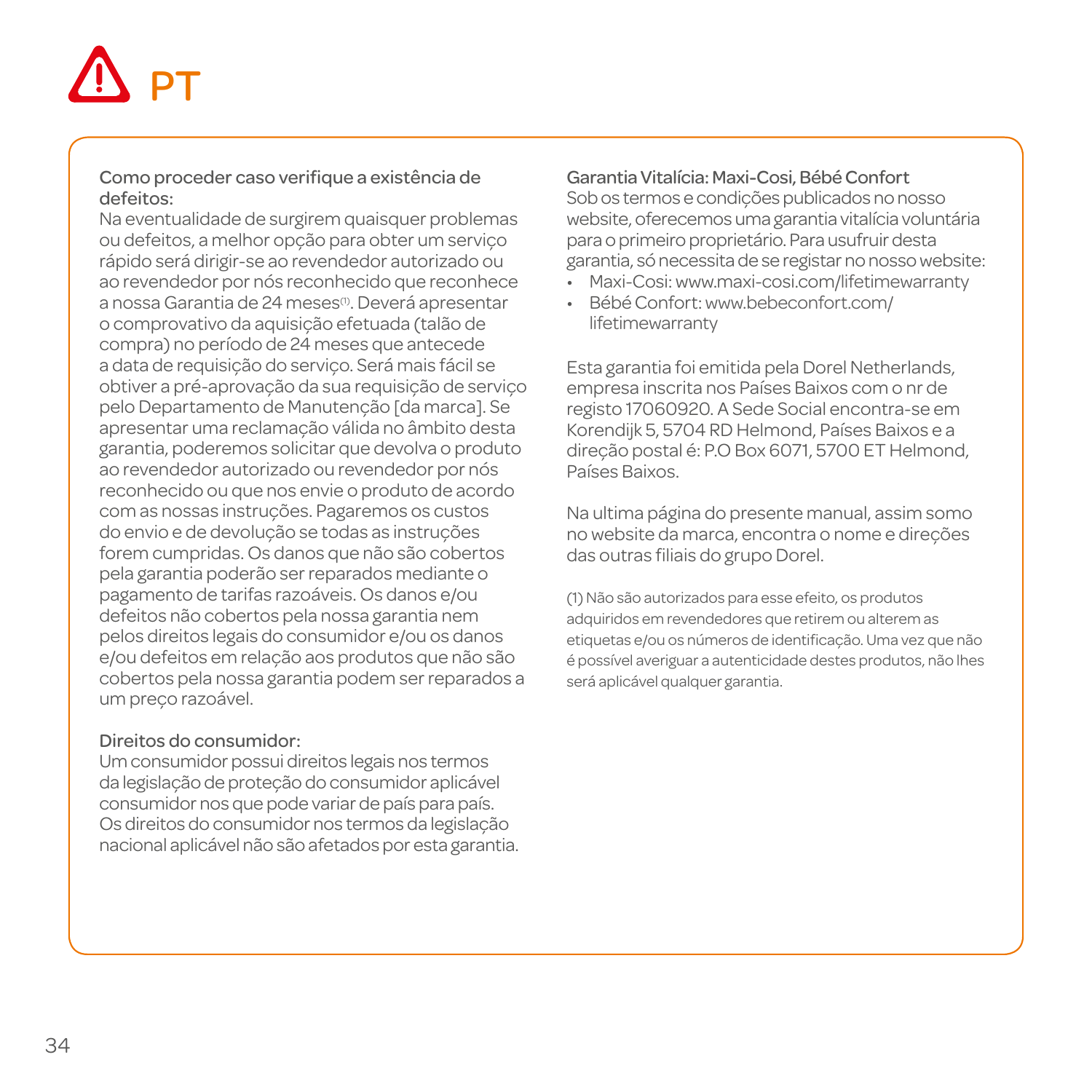# PT

**Como proceder caso verifique a existência de defeitos:**
Na eventualidade de surgirem quaisquer problemas ou defeitos, a melhor opção para obter um serviço rápido será dirigir-se ao revendedor autorizado ou ao revendedor por nós reconhecido que reconhece a nossa Garantia de 24 meses[1]. Deverá apresentar o comprovativo da aquisição efetuada (talão de compra) no período de 24 meses que antecede a data de requisição do serviço. Será mais fácil se obtiver a pré-aprovação da sua requisição de serviço pelo Departamento de Manutenção [da marca]. Se apresentar uma reclamação válida no âmbito desta garantia, poderemos solicitar que devolva o produto ao revendedor autorizado ou revendedor por nós reconhecido ou que nos envie o produto de acordo com as nossas instruções. Pagaremos os custos do envio e de devolução se todas as instruções forem cumpridas. Os danos que não são cobertos pela garantia poderão ser reparados mediante o pagamento de tarifas razoáveis. Os danos e/ou defeitos não cobertos pela nossa garantia nem pelos direitos legais do consumidor e/ou os danos e/ou defeitos em relação aos produtos que não são cobertos pela nossa garantia podem ser reparados a um preço razoável.

**Direitos do consumidor:**
Um consumidor possui direitos legais nos termos da legislação de proteção do consumidor aplicável consumidor nos que pode variar de país para país. Os direitos do consumidor nos termos da legislação nacional aplicável não são afetados por esta garantia.

**Garantia Vitalícia: Maxi-Cosi, Bébé Confort**
Sob os termos e condições publicados no nosso website, oferecemos uma garantia vitalícia voluntária para o primeiro proprietário. Para usufruir desta garantia, só necessita de se registar no nosso website:

- Maxi-Cosi: www.maxi-cosi.com/lifetimewarranty
- Bébé Confort: www.bebeconfort.com/lifetimewarranty

Esta garantia foi emitida pela Dorel Netherlands, empresa inscrita nos Países Baixos com o nr de registo 17060920. A Sede Social encontra-se em Korendijk 5, 5704 RD Helmond, Países Baixos e a direção postal é: P.O Box 6071, 5700 ET Helmond, Países Baixos.

Na ultima página do presente manual, assim somo no website da marca, encontra o nome e direções das outras filiais do grupo Dorel.

(1) Não são autorizados para esse efeito, os produtos adquiridos em revendedores que retirem ou alterem as etiquetas e/ou os números de identificação. Uma vez que não é possível averiguar a autenticidade destes produtos, não lhes será aplicável qualquer garantia.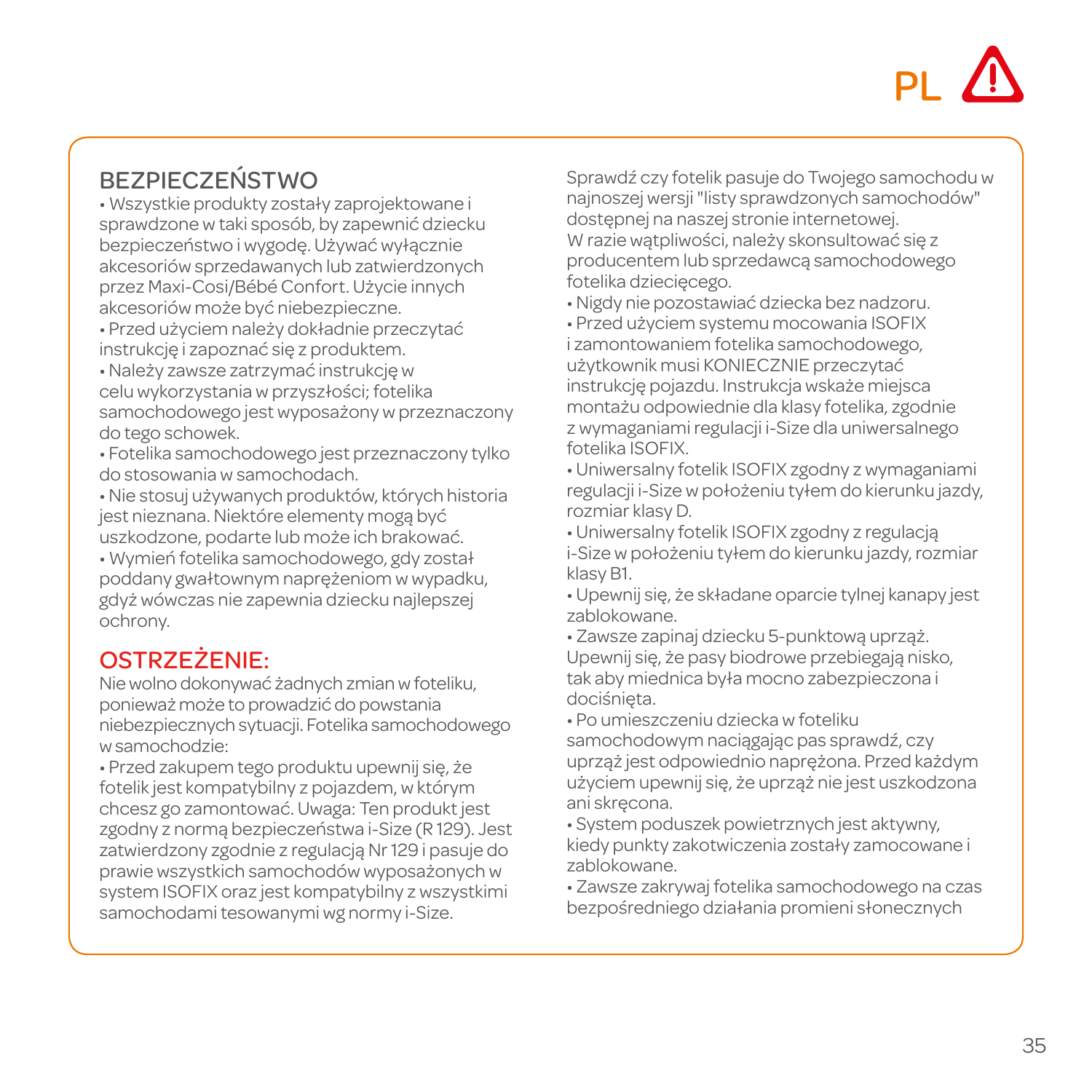PL ⚠

## BEZPIECZEŃSTWO

• Wszystkie produkty zostały zaprojektowane i sprawdzone w taki sposób, by zapewnić dziecku bezpieczeństwo i wygodę. Używać wyłącznie akcesoriów sprzedawanych lub zatwierdzonych przez Maxi-Cosi/Bébé Confort. Użycie innych akcesoriów może być niebezpieczne.
• Przed użyciem należy dokładnie przeczytać instrukcję i zapoznać się z produktem.
• Należy zawsze zatrzymać instrukcję w celu wykorzystania w przyszłości; fotelika samochodowego jest wyposażony w przeznaczony do tego schowek.
• Fotelika samochodowego jest przeznaczony tylko do stosowania w samochodach.
• Nie stosuj używanych produktów, których historia jest nieznana. Niektóre elementy mogą być uszkodzone, podarte lub może ich brakować.
• Wymień fotelika samochodowego, gdy został poddany gwałtownym naprężeniom w wypadku, gdyż wówczas nie zapewnia dziecku najlepszej ochrony.

## OSTRZEŻENIE:

Nie wolno dokonywać żadnych zmian w foteliku, ponieważ może to prowadzić do powstania niebezpiecznych sytuacji. Fotelika samochodowego w samochodzie:
• Przed zakupem tego produktu upewnij się, że fotelik jest kompatybilny z pojazdem, w którym chcesz go zamontować. Uwaga: Ten produkt jest zgodny z normą bezpieczeństwa i-Size (R 129). Jest zatwierdzony zgodnie z regulacją Nr 129 i pasuje do prawie wszystkich samochodów wyposażonych w system ISOFIX oraz jest kompatybilny z wszystkimi samochodami tesowanymi wg normy i-Size.
Sprawdź czy fotelik pasuje do Twojego samochodu w najnoszej wersji "listy sprawdzonych samochodów" dostępnej na naszej stronie internetowej.
W razie wątpliwości, należy skonsultować się z producentem lub sprzedawcą samochodowego fotelika dziecięcego.
• Nigdy nie pozostawiać dziecka bez nadzoru.
• Przed użyciem systemu mocowania ISOFIX i zamontowaniem fotelika samochodowego, użytkownik musi KONIECZNIE przeczytać instrukcję pojazdu. Instrukcja wskaże miejsca montażu odpowiednie dla klasy fotelika, zgodnie z wymaganiami regulacji i-Size dla uniwersalnego fotelika ISOFIX.
• Uniwersalny fotelik ISOFIX zgodny z wymaganiami regulacji i-Size w położeniu tyłem do kierunku jazdy, rozmiar klasy D.
• Uniwersalny fotelik ISOFIX zgodny z regulacją i-Size w położeniu tyłem do kierunku jazdy, rozmiar klasy B1.
• Upewnij się, że składane oparcie tylnej kanapy jest zablokowane.
• Zawsze zapinaj dziecku 5-punktową uprząż. Upewnij się, że pasy biodrowe przebiegają nisko, tak aby miednica była mocno zabezpieczona i dociśnięta.
• Po umieszczeniu dziecka w foteliku samochodowym naciągając pas sprawdź, czy uprząż jest odpowiednio naprężona. Przed każdym użyciem upewnij się, że uprząż nie jest uszkodzona ani skręcona.
• System poduszek powietrznych jest aktywny, kiedy punkty zakotwiczenia zostały zamocowane i zablokowane.
• Zawsze zakrywaj fotelika samochodowego na czas bezpośredniego działania promieni słonecznych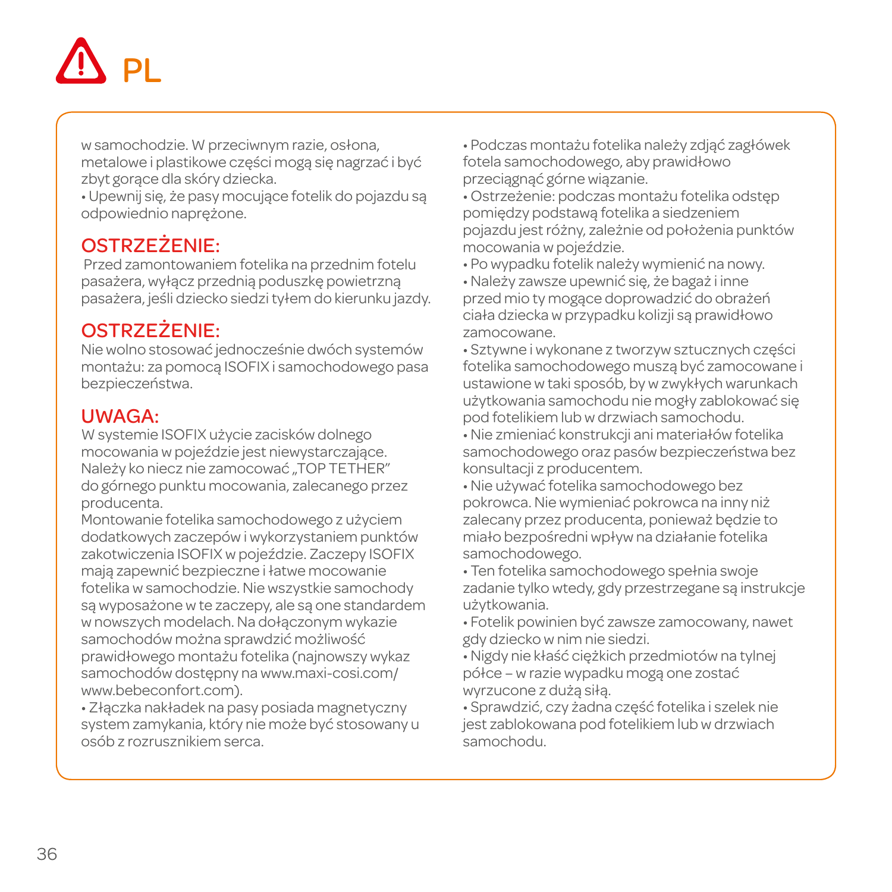# PL

w samochodzie. W przeciwnym razie, osłona, metalowe i plastikowe części mogą się nagrzać i być zbyt gorące dla skóry dziecka.

• Upewnij się, że pasy mocujące fotelik do pojazdu są odpowiednio naprężone.

## OSTRZEŻENIE:

Przed zamontowaniem fotelika na przednim fotelu pasażera, wyłącz przednią poduszkę powietrzną pasażera, jeśli dziecko siedzi tyłem do kierunku jazdy.

## OSTRZEŻENIE:

Nie wolno stosować jednocześnie dwóch systemów montażu: za pomocą ISOFIX i samochodowego pasa bezpieczeństwa.

## UWAGA:

W systemie ISOFIX użycie zacisków dolnego mocowania w pojeździe jest niewystarczające. Należy ko niecz nie zamocować „TOP TETHER" do górnego punktu mocowania, zalecanego przez producenta.

Montowanie fotelika samochodowego z użyciem dodatkowych zaczepów i wykorzystaniem punktów zakotwiczenia ISOFIX w pojeździe. Zaczepy ISOFIX mają zapewnić bezpieczne i łatwe mocowanie fotelika w samochodzie. Nie wszystkie samochody są wyposażone w te zaczepy, ale są one standardem w nowszych modelach. Na dołączonym wykazie samochodów można sprawdzić możliwość prawidłowego montażu fotelika (najnowszy wykaz samochodów dostępny na www.maxi-cosi.com/ www.bebeconfort.com).

• Złączka nakładek na pasy posiada magnetyczny system zamykania, który nie może być stosowany u osób z rozrusznikiem serca.

• Podczas montażu fotelika należy zdjąć zagłówek fotela samochodowego, aby prawidłowo przeciągnąć górne wiązanie.

• Ostrzeżenie: podczas montażu fotelika odstęp pomiędzy podstawą fotelika a siedzeniem pojazdu jest różny, zależnie od położenia punktów mocowania w pojeździe.

• Po wypadku fotelik należy wymienić na nowy.

• Należy zawsze upewnić się, że bagaż i inne przed mio ty mogące doprowadzić do obrażeń ciała dziecka w przypadku kolizji są prawidłowo zamocowane.

• Sztywne i wykonane z tworzyw sztucznych części fotelika samochodowego muszą być zamocowane i ustawione w taki sposób, by w zwykłych warunkach użytkowania samochodu nie mogły zablokować się pod fotelikiem lub w drzwiach samochodu.

• Nie zmieniać konstrukcji ani materiałów fotelika samochodowego oraz pasów bezpieczeństwa bez konsultacji z producentem.

• Nie używać fotelika samochodowego bez pokrowca. Nie wymieniać pokrowca na inny niż zalecany przez producenta, ponieważ będzie to miało bezpośredni wpływ na działanie fotelika samochodowego.

• Ten fotelika samochodowego spełnia swoje zadanie tylko wtedy, gdy przestrzegane są instrukcje użytkowania.

• Fotelik powinien być zawsze zamocowany, nawet gdy dziecko w nim nie siedzi.

• Nigdy nie kłaść ciężkich przedmiotów na tylnej półce – w razie wypadku mogą one zostać wyrzucone z dużą siłą.

• Sprawdzić, czy żadna część fotelika i szelek nie jest zablokowana pod fotelikiem lub w drzwiach samochodu.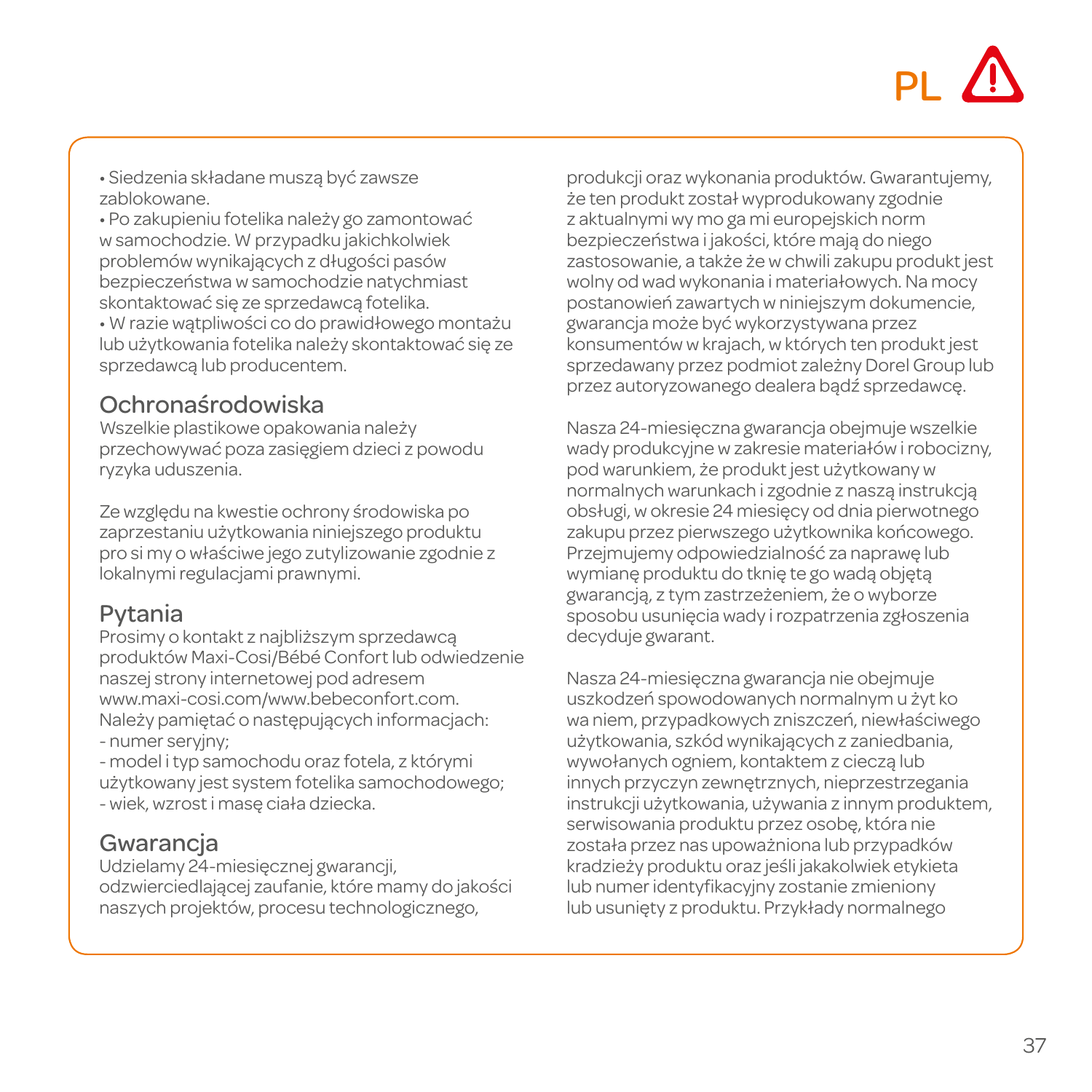• Siedzenia składane muszą być zawsze zablokowane.

• Po zakupieniu fotelika należy go zamontować w samochodzie. W przypadku jakichkolwiek problemów wynikających z długości pasów bezpieczeństwa w samochodzie natychmiast skontaktować się ze sprzedawcą fotelika.

• W razie wątpliwości co do prawidłowego montażu lub użytkowania fotelika należy skontaktować się ze sprzedawcą lub producentem.

## Ochronaśrodowiska

Wszelkie plastikowe opakowania należy przechowywać poza zasięgiem dzieci z powodu ryzyka uduszenia.

Ze względu na kwestie ochrony środowiska po zaprzestaniu użytkowania niniejszego produktu pro si my o właściwe jego zutylizowanie zgodnie z lokalnymi regulacjami prawnymi.

## Pytania

Prosimy o kontakt z najbliższym sprzedawcą produktów Maxi-Cosi/Bébé Confort lub odwiedzenie naszej strony internetowej pod adresem www.maxi-cosi.com/www.bebeconfort.com. Należy pamiętać o następujących informacjach:

- numer seryjny;
- model i typ samochodu oraz fotela, z którymi użytkowany jest system fotelika samochodowego;
- wiek, wzrost i masę ciała dziecka.

## Gwarancja

Udzielamy 24-miesięcznej gwarancji, odzwierciedlającej zaufanie, które mamy do jakości naszych projektów, procesu technologicznego, produkcji oraz wykonania produktów. Gwarantujemy, że ten produkt został wyprodukowany zgodnie z aktualnymi wy mo ga mi europejskich norm bezpieczeństwa i jakości, które mają do niego zastosowanie, a także że w chwili zakupu produkt jest wolny od wad wykonania i materiałowych. Na mocy postanowień zawartych w niniejszym dokumencie, gwarancja może być wykorzystywana przez konsumentów w krajach, w których ten produkt jest sprzedawany przez podmiot zależny Dorel Group lub przez autoryzowanego dealera bądź sprzedawcę.

Nasza 24-miesięczna gwarancja obejmuje wszelkie wady produkcyjne w zakresie materiałów i robocizny, pod warunkiem, że produkt jest użytkowany w normalnych warunkach i zgodnie z naszą instrukcją obsługi, w okresie 24 miesięcy od dnia pierwotnego zakupu przez pierwszego użytkownika końcowego. Przejmujemy odpowiedzialność za naprawę lub wymianę produktu do tknię te go wadą objętą gwarancją, z tym zastrzeżeniem, że o wyborze sposobu usunięcia wady i rozpatrzenia zgłoszenia decyduje gwarant.

Nasza 24-miesięczna gwarancja nie obejmuje uszkodzeń spowodowanych normalnym u żyt ko wa niem, przypadkowych zniszczeń, niewłaściwego użytkowania, szkód wynikających z zaniedbania, wywołanych ogniem, kontaktem z cieczą lub innych przyczyn zewnętrznych, nieprzestrzegania instrukcji użytkowania, używania z innym produktem, serwisowania produktu przez osobę, która nie została przez nas upoważniona lub przypadków kradzieży produktu oraz jeśli jakakolwiek etykieta lub numer identyfikacyjny zostanie zmieniony lub usunięty z produktu. Przykłady normalnego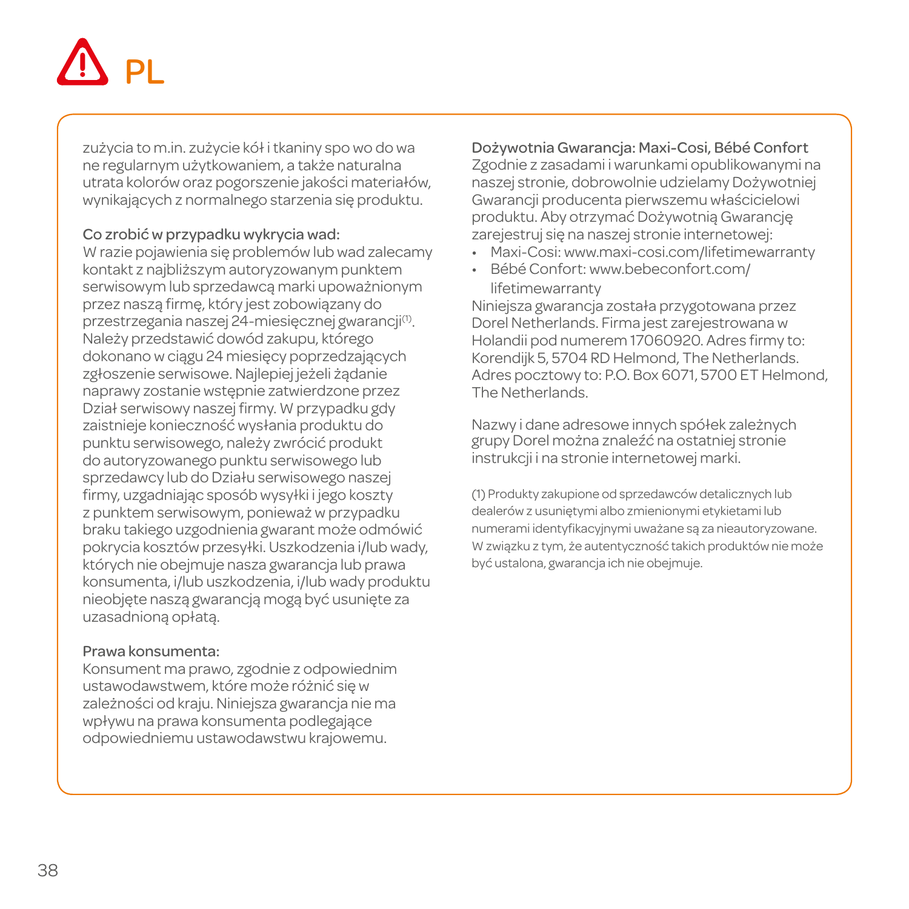# PL

zużycia to m.in. zużycie kół i tkaniny spo wo do wa ne regularnym użytkowaniem, a także naturalna utrata kolorów oraz pogorszenie jakości materiałów, wynikających z normalnego starzenia się produktu.

**Co zrobić w przypadku wykrycia wad:**
W razie pojawienia się problemów lub wad zalecamy kontakt z najbliższym autoryzowanym punktem serwisowym lub sprzedawcą marki upoważnionym przez naszą firmę, który jest zobowiązany do przestrzegania naszej 24-miesięcznej gwarancji[1]. Należy przedstawić dowód zakupu, którego dokonano w ciągu 24 miesięcy poprzedzających zgłoszenie serwisowe. Najlepiej jeżeli żądanie naprawy zostanie wstępnie zatwierdzone przez Dział serwisowy naszej firmy. W przypadku gdy zaistnieje konieczność wysłania produktu do punktu serwisowego, należy zwrócić produkt do autoryzowanego punktu serwisowego lub sprzedawcy lub do Działu serwisowego naszej firmy, uzgadniając sposób wysyłki i jego koszty z punktem serwisowym, ponieważ w przypadku braku takiego uzgodnienia gwarant może odmówić pokrycia kosztów przesyłki. Uszkodzenia i/lub wady, których nie obejmuje nasza gwarancja lub prawa konsumenta, i/lub uszkodzenia, i/lub wady produktu nieobjęte naszą gwarancją mogą być usunięte za uzasadnioną opłatą.

**Prawa konsumenta:**
Konsument ma prawo, zgodnie z odpowiednim ustawodawstwem, które może różnić się w zależności od kraju. Niniejsza gwarancja nie ma wpływu na prawa konsumenta podlegające odpowiedniemu ustawodawstwu krajowemu.

**Dożywotnia Gwarancja: Maxi-Cosi, Bébé Confort**
Zgodnie z zasadami i warunkami opublikowanymi na naszej stronie, dobrowolnie udzielamy Dożywotniej Gwarancji producenta pierwszemu właścicielowi produktu. Aby otrzymać Dożywotnią Gwarancję zarejestruj się na naszej stronie internetowej:

- Maxi-Cosi: www.maxi-cosi.com/lifetimewarranty
- Bébé Confort: www.bebeconfort.com/lifetimewarranty

Niniejsza gwarancja została przygotowana przez Dorel Netherlands. Firma jest zarejestrowana w Holandii pod numerem 17060920. Adres firmy to: Korendijk 5, 5704 RD Helmond, The Netherlands. Adres pocztowy to: P.O. Box 6071, 5700 ET Helmond, The Netherlands.

Nazwy i dane adresowe innych spółek zależnych grupy Dorel można znaleźć na ostatniej stronie instrukcji i na stronie internetowej marki.

(1) Produkty zakupione od sprzedawców detalicznych lub dealerów z usuniętymi albo zmienionymi etykietami lub numerami identyfikacyjnymi uważane są za nieautoryzowane. W związku z tym, że autentyczność takich produktów nie może być ustalona, gwarancja ich nie obejmuje.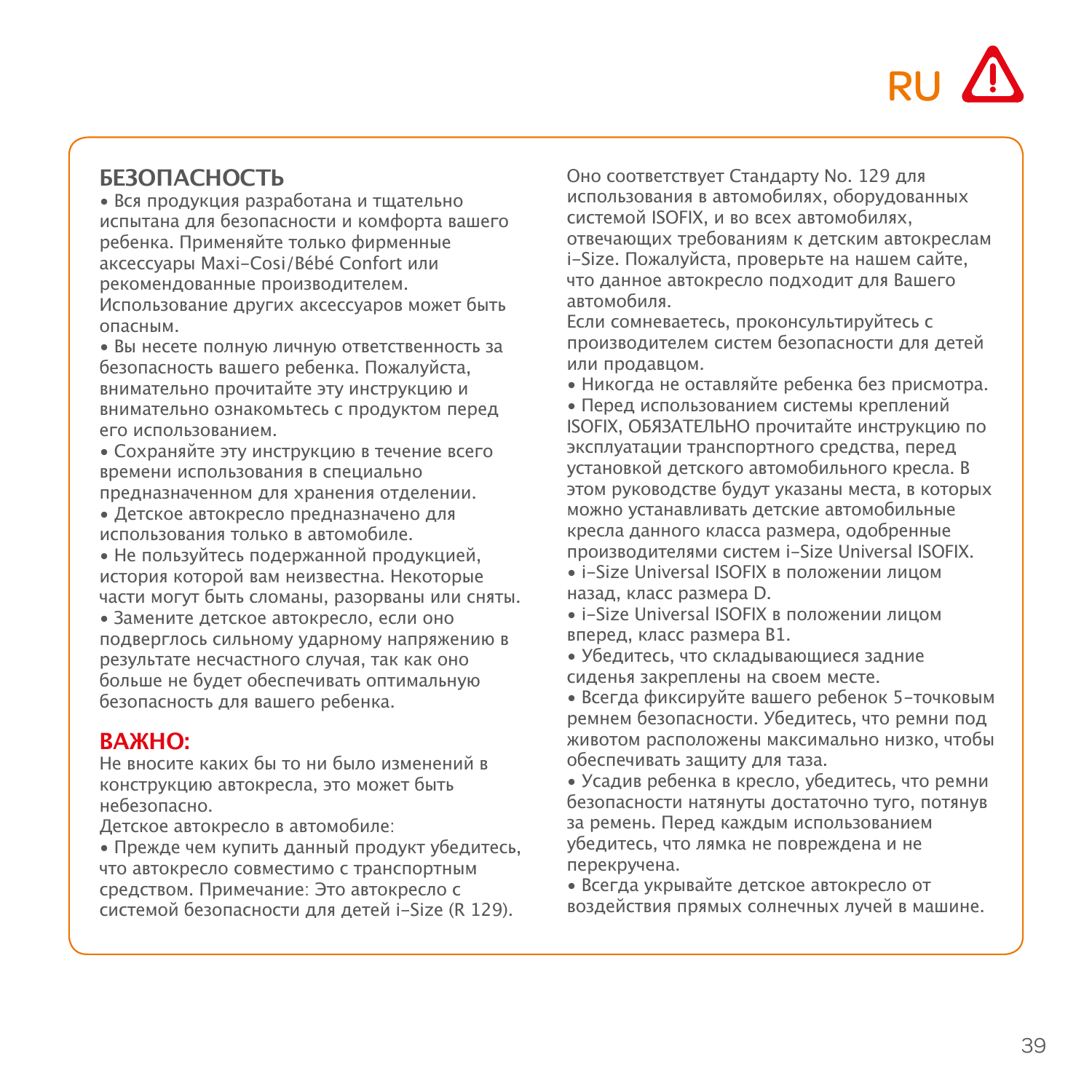RU ⚠

## БЕЗОПАСНОСТЬ

- Вся продукция разработана и тщательно испытана для безопасности и комфорта вашего ребенка. Применяйте только фирменные аксессуары Maxi-Cosi/Bébé Confort или рекомендованные производителем. Использование других аксессуаров может быть опасным.
- Вы несете полную личную ответственность за безопасность вашего ребенка. Пожалуйста, внимательно прочитайте эту инструкцию и внимательно ознакомьтесь с продуктом перед его использованием.
- Сохраняйте эту инструкцию в течение всего времени использования в специально предназначенном для хранения отделении.
- Детское автокресло предназначено для использования только в автомобиле.
- Не пользуйтесь подержанной продукцией, история которой вам неизвестна. Некоторые части могут быть сломаны, разорваны или сняты.
- Замените детское автокресло, если оно подверглось сильному ударному напряжению в результате несчастного случая, так как оно больше не будет обеспечивать оптимальную безопасность для вашего ребенка.

## ВАЖНО:

Не вносите каких бы то ни было изменений в конструкцию автокресла, это может быть небезопасно.

Детское автокресло в автомобиле:

- Прежде чем купить данный продукт убедитесь, что автокресло совместимо с транспортным средством. Примечание: Это автокресло с системой безопасности для детей i-Size (R 129). Оно соответствует Стандарту No. 129 для использования в автомобилях, оборудованных системой ISOFIX, и во всех автомобилях, отвечающих требованиям к детским автокреслам i-Size. Пожалуйста, проверьте на нашем сайте, что данное автокресло подходит для Вашего автомобиля.
Если сомневаетесь, проконсультируйтесь с производителем систем безопасности для детей или продавцом.
- Никогда не оставляйте ребенка без присмотра.
- Перед использованием системы креплений ISOFIX, ОБЯЗАТЕЛЬНО прочитайте инструкцию по эксплуатации транспортного средства, перед установкой детского автомобильного кресла. В этом руководстве будут указаны места, в которых можно устанавливать детские автомобильные кресла данного класса размера, одобренные производителями систем i-Size Universal ISOFIX.
- i-Size Universal ISOFIX в положении лицом назад, класс размера D.
- i-Size Universal ISOFIX в положении лицом вперед, класс размера B1.
- Убедитесь, что складывающиеся задние сиденья закреплены на своем месте.
- Всегда фиксируйте вашего ребенок 5-точковым ремнем безопасности. Убедитесь, что ремни под животом расположены максимально низко, чтобы обеспечивать защиту для таза.
- Усадив ребенка в кресло, убедитесь, что ремни безопасности натянуты достаточно туго, потянув за ремень. Перед каждым использованием убедитесь, что лямка не повреждена и не перекручена.
- Всегда укрывайте детское автокресло от воздействия прямых солнечных лучей в машине.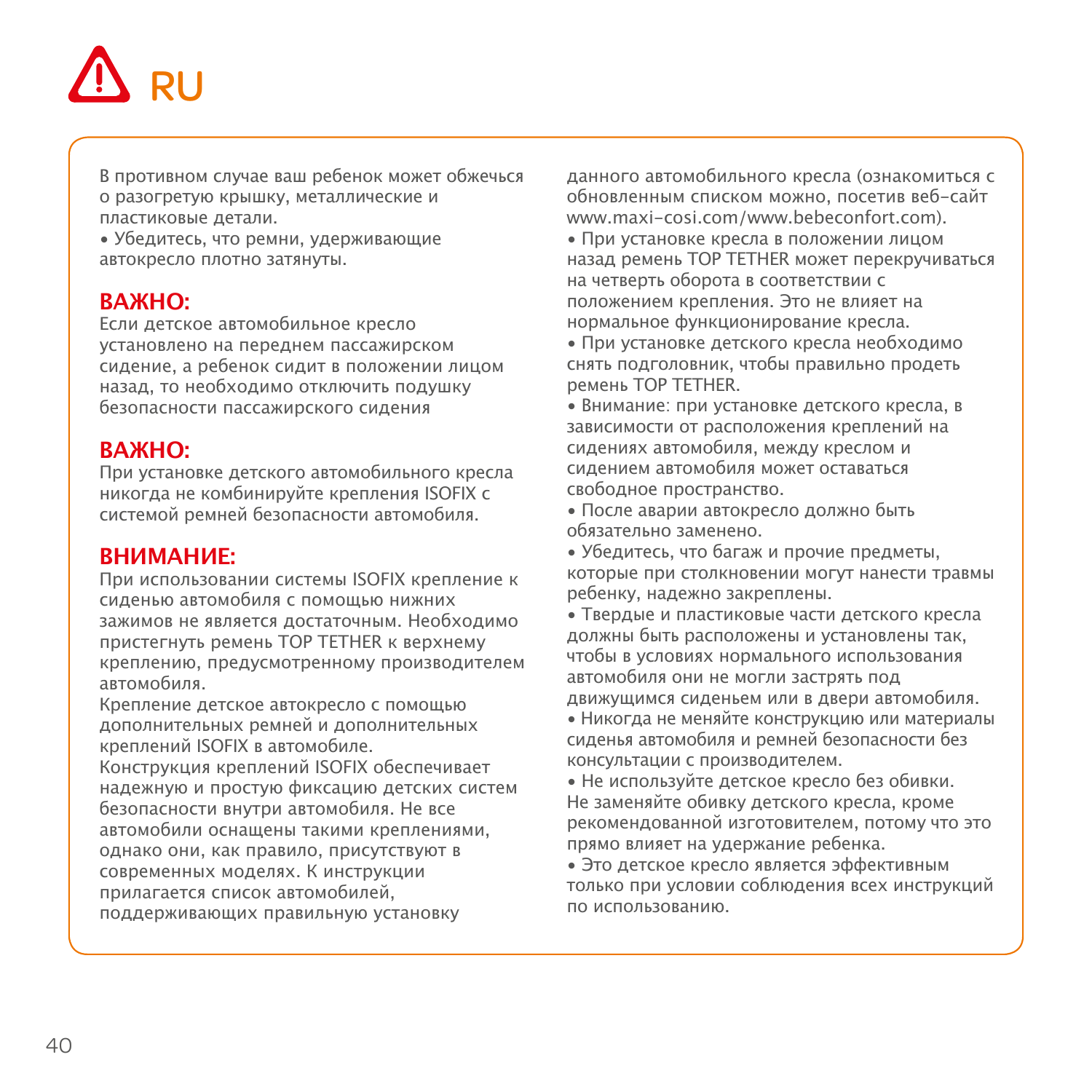# RU

В противном случае ваш ребенок может обжечься о разогретую крышку, металлические и пластиковые детали.

• Убедитесь, что ремни, удерживающие автокресло плотно затянуты.

**ВАЖНО:**
Если детское автомобильное кресло установлено на переднем пассажирском сидение, а ребенок сидит в положении лицом назад, то необходимо отключить подушку безопасности пассажирского сидения

**ВАЖНО:**
При установке детского автомобильного кресла никогда не комбинируйте крепления ISOFIX с системой ремней безопасности автомобиля.

**ВНИМАНИЕ:**
При использовании системы ISOFIX крепление к сиденью автомобиля с помощью нижних зажимов не является достаточным. Необходимо пристегнуть ремень TOP TETHER к верхнему креплению, предусмотренному производителем автомобиля.

Крепление детское автокресло с помощью дополнительных ремней и дополнительных креплений ISOFIX в автомобиле.

Конструкция креплений ISOFIX обеспечивает надежную и простую фиксацию детских систем безопасности внутри автомобиля. Не все автомобили оснащены такими креплениями, однако они, как правило, присутствуют в современных моделях. К инструкции прилагается список автомобилей, поддерживающих правильную установку данного автомобильного кресла (ознакомиться с обновленным списком можно, посетив веб-сайт www.maxi-cosi.com/www.bebeconfort.com).

• При установке кресла в положении лицом назад ремень TOP TETHER может перекручиваться на четверть оборота в соответствии с положением крепления. Это не влияет на нормальное функционирование кресла.

• При установке детского кресла необходимо снять подголовник, чтобы правильно продеть ремень TOP TETHER.

• Внимание: при установке детского кресла, в зависимости от расположения креплений на сидениях автомобиля, между креслом и сидением автомобиля может оставаться свободное пространство.

• После аварии автокресло должно быть обязательно заменено.

• Убедитесь, что багаж и прочие предметы, которые при столкновении могут нанести травмы ребенку, надежно закреплены.

• Твердые и пластиковые части детского кресла должны быть расположены и установлены так, чтобы в условиях нормального использования автомобиля они не могли застрять под движущимся сиденьем или в двери автомобиля.

• Никогда не меняйте конструкцию или материалы сиденья автомобиля и ремней безопасности без консультации с производителем.

• Не используйте детское кресло без обивки. Не заменяйте обивку детского кресла, кроме рекомендованной изготовителем, потому что это прямо влияет на удержание ребенка.

• Это детское кресло является эффективным только при условии соблюдения всех инструкций по использованию.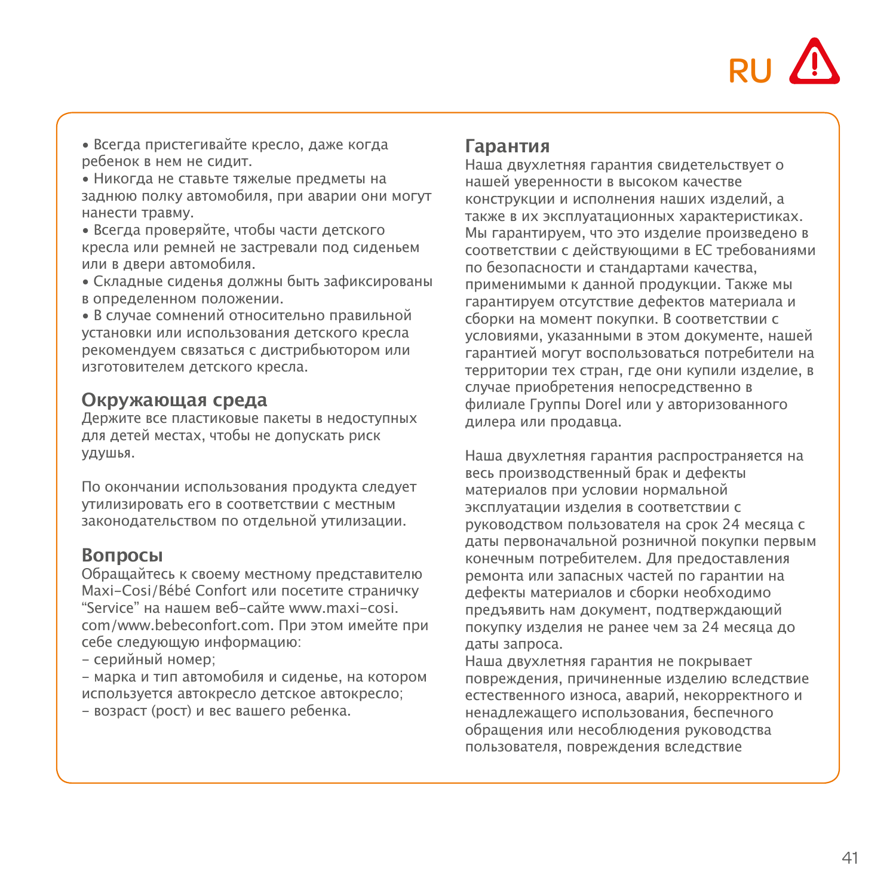- Всегда пристегивайте кресло, даже когда ребенок в нем не сидит.
- Никогда не ставьте тяжелые предметы на заднюю полку автомобиля, при аварии они могут нанести травму.
- Всегда проверяйте, чтобы части детского кресла или ремней не застревали под сиденьем или в двери автомобиля.
- Складные сиденья должны быть зафиксированы в определенном положении.
- В случае сомнений относительно правильной установки или использования детского кресла рекомендуем связаться с дистрибьютором или изготовителем детского кресла.

## Окружающая среда

Держите все пластиковые пакеты в недоступных для детей местах, чтобы не допускать риск удушья.

По окончании использования продукта следует утилизировать его в соответствии с местным законодательством по отдельной утилизации.

## Вопросы

Обращайтесь к своему местному представителю Maxi-Cosi/Bébé Confort или посетите страничку "Service" на нашем веб-сайте www.maxi-cosi.com/www.bebeconfort.com. При этом имейте при себе следующую информацию:

- серийный номер;
- марка и тип автомобиля и сиденье, на котором используется автокресло детское автокресло;
- возраст (рост) и вес вашего ребенка.

## Гарантия

Наша двухлетняя гарантия свидетельствует о нашей уверенности в высоком качестве конструкции и исполнения наших изделий, а также в их эксплуатационных характеристиках. Мы гарантируем, что это изделие произведено в соответствии с действующими в ЕС требованиями по безопасности и стандартами качества, применимыми к данной продукции. Также мы гарантируем отсутствие дефектов материала и сборки на момент покупки. В соответствии с условиями, указанными в этом документе, нашей гарантией могут воспользоваться потребители на территории тех стран, где они купили изделие, в случае приобретения непосредственно в филиале Группы Dorel или у авторизованного дилера или продавца.

Наша двухлетняя гарантия распространяется на весь производственный брак и дефекты материалов при условии нормальной эксплуатации изделия в соответствии с руководством пользователя на срок 24 месяца с даты первоначальной розничной покупки первым конечным потребителем. Для предоставления ремонта или запасных частей по гарантии на дефекты материалов и сборки необходимо предъявить нам документ, подтверждающий покупку изделия не ранее чем за 24 месяца до даты запроса.

Наша двухлетняя гарантия не покрывает повреждения, причиненные изделию вследствие естественного износа, аварий, некорректного и ненадлежащего использования, беспечного обращения или несоблюдения руководства пользователя, повреждения вследствие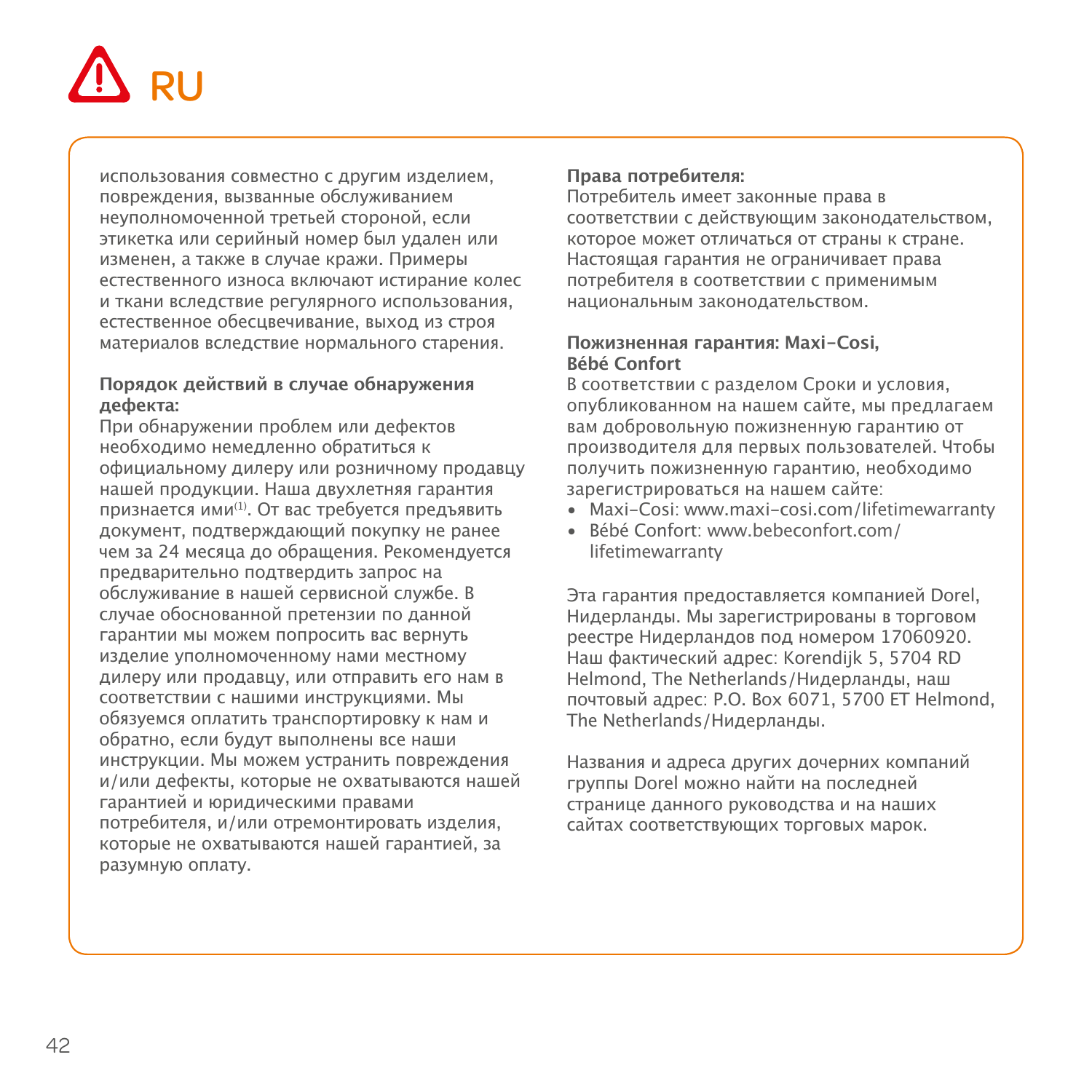# RU

использования совместно с другим изделием, повреждения, вызванные обслуживанием неуполномоченной третьей стороной, если этикетка или серийный номер был удален или изменен, а также в случае кражи. Примеры естественного износа включают истирание колес и ткани вследствие регулярного использования, естественное обесцвечивание, выход из строя материалов вследствие нормального старения.

**Порядок действий в случае обнаружения дефекта:**
При обнаружении проблем или дефектов необходимо немедленно обратиться к официальному дилеру или розничному продавцу нашей продукции. Наша двухлетняя гарантия признается ими[1]. От вас требуется предъявить документ, подтверждающий покупку не ранее чем за 24 месяца до обращения. Рекомендуется предварительно подтвердить запрос на обслуживание в нашей сервисной службе. В случае обоснованной претензии по данной гарантии мы можем попросить вас вернуть изделие уполномоченному нами местному дилеру или продавцу, или отправить его нам в соответствии с нашими инструкциями. Мы обязуемся оплатить транспортировку к нам и обратно, если будут выполнены все наши инструкции. Мы можем устранить повреждения и/или дефекты, которые не охватываются нашей гарантией и юридическими правами потребителя, и/или отремонтировать изделия, которые не охватываются нашей гарантией, за разумную оплату.

**Права потребителя:**
Потребитель имеет законные права в соответствии с действующим законодательством, которое может отличаться от страны к стране. Настоящая гарантия не ограничивает права потребителя в соответствии с применимым национальным законодательством.

**Пожизненная гарантия: Maxi-Cosi, Bébé Confort**
В соответствии с разделом Сроки и условия, опубликованном на нашем сайте, мы предлагаем вам добровольную пожизненную гарантию от производителя для первых пользователей. Чтобы получить пожизненную гарантию, необходимо зарегистрироваться на нашем сайте:

- Maxi-Cosi: www.maxi-cosi.com/lifetimewarranty
- Bébé Confort: www.bebeconfort.com/lifetimewarranty

Эта гарантия предоставляется компанией Dorel, Нидерланды. Мы зарегистрированы в торговом реестре Нидерландов под номером 17060920. Наш фактический адрес: Korendijk 5, 5704 RD Helmond, The Netherlands/Нидерланды, наш почтовый адрес: P.O. Box 6071, 5700 ET Helmond, The Netherlands/Нидерланды.

Названия и адреса других дочерних компаний группы Dorel можно найти на последней странице данного руководства и на наших сайтах соответствующих торговых марок.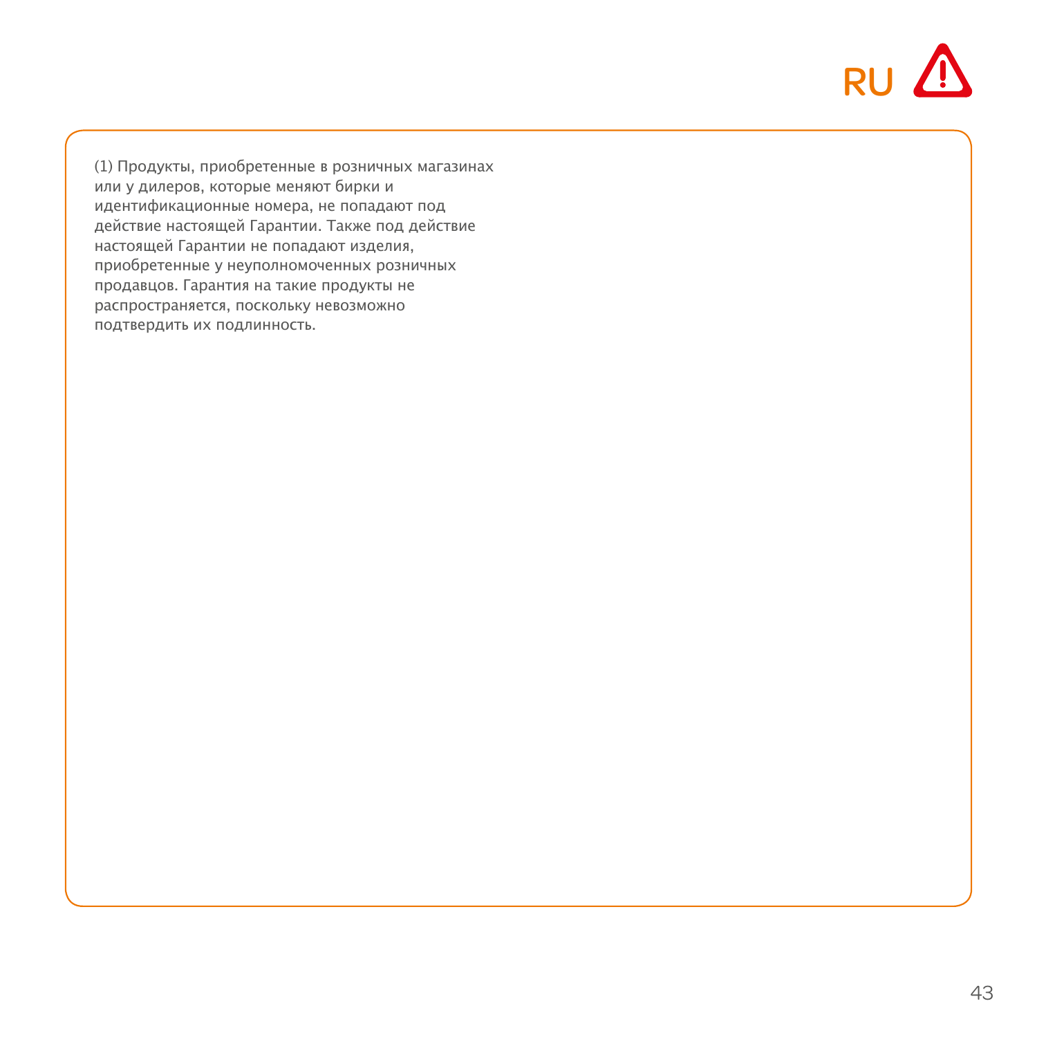(1) Продукты, приобретенные в розничных магазинах или у дилеров, которые меняют бирки и идентификационные номера, не попадают под действие настоящей Гарантии. Также под действие настоящей Гарантии не попадают изделия, приобретенные у неуполномоченных розничных продавцов. Гарантия на такие продукты не распространяется, поскольку невозможно подтвердить их подлинность.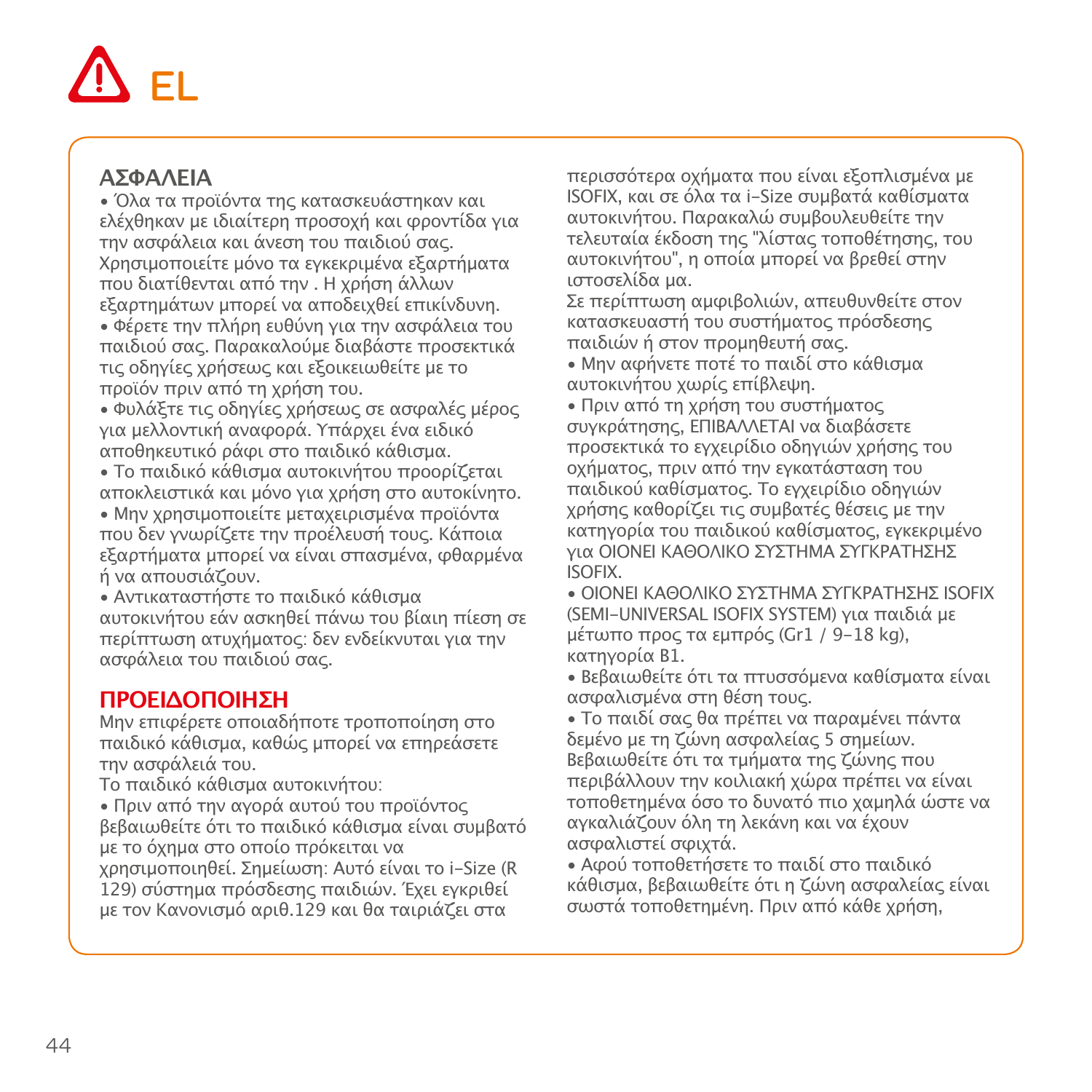# EL

## ΑΣΦΑΛΕΙΑ

• Όλα τα προϊόντα της κατασκευάστηκαν και ελέχθηκαν με ιδιαίτερη προσοχή και φροντίδα για την ασφάλεια και άνεση του παιδιού σας. Χρησιμοποιείτε μόνο τα εγκεκριμένα εξαρτήματα που διατίθενται από την . Η χρήση άλλων εξαρτημάτων μπορεί να αποδειχθεί επικίνδυνη.

• Φέρετε την πλήρη ευθύνη για την ασφάλεια του παιδιού σας. Παρακαλούμε διαβάστε προσεκτικά τις οδηγίες χρήσεως και εξοικειωθείτε με το προϊόν πριν από τη χρήση του.

• Φυλάξτε τις οδηγίες χρήσεως σε ασφαλές μέρος για μελλοντική αναφορά. Υπάρχει ένα ειδικό αποθηκευτικό ράφι στο παιδικό κάθισμα.

• Το παιδικό κάθισμα αυτοκινήτου προορίζεται αποκλειστικά και μόνο για χρήση στο αυτοκίνητο.

• Μην χρησιμοποιείτε μεταχειρισμένα προϊόντα που δεν γνωρίζετε την προέλευσή τους. Κάποια εξαρτήματα μπορεί να είναι σπασμένα, φθαρμένα ή να απουσιάζουν.

• Αντικαταστήστε το παιδικό κάθισμα αυτοκινήτου εάν ασκηθεί πάνω του βίαιη πίεση σε περίπτωση ατυχήματος: δεν ενδείκνυται για την ασφάλεια του παιδιού σας.

## ΠΡΟΕΙΔΟΠΟΙΗΣΗ

Μην επιφέρετε οποιαδήποτε τροποποίηση στο παιδικό κάθισμα, καθώς μπορεί να επηρεάσετε την ασφάλειά του.

Το παιδικό κάθισμα αυτοκινήτου:

• Πριν από την αγορά αυτού του προϊόντος βεβαιωθείτε ότι το παιδικό κάθισμα είναι συμβατό με το όχημα στο οποίο πρόκειται να χρησιμοποιηθεί. Σημείωση: Αυτό είναι το i-Size (R 129) σύστημα πρόσδεσης παιδιών. Έχει εγκριθεί με τον Κανονισμό αριθ.129 και θα ταιριάζει στα περισσότερα οχήματα που είναι εξοπλισμένα με ISOFIX, και σε όλα τα i-Size συμβατά καθίσματα αυτοκινήτου. Παρακαλώ συμβουλευθείτε την τελευταία έκδοση της "λίστας τοποθέτησης, του αυτοκινήτου", η οποία μπορεί να βρεθεί στην ιστοσελίδα μα.

Σε περίπτωση αμφιβολιών, απευθυνθείτε στον κατασκευαστή του συστήματος πρόσδεσης παιδιών ή στον προμηθευτή σας.

• Μην αφήνετε ποτέ το παιδί στο κάθισμα αυτοκινήτου χωρίς επίβλεψη.

• Πριν από τη χρήση του συστήματος συγκράτησης, ΕΠΙΒΑΛΛΕΤΑΙ να διαβάσετε προσεκτικά το εγχειρίδιο οδηγιών χρήσης του οχήματος, πριν από την εγκατάσταση του παιδικού καθίσματος. Το εγχειρίδιο οδηγιών χρήσης καθορίζει τις συμβατές θέσεις με την κατηγορία του παιδικού καθίσματος, εγκεκριμένο για ΟΙΟΝΕΙ ΚΑΘΟΛΙΚΟ ΣΥΣΤΗΜΑ ΣΥΓΚΡΑΤΗΣΗΣ ISOFIX.

• ΟΙΟΝΕΙ ΚΑΘΟΛΙΚΟ ΣΥΣΤΗΜΑ ΣΥΓΚΡΑΤΗΣΗΣ ISOFIX (SEMI-UNIVERSAL ISOFIX SYSTEM) για παιδιά με μέτωπο προς τα εμπρός (Gr1 / 9-18 kg), κατηγορία B1.

• Βεβαιωθείτε ότι τα πτυσσόμενα καθίσματα είναι ασφαλισμένα στη θέση τους.

• Το παιδί σας θα πρέπει να παραμένει πάντα δεμένο με τη ζώνη ασφαλείας 5 σημείων. Βεβαιωθείτε ότι τα τμήματα της ζώνης που περιβάλλουν την κοιλιακή χώρα πρέπει να είναι τοποθετημένα όσο το δυνατό πιο χαμηλά ώστε να αγκαλιάζουν όλη τη λεκάνη και να έχουν ασφαλιστεί σφιχτά.

• Αφού τοποθετήσετε το παιδί στο παιδικό κάθισμα, βεβαιωθείτε ότι η ζώνη ασφαλείας είναι σωστά τοποθετημένη. Πριν από κάθε χρήση,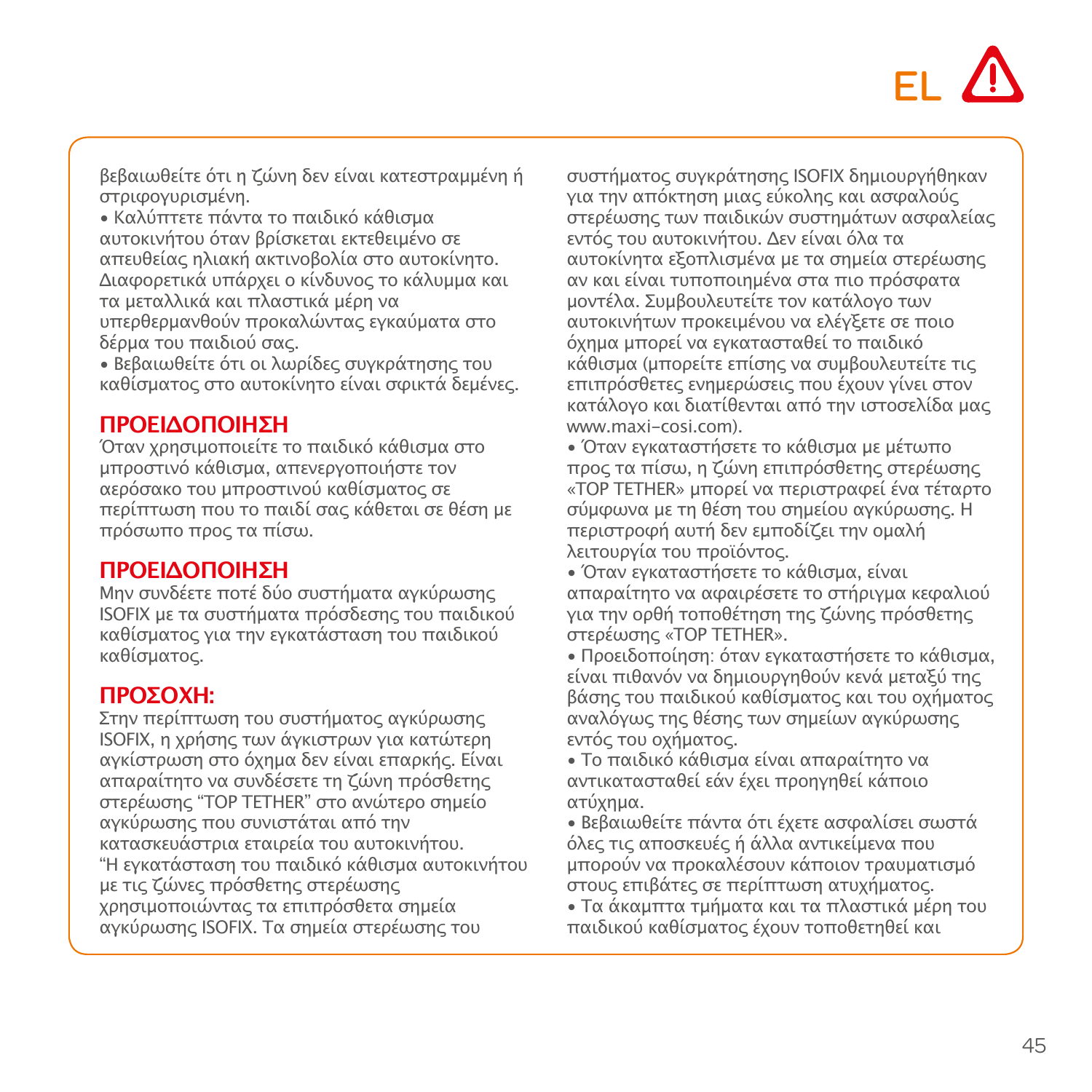βεβαιωθείτε ότι η ζώνη δεν είναι κατεστραμμένη ή στριφογυρισμένη.

• Καλύπτετε πάντα το παιδικό κάθισμα αυτοκινήτου όταν βρίσκεται εκτεθειμένο σε απευθείας ηλιακή ακτινοβολία στο αυτοκίνητο. Διαφορετικά υπάρχει ο κίνδυνος το κάλυμμα και τα μεταλλικά και πλαστικά μέρη να υπερθερμανθούν προκαλώντας εγκαύματα στο δέρμα του παιδιού σας.

• Βεβαιωθείτε ότι οι λωρίδες συγκράτησης του καθίσματος στο αυτοκίνητο είναι σφικτά δεμένες.

## ΠΡΟΕΙΔΟΠΟΙΗΣΗ

Όταν χρησιμοποιείτε το παιδικό κάθισμα στο μπροστινό κάθισμα, απενεργοποιήστε τον αερόσακο του μπροστινού καθίσματος σε περίπτωση που το παιδί σας κάθεται σε θέση με πρόσωπο προς τα πίσω.

## ΠΡΟΕΙΔΟΠΟΙΗΣΗ

Μην συνδέετε ποτέ δύο συστήματα αγκύρωσης ISOFIX με τα συστήματα πρόσδεσης του παιδικού καθίσματος για την εγκατάσταση του παιδικού καθίσματος.

## ΠΡΟΣΟΧΗ:

Στην περίπτωση του συστήματος αγκύρωσης ISOFIX, η χρήσης των άγκιστρων για κατώτερη αγκίστρωση στο όχημα δεν είναι επαρκής. Είναι απαραίτητο να συνδέσετε τη ζώνη πρόσθετης στερέωσης “TOP TETHER” στο ανώτερο σημείο αγκύρωσης που συνιστάται από την κατασκευάστρια εταιρεία του αυτοκινήτου.

“Η εγκατάσταση του παιδικό κάθισμα αυτοκινήτου με τις ζώνες πρόσθετης στερέωσης χρησιμοποιώντας τα επιπρόσθετα σημεία αγκύρωσης ISOFIX. Τα σημεία στερέωσης του συστήματος συγκράτησης ISOFIX δημιουργήθηκαν για την απόκτηση μιας εύκολης και ασφαλούς στερέωσης των παιδικών συστημάτων ασφαλείας εντός του αυτοκινήτου. Δεν είναι όλα τα αυτοκίνητα εξοπλισμένα με τα σημεία στερέωσης αν και είναι τυποποιημένα στα πιο πρόσφατα μοντέλα. Συμβουλευτείτε τον κατάλογο των αυτοκινήτων προκειμένου να ελέγξετε σε ποιο όχημα μπορεί να εγκατασταθεί το παιδικό κάθισμα (μπορείτε επίσης να συμβουλευτείτε τις επιπρόσθετες ενημερώσεις που έχουν γίνει στον κατάλογο και διατίθενται από την ιστοσελίδα μας www.maxi-cosi.com).

• Όταν εγκαταστήσετε το κάθισμα με μέτωπο προς τα πίσω, η ζώνη επιπρόσθετης στερέωσης «TOP TETHER» μπορεί να περιστραφεί ένα τέταρτο σύμφωνα με τη θέση του σημείου αγκύρωσης. Η περιστροφή αυτή δεν εμποδίζει την ομαλή λειτουργία του προϊόντος.

• Όταν εγκαταστήσετε το κάθισμα, είναι απαραίτητο να αφαιρέσετε το στήριγμα κεφαλιού για την ορθή τοποθέτηση της ζώνης πρόσθετης στερέωσης «TOP TETHER».

• Προειδοποίηση: όταν εγκαταστήσετε το κάθισμα, είναι πιθανόν να δημιουργηθούν κενά μεταξύ της βάσης του παιδικού καθίσματος και του οχήματος αναλόγως της θέσης των σημείων αγκύρωσης εντός του οχήματος.

• Το παιδικό κάθισμα είναι απαραίτητο να αντικατασταθεί εάν έχει προηγηθεί κάποιο ατύχημα.

• Βεβαιωθείτε πάντα ότι έχετε ασφαλίσει σωστά όλες τις αποσκευές ή άλλα αντικείμενα που μπορούν να προκαλέσουν κάποιον τραυματισμό στους επιβάτες σε περίπτωση ατυχήματος.

• Τα άκαμπτα τμήματα και τα πλαστικά μέρη του παιδικού καθίσματος έχουν τοποθετηθεί και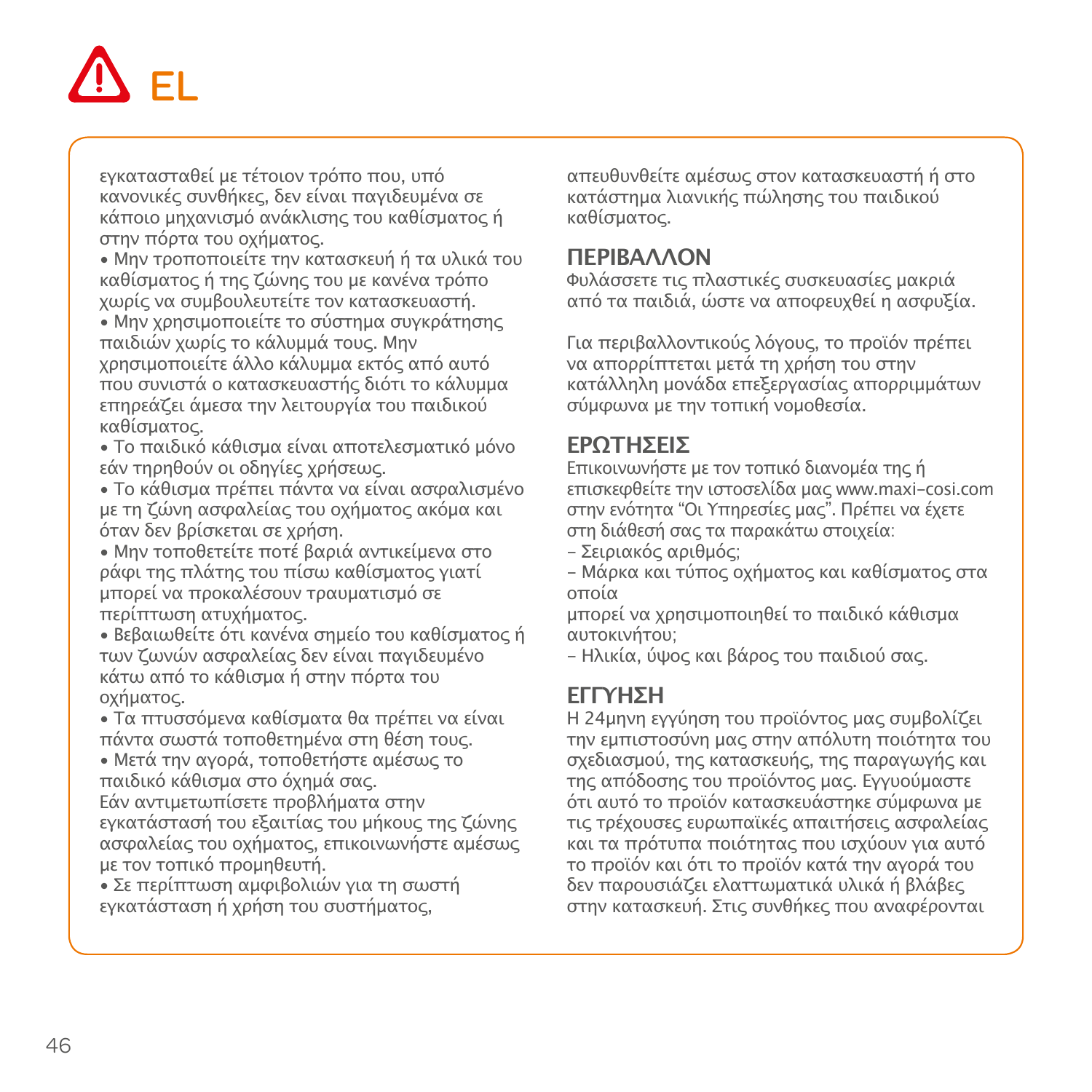# EL

εγκατασταθεί με τέτοιον τρόπο που, υπό κανονικές συνθήκες, δεν είναι παγιδευμένα σε κάποιο μηχανισμό ανάκλισης του καθίσματος ή στην πόρτα του οχήματος.

- Μην τροποποιείτε την κατασκευή ή τα υλικά του καθίσματος ή της ζώνης του με κανένα τρόπο χωρίς να συμβουλευτείτε τον κατασκευαστή.
- Μην χρησιμοποιείτε το σύστημα συγκράτησης παιδιών χωρίς το κάλυμμά τους. Μην χρησιμοποιείτε άλλο κάλυμμα εκτός από αυτό που συνιστά ο κατασκευαστής διότι το κάλυμμα επηρεάζει άμεσα την λειτουργία του παιδικού καθίσματος.
- Το παιδικό κάθισμα είναι αποτελεσματικό μόνο εάν τηρηθούν οι οδηγίες χρήσεως.
- Το κάθισμα πρέπει πάντα να είναι ασφαλισμένο με τη ζώνη ασφαλείας του οχήματος ακόμα και όταν δεν βρίσκεται σε χρήση.
- Μην τοποθετείτε ποτέ βαριά αντικείμενα στο ράφι της πλάτης του πίσω καθίσματος γιατί μπορεί να προκαλέσουν τραυματισμό σε περίπτωση ατυχήματος.
- Βεβαιωθείτε ότι κανένα σημείο του καθίσματος ή των ζωνών ασφαλείας δεν είναι παγιδευμένο κάτω από το κάθισμα ή στην πόρτα του οχήματος.
- Τα πτυσσόμενα καθίσματα θα πρέπει να είναι πάντα σωστά τοποθετημένα στη θέση τους.
- Μετά την αγορά, τοποθετήστε αμέσως το παιδικό κάθισμα στο όχημά σας.

Εάν αντιμετωπίσετε προβλήματα στην εγκατάστασή του εξαιτίας του μήκους της ζώνης ασφαλείας του οχήματος, επικοινωνήστε αμέσως με τον τοπικό προμηθευτή.

- Σε περίπτωση αμφιβολιών για τη σωστή εγκατάσταση ή χρήση του συστήματος, απευθυνθείτε αμέσως στον κατασκευαστή ή στο κατάστημα λιανικής πώλησης του παιδικού καθίσματος.

## ΠΕΡΙΒΑΛΛΟΝ

Φυλάσσετε τις πλαστικές συσκευασίες μακριά από τα παιδιά, ώστε να αποφευχθεί η ασφυξία.

Για περιβαλλοντικούς λόγους, το προϊόν πρέπει να απορρίπτεται μετά τη χρήση του στην κατάλληλη μονάδα επεξεργασίας απορριμμάτων σύμφωνα με την τοπική νομοθεσία.

## ΕΡΩΤΗΣΕΙΣ

Επικοινωνήστε με τον τοπικό διανομέα της ή επισκεφθείτε την ιστοσελίδα μας www.maxi-cosi.com στην ενότητα “Οι Υπηρεσίες μας”. Πρέπει να έχετε στη διάθεσή σας τα παρακάτω στοιχεία:

- Σειριακός αριθμός;
- Μάρκα και τύπος οχήματος και καθίσματος στα οποία
μπορεί να χρησιμοποιηθεί το παιδικό κάθισμα αυτοκινήτου;
- Ηλικία, ύψος και βάρος του παιδιού σας.

## ΕΓΓΥΗΣΗ

Η 24μηνη εγγύηση του προϊόντος μας συμβολίζει την εμπιστοσύνη μας στην απόλυτη ποιότητα του σχεδιασμού, της κατασκευής, της παραγωγής και της απόδοσης του προϊόντος μας. Εγγυούμαστε ότι αυτό το προϊόν κατασκευάστηκε σύμφωνα με τις τρέχουσες ευρωπαϊκές απαιτήσεις ασφαλείας και τα πρότυπα ποιότητας που ισχύουν για αυτό το προϊόν και ότι το προϊόν κατά την αγορά του δεν παρουσιάζει ελαττωματικά υλικά ή βλάβες στην κατασκευή. Στις συνθήκες που αναφέρονται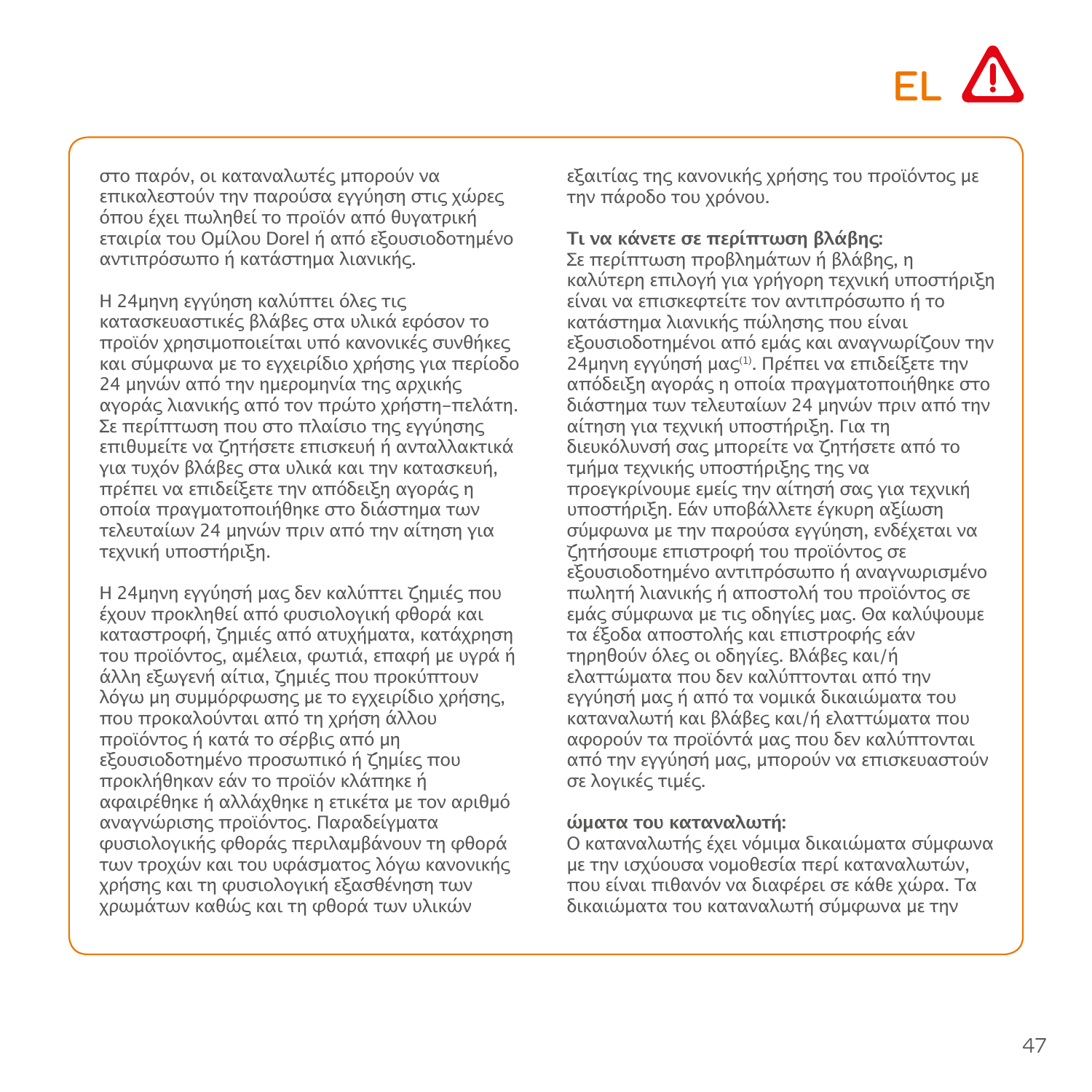στο παρόν, οι καταναλωτές μπορούν να επικαλεστούν την παρούσα εγγύηση στις χώρες όπου έχει πωληθεί το προϊόν από θυγατρική εταιρία του Ομίλου Dorel ή από εξουσιοδοτημένο αντιπρόσωπο ή κατάστημα λιανικής.

Η 24μηνη εγγύηση καλύπτει όλες τις κατασκευαστικές βλάβες στα υλικά εφόσον το προϊόν χρησιμοποιείται υπό κανονικές συνθήκες και σύμφωνα με το εγχειρίδιο χρήσης για περίοδο 24 μηνών από την ημερομηνία της αρχικής αγοράς λιανικής από τον πρώτο χρήστη-πελάτη. Σε περίπτωση που στο πλαίσιο της εγγύησης επιθυμείτε να ζητήσετε επισκευή ή ανταλλακτικά για τυχόν βλάβες στα υλικά και την κατασκευή, πρέπει να επιδείξετε την απόδειξη αγοράς η οποία πραγματοποιήθηκε στο διάστημα των τελευταίων 24 μηνών πριν από την αίτηση για τεχνική υποστήριξη.

Η 24μηνη εγγύησή μας δεν καλύπτει ζημιές που έχουν προκληθεί από φυσιολογική φθορά και καταστροφή, ζημιές από ατυχήματα, κατάχρηση του προϊόντος, αμέλεια, φωτιά, επαφή με υγρά ή άλλη εξωγενή αίτια, ζημιές που προκύπτουν λόγω μη συμμόρφωσης με το εγχειρίδιο χρήσης, που προκαλούνται από τη χρήση άλλου προϊόντος ή κατά το σέρβις από μη εξουσιοδοτημένο προσωπικό ή ζημίες που προκλήθηκαν εάν το προϊόν κλάπηκε ή αφαιρέθηκε ή αλλάχθηκε η ετικέτα με τον αριθμό αναγνώρισης προϊόντος. Παραδείγματα φυσιολογικής φθοράς περιλαμβάνουν τη φθορά των τροχών και του υφάσματος λόγω κανονικής χρήσης και τη φυσιολογική εξασθένηση των χρωμάτων καθώς και τη φθορά των υλικών εξαιτίας της κανονικής χρήσης του προϊόντος με την πάροδο του χρόνου.

**Τι να κάνετε σε περίπτωση βλάβης:**
Σε περίπτωση προβλημάτων ή βλάβης, η καλύτερη επιλογή για γρήγορη τεχνική υποστήριξη είναι να επισκεφτείτε τον αντιπρόσωπο ή το κατάστημα λιανικής πώλησης που είναι εξουσιοδοτημένοι από εμάς και αναγνωρίζουν την 24μηνη εγγύησή μας(1). Πρέπει να επιδείξετε την απόδειξη αγοράς η οποία πραγματοποιήθηκε στο διάστημα των τελευταίων 24 μηνών πριν από την αίτηση για τεχνική υποστήριξη. Για τη διευκόλυνσή σας μπορείτε να ζητήσετε από το τμήμα τεχνικής υποστήριξης της να προεγκρίνουμε εμείς την αίτησή σας για τεχνική υποστήριξη. Εάν υποβάλλετε έγκυρη αξίωση σύμφωνα με την παρούσα εγγύηση, ενδέχεται να ζητήσουμε επιστροφή του προϊόντος σε εξουσιοδοτημένο αντιπρόσωπο ή αναγνωρισμένο πωλητή λιανικής ή αποστολή του προϊόντος σε εμάς σύμφωνα με τις οδηγίες μας. Θα καλύψουμε τα έξοδα αποστολής και επιστροφής εάν τηρηθούν όλες οι οδηγίες. Βλάβες και/ή ελαττώματα που δεν καλύπτονται από την εγγύησή μας ή από τα νομικά δικαιώματα του καταναλωτή και βλάβες και/ή ελαττώματα που αφορούν τα προϊόντά μας που δεν καλύπτονται από την εγγύησή μας, μπορούν να επισκευαστούν σε λογικές τιμές.

**ώματα του καταναλωτή:**
Ο καταναλωτής έχει νόμιμα δικαιώματα σύμφωνα με την ισχύουσα νομοθεσία περί καταναλωτών, που είναι πιθανόν να διαφέρει σε κάθε χώρα. Τα δικαιώματα του καταναλωτή σύμφωνα με την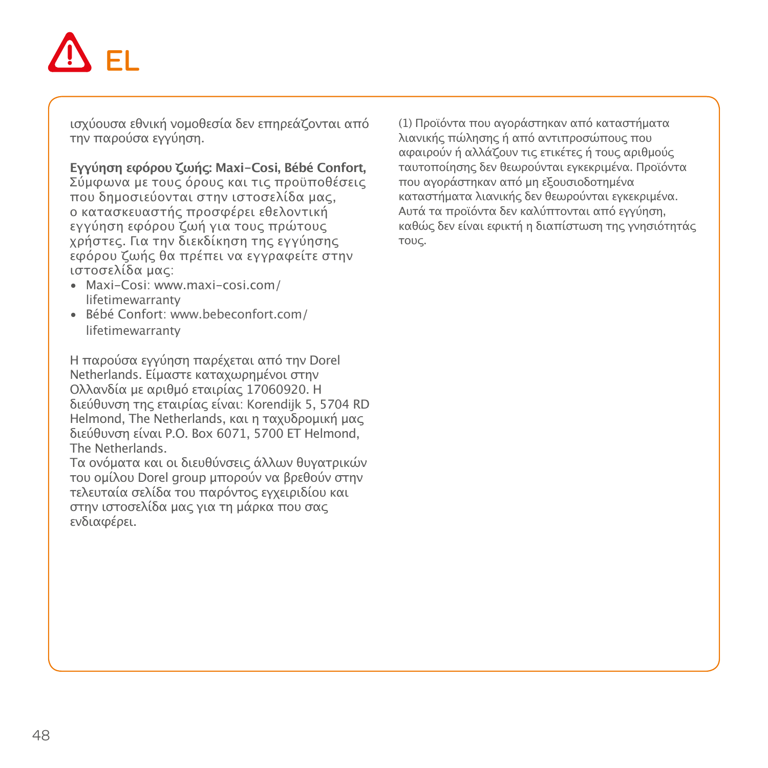# EL

ισχύουσα εθνική νομοθεσία δεν επηρεάζονται από την παρούσα εγγύηση.

**Εγγύηση εφόρου ζωής: Maxi-Cosi, Bébé Confort,** Σύμφωνα με τους όρους και τις προϋποθέσεις που δημοσιεύονται στην ιστοσελίδα μας, ο κατασκευαστής προσφέρει εθελοντική εγγύηση εφόρου ζωή για τους πρώτους χρήστες. Για την διεκδίκηση της εγγύησης εφόρου ζωής θα πρέπει να εγγραφείτε στην ιστοσελίδα μας:

- Maxi-Cosi: www.maxi-cosi.com/lifetimewarranty
- Bébé Confort: www.bebeconfort.com/lifetimewarranty

Η παρούσα εγγύηση παρέχεται από την Dorel Netherlands. Είμαστε καταχωρημένοι στην Ολλανδία με αριθμό εταιρίας 17060920. Η διεύθυνση της εταιρίας είναι: Korendijk 5, 5704 RD Helmond, The Netherlands, και η ταχυδρομική μας διεύθυνση είναι P.O. Box 6071, 5700 ET Helmond, The Netherlands.
Τα ονόματα και οι διευθύνσεις άλλων θυγατρικών του ομίλου Dorel group μπορούν να βρεθούν στην τελευταία σελίδα του παρόντος εγχειριδίου και στην ιστοσελίδα μας για τη μάρκα που σας ενδιαφέρει.

(1) Προϊόντα που αγοράστηκαν από καταστήματα λιανικής πώλησης ή από αντιπροσώπους που αφαιρούν ή αλλάζουν τις ετικέτες ή τους αριθμούς ταυτοποίησης δεν θεωρούνται εγκεκριμένα. Προϊόντα που αγοράστηκαν από μη εξουσιοδοτημένα καταστήματα λιανικής δεν θεωρούνται εγκεκριμένα. Αυτά τα προϊόντα δεν καλύπτονται από εγγύηση, καθώς δεν είναι εφικτή η διαπίστωση της γνησιότητάς τους.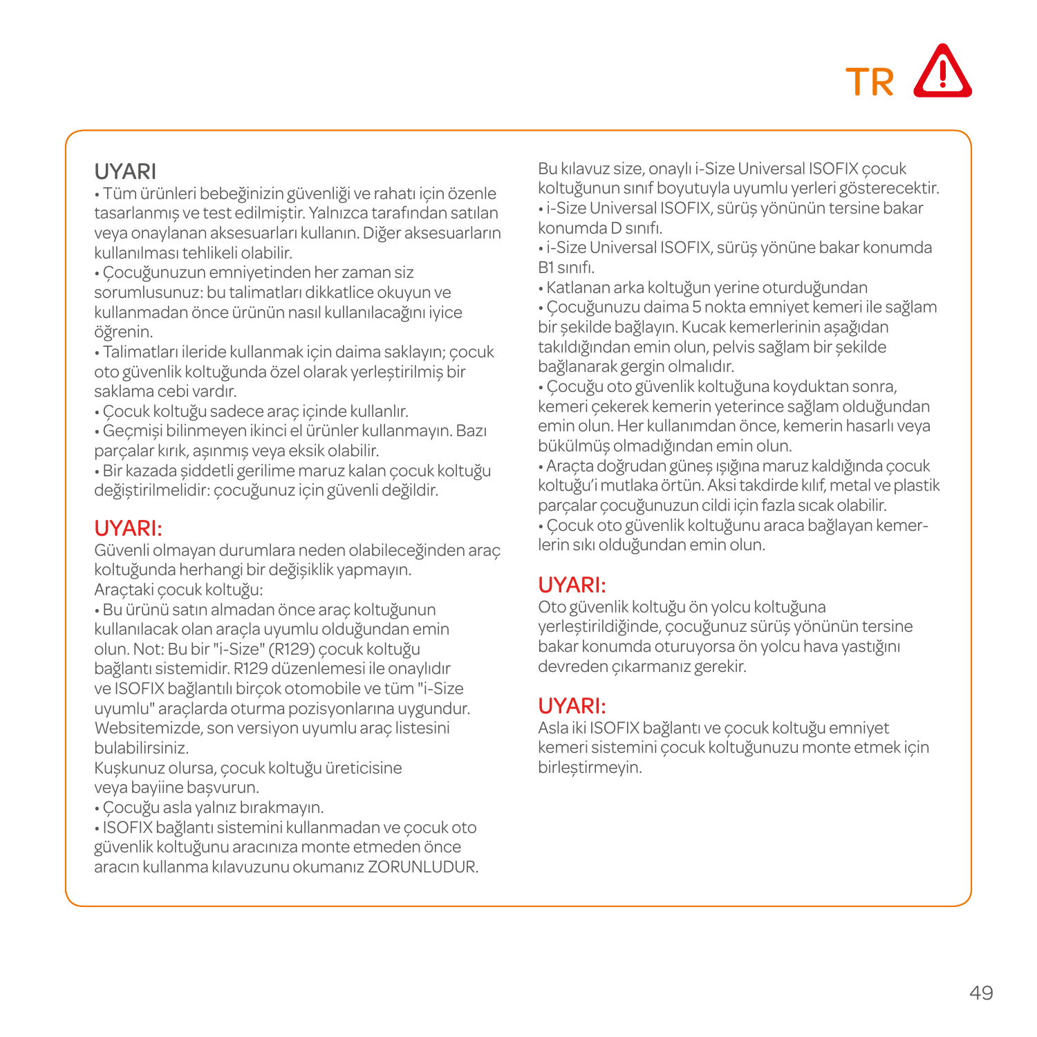# TR

## UYARI

• Tüm ürünleri bebeğinizin güvenliği ve rahatı için özenle tasarlanmış ve test edilmiştir. Yalnızca tarafından satılan veya onaylanan aksesuarları kullanın. Diğer aksesuarların kullanılması tehlikeli olabilir.
• Çocuğunuzun emniyetinden her zaman siz sorumlusunuz: bu talimatları dikkatlice okuyun ve kullanmadan önce ürünün nasıl kullanılacağını iyice öğrenin.
• Talimatları ileride kullanmak için daima saklayın; çocuk oto güvenlik koltuğunda özel olarak yerleştirilmiş bir saklama cebi vardır.
• Çocuk koltuğu sadece araç içinde kullanılır.
• Geçmişi bilinmeyen ikinci el ürünler kullanmayın. Bazı parçalar kırık, aşınmış veya eksik olabilir.
• Bir kazada şiddetli gerilime maruz kalan çocuk koltuğu değiştirilmelidir: çocuğunuz için güvenli değildir.

## UYARI:

Güvenli olmayan durumlara neden olabileceğinden araç koltuğunda herhangi bir değişiklik yapmayın.
Araçtaki çocuk koltuğu:
• Bu ürünü satın almadan önce araç koltuğunun kullanılacak olan araçla uyumlu olduğundan emin olun. Not: Bu bir "i-Size" (R129) çocuk koltuğu bağlantı sistemidir. R129 düzenlemesi ile onaylıdır ve ISOFIX bağlantılı birçok otomobile ve tüm "i-Size uyumlu" araçlarda oturma pozisyonlarına uygundur. Websitemizde, son versiyon uyumlu araç listesini bulabilirsiniz.
Kuşkunuz olursa, çocuk koltuğu üreticisine veya bayiine başvurun.
• Çocuğu asla yalnız bırakmayın.
• ISOFIX bağlantı sistemini kullanmadan ve çocuk oto güvenlik koltuğunu aracınıza monte etmeden önce aracın kullanma kılavuzunu okumanız ZORUNLUDUR.

Bu kılavuz size, onaylı i-Size Universal ISOFIX çocuk koltuğunun sınıf boyutuyla uyumlu yerleri gösterecektir.
• i-Size Universal ISOFIX, sürüş yönünün tersine bakar konumda D sınıfı.
• i-Size Universal ISOFIX, sürüş yönüne bakar konumda B1 sınıfı.
• Katlanan arka koltuğun yerine oturduğundan
• Çocuğunuzu daima 5 nokta emniyet kemeri ile sağlam bir şekilde bağlayın. Kucak kemerlerinin aşağıdan takıldığından emin olun, pelvis sağlam bir şekilde bağlanarak gergin olmalıdır.
• Çocuğu oto güvenlik koltuğuna koyduktan sonra, kemeri çekerek kemerin yeterince sağlam olduğundan emin olun. Her kullanımdan önce, kemerin hasarlı veya bükülmüş olmadığından emin olun.
• Araçta doğrudan güneş ışığına maruz kaldığında çocuk koltuğu'i mutlaka örtün. Aksi takdirde kılıf, metal ve plastik parçalar çocuğunuzun cildi için fazla sıcak olabilir.
• Çocuk oto güvenlik koltuğunu araca bağlayan kemerlerin sıkı olduğundan emin olun.

## UYARI:

Oto güvenlik koltuğu ön yolcu koltuğuna yerleştirildiğinde, çocuğunuz sürüş yönünün tersine bakar konumda oturuyorsa ön yolcu hava yastığını devreden çıkarmanız gerekir.

## UYARI:

Asla iki ISOFIX bağlantı ve çocuk koltuğu emniyet kemeri sistemini çocuk koltuğunuzu monte etmek için birleştirmeyin.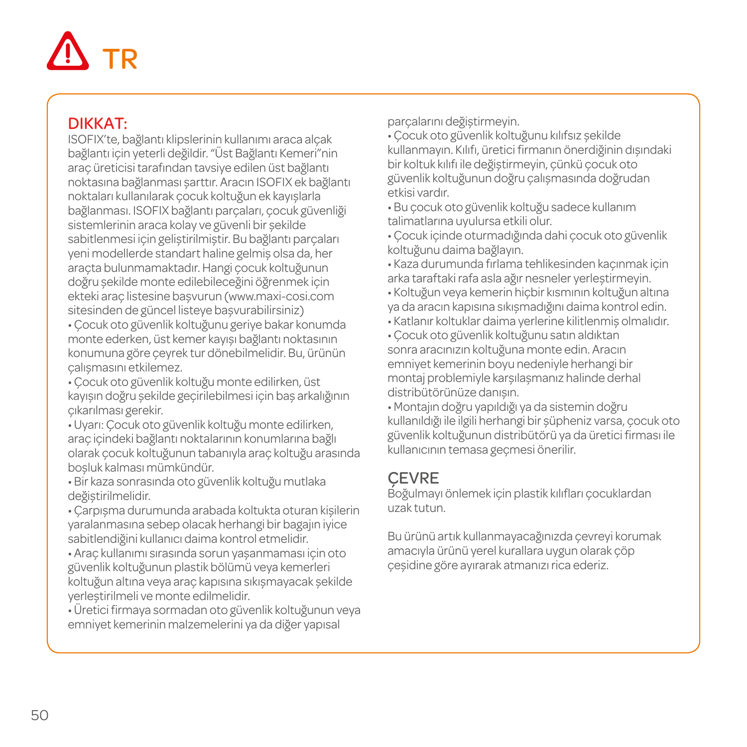# TR

## DIKKAT:

ISOFIX'te, bağlantı klipslerinin kullanımı araca alçak bağlantı için yeterli değildir. "Üst Bağlantı Kemeri"nin araç üreticisi tarafından tavsiye edilen üst bağlantı noktasına bağlanması şarttır. Aracın ISOFIX ek bağlantı noktaları kullanılarak çocuk koltuğun ek kayışlarla bağlanması. ISOFIX bağlantı parçaları, çocuk güvenliği sistemlerinin araca kolay ve güvenli bir şekilde sabitlenmesi için geliştirilmiştir. Bu bağlantı parçaları yeni modellerde standart haline gelmiş olsa da, her araçta bulunmamaktadır. Hangi çocuk koltuğunun doğru şekilde monte edilebileceğini öğrenmek için ekteki araç listesine başvurun (www.maxi-cosi.com sitesinden de güncel listeye başvurabilirsiniz)

- Çocuk oto güvenlik koltuğunu geriye bakar konumda monte ederken, üst kemer kayışı bağlantı noktasının konumuna göre çeyrek tur dönebilmelidir. Bu, ürünün çalışmasını etkilemez.
- Çocuk oto güvenlik koltuğu monte edilirken, üst kayışın doğru şekilde geçirilebilmesi için baş arkalığının çıkarılması gerekir.
- Uyarı: Çocuk oto güvenlik koltuğu monte edilirken, araç içindeki bağlantı noktalarının konumlarına bağlı olarak çocuk koltuğunun tabanıyla araç koltuğu arasında boşluk kalması mümkündür.
- Bir kaza sonrasında oto güvenlik koltuğu mutlaka değiştirilmelidir.
- Çarpışma durumunda arabada koltukta oturan kişilerin yaralanmasına sebep olacak herhangi bir bagajın iyice sabitlendiğini kullanıcı daima kontrol etmelidir.
- Araç kullanımı sırasında sorun yaşanmaması için oto güvenlik koltuğunun plastik bölümü veya kemerleri koltuğun altına veya araç kapısına sıkışmayacak şekilde yerleştirilmeli ve monte edilmelidir.
- Üretici firmaya sormadan oto güvenlik koltuğunun veya emniyet kemerinin malzemelerini ya da diğer yapısal parçalarını değiştirmeyin.
- Çocuk oto güvenlik koltuğunu kılıfsız şekilde kullanmayın. Kılıfı, üretici firmanın önerdiğinin dışındaki bir koltuk kılıfı ile değiştirmeyin, çünkü çocuk oto güvenlik koltuğunun doğru çalışmasında doğrudan etkisi vardır.
- Bu çocuk oto güvenlik koltuğu sadece kullanım talimatlarına uyulursa etkili olur.
- Çocuk içinde oturmadığında dahi çocuk oto güvenlik koltuğunu daima bağlayın.
- Kaza durumunda fırlama tehlikesinden kaçınmak için arka taraftaki rafa asla ağır nesneler yerleştirmeyin.
- Koltuğun veya kemerin hiçbir kısmının koltuğun altına ya da aracın kapısına sıkışmadığını daima kontrol edin.
- Katlanır koltuklar daima yerlerine kilitlenmiş olmalıdır.
- Çocuk oto güvenlik koltuğunu satın aldıktan sonra aracınızın koltuğuna monte edin. Aracın emniyet kemerinin boyu nedeniyle herhangi bir montaj problemiyle karşılaşmanız halinde derhal distribütörünüze danışın.
- Montajın doğru yapıldığı ya da sistemin doğru kullanıldığı ile ilgili herhangi bir şüpheniz varsa, çocuk oto güvenlik koltuğunun distribütörü ya da üretici firması ile kullanıcının temasa geçmesi önerilir.

## ÇEVRE

Boğulmayı önlemek için plastik kılıfları çocuklardan uzak tutun.

Bu ürünü artık kullanmayacağınızda çevreyi korumak amacıyla ürünü yerel kurallara uygun olarak çöp çeşidine göre ayırarak atmanızı rica ederiz.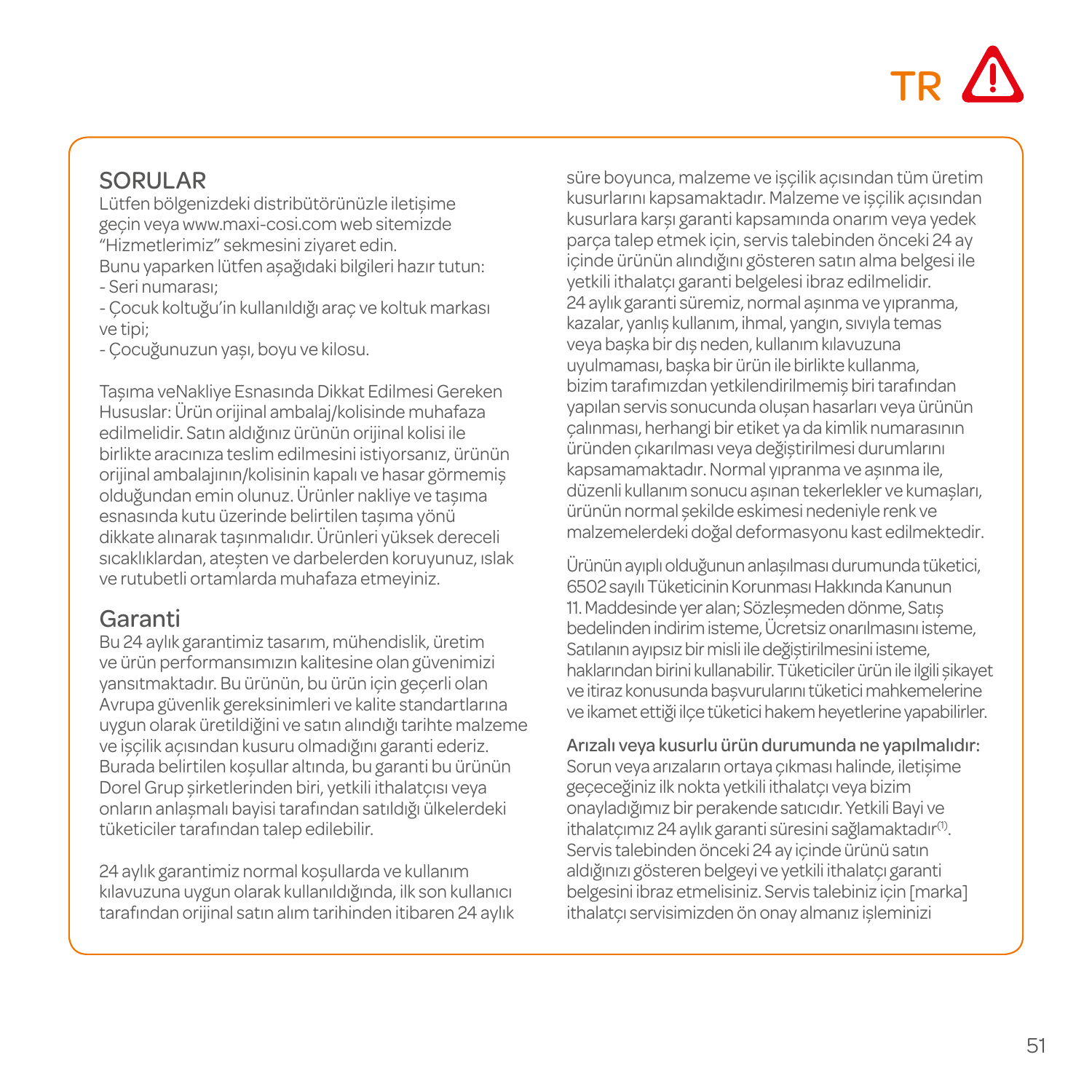## SORULAR

Lütfen bölgenizdeki distribütörünüzle iletişime geçin veya www.maxi-cosi.com web sitemizde “Hizmetlerimiz” sekmesini ziyaret edin.
Bunu yaparken lütfen aşağıdaki bilgileri hazır tutun:
- Seri numarası;
- Çocuk koltuğu’in kullanıldığı araç ve koltuk markası ve tipi;
- Çocuğunuzun yaşı, boyu ve kilosu.

Taşıma veNakliye Esnasında Dikkat Edilmesi Gereken Hususlar: Ürün orijinal ambalaj/kolisinde muhafaza edilmelidir. Satın aldığınız ürünün orijinal kolisi ile birlikte aracınıza teslim edilmesini istiyorsanız, ürünün orijinal ambalajının/kolisinin kapalı ve hasar görmemiş olduğundan emin olunuz. Ürünler nakliye ve taşıma esnasında kutu üzerinde belirtilen taşıma yönü dikkate alınarak taşınmalıdır. Ürünleri yüksek dereceli sıcaklıklardan, ateşten ve darbelerden koruyunuz, ıslak ve rutubetli ortamlarda muhafaza etmeyiniz.

## Garanti

Bu 24 aylık garantimiz tasarım, mühendislik, üretim ve ürün performansımızın kalitesine olan güvenimizi yansıtmaktadır. Bu ürünün, bu ürün için geçerli olan Avrupa güvenlik gereksinimleri ve kalite standartlarına uygun olarak üretildiğini ve satın alındığı tarihte malzeme ve işçilik açısından kusuru olmadığını garanti ederiz. Burada belirtilen koşullar altında, bu garanti bu ürünün Dorel Grup şirketlerinden biri, yetkili ithalatçısı veya onların anlaşmalı bayisi tarafından satıldığı ülkelerdeki tüketiciler tarafından talep edilebilir.

24 aylık garantimiz normal koşullarda ve kullanım kılavuzuna uygun olarak kullanıldığında, ilk son kullanıcı tarafından orijinal satın alım tarihinden itibaren 24 aylık süre boyunca, malzeme ve işçilik açısından tüm üretim kusurlarını kapsamaktadır. Malzeme ve işçilik açısından kusurlara karşı garanti kapsamında onarım veya yedek parça talep etmek için, servis talebinden önceki 24 ay içinde ürünün alındığını gösteren satın alma belgesi ile yetkili ithalatçı garanti belgelesi ibraz edilmelidir.
24 aylık garanti süremiz, normal aşınma ve yıpranma, kazalar, yanlış kullanım, ihmal, yangın, sıvıyla temas veya başka bir dış neden, kullanım kılavuzuna uyulmaması, başka bir ürün ile birlikte kullanma, bizim tarafımızdan yetkilendirilmemiş biri tarafından yapılan servis sonucunda oluşan hasarları veya ürünün çalınması, herhangi bir etiket ya da kimlik numarasının üründen çıkarılması veya değiştirilmesi durumlarını kapsamamaktadır. Normal yıpranma ve aşınma ile, düzenli kullanım sonucu aşınan tekerlekler ve kumaşları, ürünün normal şekilde eskimesi nedeniyle renk ve malzemelerdeki doğal deformasyonu kast edilmektedir.

Ürünün ayıplı olduğunun anlaşılması durumunda tüketici, 6502 sayılı Tüketicinin Korunması Hakkında Kanunun 11. Maddesinde yer alan; Sözleşmeden dönme, Satış bedelinden indirim isteme, Ücretsiz onarılmasını isteme, Satılanın ayıpsız bir misli ile değiştirilmesini isteme, haklarından birini kullanabilir. Tüketiciler ürün ile ilgili şikayet ve itiraz konusunda başvurularını tüketici mahkemelerine ve ikamet ettiği ilçe tüketici hakem heyetlerine yapabilirler.

**Arızalı veya kusurlu ürün durumunda ne yapılmalıdır:**
Sorun veya arızaların ortaya çıkması halinde, iletişime geçeceğiniz ilk nokta yetkili ithalatçı veya bizim onayladığımız bir perakende satıcıdır. Yetkili Bayi ve ithalatçımız 24 aylık garanti süresini sağlamaktadır(1). Servis talebinden önceki 24 ay içinde ürünü satın aldığınızı gösteren belgeyi ve yetkili ithalatçı garanti belgesini ibraz etmelisiniz. Servis talebiniz için [marka] ithalatçı servisimizden ön onay almanız işleminizi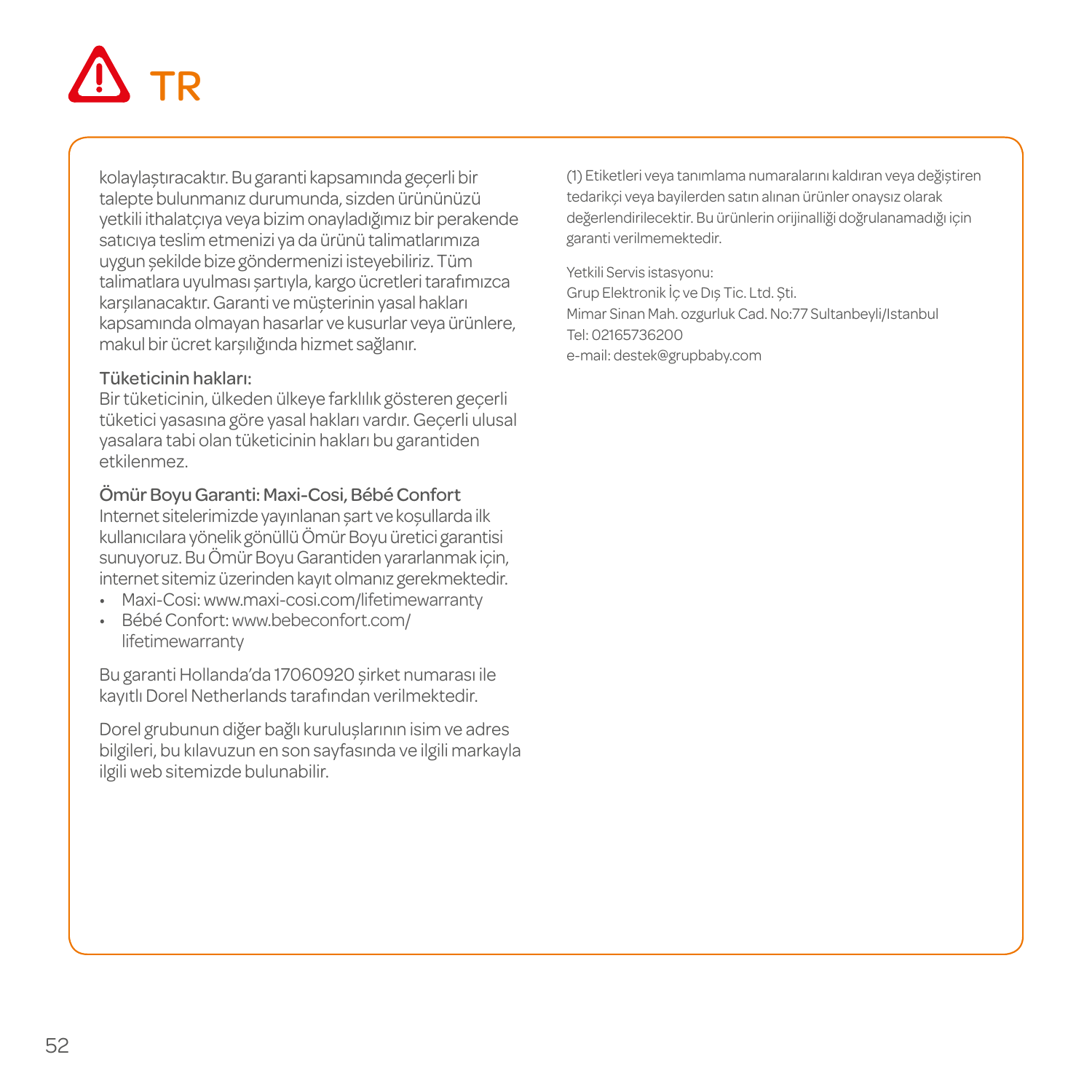# TR

kolaylaştıracaktır. Bu garanti kapsamında geçerli bir talepte bulunmanız durumunda, sizden ürününüzü yetkili ithalatçıya veya bizim onayladığımız bir perakende satıcıya teslim etmenizi ya da ürünü talimatlarımıza uygun şekilde bize göndermenizi isteyebiliriz. Tüm talimatlara uyulması şartıyla, kargo ücretleri tarafımızca karşılanacaktır. Garanti ve müşterinin yasal hakları kapsamında olmayan hasarlar ve kusurlar veya ürünlere, makul bir ücret karşılığında hizmet sağlanır.

**Tüketicinin hakları:**
Bir tüketicinin, ülkeden ülkeye farklılık gösteren geçerli tüketici yasasına göre yasal hakları vardır. Geçerli ulusal yasalara tabi olan tüketicinin hakları bu garantiden etkilenmez.

**Ömür Boyu Garanti: Maxi-Cosi, Bébé Confort**
Internet sitelerimizde yayınlanan şart ve koşullarda ilk kullanıcılara yönelik gönüllü Ömür Boyu üretici garantisi sunuyoruz. Bu Ömür Boyu Garantiden yararlanmak için, internet sitemiz üzerinden kayıt olmanız gerekmektedir.

- Maxi-Cosi: www.maxi-cosi.com/lifetimewarranty
- Bébé Confort: www.bebeconfort.com/lifetimewarranty

Bu garanti Hollanda'da 17060920 şirket numarası ile kayıtlı Dorel Netherlands tarafından verilmektedir.

Dorel grubunun diğer bağlı kuruluşlarının isim ve adres bilgileri, bu kılavuzun en son sayfasında ve ilgili markayla ilgili web sitemizde bulunabilir.

(1) Etiketleri veya tanımlama numaralarını kaldıran veya değiştiren tedarikçi veya bayilerden satın alınan ürünler onaysız olarak değerlendirilecektir. Bu ürünlerin orijinalliği doğrulanamadığı için garanti verilmemektedir.

Yetkili Servis istasyonu:
Grup Elektronik İç ve Dış Tic. Ltd. Şti.
Mimar Sinan Mah. ozgurluk Cad. No:77 Sultanbeyli/Istanbul
Tel: 02165736200
e-mail: destek@grupbaby.com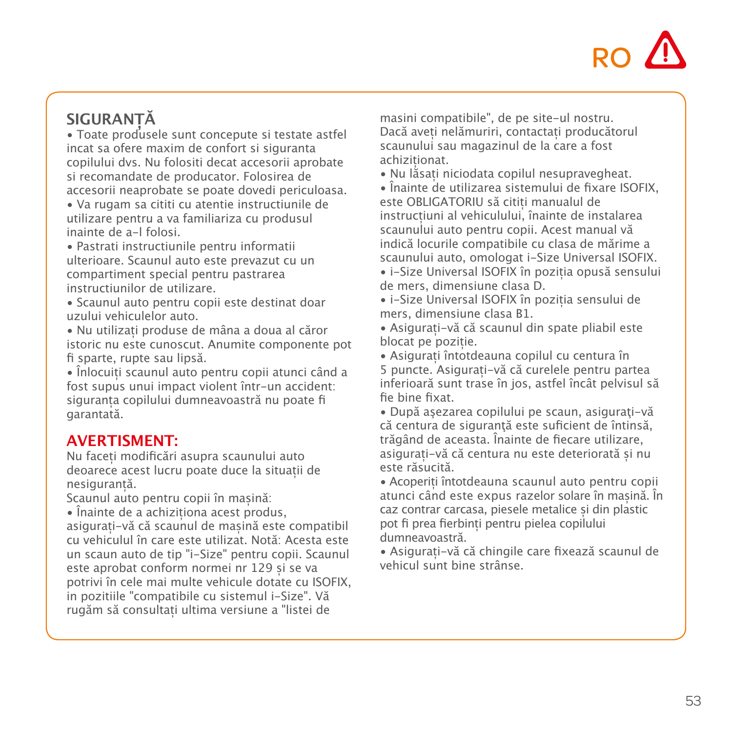RO

## SIGURANȚĂ

- Toate produsele sunt concepute si testate astfel incat sa ofere maxim de confort si siguranta copilului dvs. Nu folositi decat accesorii aprobate si recomandate de producator. Folosirea de accesorii neaprobate se poate dovedi periculoasa.
- Va rugam sa cititi cu atentie instructiunile de utilizare pentru a va familiariza cu produsul inainte de a-l folosi.
- Pastrati instructiunile pentru informatii ulterioare. Scaunul auto este prevazut cu un compartiment special pentru pastrarea instructiunilor de utilizare.
- Scaunul auto pentru copii este destinat doar uzului vehiculelor auto.
- Nu utilizați produse de mâna a doua al căror istoric nu este cunoscut. Anumite componente pot fi sparte, rupte sau lipsă.
- Înlocuiți scaunul auto pentru copii atunci când a fost supus unui impact violent într-un accident: siguranța copilului dumneavoastră nu poate fi garantată.

## AVERTISMENT:

Nu faceți modificări asupra scaunului auto deoarece acest lucru poate duce la situații de nesiguranță.

Scaunul auto pentru copii în mașină:

- Înainte de a achiziționa acest produs, asigurați-vă că scaunul de mașină este compatibil cu vehiculul în care este utilizat. Notă: Acesta este un scaun auto de tip "i-Size" pentru copii. Scaunul este aprobat conform normei nr 129 și se va potrivi în cele mai multe vehicule dotate cu ISOFIX, in pozitiile "compatibile cu sistemul i-Size". Vă rugăm să consultați ultima versiune a "listei de masini compatibile", de pe site-ul nostru. Dacă aveți nelămuriri, contactați producătorul scaunului sau magazinul de la care a fost achiziționat.
- Nu lăsați niciodata copilul nesupravegheat.
- Înainte de utilizarea sistemului de fixare ISOFIX, este OBLIGATORIU să citiți manualul de instrucțiuni al vehiculului, înainte de instalarea scaunului auto pentru copii. Acest manual vă indică locurile compatibile cu clasa de mărime a scaunului auto, omologat i-Size Universal ISOFIX.
- i-Size Universal ISOFIX în poziția opusă sensului de mers, dimensiune clasa D.
- i-Size Universal ISOFIX în poziția sensului de mers, dimensiune clasa B1.
- Asigurați-vă că scaunul din spate pliabil este blocat pe poziție.
- Asigurați întotdeauna copilul cu centura în 5 puncte. Asigurați-vă că curelele pentru partea inferioară sunt trase în jos, astfel încât pelvisul să fie bine fixat.
- După aşezarea copilului pe scaun, asiguraţi-vă că centura de siguranţă este suficient de întinsă, trăgând de aceasta. Înainte de fiecare utilizare, asigurați-vă că centura nu este deteriorată și nu este răsucită.
- Acoperiți întotdeauna scaunul auto pentru copii atunci când este expus razelor solare în mașină. În caz contrar carcasa, piesele metalice și din plastic pot fi prea fierbinți pentru pielea copilului dumneavoastră.
- Asigurați-vă că chingile care fixează scaunul de vehicul sunt bine strânse.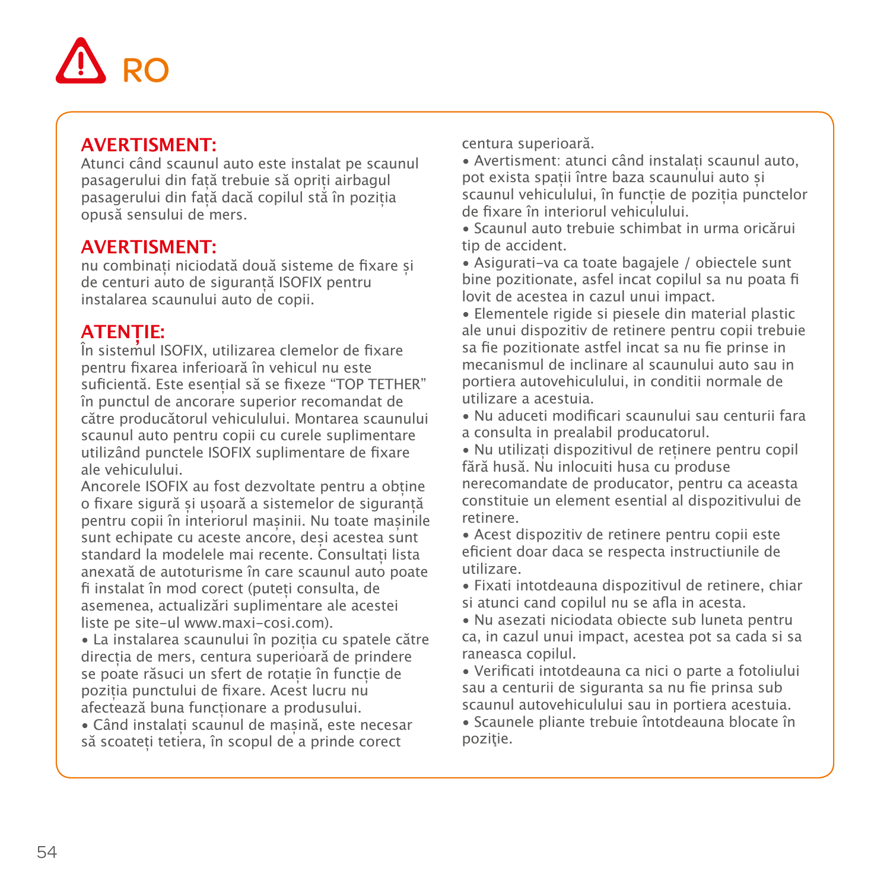# RO

## AVERTISMENT:

Atunci când scaunul auto este instalat pe scaunul pasagerului din față trebuie să opriți airbagul pasagerului din față dacă copilul stă în poziția opusă sensului de mers.

## AVERTISMENT:

nu combinați niciodată două sisteme de fixare și de centuri auto de siguranță ISOFIX pentru instalarea scaunului auto de copii.

## ATENȚIE:

În sistemul ISOFIX, utilizarea clemelor de fixare pentru fixarea inferioară în vehicul nu este suficientă. Este esențial să se fixeze "TOP TETHER" în punctul de ancorare superior recomandat de către producătorul vehiculului. Montarea scaunului scaunul auto pentru copii cu curele suplimentare utilizând punctele ISOFIX suplimentare de fixare ale vehiculului.

Ancorele ISOFIX au fost dezvoltate pentru a obține o fixare sigură și ușoară a sistemelor de siguranță pentru copii în interiorul mașinii. Nu toate mașinile sunt echipate cu aceste ancore, deși acestea sunt standard la modelele mai recente. Consultați lista anexată de autoturisme în care scaunul auto poate fi instalat în mod corect (puteți consulta, de asemenea, actualizări suplimentare ale acestei liste pe site-ul www.maxi-cosi.com).

- La instalarea scaunului în poziția cu spatele către direcția de mers, centura superioară de prindere se poate răsuci un sfert de rotație în funcție de poziția punctului de fixare. Acest lucru nu afectează buna funcționare a produsului.
- Când instalați scaunul de mașină, este necesar să scoateți tetiera, în scopul de a prinde corect centura superioară.
- Avertisment: atunci când instalați scaunul auto, pot exista spații între baza scaunului auto și scaunul vehiculului, în funcție de poziția punctelor de fixare în interiorul vehiculului.
- Scaunul auto trebuie schimbat in urma oricărui tip de accident.
- Asigurati-va ca toate bagajele / obiectele sunt bine pozitionate, asfel incat copilul sa nu poata fi lovit de acestea in cazul unui impact.
- Elementele rigide si piesele din material plastic ale unui dispozitiv de retinere pentru copii trebuie sa fie pozitionate astfel incat sa nu fie prinse in mecanismul de inclinare al scaunului auto sau in portiera autovehiculului, in conditii normale de utilizare a acestuia.
- Nu aduceti modificari scaunului sau centurii fara a consulta in prealabil producatorul.
- Nu utilizați dispozitivul de reținere pentru copil fără husă. Nu inlocuiti husa cu produse nerecomandate de producator, pentru ca aceasta constituie un element esential al dispozitivului de retinere.
- Acest dispozitiv de retinere pentru copii este eficient doar daca se respecta instructiunile de utilizare.
- Fixati intotdeauna dispozitivul de retinere, chiar si atunci cand copilul nu se afla in acesta.
- Nu asezati niciodata obiecte sub luneta pentru ca, in cazul unui impact, acestea pot sa cada si sa raneasca copilul.
- Verificati intotdeauna ca nici o parte a fotoliului sau a centurii de siguranta sa nu fie prinsa sub scaunul autovehiculului sau in portiera acestuia.
- Scaunele pliante trebuie întotdeauna blocate în poziţie.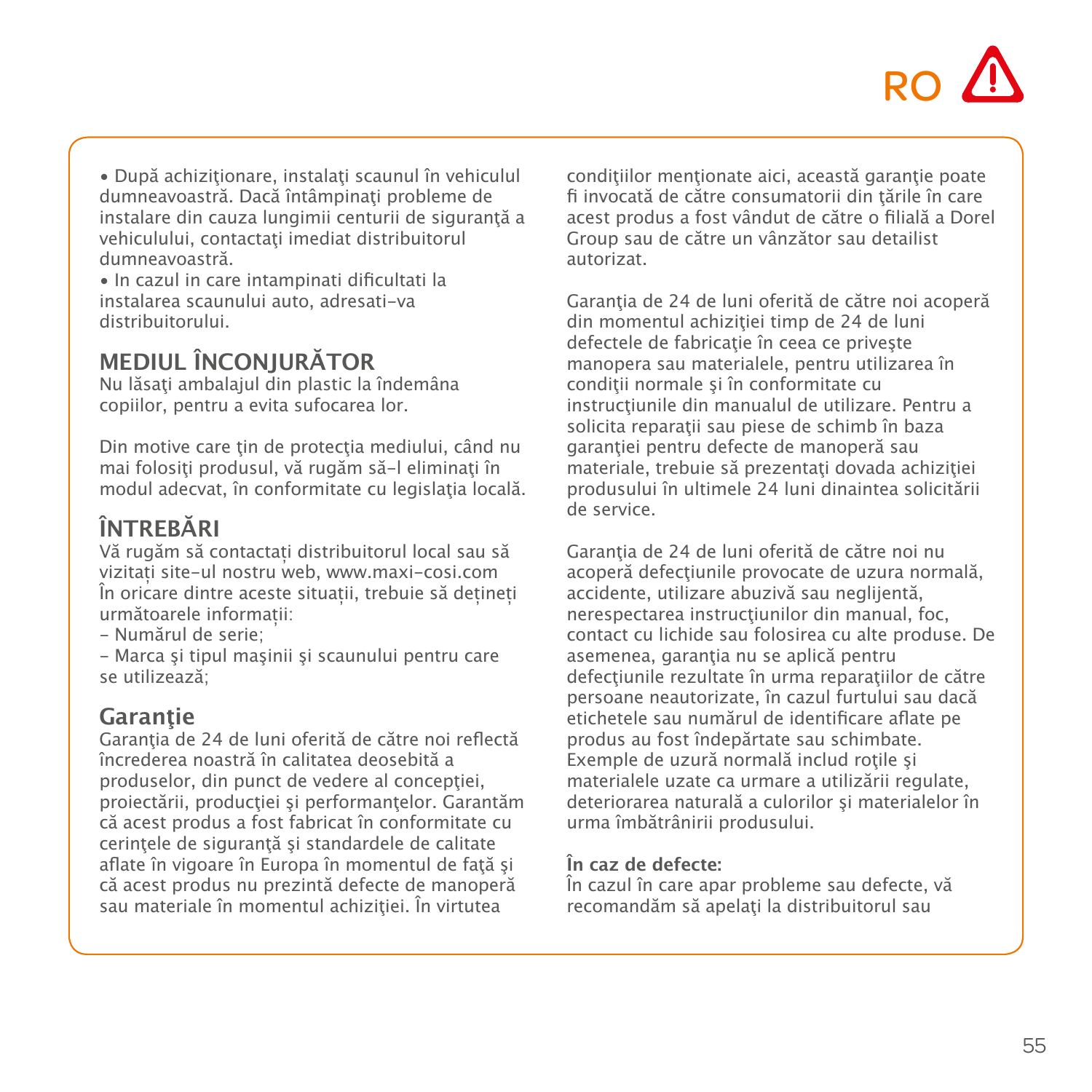• După achiziţionare, instalaţi scaunul în vehiculul dumneavoastră. Dacă întâmpinaţi probleme de instalare din cauza lungimii centurii de siguranţă a vehiculului, contactaţi imediat distribuitorul dumneavoastră.
• In cazul in care intampinati dificultati la instalarea scaunului auto, adresati-va distribuitorului.

## MEDIUL ÎNCONJURĂTOR

Nu lăsaţi ambalajul din plastic la îndemâna copiilor, pentru a evita sufocarea lor.

Din motive care ţin de protecţia mediului, când nu mai folosiţi produsul, vă rugăm să-l eliminaţi în modul adecvat, în conformitate cu legislaţia locală.

## ÎNTREBĂRI

Vă rugăm să contactați distribuitorul local sau să vizitați site-ul nostru web, www.maxi-cosi.com
În oricare dintre aceste situații, trebuie să dețineți următoarele informații:
- Numărul de serie;
- Marca şi tipul maşinii şi scaunului pentru care se utilizează;

## Garanţie

Garanţia de 24 de luni oferită de către noi reflectă încrederea noastră în calitatea deosebită a produselor, din punct de vedere al concepţiei, proiectării, producţiei şi performanţelor. Garantăm că acest produs a fost fabricat în conformitate cu cerinţele de siguranţă şi standardele de calitate aflate în vigoare în Europa în momentul de faţă şi că acest produs nu prezintă defecte de manoperă sau materiale în momentul achiziţiei. În virtutea condiţiilor menţionate aici, această garanţie poate fi invocată de către consumatorii din ţările în care acest produs a fost vândut de către o filială a Dorel Group sau de către un vânzător sau detailist autorizat.

Garanţia de 24 de luni oferită de către noi acoperă din momentul achiziţiei timp de 24 de luni defectele de fabricaţie în ceea ce priveşte manopera sau materialele, pentru utilizarea în condiţii normale şi în conformitate cu instrucţiunile din manualul de utilizare. Pentru a solicita reparaţii sau piese de schimb în baza garanţiei pentru defecte de manoperă sau materiale, trebuie să prezentaţi dovada achiziţiei produsului în ultimele 24 luni dinaintea solicitării de service.

Garanţia de 24 de luni oferită de către noi nu acoperă defecţiunile provocate de uzura normală, accidente, utilizare abuzivă sau neglijentă, nerespectarea instrucţiunilor din manual, foc, contact cu lichide sau folosirea cu alte produse. De asemenea, garanţia nu se aplică pentru defecţiunile rezultate în urma reparaţiilor de către persoane neautorizate, în cazul furtului sau dacă etichetele sau numărul de identificare aflate pe produs au fost îndepărtate sau schimbate. Exemple de uzură normală includ roţile şi materialele uzate ca urmare a utilizării regulate, deteriorarea naturală a culorilor şi materialelor în urma îmbătrânirii produsului.

**În caz de defecte:**
În cazul în care apar probleme sau defecte, vă recomandăm să apelaţi la distribuitorul sau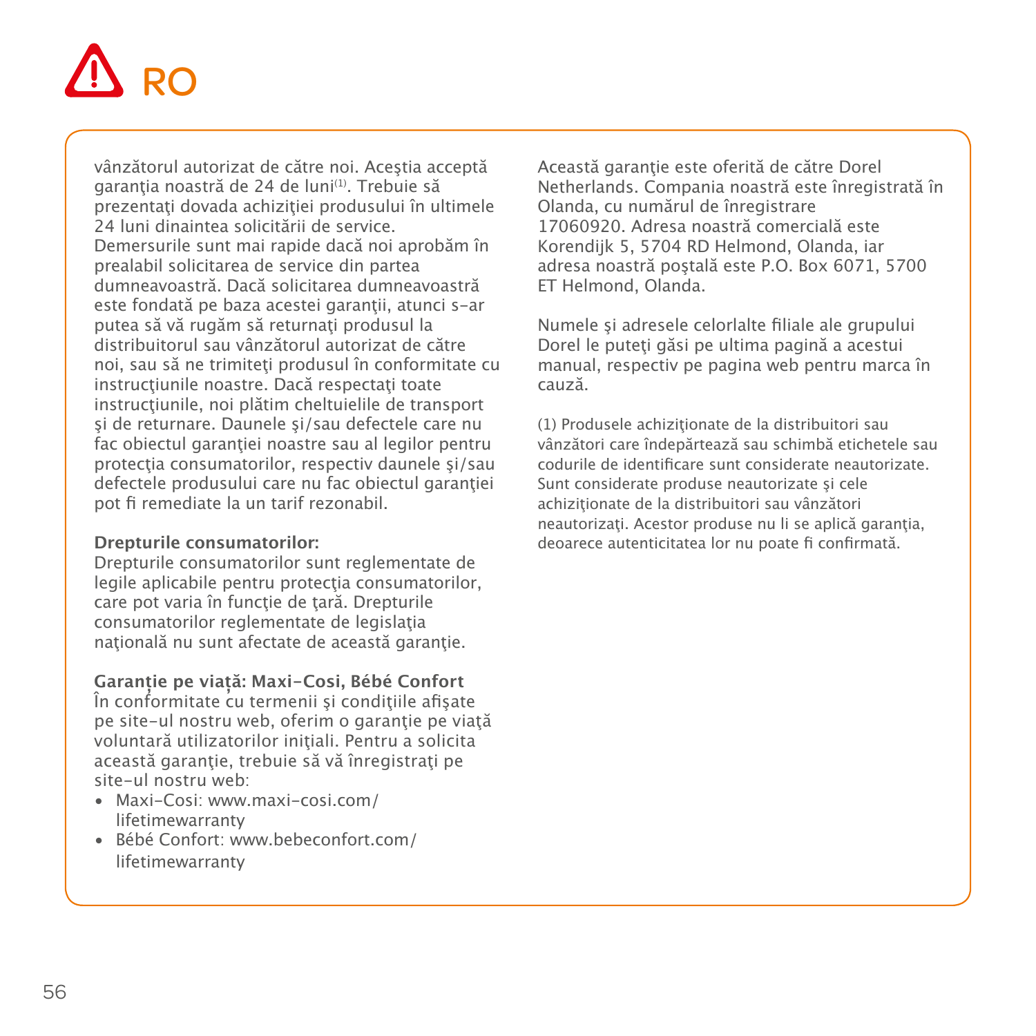# RO

vânzătorul autorizat de către noi. Aceştia acceptă garanţia noastră de 24 de luni[(1)]. Trebuie să prezentaţi dovada achiziţiei produsului în ultimele 24 luni dinaintea solicitării de service. Demersurile sunt mai rapide dacă noi aprobăm în prealabil solicitarea de service din partea dumneavoastră. Dacă solicitarea dumneavoastră este fondată pe baza acestei garanţii, atunci s-ar putea să vă rugăm să returnaţi produsul la distribuitorul sau vânzătorul autorizat de către noi, sau să ne trimiteţi produsul în conformitate cu instrucţiunile noastre. Dacă respectaţi toate instrucţiunile, noi plătim cheltuielile de transport şi de returnare. Daunele şi/sau defectele care nu fac obiectul garanţiei noastre sau al legilor pentru protecţia consumatorilor, respectiv daunele şi/sau defectele produsului care nu fac obiectul garanţiei pot fi remediate la un tarif rezonabil.

**Drepturile consumatorilor:**
Drepturile consumatorilor sunt reglementate de legile aplicabile pentru protecţia consumatorilor, care pot varia în funcţie de ţară. Drepturile consumatorilor reglementate de legislaţia naţională nu sunt afectate de această garanţie.

**Garanție pe viață: Maxi-Cosi, Bébé Confort**
În conformitate cu termenii şi condiţiile afişate pe site-ul nostru web, oferim o garanţie pe viaţă voluntară utilizatorilor iniţiali. Pentru a solicita această garanţie, trebuie să vă înregistraţi pe site-ul nostru web:

- Maxi-Cosi: www.maxi-cosi.com/lifetimewarranty
- Bébé Confort: www.bebeconfort.com/lifetimewarranty

Această garanţie este oferită de către Dorel Netherlands. Compania noastră este înregistrată în Olanda, cu numărul de înregistrare 17060920. Adresa noastră comercială este Korendijk 5, 5704 RD Helmond, Olanda, iar adresa noastră poştală este P.O. Box 6071, 5700 ET Helmond, Olanda.

Numele şi adresele celorlalte filiale ale grupului Dorel le puteţi găsi pe ultima pagină a acestui manual, respectiv pe pagina web pentru marca în cauză.

(1) Produsele achiziţionate de la distribuitori sau vânzători care îndepărtează sau schimbă etichetele sau codurile de identificare sunt considerate neautorizate. Sunt considerate produse neautorizate şi cele achiziţionate de la distribuitori sau vânzători neautorizaţi. Acestor produse nu li se aplică garanţia, deoarece autenticitatea lor nu poate fi confirmată.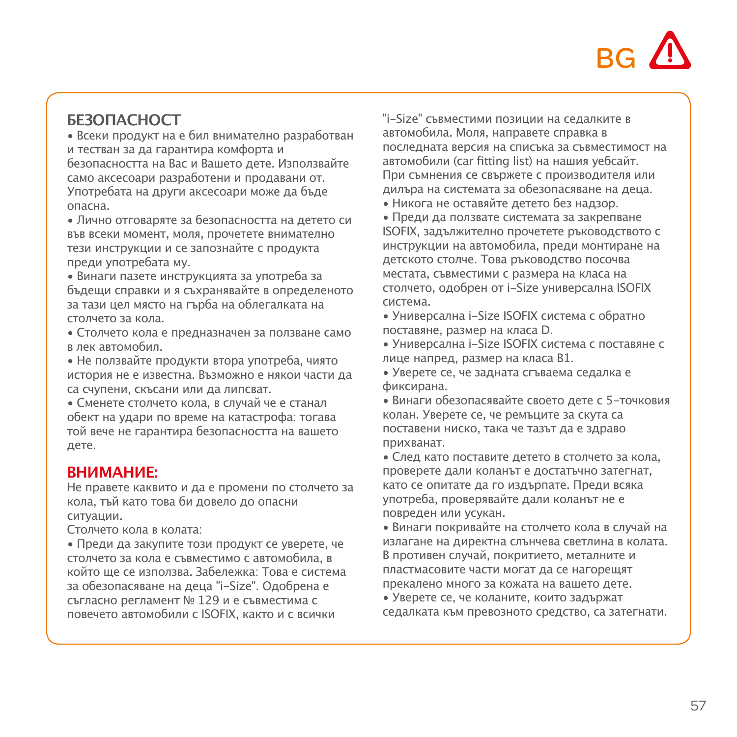BG

## БЕЗОПАСНОСТ

- Всеки продукт на е бил внимателно разработван и тестван за да гарантира комфорта и безопасността на Вас и Вашето дете. Използвайте само аксесоари разработени и продавани от. Употребата на други аксесоари може да бъде опасна.
- Лично отговаряте за безопасността на детето си във всеки момент, моля, прочетете внимателно тези инструкции и се запознайте с продукта преди употребата му.
- Винаги пазете инструкцията за употреба за бъдещи справки и я съхранявайте в определеното за тази цел място на гърба на облегалката на столчето за кола.
- Столчето кола е предназначен за ползване само в лек автомобил.
- Не ползвайте продукти втора употреба, чиято история не е известна. Възможно е някои части да са счупени, скъсани или да липсват.
- Сменете столчето кола, в случай че е станал обект на удари по време на катастрофа: тогава той вече не гарантира безопасността на вашето дете.

## ВНИМАНИЕ:

Не правете каквито и да е промени по столчето за кола, тъй като това би довело до опасни ситуации.

Столчето кола в колата:

- Преди да закупите този продукт се уверете, че столчето за кола е съвместимо с автомобила, в който ще се използва. Забележка: Това е система за обезопасяване на деца "i-Size". Одобрена е съгласно регламент № 129 и е съвместима с повечето автомобили с ISOFIX, както и с всички "i-Size" съвместими позиции на седалките в автомобила. Моля, направете справка в последната версия на списъка за съвместимост на автомобили (car fitting list) на нашия уебсайт. При съмнения се свържете с производителя или дилъра на системата за обезопасяване на деца.
- Никога не оставяйте детето без надзор.
- Преди да ползвате системата за закрепване ISOFIX, задължително прочетете ръководството с инструкции на автомобила, преди монтиране на детското столче. Това ръководство посочва местата, съвместими с размера на класа на столчето, одобрен от i-Size универсална ISOFIX система.
- Универсална i-Size ISOFIX система с обратно поставяне, размер на класа D.
- Универсална i-Size ISOFIX система с поставяне с лице напред, размер на класа B1.
- Уверете се, че задната сгъваема седалка е фиксирана.
- Винаги обезопасявайте своето дете с 5-точковия колан. Уверете се, че ремъците за скута са поставени ниско, така че тазът да е здраво прихванат.
- След като поставите детето в столчето за кола, проверете дали коланът е достатъчно затегнат, като се опитате да го издърпате. Преди всяка употреба, проверявайте дали коланът не е повреден или усукан.
- Винаги покривайте на столчето кола в случай на излагане на директна слънчева светлина в колата. В противен случай, покритието, металните и пластмасовите части могат да се нагорещят прекалено много за кожата на вашето дете.
- Уверете се, че коланите, които задържат седалката към превозното средство, са затегнати.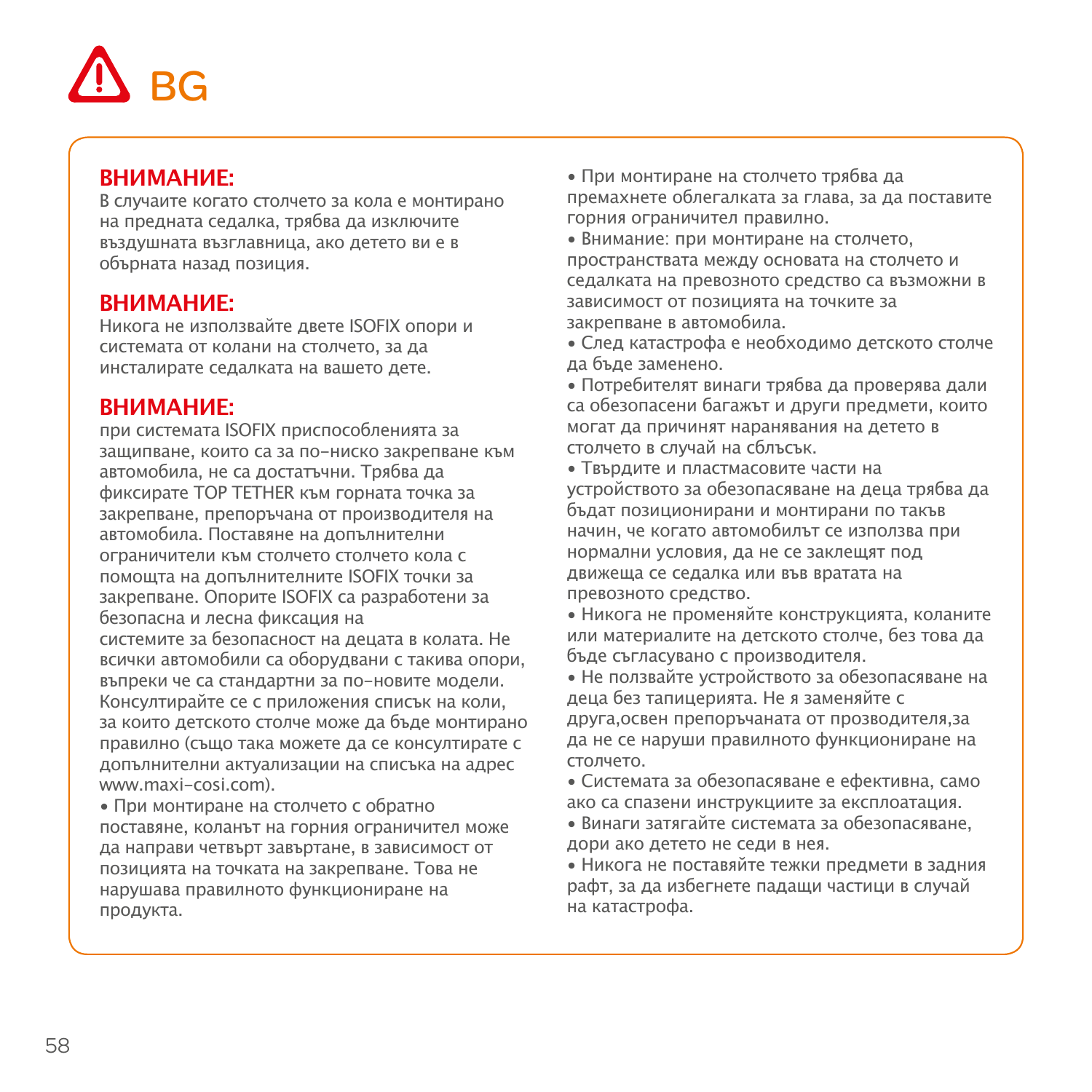# BG

**ВНИМАНИЕ:**
В случаите когато столчето за кола е монтирано на предната седалка, трябва да изключите въздушната възглавница, ако детето ви е в обърната назад позиция.

**ВНИМАНИЕ:**
Никога не използвайте двете ISOFIX опори и системата от колани на столчето, за да инсталирате седалката на вашето дете.

**ВНИМАНИЕ:**
при системата ISOFIX приспособленията за защипване, които са за по-ниско закрепване към автомобила, не са достатъчни. Трябва да фиксирате TOP TETHER към горната точка за закрепване, препоръчана от производителя на автомобила. Поставяне на допълнителни ограничители към столчето столчето кола с помощта на допълнителните ISOFIX точки за закрепване. Опорите ISOFIX са разработени за безопасна и лесна фиксация на системите за безопасност на децата в колата. Не всички автомобили са оборудвани с такива опори, въпреки че са стандартни за по-новите модели. Консултирайте се с приложения списък на коли, за които детското столче може да бъде монтирано правилно (също така можете да се консултирате с допълнителни актуализации на списъка на адрес www.maxi-cosi.com).

- При монтиране на столчето с обратно поставяне, коланът на горния ограничител може да направи четвърт завъртане, в зависимост от позицията на точката на закрепване. Това не нарушава правилното функциониране на продукта.
- При монтиране на столчето трябва да премахнете облегалката за глава, за да поставите горния ограничител правилно.
- Внимание: при монтиране на столчето, пространствата между основата на столчето и седалката на превозното средство са възможни в зависимост от позицията на точките за закрепване в автомобила.
- След катастрофа е необходимо детското столче да бъде заменено.
- Потребителят винаги трябва да проверява дали са обезопасени багажът и други предмети, които могат да причинят наранявания на детето в столчето в случай на сблъсък.
- Твърдите и пластмасовите части на устройството за обезопасяване на деца трябва да бъдат позиционирани и монтирани по такъв начин, че когато автомобилът се използва при нормални условия, да не се заклещят под движеща се седалка или във вратата на превозното средство.
- Никога не променяйте конструкцията, коланите или материалите на детското столче, без това да бъде съгласувано с производителя.
- Не ползвайте устройството за обезопасяване на деца без тапицерията. Не я заменяйте с друга,освен препоръчаната от прозводителя,за да не се наруши правилното функциониране на столчето.
- Системата за обезопасяване е ефективна, само ако са спазени инструкциите за експлоатация.
- Винаги затягайте системата за обезопасяване, дори ако детето не седи в нея.
- Никога не поставяйте тежки предмети в задния рафт, за да избегнете падащи частици в случай на катастрофа.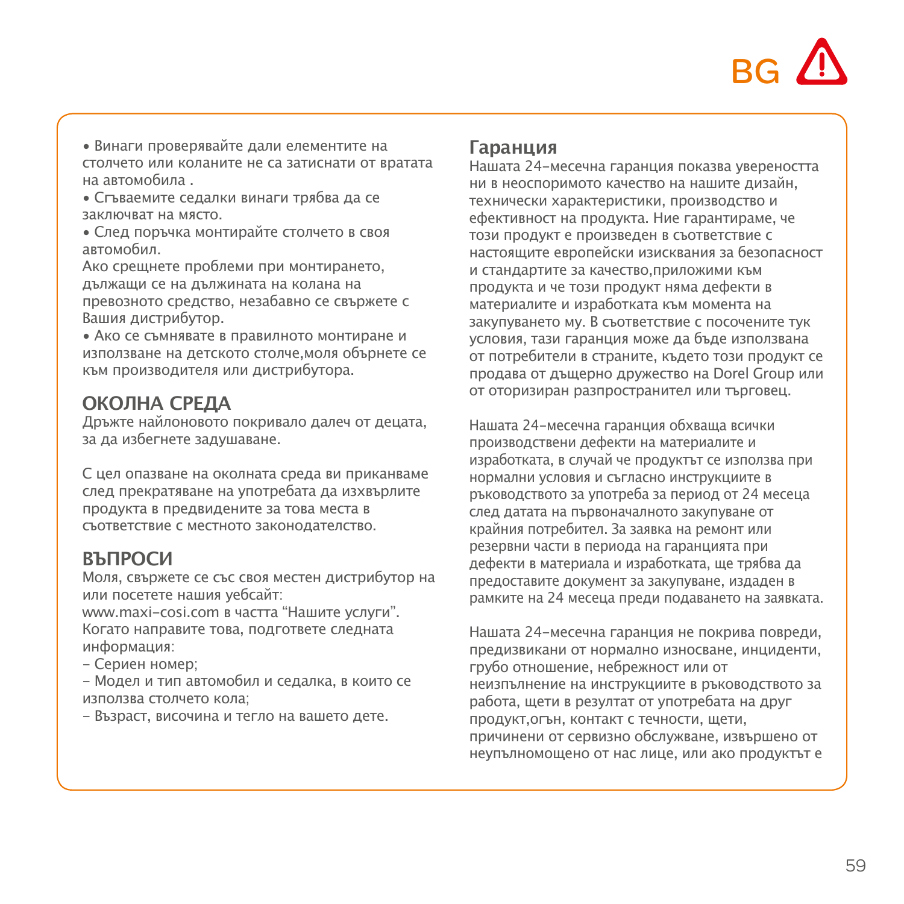BG ⚠

• Винаги проверявайте дали елементите на столчето или коланите не са затиснати от вратата на автомобила .
• Сгъваемите седалки винаги трябва да се заключват на място.
• След поръчка монтирайте столчето в своя автомобил.
Ако срещнете проблеми при монтирането, дължащи се на дължината на колана на превозното средство, незабавно се свържете с Вашия дистрибутор.
• Ако се съмнявате в правилното монтиране и използване на детското столче,моля обърнете се към производителя или дистрибутора.

## ОКОЛНА СРЕДА

Дръжте найлоновото покривало далеч от децата, за да избегнете задушаване.

С цел опазване на околната среда ви приканваме след прекратяване на употребата да изхвърлите продукта в предвидените за това места в съответствие с местното законодателство.

## ВЪПРОСИ

Моля, свържете се със своя местен дистрибутор на или посетете нашия уебсайт:
www.maxi-cosi.com в частта "Нашите услуги".
Когато направите това, подгответе следната информация:
- Сериен номер;
- Модел и тип автомобил и седалка, в които се използва столчето кола;
- Възраст, височина и тегло на вашето дете.

## Гаранция

Нашата 24-месечна гаранция показва увереността ни в неоспоримото качество на нашите дизайн, технически характеристики, производство и ефективност на продукта. Ние гарантираме, че този продукт е произведен в съответствие с настоящите европейски изисквания за безопасност и стандартите за качество,приложими към продукта и че този продукт няма дефекти в материалите и изработката към момента на закупуването му. В съответствие с посочените тук условия, тази гаранция може да бъде използвана от потребители в страните, където този продукт се продава от дъщерно дружество на Dorel Group или от оторизиран разпространител или търговец.

Нашата 24-месечна гаранция обхваща всички производствени дефекти на материалите и изработката, в случай че продуктът се използва при нормални условия и съгласно инструкциите в ръководството за употреба за период от 24 месеца след датата на първоначалното закупуване от крайния потребител. За заявка на ремонт или резервни части в периода на гаранцията при дефекти в материала и изработката, ще трябва да предоставите документ за закупуване, издаден в рамките на 24 месеца преди подаването на заявката.

Нашата 24-месечна гаранция не покрива повреди, предизвикани от нормално износване, инциденти, грубо отношение, небрежност или от неизпълнение на инструкциите в ръководството за работа, щети в резултат от употребата на друг продукт,огън, контакт с течности, щети, причинени от сервизно обслужване, извършено от неупълномощено от нас лице, или ако продуктът е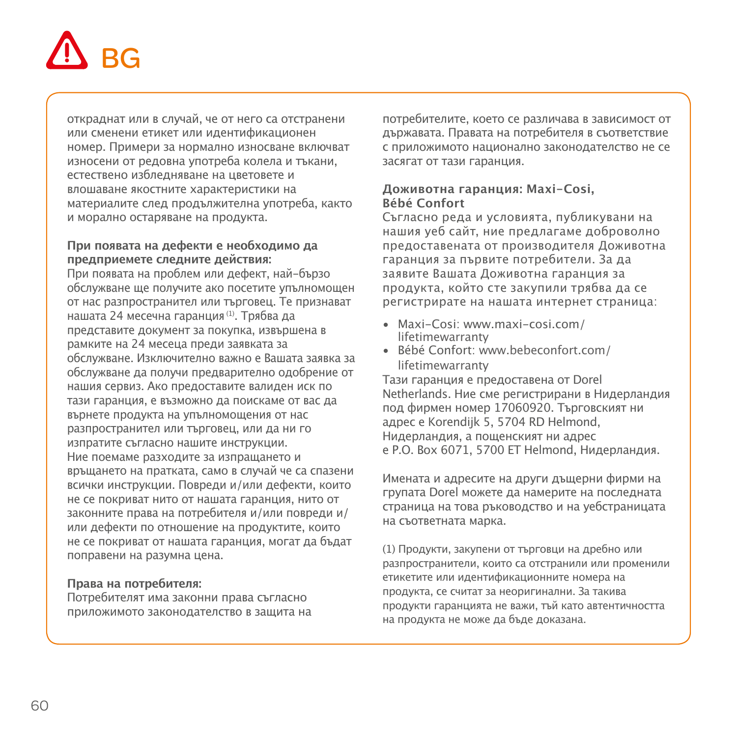# BG

откраднат или в случай, че от него са отстранени или сменени етикет или идентификационен номер. Примери за нормално износване включват износени от редовна употреба колела и тъкани, естествено избледняване на цветовете и влошаване якостните характеристики на материалите след продължителна употреба, както и морално остаряване на продукта.

**При появата на дефекти е необходимо да предприемете следните действия:**
При появата на проблем или дефект, най-бързо обслужване ще получите ако посетите упълномощен от нас разпространител или търговец. Те признават нашата 24 месечна гаранция [1]. Трябва да представите документ за покупка, извършена в рамките на 24 месеца преди заявката за обслужване. Изключително важно е Вашата заявка за обслужване да получи предварително одобрение от нашия сервиз. Ако предоставите валиден иск по тази гаранция, е възможно да поискаме от вас да върнете продукта на упълномощения от нас разпространител или търговец, или да ни го изпратите съгласно нашите инструкции. Ние поемаме разходите за изпращането и връщането на пратката, само в случай че са спазени всички инструкции. Повреди и/или дефекти, които не се покриват нито от нашата гаранция, нито от законните права на потребителя и/или повреди и/или дефекти по отношение на продуктите, които не се покриват от нашата гаранция, могат да бъдат поправени на разумна цена.

**Права на потребителя:**
Потребителят има законни права съгласно приложимото законодателство в защита на потребителите, което се различава в зависимост от държавата. Правата на потребителя в съответствие с приложимото национално законодателство не се засягат от тази гаранция.

**Доживотна гаранция: Maxi-Cosi, Bébé Confort**
Съгласно реда и условията, публикувани на нашия уеб сайт, ние предлагаме доброволно предоставената от производителя Доживотна гаранция за първите потребители. За да заявите Вашата Доживотна гаранция за продукта, който сте закупили трябва да се регистрирате на нашата интернет страница:

- Maxi-Cosi: www.maxi-cosi.com/lifetimewarranty
- Bébé Confort: www.bebeconfort.com/lifetimewarranty

Тази гаранция е предоставена от Dorel Netherlands. Ние сме регистрирани в Нидерландия под фирмен номер 17060920. Търговският ни адрес е Korendijk 5, 5704 RD Helmond, Нидерландия, а пощенският ни адрес е P.O. Box 6071, 5700 ET Helmond, Нидерландия.

Имената и адресите на други дъщерни фирми на групата Dorel можете да намерите на последната страница на това ръководство и на уебстраницата на съответната марка.

(1) Продукти, закупени от търговци на дребно или разпространители, които са отстранили или променили етикетите или идентификационните номера на продукта, се считат за неоригинални. За такива продукти гаранцията не важи, тъй като автентичността на продукта не може да бъде доказана.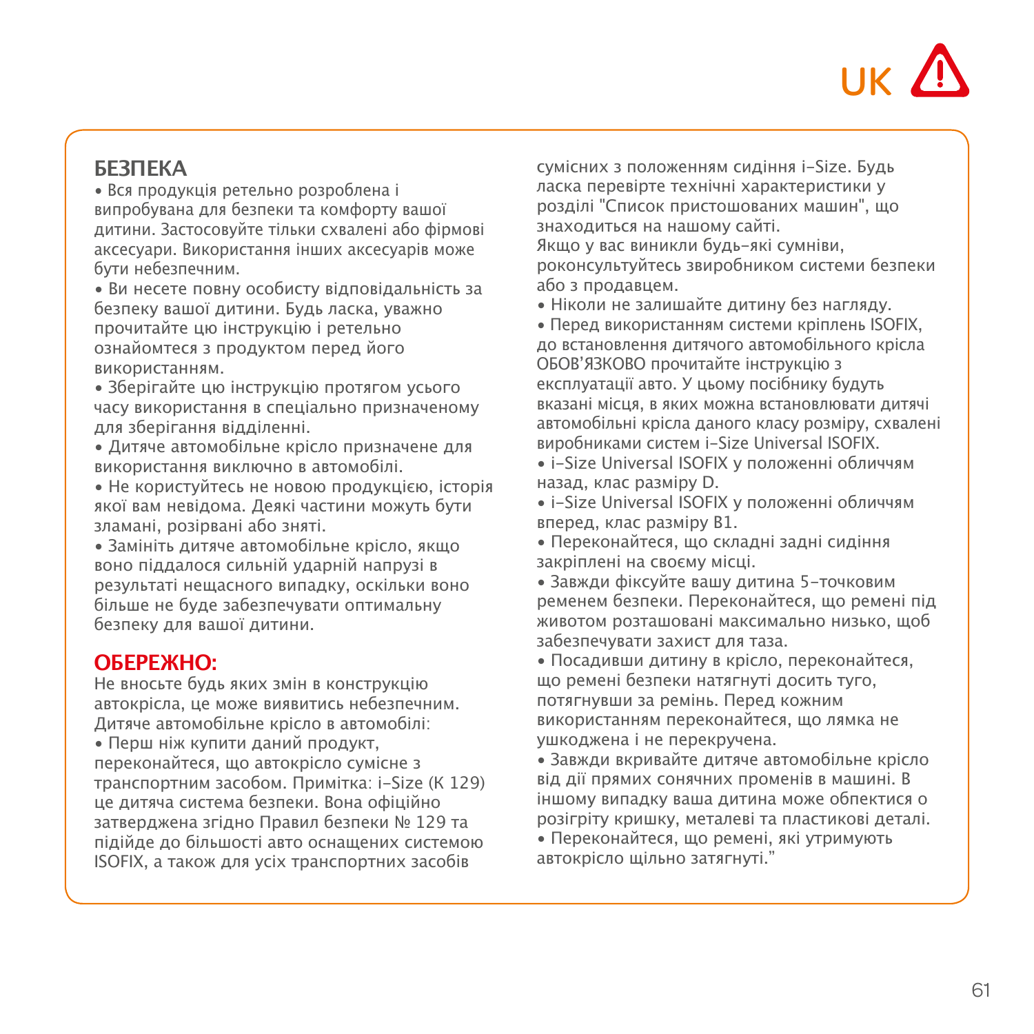UK ⚠

## БЕЗПЕКА

• Вся продукція ретельно розроблена і випробувана для безпеки та комфорту вашої дитини. Застосовуйте тільки схвалені або фірмові аксесуари. Використання інших аксесуарів може бути небезпечним.

• Ви несете повну особисту відповідальність за безпеку вашої дитини. Будь ласка, уважно прочитайте цю інструкцію і ретельно ознайомтеся з продуктом перед його використанням.

• Зберігайте цю інструкцію протягом усього часу використання в спеціально призначеному для зберігання відділенні.

• Дитяче автомобільне крісло призначене для використання виключно в автомобілі.

• Не користуйтесь не новою продукцією, історія якої вам невідома. Деякі частини можуть бути зламані, розірвані або зняті.

• Замініть дитяче автомобільне крісло, якщо воно піддалося сильній ударній напрузі в результаті нещасного випадку, оскільки воно більше не буде забезпечувати оптимальну безпеку для вашої дитини.

## ОБЕРЕЖНО:

Не вносьте будь яких змін в конструкцію автокрісла, це може виявитись небезпечним.
Дитяче автомобільне крісло в автомобілі:

• Перш ніж купити даний продукт, переконайтеся, що автокрісло сумісне з транспортним засобом. Примітка: i-Size (К 129) це дитяча система безпеки. Вона офіційно затверджена згідно Правил безпеки № 129 та підійде до більшості авто оснащених системою ISOFIX, а також для усіх транспортних засобів сумісних з положенням сидіння i-Size. Будь ласка перевірте технічні характеристики у розділі "Список пристошованих машин", що знаходиться на нашому сайті.
Якщо у вас виникли будь-які сумніви, роконсультуйтесь звиробником системи безпеки або з продавцем.

• Ніколи не залишайте дитину без нагляду.

• Перед використанням системи кріплень ISOFIX, до встановлення дитячого автомобільного крісла ОБОВ'ЯЗКОВО прочитайте інструкцію з експлуатації авто. У цьому посібнику будуть вказані місця, в яких можна встановлювати дитячі автомобільні крісла даного класу розміру, схвалені виробниками систем i-Size Universal ISOFIX.

• i-Size Universal ISOFIX у положенні обличчям назад, клас разміру D.

• i-Size Universal ISOFIX у положенні обличчям вперед, клас разміру B1.

• Переконайтеся, що складні задні сидіння закріплені на своєму місці.

• Завжди фіксуйте вашу дитина 5-точковим ременем безпеки. Переконайтеся, що ремені під животом розташовані максимально низько, щоб забезпечувати захист для таза.

• Посадивши дитину в крісло, переконайтеся, що ремені безпеки натягнуті досить туго, потягнувши за ремінь. Перед кожним використанням переконайтеся, що лямка не ушкоджена і не перекручена.

• Завжди вкривайте дитяче автомобільне крісло від дії прямих сонячних променів в машині. В іншому випадку ваша дитина може обпектися о розігріту кришку, металеві та пластикові деталі.

• Переконайтеся, що ремені, які утримують автокрісло щільно затягнуті."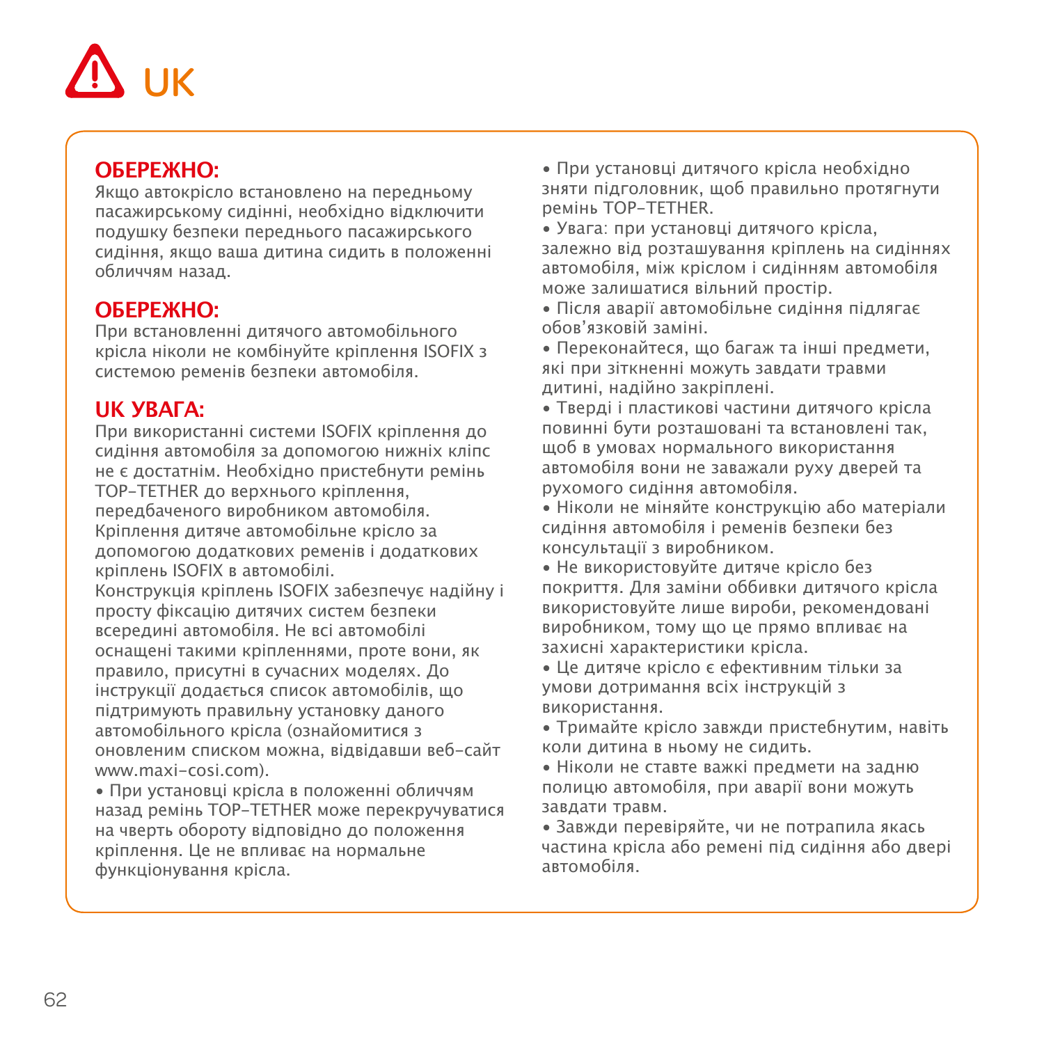# ⚠ UK

**ОБЕРЕЖНО:**
Якщо автокрісло встановлено на передньому пасажирському сидінні, необхідно відключити подушку безпеки переднього пасажирського сидіння, якщо ваша дитина сидить в положенні обличчям назад.

**ОБЕРЕЖНО:**
При встановленні дитячого автомобільного крісла ніколи не комбінуйте кріплення ISOFIX з системою ременів безпеки автомобіля.

**UK УВАГА:**
При використанні системи ISOFIX кріплення до сидіння автомобіля за допомогою нижніх кліпс не є достатнім. Необхідно пристебнути ремінь TOP-TETHER до верхнього кріплення, передбаченого виробником автомобіля.
Кріплення дитяче автомобільне крісло за допомогою додаткових ременів і додаткових кріплень ISOFIX в автомобілі.
Конструкція кріплень ISOFIX забезпечує надійну і просту фіксацію дитячих систем безпеки всередині автомобіля. Не всі автомобілі оснащені такими кріпленнями, проте вони, як правило, присутні в сучасних моделях. До інструкції додається список автомобілів, що підтримують правильну установку даного автомобільного крісла (ознайомитися з оновленим списком можна, відвідавши веб-сайт www.maxi-cosi.com).

- При установці крісла в положенні обличчям назад ремінь TOP-TETHER може перекручуватися на чверть обороту відповідно до положення кріплення. Це не впливає на нормальне функціонування крісла.
- При установці дитячого крісла необхідно зняти підголовник, щоб правильно протягнути ремінь TOP-TETHER.
- Увага: при установці дитячого крісла, залежно від розташування кріплень на сидіннях автомобіля, між кріслом і сидінням автомобіля може залишатися вільний простір.
- Після аварії автомобільне сидіння підлягає обов'язковій заміні.
- Переконайтеся, що багаж та інші предмети, які при зіткненні можуть завдати травми дитині, надійно закріплені.
- Тверді і пластикові частини дитячого крісла повинні бути розташовані та встановлені так, щоб в умовах нормального використання автомобіля вони не заважали руху дверей та рухомого сидіння автомобіля.
- Ніколи не міняйте конструкцію або матеріали сидіння автомобіля і ременів безпеки без консультації з виробником.
- Не використовуйте дитяче крісло без покриття. Для заміни оббивки дитячого крісла використовуйте лише вироби, рекомендовані виробником, тому що це прямо впливає на захисні характеристики крісла.
- Це дитяче крісло є ефективним тільки за умови дотримання всіх інструкцій з використання.
- Тримайте крісло завжди пристебнутим, навіть коли дитина в ньому не сидить.
- Ніколи не ставте важкі предмети на задню полицю автомобіля, при аварії вони можуть завдати травм.
- Завжди перевіряйте, чи не потрапила якась частина крісла або ремені під сидіння або двері автомобіля.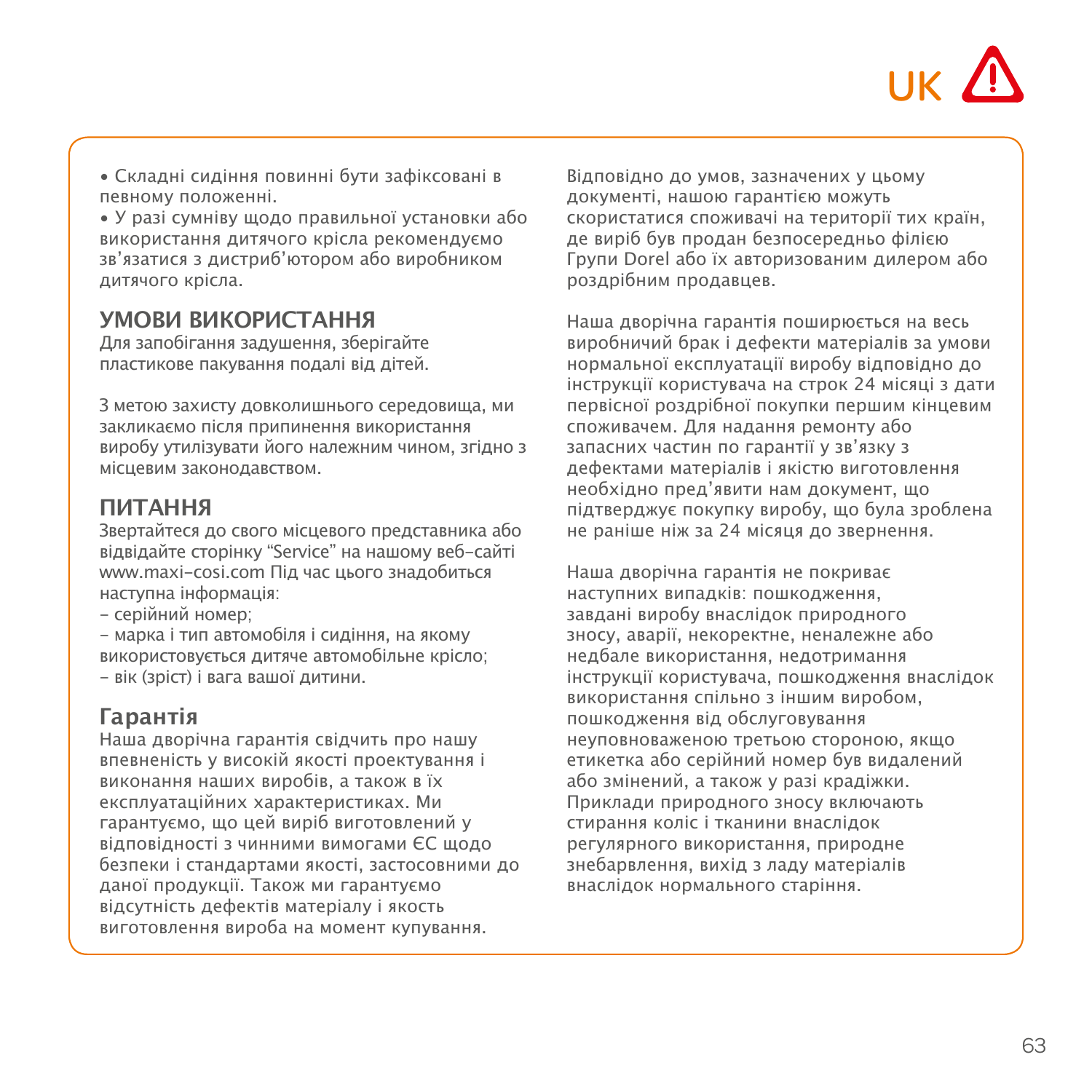• Складні сидіння повинні бути зафіксовані в певному положенні.
• У разі сумніву щодо правильної установки або використання дитячого крісла рекомендуємо зв'язатися з дистриб'ютором або виробником дитячого крісла.

## УМОВИ ВИКОРИСТАННЯ

Для запобігання задушення, зберігайте пластикове пакування подалі від дітей.

З метою захисту довколишнього середовища, ми закликаємо після припинення використання виробу утилізувати його належним чином, згідно з місцевим законодавством.

## ПИТАННЯ

Звертайтеся до свого місцевого представника або відвідайте сторінку "Service" на нашому веб-сайті www.maxi-cosi.com Під час цього знадобиться наступна інформація:
- серійний номер;
- марка і тип автомобіля і сидіння, на якому використовується дитяче автомобільне крісло;
- вік (зріст) і вага вашої дитини.

## Гарантія

Наша дворічна гарантія свідчить про нашу впевненість у високій якості проектування і виконання наших виробів, а також в їх експлуатаційних характеристиках. Ми гарантуємо, що цей виріб виготовлений у відповідності з чинними вимогами ЄС щодо безпеки і стандартами якості, застосовними до даної продукції. Також ми гарантуємо відсутність дефектів матеріалу і якость виготовлення вироба на момент купування.

Відповідно до умов, зазначених у цьому документі, нашою гарантією можуть скористатися споживачі на території тих країн, де виріб був продан безпосередньо філією Групи Dorel або їх авторизованим дилером або роздрібним продавцев.

Наша дворічна гарантія поширюється на весь виробничий брак і дефекти матеріалів за умови нормальної експлуатації виробу відповідно до інструкції користувача на строк 24 місяці з дати первісної роздрібної покупки першим кінцевим споживачем. Для надання ремонту або запасних частин по гарантії у зв'язку з дефектами матеріалів і якістю виготовлення необхідно пред'явити нам документ, що підтверджує покупку виробу, що була зроблена не раніше ніж за 24 місяця до звернення.

Наша дворічна гарантія не покриває наступних випадків: пошкодження, завдані виробу внаслідок природного зносу, аварії, некоректне, неналежне або недбале використання, недотримання інструкції користувача, пошкодження внаслідок використання спільно з іншим виробом, пошкодження від обслуговування неуповноваженою третьою стороною, якщо етикетка або серійний номер був видалений або змінений, а також у разі крадіжки. Приклади природного зносу включають стирання коліс і тканини внаслідок регулярного використання, природне знебарвлення, вихід з ладу матеріалів внаслідок нормального старіння.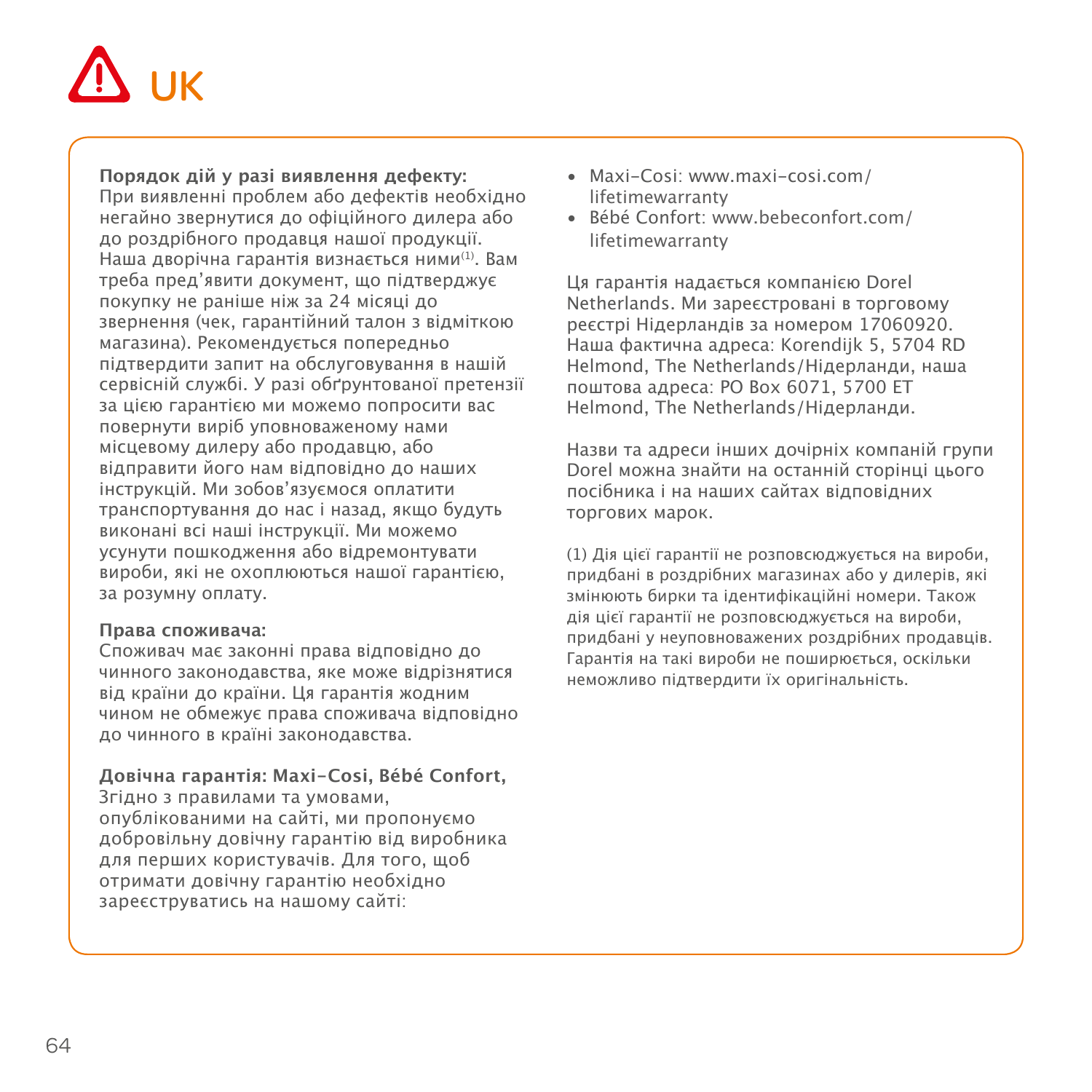# ⚠ UK

**Порядок дій у разі виявлення дефекту:**
При виявленні проблем або дефектів необхідно негайно звернутися до офіційного дилера або до роздрібного продавця нашої продукції. Наша дворічна гарантія визнається ними(1). Вам треба пред'явити документ, що підтверджує покупку не раніше ніж за 24 місяці до звернення (чек, гарантійний талон з відміткою магазина). Рекомендується попередньо підтвердити запит на обслуговування в нашій сервісній службі. У разі обґрунтованої претензії за цією гарантією ми можемо попросити вас повернути виріб уповноваженому нами місцевому дилеру або продавцю, або відправити його нам відповідно до наших інструкцій. Ми зобов'язуємося оплатити транспортування до нас і назад, якщо будуть виконані всі наші інструкції. Ми можемо усунути пошкодження або відремонтувати вироби, які не охоплюються нашої гарантією, за розумну оплату.

**Права споживача:**
Споживач має законні права відповідно до чинного законодавства, яке може відрізнятися від країни до країни. Ця гарантія жодним чином не обмежує права споживача відповідно до чинного в країні законодавства.

**Довічна гарантія: Maxi-Cosi, Bébé Confort,**
Згідно з правилами та умовами, опублікованими на сайті, ми пропонуємо добровільну довічну гарантію від виробника для перших користувачів. Для того, щоб отримати довічну гарантію необхідно зареєструватись на нашому сайті:

- Maxi-Cosi: www.maxi-cosi.com/lifetimewarranty
- Bébé Confort: www.bebeconfort.com/lifetimewarranty

Ця гарантія надається компанією Dorel Netherlands. Ми зареєстровані в торговому реєстрі Нідерландів за номером 17060920. Наша фактична адреса: Korendijk 5, 5704 RD Helmond, The Netherlands/Нідерланди, наша поштова адреса: PO Box 6071, 5700 ET Helmond, The Netherlands/Нідерланди.

Назви та адреси інших дочірніх компаній групи Dorel можна знайти на останній сторінці цього посібника і на наших сайтах відповідних торгових марок.

(1) Дія цієї гарантії не розповсюджується на вироби, придбані в роздрібних магазинах або у дилерів, які змінюють бирки та ідентифікаційні номери. Також дія цієї гарантії не розповсюджується на вироби, придбані у неуповноважених роздрібних продавців. Гарантія на такі вироби не поширюється, оскільки неможливо підтвердити їх оригінальність.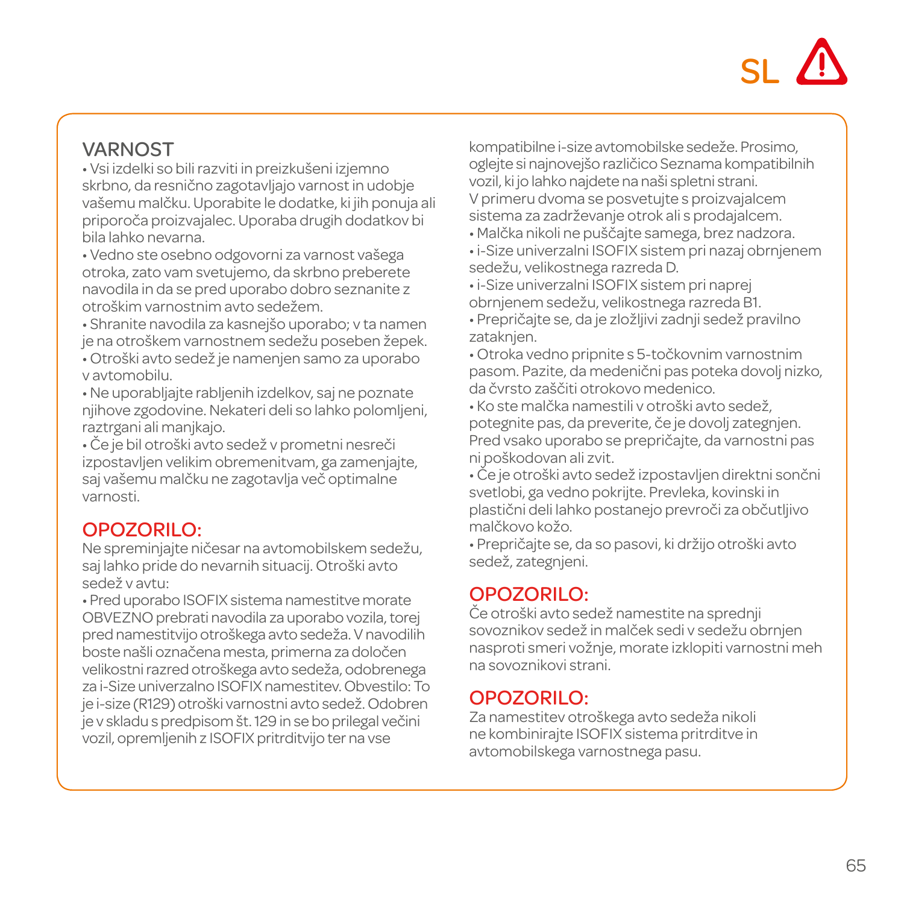SL

## VARNOST

• Vsi izdelki so bili razviti in preizkušeni izjemno skrbno, da resnično zagotavljajo varnost in udobje vašemu malčku. Uporabite le dodatke, ki jih ponuja ali priporoča proizvajalec. Uporaba drugih dodatkov bi bila lahko nevarna.
• Vedno ste osebno odgovorni za varnost vašega otroka, zato vam svetujemo, da skrbno preberete navodila in da se pred uporabo dobro seznanite z otroškim varnostnim avto sedežem.
• Shranite navodila za kasnejšo uporabo; v ta namen je na otroškem varnostnem sedežu poseben žepek.
• Otroški avto sedež je namenjen samo za uporabo v avtomobilu.
• Ne uporabljajte rabljenih izdelkov, saj ne poznate njihove zgodovine. Nekateri deli so lahko polomljeni, raztrgani ali manjkajo.
• Če je bil otroški avto sedež v prometni nesreči izpostavljen velikim obremenitvam, ga zamenjajte, saj vašemu malčku ne zagotavlja več optimalne varnosti.

## OPOZORILO:

Ne spreminjajte ničesar na avtomobilskem sedežu, saj lahko pride do nevarnih situacij. Otroški avto sedež v avtu:

• Pred uporabo ISOFIX sistema namestitve morate OBVEZNO prebrati navodila za uporabo vozila, torej pred namestitvijo otroškega avto sedeža. V navodilih boste našli označena mesta, primerna za določen velikostni razred otroškega avto sedeža, odobrenega za i-Size univerzalno ISOFIX namestitev. Obvestilo: To je i-size (R129) otroški varnostni avto sedež. Odobren je v skladu s predpisom št. 129 in se bo prilegal večini vozil, opremljenih z ISOFIX pritrditvijo ter na vse kompatibilne i-size avtomobilske sedeže. Prosimo, oglejte si najnovejšo različico Seznama kompatibilnih vozil, ki jo lahko najdete na naši spletni strani. V primeru dvoma se posvetujte s proizvajalcem sistema za zadrževanje otrok ali s prodajalcem.
• Malčka nikoli ne puščajte samega, brez nadzora.
• i-Size univerzalni ISOFIX sistem pri nazaj obrnjenem sedežu, velikostnega razreda D.
• i-Size univerzalni ISOFIX sistem pri naprej obrnjenem sedežu, velikostnega razreda B1.
• Prepričajte se, da je zložljivi zadnji sedež pravilno zataknjen.
• Otroka vedno pripnite s 5-točkovnim varnostnim pasom. Pazite, da medenični pas poteka dovolj nizko, da čvrsto zaščiti otrokovo medenico.
• Ko ste malčka namestili v otroški avto sedež, potegnite pas, da preverite, če je dovolj zategnjen. Pred vsako uporabo se prepričajte, da varnostni pas ni poškodovan ali zvit.
• Če je otroški avto sedež izpostavljen direktni sončni svetlobi, ga vedno pokrijte. Prevleka, kovinski in plastični deli lahko postanejo prevroči za občutljivo malčkovo kožo.
• Prepričajte se, da so pasovi, ki držijo otroški avto sedež, zategnjeni.

## OPOZORILO:

Če otroški avto sedež namestite na sprednji sovoznikov sedež in malček sedi v sedežu obrnjen nasproti smeri vožnje, morate izklopiti varnostni meh na sovoznikovi strani.

## OPOZORILO:

Za namestitev otroškega avto sedeža nikoli ne kombinirajte ISOFIX sistema pritrditve in avtomobilskega varnostnega pasu.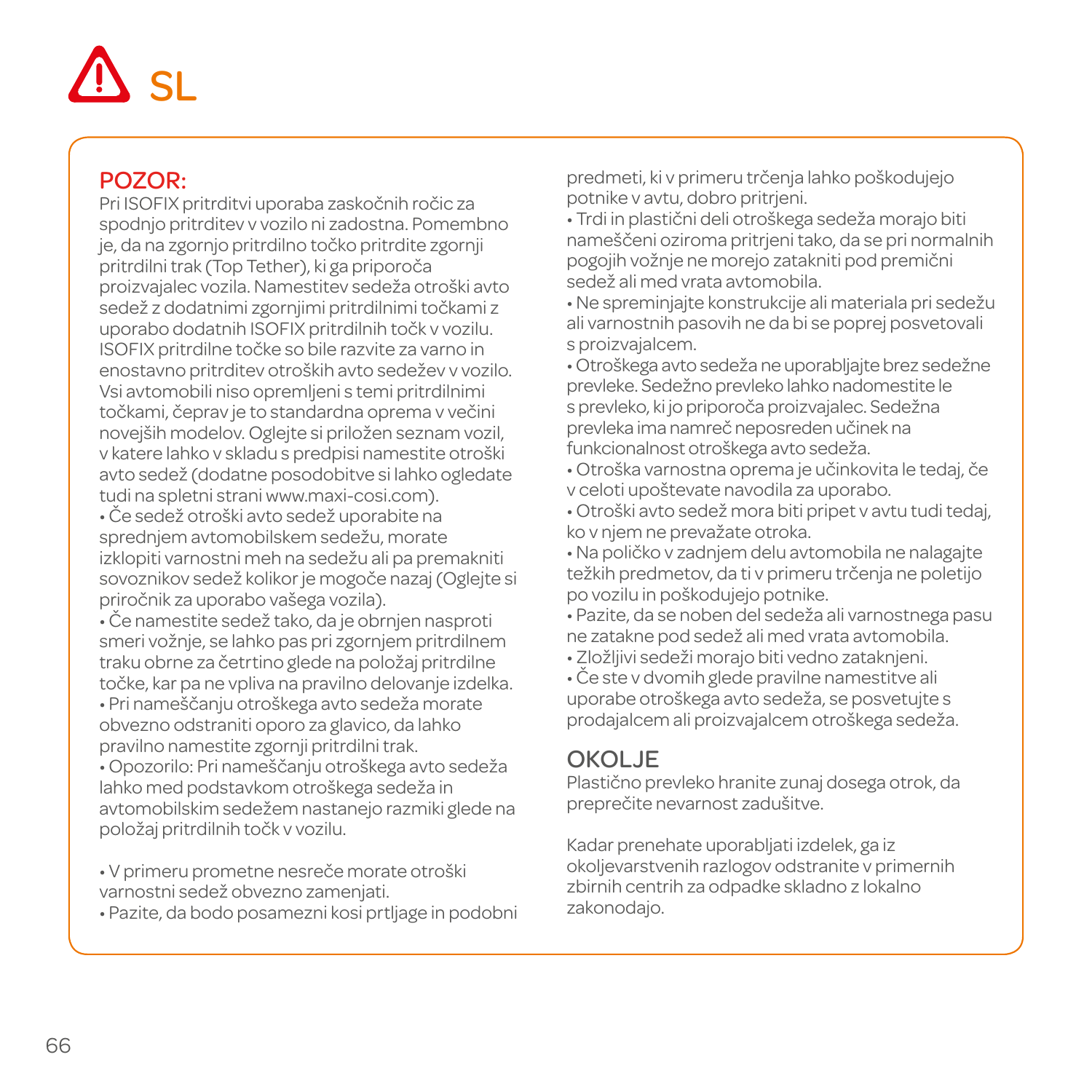# ⚠ SL

## POZOR:

Pri ISOFIX pritrditvi uporaba zaskočnih ročic za spodnjo pritrditev v vozilo ni zadostna. Pomembno je, da na zgornjo pritrdilno točko pritrdite zgornji pritrdilni trak (Top Tether), ki ga priporoča proizvajalec vozila. Namestitev sedeža otroški avto sedež z dodatnimi zgornjimi pritrdilnimi točkami z uporabo dodatnih ISOFIX pritrdilnih točk v vozilu. ISOFIX pritrdilne točke so bile razvite za varno in enostavno pritrditev otroških avto sedežev v vozilo. Vsi avtomobili niso opremljeni s temi pritrdilnimi točkami, čeprav je to standardna oprema v večini novejših modelov. Oglejte si priložen seznam vozil, v katere lahko v skladu s predpisi namestite otroški avto sedež (dodatne posodobitve si lahko ogledate tudi na spletni strani www.maxi-cosi.com).

- Če sedež otroški avto sedež uporabite na sprednjem avtomobilskem sedežu, morate izklopiti varnostni meh na sedežu ali pa premakniti sovoznikov sedež kolikor je mogoče nazaj (Oglejte si priročnik za uporabo vašega vozila).
- Če namestite sedež tako, da je obrnjen nasproti smeri vožnje, se lahko pas pri zgornjem pritrdilnem traku obrne za četrtino glede na položaj pritrdilne točke, kar pa ne vpliva na pravilno delovanje izdelka.
- Pri nameščanju otroškega avto sedeža morate obvezno odstraniti oporo za glavico, da lahko pravilno namestite zgornji pritrdilni trak.
- Opozorilo: Pri nameščanju otroškega avto sedeža lahko med podstavkom otroškega sedeža in avtomobilskim sedežem nastanejo razmiki glede na položaj pritrdilnih točk v vozilu.

- V primeru prometne nesreče morate otroški varnostni sedež obvezno zamenjati.
- Pazite, da bodo posamezni kosi prtljage in podobni predmeti, ki v primeru trčenja lahko poškodujejo potnike v avtu, dobro pritrjeni.
- Trdi in plastični deli otroškega sedeža morajo biti nameščeni oziroma pritrjeni tako, da se pri normalnih pogojih vožnje ne morejo zatakniti pod premični sedež ali med vrata avtomobila.
- Ne spreminjajte konstrukcije ali materiala pri sedežu ali varnostnih pasovih ne da bi se poprej posvetovali s proizvajalcem.
- Otroškega avto sedeža ne uporabljajte brez sedežne prevleke. Sedežno prevleko lahko nadomestite le s prevleko, ki jo priporoča proizvajalec. Sedežna prevleka ima namreč neposreden učinek na funkcionalnost otroškega avto sedeža.
- Otroška varnostna oprema je učinkovita le tedaj, če v celoti upoštevate navodila za uporabo.
- Otroški avto sedež mora biti pripet v avtu tudi tedaj, ko v njem ne prevažate otroka.
- Na poličko v zadnjem delu avtomobila ne nalagajte težkih predmetov, da ti v primeru trčenja ne poletijo po vozilu in poškodujejo potnike.
- Pazite, da se noben del sedeža ali varnostnega pasu ne zatakne pod sedež ali med vrata avtomobila.
- Zložljivi sedeži morajo biti vedno zataknjeni.
- Če ste v dvomih glede pravilne namestitve ali uporabe otroškega avto sedeža, se posvetujte s prodajalcem ali proizvajalcem otroškega sedeža.

## OKOLJE

Plastično prevleko hranite zunaj dosega otrok, da preprečite nevarnost zadušitve.

Kadar prenehate uporabljati izdelek, ga iz okoljevarstvenih razlogov odstranite v primernih zbirnih centrih za odpadke skladno z lokalno zakonodajo.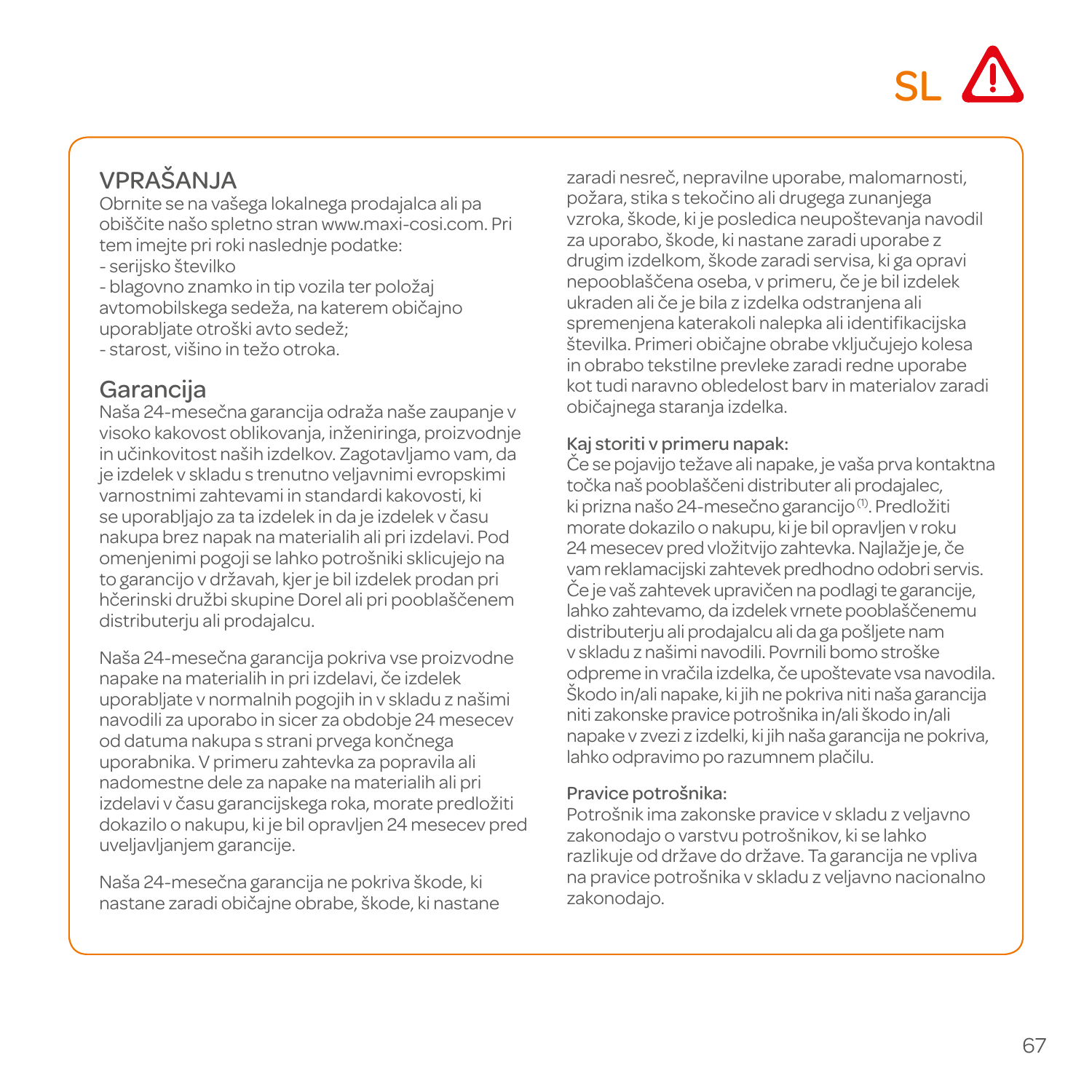SL

## VPRAŠANJA

Obrnite se na vašega lokalnega prodajalca ali pa obiščite našo spletno stran www.maxi-cosi.com. Pri tem imejte pri roki naslednje podatke:

- serijsko številko
- blagovno znamko in tip vozila ter položaj avtomobilskega sedeža, na katerem običajno uporabljate otroški avto sedež;
- starost, višino in težo otroka.

## Garancija

Naša 24-mesečna garancija odraža naše zaupanje v visoko kakovost oblikovanja, inženiringa, proizvodnje in učinkovitost naših izdelkov. Zagotavljamo vam, da je izdelek v skladu s trenutno veljavnimi evropskimi varnostnimi zahtevami in standardi kakovosti, ki se uporabljajo za ta izdelek in da je izdelek v času nakupa brez napak na materialih ali pri izdelavi. Pod omenjenimi pogoji se lahko potrošniki sklicujejo na to garancijo v državah, kjer je bil izdelek prodan pri hčerinski družbi skupine Dorel ali pri pooblaščenem distributerju ali prodajalcu.

Naša 24-mesečna garancija pokriva vse proizvodne napake na materialih in pri izdelavi, če izdelek uporabljate v normalnih pogojih in v skladu z našimi navodili za uporabo in sicer za obdobje 24 mesecev od datuma nakupa s strani prvega končnega uporabnika. V primeru zahtevka za popravila ali nadomestne dele za napake na materialih ali pri izdelavi v času garancijskega roka, morate predložiti dokazilo o nakupu, ki je bil opravljen 24 mesecev pred uveljavljanjem garancije.

Naša 24-mesečna garancija ne pokriva škode, ki nastane zaradi običajne obrabe, škode, ki nastane zaradi nesreč, nepravilne uporabe, malomarnosti, požara, stika s tekočino ali drugega zunanjega vzroka, škode, ki je posledica neupoštevanja navodil za uporabo, škode, ki nastane zaradi uporabe z drugim izdelkom, škode zaradi servisa, ki ga opravi nepooblaščena oseba, v primeru, če je bil izdelek ukraden ali če je bila z izdelka odstranjena ali spremenjena katerakoli nalepka ali identifikacijska številka. Primeri običajne obrabe vključujejo kolesa in obrabo tekstilne prevleke zaradi redne uporabe kot tudi naravno obledelost barv in materialov zaradi običajnega staranja izdelka.

### Kaj storiti v primeru napak:

Če se pojavijo težave ali napake, je vaša prva kontaktna točka naš pooblaščeni distributer ali prodajalec, ki prizna našo 24-mesečno garancijo [1]. Predložiti morate dokazilo o nakupu, ki je bil opravljen v roku 24 mesecev pred vložitvijo zahtevka. Najlažje je, če vam reklamacijski zahtevek predhodno odobri servis. Če je vaš zahtevek upravičen na podlagi te garancije, lahko zahtevamo, da izdelek vrnete pooblaščenemu distributerju ali prodajalcu ali da ga pošljete nam v skladu z našimi navodili. Povrnili bomo stroške odpreme in vračila izdelka, če upoštevate vsa navodila. Škodo in/ali napake, ki jih ne pokriva niti naša garancija niti zakonske pravice potrošnika in/ali škodo in/ali napake v zvezi z izdelki, ki jih naša garancija ne pokriva, lahko odpravimo po razumnem plačilu.

### Pravice potrošnika:

Potrošnik ima zakonske pravice v skladu z veljavno zakonodajo o varstvu potrošnikov, ki se lahko razlikuje od države do države. Ta garancija ne vpliva na pravice potrošnika v skladu z veljavno nacionalno zakonodajo.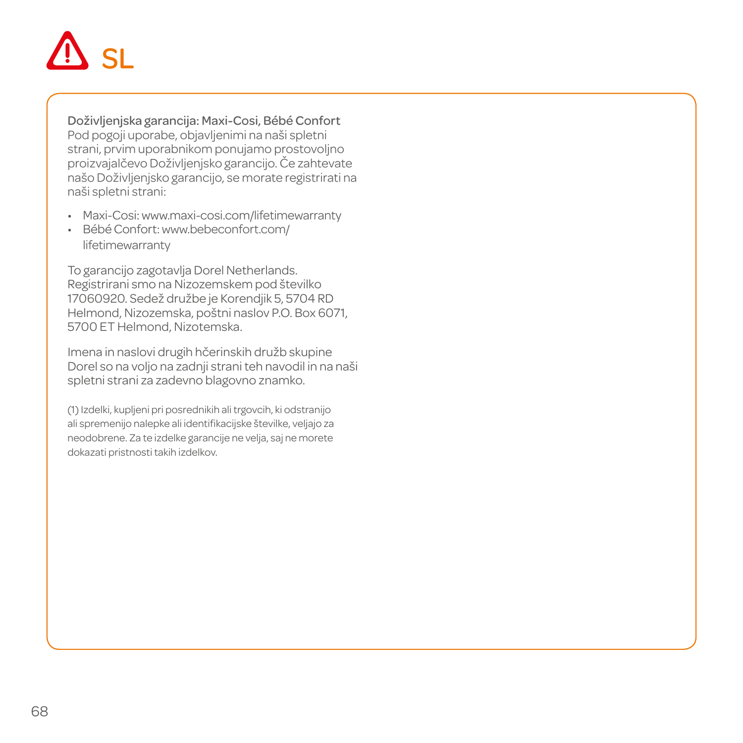# SL

**Doživljenjska garancija: Maxi-Cosi, Bébé Confort**
Pod pogoji uporabe, objavljenimi na naši spletni strani, prvim uporabnikom ponujamo prostovoljno proizvajalčevo Doživljenjsko garancijo. Če zahtevate našo Doživljenjsko garancijo, se morate registrirati na naši spletni strani:

- Maxi-Cosi: www.maxi-cosi.com/lifetimewarranty
- Bébé Confort: www.bebeconfort.com/lifetimewarranty

To garancijo zagotavlja Dorel Netherlands. Registrirani smo na Nizozemskem pod številko 17060920. Sedež družbe je Korendjik 5, 5704 RD Helmond, Nizozemska, poštni naslov P.O. Box 6071, 5700 ET Helmond, Nizotemska.

Imena in naslovi drugih hčerinskih družb skupine Dorel so na voljo na zadnji strani teh navodil in na naši spletni strani za zadevno blagovno znamko.

(1) Izdelki, kupljeni pri posrednikih ali trgovcih, ki odstranijo ali spremenijo nalepke ali identifikacijske številke, veljajo za neodobrene. Za te izdelke garancije ne velja, saj ne morete dokazati pristnosti takih izdelkov.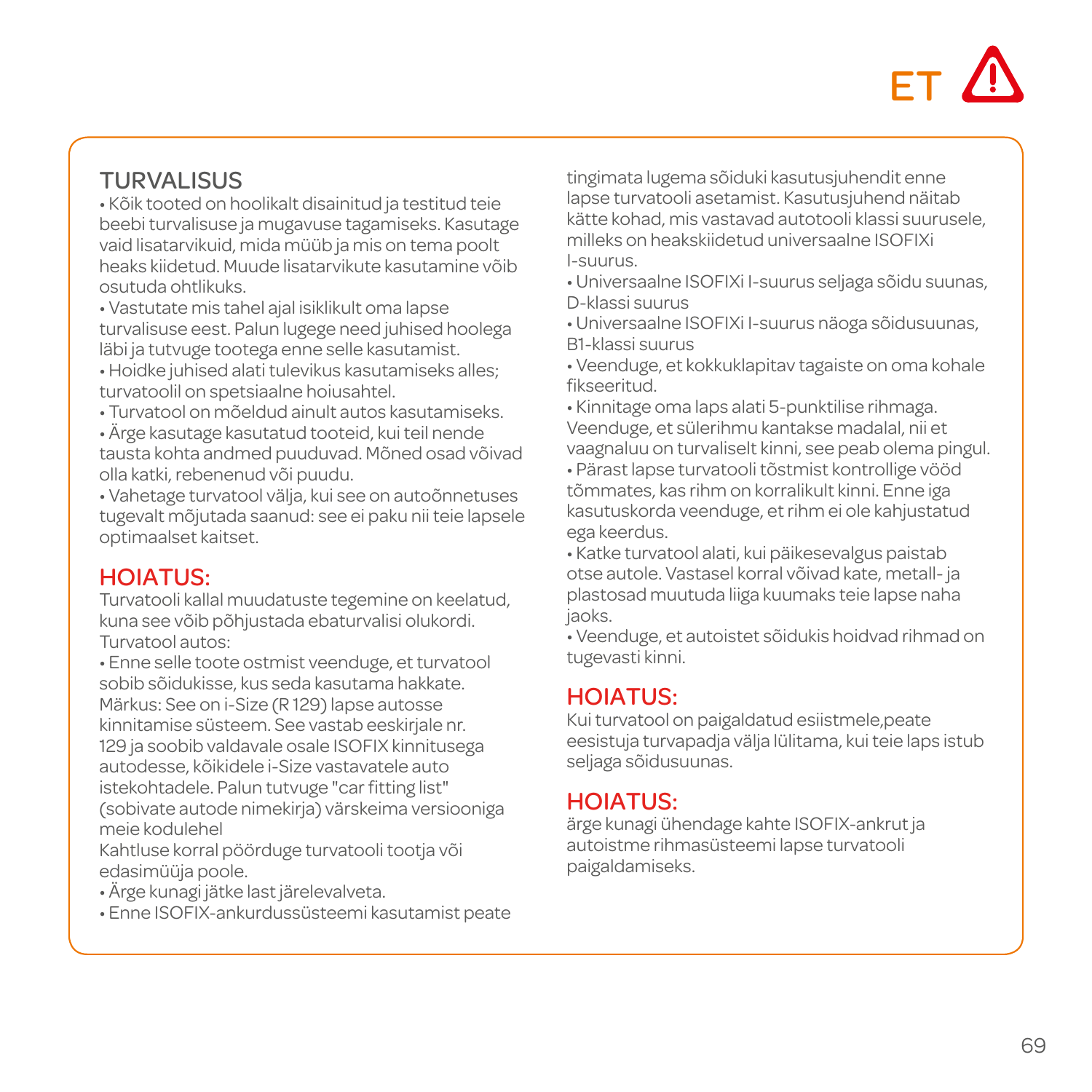ET

## TURVALISUS

- Kõik tooted on hoolikalt disainitud ja testitud teie beebi turvalisuse ja mugavuse tagamiseks. Kasutage vaid lisatarvikuid, mida müüb ja mis on tema poolt heaks kiidetud. Muude lisatarvikute kasutamine võib osutuda ohtlikuks.
- Vastutate mis tahel ajal isiklikult oma lapse turvalisuse eest. Palun lugege need juhised hoolega läbi ja tutvuge tootega enne selle kasutamist.
- Hoidke juhised alati tulevikus kasutamiseks alles; turvatoolil on spetsiaalne hoiusahtel.
- Turvatool on mõeldud ainult autos kasutamiseks.
- Ärge kasutage kasutatud tooteid, kui teil nende tausta kohta andmed puuduvad. Mõned osad võivad olla katki, rebenenud või puudu.
- Vahetage turvatool välja, kui see on autoõnnetuses tugevalt mõjutada saanud: see ei paku nii teie lapsele optimaalset kaitset.

## HOIATUS:

Turvatooli kallal muudatuste tegemine on keelatud, kuna see võib põhjustada ebaturvalisi olukordi.
Turvatool autos:

- Enne selle toote ostmist veenduge, et turvatool sobib sõidukisse, kus seda kasutama hakkate.
Märkus: See on i-Size (R 129) lapse autosse kinnitamise süsteem. See vastab eeskirjale nr. 129 ja soobib valdavale osale ISOFIX kinnitusega autodesse, kõikidele i-Size vastavatele auto istekohtadele. Palun tutvuge "car fitting list" (sobivate autode nimekirja) värskeima versiooniga meie kodulehel
Kahtluse korral pöörduge turvatooli tootja või edasimüüja poole.
- Ärge kunagi jätke last järelevalveta.
- Enne ISOFIX-ankurdussüsteemi kasutamist peate tingimata lugema sõiduki kasutusjuhendit enne lapse turvatooli asetamist. Kasutusjuhend näitab kätte kohad, mis vastavad autotooli klassi suurusele, milleks on heakskiidetud universaalne ISOFIXi I-suurus.
- Universaalne ISOFIXi I-suurus seljaga sõidu suunas, D-klassi suurus
- Universaalne ISOFIXi I-suurus näoga sõidusuunas, B1-klassi suurus
- Veenduge, et kokkuklapitav tagaiste on oma kohale fikseeritud.
- Kinnitage oma laps alati 5-punktilise rihmaga. Veenduge, et sülerihmu kantakse madalal, nii et vaagnaluu on turvaliselt kinni, see peab olema pingul.
- Pärast lapse turvatooli tõstmist kontrollige vööd tõmmates, kas rihm on korralikult kinni. Enne iga kasutuskorda veenduge, et rihm ei ole kahjustatud ega keerdus.
- Katke turvatool alati, kui päikesevalgus paistab otse autole. Vastasel korral võivad kate, metall- ja plastosad muutuda liiga kuumaks teie lapse naha jaoks.
- Veenduge, et autoistet sõidukis hoidvad rihmad on tugevasti kinni.

## HOIATUS:

Kui turvatool on paigaldatud esiistmele,peate eesistuja turvapadja välja lülitama, kui teie laps istub seljaga sõidusuunas.

## HOIATUS:

ärge kunagi ühendage kahte ISOFIX-ankrut ja autoistme rihmasüsteemi lapse turvatooli paigaldamiseks.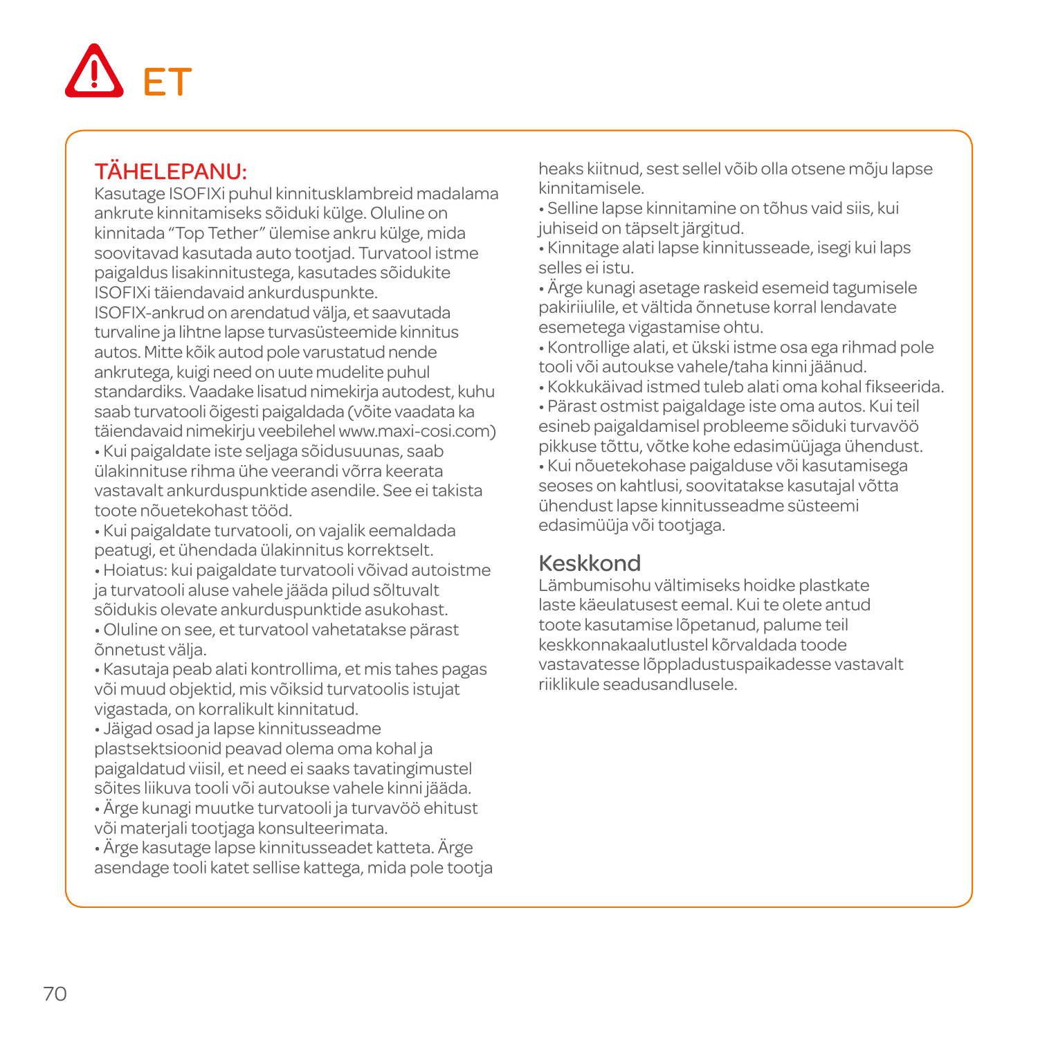# ET

## TÄHELEPANU:

Kasutage ISOFIXi puhul kinnitusklambreid madalama ankrute kinnitamiseks sõiduki külge. Oluline on kinnitada "Top Tether" ülemise ankru külge, mida soovitavad kasutada auto tootjad. Turvatool istme paigaldus lisakinnitustega, kasutades sõidukite ISOFIXi täiendavaid ankurduspunkte.

ISOFIX-ankrud on arendatud välja, et saavutada turvaline ja lihtne lapse turvasüsteemide kinnitus autos. Mitte kõik autod pole varustatud nende ankrutega, kuigi need on uute mudelite puhul standardiks. Vaadake lisatud nimekirja autodest, kuhu saab turvatooli õigesti paigaldada (võite vaadata ka täiendavaid nimekirju veebilehel www.maxi-cosi.com)

• Kui paigaldate iste seljaga sõidusuunas, saab ülakinnituse rihma ühe veerandi võrra keerata vastavalt ankurduspunktide asendile. See ei takista toote nõuetekohast tööd.
• Kui paigaldate turvatooli, on vajalik eemaldada peatugi, et ühendada ülakinnitus korrektselt.
• Hoiatus: kui paigaldate turvatooli võivad autoistme ja turvatooli aluse vahele jääda pilud sõltuvalt sõidukis olevate ankurduspunktide asukohast.
• Oluline on see, et turvatool vahetatakse pärast õnnetust välja.
• Kasutaja peab alati kontrollima, et mis tahes pagas või muud objektid, mis võiksid turvatoolis istujat vigastada, on korralikult kinnitatud.
• Jäigad osad ja lapse kinnitusseadme plastsektsioonid peavad olema oma kohal ja paigaldatud viisil, et need ei saaks tavatingimustel sõites liikuva tooli või autoukse vahele kinni jääda.
• Ärge kunagi muutke turvatooli ja turvavöö ehitust või materjali tootjaga konsulteerimata.
• Ärge kasutage lapse kinnitusseadet katteta. Ärge asendage tooli katet sellise kattega, mida pole tootja heaks kiitnud, sest sellel võib olla otsene mõju lapse kinnitamisele.
• Selline lapse kinnitamine on tõhus vaid siis, kui juhiseid on täpselt järgitud.
• Kinnitage alati lapse kinnitusseade, isegi kui laps selles ei istu.
• Ärge kunagi asetage raskeid esemeid tagumisele pakiriiulile, et vältida õnnetuse korral lendavate esemetega vigastamise ohtu.
• Kontrollige alati, et ükski istme osa ega rihmad pole tooli või autoukse vahele/taha kinni jäänud.
• Kokkukäivad istmed tuleb alati oma kohal fikseerida.
• Pärast ostmist paigaldage iste oma autos. Kui teil esineb paigaldamisel probleeme sõiduki turvavöö pikkuse tõttu, võtke kohe edasimüüjaga ühendust.
• Kui nõuetekohase paigalduse või kasutamisega seoses on kahtlusi, soovitatakse kasutajal võtta ühendust lapse kinnitusseadme süsteemi edasimüüja või tootjaga.

## Keskkond

Lämbumisohu vältimiseks hoidke plastkate laste käeulatusest eemal. Kui te olete antud toote kasutamise lõpetanud, palume teil keskkonnakaalutlustel kõrvaldada toode vastavatesse lõppladustuspaikadesse vastavalt riiklikule seadusandlusele.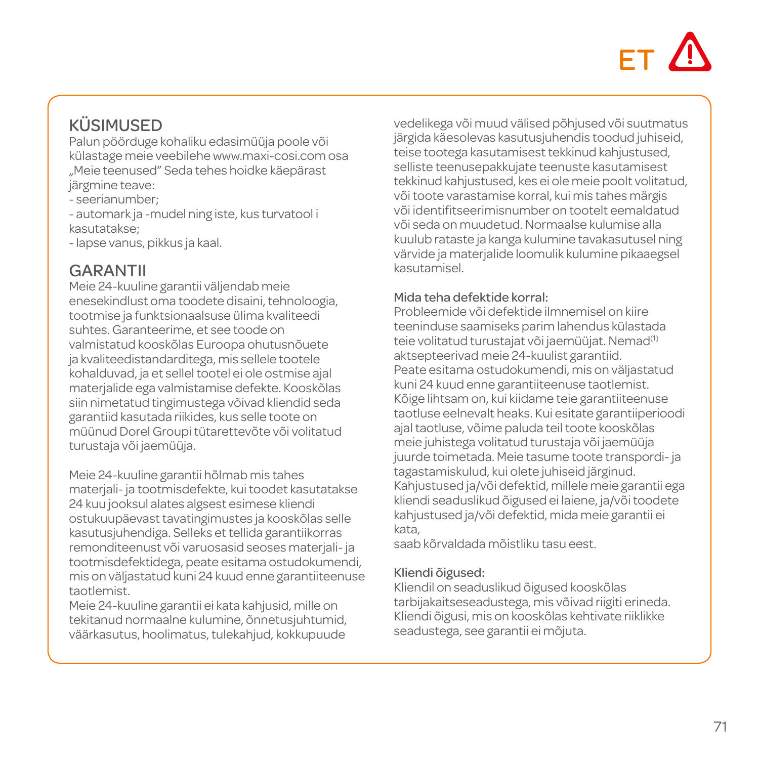ET ⚠

## KÜSIMUSED

Palun pöörduge kohaliku edasimüüja poole või külastage meie veebilehe www.maxi-cosi.com osa „Meie teenused" Seda tehes hoidke käepärast järgmine teave:

- seerianumber;
- automark ja -mudel ning iste, kus turvatool i kasutatakse;
- lapse vanus, pikkus ja kaal.

## GARANTII

Meie 24-kuuline garantii väljendab meie enesekindlust oma toodete disaini, tehnoloogia, tootmise ja funktsionaalsuse ülima kvaliteedi suhtes. Garanteerime, et see toode on valmistatud kooskõlas Euroopa ohutusnõuete ja kvaliteedistandarditega, mis sellele tootele kohalduvad, ja et sellel tootel ei ole ostmise ajal materjalide ega valmistamise defekte. Kooskõlas siin nimetatud tingimustega võivad kliendid seda garantiid kasutada riikides, kus selle toote on müünud Dorel Groupi tütarettevõte või volitatud turustaja või jaemüüja.

Meie 24-kuuline garantii hõlmab mis tahes materjali- ja tootmisdefekte, kui toodet kasutatakse 24 kuu jooksul alates algsest esimese kliendi ostukuupäevast tavatingimustes ja kooskõlas selle kasutusjuhendiga. Selleks et tellida garantiikorras remonditeenust või varuosasid seoses materjali- ja tootmisdefektidega, peate esitama ostudokumendi, mis on väljastatud kuni 24 kuud enne garantiiteenuse taotlemist.

Meie 24-kuuline garantii ei kata kahjusid, mille on tekitanud normaalne kulumine, õnnetusjuhtumid, väärkasutus, hoolimatus, tulekahjud, kokkupuude vedelikega või muud välised põhjused või suutmatus järgida käesolevas kasutusjuhendis toodud juhiseid, teise tootega kasutamisest tekkinud kahjustused, selliste teenusepakkujate teenuste kasutamisest tekkinud kahjustused, kes ei ole meie poolt volitatud, või toote varastamise korral, kui mis tahes märgis või identifitseerimisnumber on tootelt eemaldatud või seda on muudetud. Normaalse kulumise alla kuulub rataste ja kanga kulumine tavakasutusel ning värvide ja materjalide loomulik kulumine pikaaegsel kasutamisel.

### Mida teha defektide korral:

Probleemide või defektide ilmnemisel on kiire teeninduse saamiseks parim lahendus külastada teie volitatud turustajat või jaemüüjat. Nemad[1] aktsepteerivad meie 24-kuulist garantiid.
Peate esitama ostudokumendi, mis on väljastatud kuni 24 kuud enne garantiiteenuse taotlemist.
Kõige lihtsam on, kui kiidame teie garantiiteenuse taotluse eelnevalt heaks. Kui esitate garantiiperioodi ajal taotluse, võime paluda teil toote kooskõlas meie juhistega volitatud turustaja või jaemüüja juurde toimetada. Meie tasume toote transpordi- ja tagastamiskulud, kui olete juhiseid järginud.
Kahjustused ja/või defektid, millele meie garantii ega kliendi seaduslikud õigused ei laiene, ja/või toodete kahjustused ja/või defektid, mida meie garantii ei kata,
saab kõrvaldada mõistliku tasu eest.

### Kliendi õigused:

Kliendil on seaduslikud õigused kooskõlas tarbijakaitseseadustega, mis võivad riigiti erineda. Kliendi õigusi, mis on kooskõlas kehtivate riiklikke seadustega, see garantii ei mõjuta.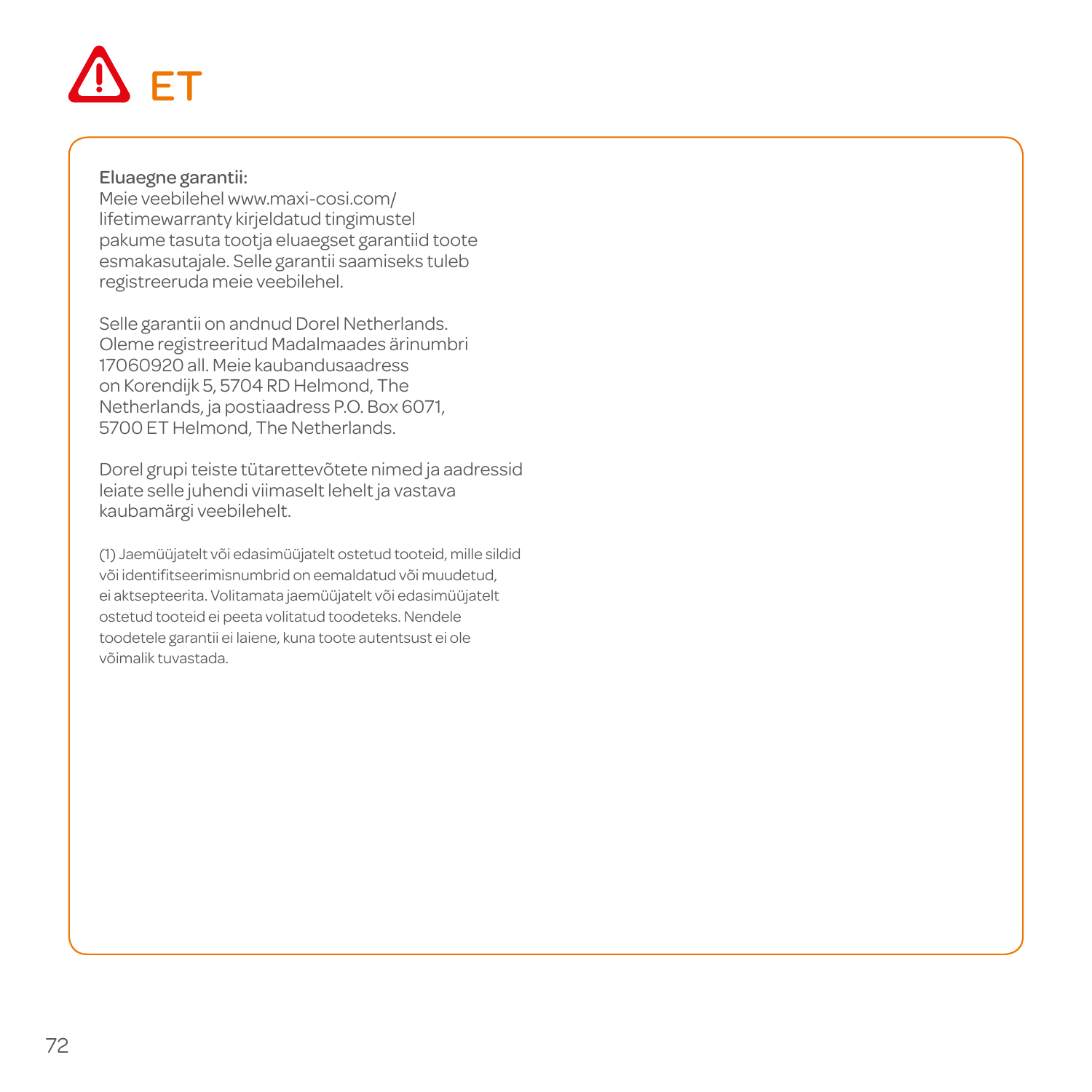# ET

**Eluaegne garantii:**
Meie veebilehel www.maxi-cosi.com/lifetimewarranty kirjeldatud tingimustel pakume tasuta tootja eluaegset garantiid toote esmakasutajale. Selle garantii saamiseks tuleb registreeruda meie veebilehel.

Selle garantii on andnud Dorel Netherlands. Oleme registreeritud Madalmaades ärinumbri 17060920 all. Meie kaubandusaadress on Korendijk 5, 5704 RD Helmond, The Netherlands, ja postiaadress P.O. Box 6071, 5700 ET Helmond, The Netherlands.

Dorel grupi teiste tütarettevõtete nimed ja aadressid leiate selle juhendi viimaselt lehelt ja vastava kaubamärgi veebilehelt.

(1) Jaemüüjatelt või edasimüüjatelt ostetud tooteid, mille sildid või identifitseerimisnumbrid on eemaldatud või muudetud, ei aktsepteerita. Volitamata jaemüüjatelt või edasimüüjatelt ostetud tooteid ei peeta volitatud toodeteks. Nendele toodetele garantii ei laiene, kuna toote autentsust ei ole võimalik tuvastada.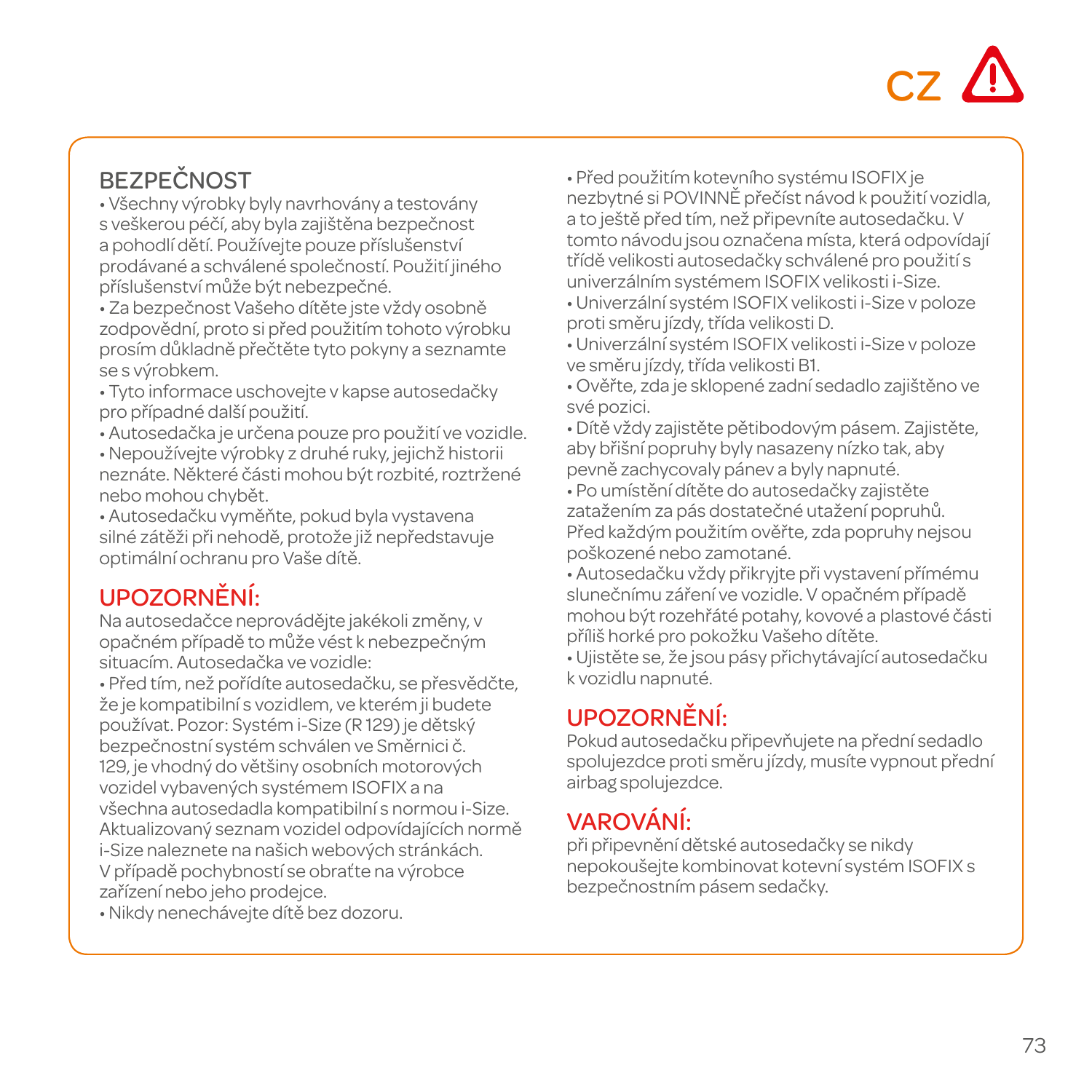CZ ⚠

## BEZPEČNOST

- Všechny výrobky byly navrhovány a testovány s veškerou péčí, aby byla zajištěna bezpečnost a pohodlí dětí. Používejte pouze příslušenství prodávané a schválené společností. Použití jiného příslušenství může být nebezpečné.
- Za bezpečnost Vašeho dítěte jste vždy osobně zodpovědní, proto si před použitím tohoto výrobku prosím důkladně přečtěte tyto pokyny a seznamte se s výrobkem.
- Tyto informace uschovejte v kapse autosedačky pro případné další použití.
- Autosedačka je určena pouze pro použití ve vozidle.
- Nepoužívejte výrobky z druhé ruky, jejichž historii neznáte. Některé části mohou být rozbité, roztržené nebo mohou chybět.
- Autosedačku vyměňte, pokud byla vystavena silné zátěži při nehodě, protože již nepředstavuje optimální ochranu pro Vaše dítě.

## UPOZORNĚNÍ:

Na autosedačce neprovádějte jakékoli změny, v opačném případě to může vést k nebezpečným situacím. Autosedačka ve vozidle:

- Před tím, než pořídíte autosedačku, se přesvědčte, že je kompatibilní s vozidlem, ve kterém ji budete používat. Pozor: Systém i-Size (R 129) je dětský bezpečnostní systém schválen ve Směrnici č. 129, je vhodný do většiny osobních motorových vozidel vybavených systémem ISOFIX a na všechna autosedadla kompatibilní s normou i-Size. Aktualizovaný seznam vozidel odpovídajících normě i-Size naleznete na našich webových stránkách. V případě pochybností se obraťte na výrobce zařízení nebo jeho prodejce.
- Nikdy nenechávejte dítě bez dozoru.
- Před použitím kotevního systému ISOFIX je nezbytné si POVINNĚ přečíst návod k použití vozidla, a to ještě před tím, než připevníte autosedačku. V tomto návodu jsou označena místa, která odpovídají třídě velikosti autosedačky schválené pro použití s univerzálním systémem ISOFIX velikosti i-Size.
- Univerzální systém ISOFIX velikosti i-Size v poloze proti směru jízdy, třída velikosti D.
- Univerzální systém ISOFIX velikosti i-Size v poloze ve směru jízdy, třída velikosti B1.
- Ověřte, zda je sklopené zadní sedadlo zajištěno ve své pozici.
- Dítě vždy zajistěte pětibodovým pásem. Zajistěte, aby břišní popruhy byly nasazeny nízko tak, aby pevně zachycovaly pánev a byly napnuté.
- Po umístění dítěte do autosedačky zajistěte zatažením za pás dostatečné utažení popruhů. Před každým použitím ověřte, zda popruhy nejsou poškozené nebo zamotané.
- Autosedačku vždy přikryjte při vystavení přímému slunečnímu záření ve vozidle. V opačném případě mohou být rozehřáté potahy, kovové a plastové části příliš horké pro pokožku Vašeho dítěte.
- Ujistěte se, že jsou pásy přichytávající autosedačku k vozidlu napnuté.

## UPOZORNĚNÍ:

Pokud autosedačku připevňujete na přední sedadlo spolujezdce proti směru jízdy, musíte vypnout přední airbag spolujezdce.

## VAROVÁNÍ:

při připevnění dětské autosedačky se nikdy nepokoušejte kombinovat kotevní systém ISOFIX s bezpečnostním pásem sedačky.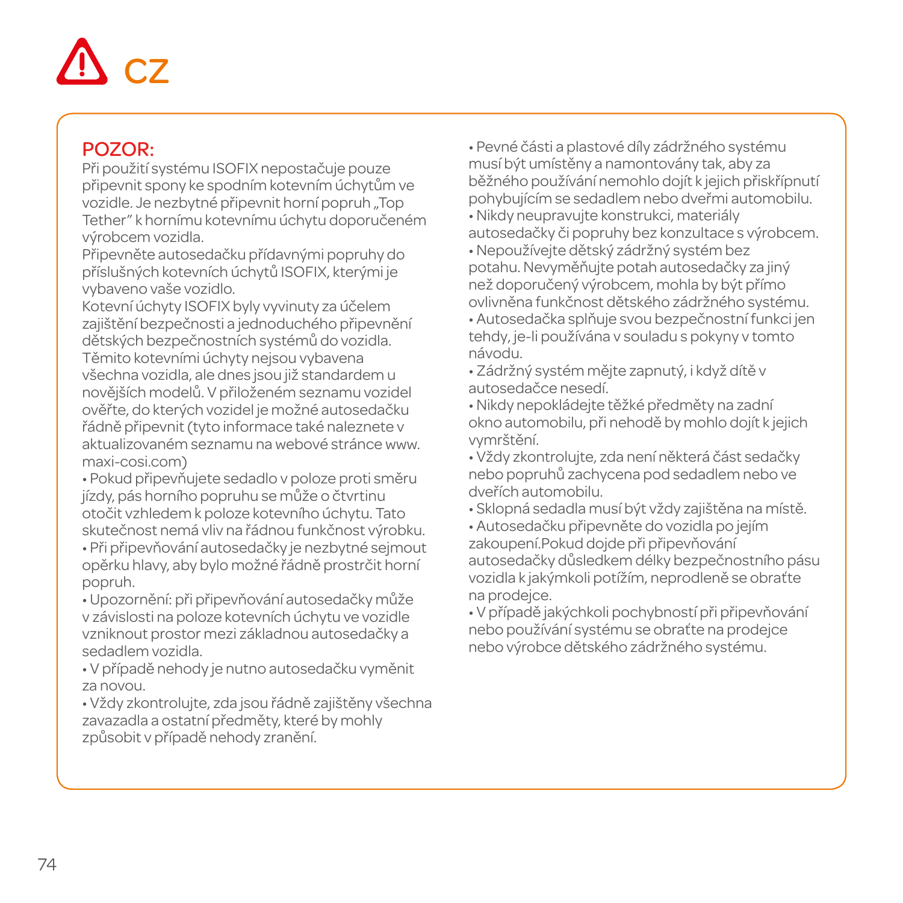# ⚠ CZ

**POZOR:**

Při použití systému ISOFIX nepostačuje pouze připevnit spony ke spodním kotevním úchytům ve vozidle. Je nezbytné připevnit horní popruh „Top Tether" k hornímu kotevnímu úchytu doporučeném výrobcem vozidla.

Připevněte autosedačku přídavnými popruhy do příslušných kotevních úchytů ISOFIX, kterými je vybaveno vaše vozidlo.

Kotevní úchyty ISOFIX byly vyvinuty za účelem zajištění bezpečnosti a jednoduchého připevnění dětských bezpečnostních systémů do vozidla. Těmito kotevními úchyty nejsou vybavena všechna vozidla, ale dnes jsou již standardem u novějších modelů. V přiloženém seznamu vozidel ověřte, do kterých vozidel je možné autosedačku řádně připevnit (tyto informace také naleznete v aktualizovaném seznamu na webové stránce www.maxi-cosi.com)

- Pokud připevňujete sedadlo v poloze proti směru jízdy, pás horního popruhu se může o čtvrtinu otočit vzhledem k poloze kotevního úchytu. Tato skutečnost nemá vliv na řádnou funkčnost výrobku.
- Při připevňování autosedačky je nezbytné sejmout opěrku hlavy, aby bylo možné řádně prostrčit horní popruh.
- Upozornění: při připevňování autosedačky může v závislosti na poloze kotevních úchytu ve vozidle vzniknout prostor mezi základnou autosedačky a sedadlem vozidla.
- V případě nehody je nutno autosedačku vyměnit za novou.
- Vždy zkontrolujte, zda jsou řádně zajištěny všechna zavazadla a ostatní předměty, které by mohly způsobit v případě nehody zranění.
- Pevné části a plastové díly zádržného systému musí být umístěny a namontovány tak, aby za běžného používání nemohlo dojít k jejich přiskřípnutí pohybujícím se sedadlem nebo dveřmi automobilu.
- Nikdy neupravujte konstrukci, materiály autosedačky či popruhy bez konzultace s výrobcem.
- Nepoužívejte dětský zádržný systém bez potahu. Nevyměňujte potah autosedačky za jiný než doporučený výrobcem, mohla by být přímo ovlivněna funkčnost dětského zádržného systému.
- Autosedačka splňuje svou bezpečnostní funkci jen tehdy, je-li používána v souladu s pokyny v tomto návodu.
- Zádržný systém mějte zapnutý, i když dítě v autosedačce nesedí.
- Nikdy nepokládejte těžké předměty na zadní okno automobilu, při nehodě by mohlo dojít k jejich vymrštění.
- Vždy zkontrolujte, zda není některá část sedačky nebo popruhů zachycena pod sedadlem nebo ve dveřích automobilu.
- Sklopná sedadla musí být vždy zajištěna na místě.
- Autosedačku připevněte do vozidla po jejím zakoupení.Pokud dojde při připevňování autosedačky důsledkem délky bezpečnostního pásu vozidla k jakýmkoli potížím, neprodleně se obraťte na prodejce.
- V případě jakýchkoli pochybností při připevňování nebo používání systému se obraťte na prodejce nebo výrobce dětského zádržného systému.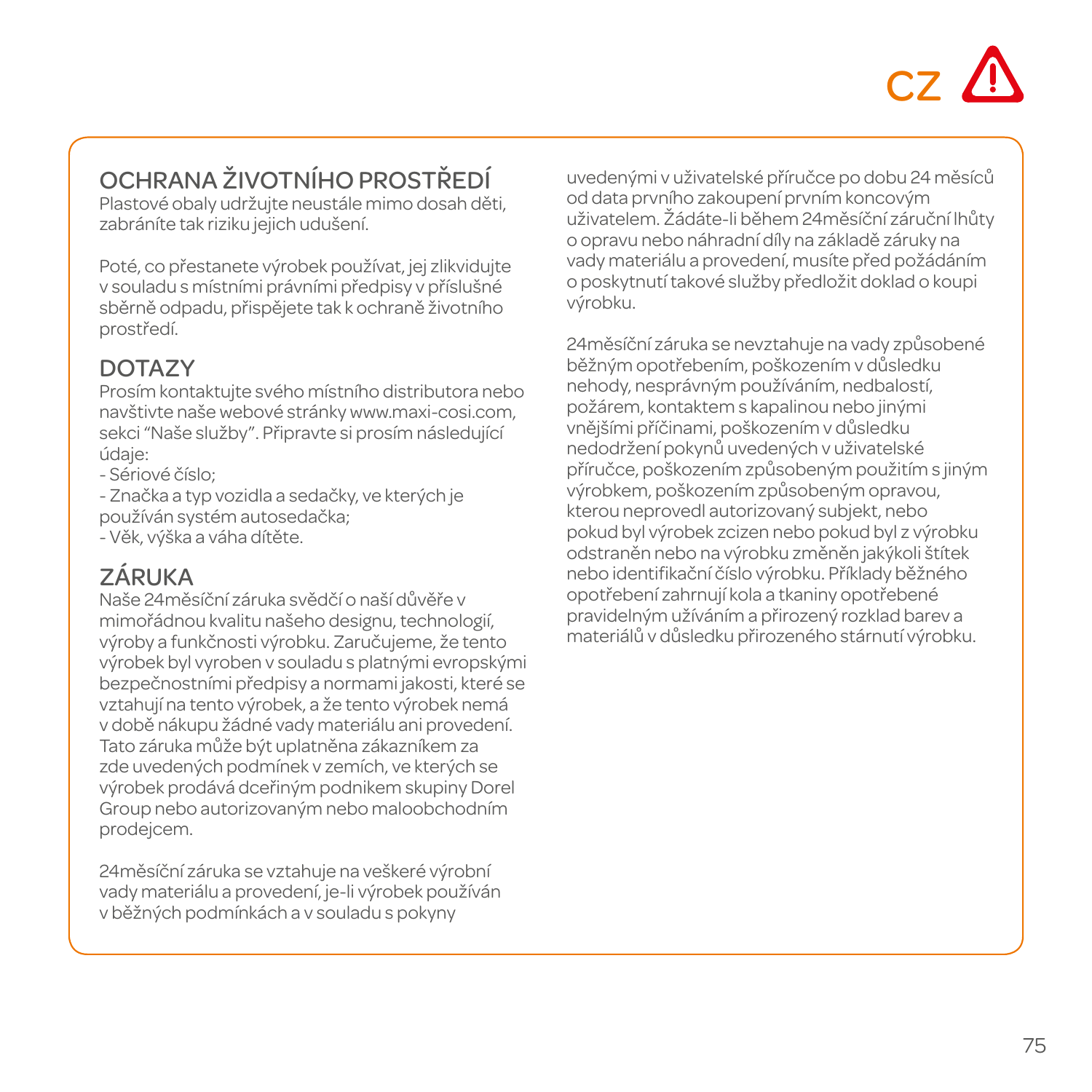## OCHRANA ŽIVOTNÍHO PROSTŘEDÍ

Plastové obaly udržujte neustále mimo dosah děti, zabráníte tak riziku jejich udušení.

Poté, co přestanete výrobek používat, jej zlikvidujte v souladu s místními právními předpisy v příslušné sběrně odpadu, přispějete tak k ochraně životního prostředí.

## DOTAZY

Prosím kontaktujte svého místního distributora nebo navštivte naše webové stránky www.maxi-cosi.com, sekci “Naše služby”. Připravte si prosím následující údaje:

- Sériové číslo;
- Značka a typ vozidla a sedačky, ve kterých je používán systém autosedačka;
- Věk, výška a váha dítěte.

## ZÁRUKA

Naše 24měsíční záruka svědčí o naší důvěře v mimořádnou kvalitu našeho designu, technologií, výroby a funkčnosti výrobku. Zaručujeme, že tento výrobek byl vyroben v souladu s platnými evropskými bezpečnostními předpisy a normami jakosti, které se vztahují na tento výrobek, a že tento výrobek nemá v době nákupu žádné vady materiálu ani provedení. Tato záruka může být uplatněna zákazníkem za zde uvedených podmínek v zemích, ve kterých se výrobek prodává dceřiným podnikem skupiny Dorel Group nebo autorizovaným nebo maloobchodním prodejcem.

24měsíční záruka se vztahuje na veškeré výrobní vady materiálu a provedení, je-li výrobek používán v běžných podmínkách a v souladu s pokyny uvedenými v uživatelské příručce po dobu 24 měsíců od data prvního zakoupení prvním koncovým uživatelem. Žádáte-li během 24měsíční záruční lhůty o opravu nebo náhradní díly na základě záruky na vady materiálu a provedení, musíte před požádáním o poskytnutí takové služby předložit doklad o koupi výrobku.

24měsíční záruka se nevztahuje na vady způsobené běžným opotřebením, poškozením v důsledku nehody, nesprávným používáním, nedbalostí, požárem, kontaktem s kapalinou nebo jinými vnějšími příčinami, poškozením v důsledku nedodržení pokynů uvedených v uživatelské příručce, poškozením způsobeným použitím s jiným výrobkem, poškozením způsobeným opravou, kterou neprovedl autorizovaný subjekt, nebo pokud byl výrobek zcizen nebo pokud byl z výrobku odstraněn nebo na výrobku změněn jakýkoli štítek nebo identifikační číslo výrobku. Příklady běžného opotřebení zahrnují kola a tkaniny opotřebené pravidelným užíváním a přirozený rozklad barev a materiálů v důsledku přirozeného stárnutí výrobku.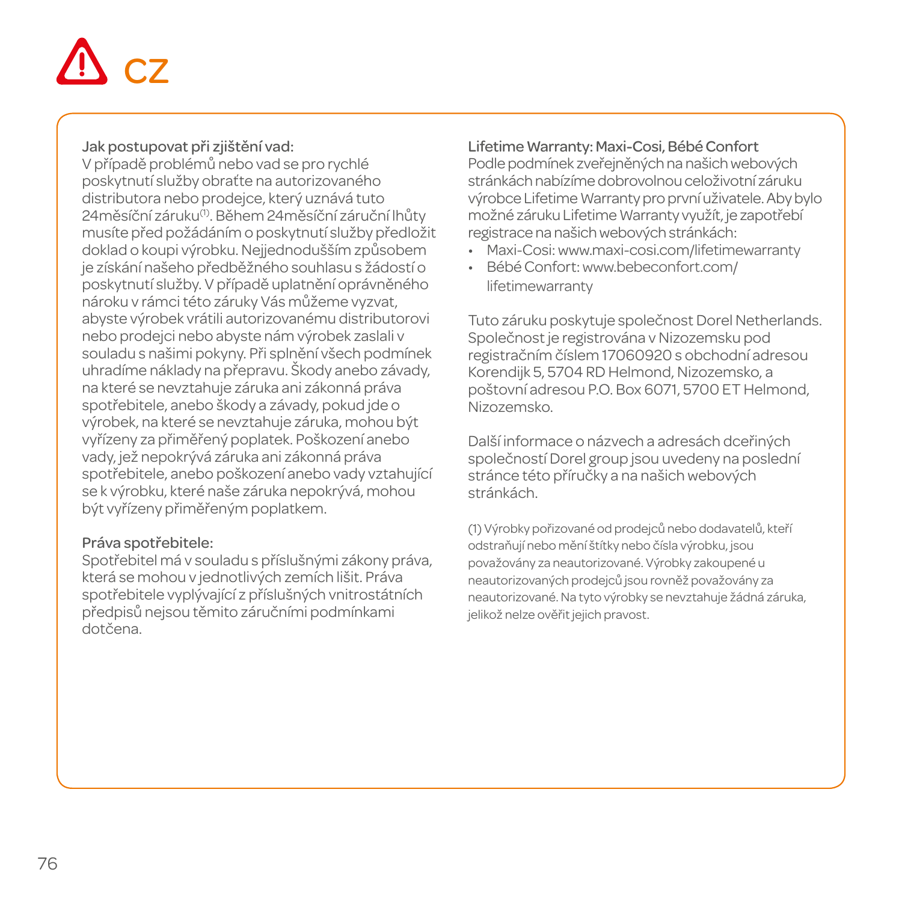# CZ

### Jak postupovat při zjištění vad:

V případě problémů nebo vad se pro rychlé poskytnutí služby obraťte na autorizovaného distributora nebo prodejce, který uznává tuto 24měsíční záruku[1]. Během 24měsíční záruční lhůty musíte před požádáním o poskytnutí služby předložit doklad o koupi výrobku. Nejjednodušším způsobem je získání našeho předběžného souhlasu s žádostí o poskytnutí služby. V případě uplatnění oprávněného nároku v rámci této záruky Vás můžeme vyzvat, abyste výrobek vrátili autorizovanému distributorovi nebo prodejci nebo abyste nám výrobek zaslali v souladu s našimi pokyny. Při splnění všech podmínek uhradíme náklady na přepravu. Škody anebo závady, na které se nevztahuje záruka ani zákonná práva spotřebitele, anebo škody a závady, pokud jde o výrobek, na které se nevztahuje záruka, mohou být vyřízeny za přiměřený poplatek. Poškození anebo vady, jež nepokrývá záruka ani zákonná práva spotřebitele, anebo poškození anebo vady vztahující se k výrobku, které naše záruka nepokrývá, mohou být vyřízeny přiměřeným poplatkem.

### Práva spotřebitele:

Spotřebitel má v souladu s příslušnými zákony práva, která se mohou v jednotlivých zemích lišit. Práva spotřebitele vyplývající z příslušných vnitrostátních předpisů nejsou těmito záručními podmínkami dotčena.

### Lifetime Warranty: Maxi-Cosi, Bébé Confort

Podle podmínek zveřejněných na našich webových stránkách nabízíme dobrovolnou celoživotní záruku výrobce Lifetime Warranty pro první uživatele. Aby bylo možné záruku Lifetime Warranty využít, je zapotřebí registrace na našich webových stránkách:

- Maxi-Cosi: www.maxi-cosi.com/lifetimewarranty
- Bébé Confort: www.bebeconfort.com/lifetimewarranty

Tuto záruku poskytuje společnost Dorel Netherlands. Společnost je registrována v Nizozemsku pod registračním číslem 17060920 s obchodní adresou Korendijk 5, 5704 RD Helmond, Nizozemsko, a poštovní adresou P.O. Box 6071, 5700 ET Helmond, Nizozemsko.

Další informace o názvech a adresách dceřiných společností Dorel group jsou uvedeny na poslední stránce této příručky a na našich webových stránkách.

(1) Výrobky pořizované od prodejců nebo dodavatelů, kteří odstraňují nebo mění štítky nebo čísla výrobku, jsou považovány za neautorizované. Výrobky zakoupené u neautorizovaných prodejců jsou rovněž považovány za neautorizované. Na tyto výrobky se nevztahuje žádná záruka, jelikož nelze ověřit jejich pravost.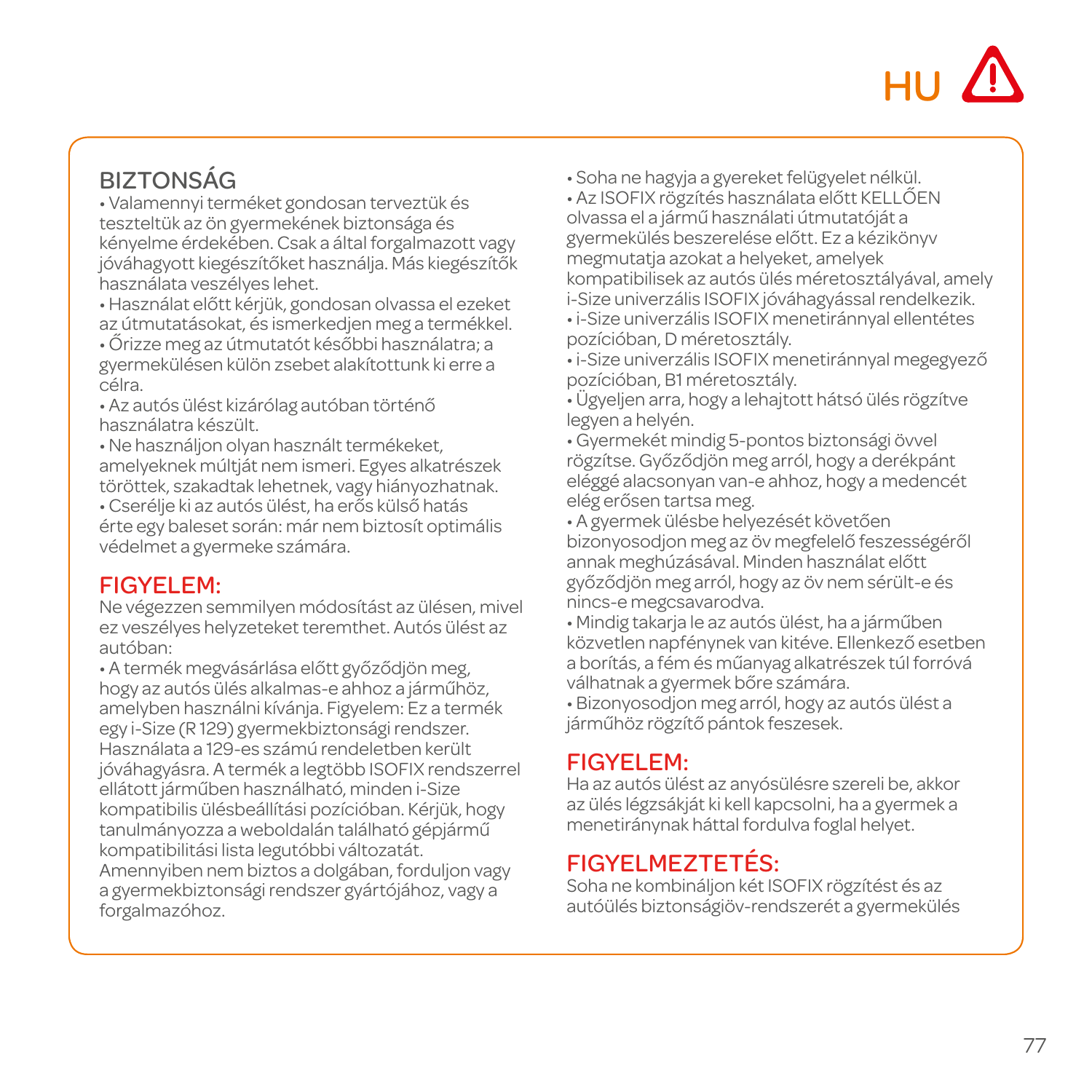HU ⚠

## BIZTONSÁG

- Valamennyi terméket gondosan terveztük és teszteltük az ön gyermekének biztonsága és kényelme érdekében. Csak a által forgalmazott vagy jóváhagyott kiegészítőket használja. Más kiegészítők használata veszélyes lehet.
- Használat előtt kérjük, gondosan olvassa el ezeket az útmutatásokat, és ismerkedjen meg a termékkel.
- Őrizze meg az útmutatót későbbi használatra; a gyermekülésen külön zsebet alakítottunk ki erre a célra.
- Az autós ülést kizárólag autóban történő használatra készült.
- Ne használjon olyan használt termékeket, amelyeknek múltját nem ismeri. Egyes alkatrészek töröttek, szakadtak lehetnek, vagy hiányozhatnak.
- Cserélje ki az autós ülést, ha erős külső hatás érte egy baleset során: már nem biztosít optimális védelmet a gyermeke számára.

## FIGYELEM:

Ne végezzen semmilyen módosítást az ülésen, mivel ez veszélyes helyzeteket teremthet. Autós ülést az autóban:

- A termék megvásárlása előtt győződjön meg, hogy az autós ülés alkalmas-e ahhoz a járműhöz, amelyben használni kívánja. Figyelem: Ez a termék egy i-Size (R 129) gyermekbiztonsági rendszer. Használata a 129-es számú rendeletben került jóváhagyásra. A termék a legtöbb ISOFIX rendszerrel ellátott járműben használható, minden i-Size kompatibilis ülésbeállítási pozícióban. Kérjük, hogy tanulmányozza a weboldalán található gépjármű kompatibilitási lista legutóbbi változatát. Amennyiben nem biztos a dolgában, forduljon vagy a gyermekbiztonsági rendszer gyártójához, vagy a forgalmazóhoz.
- Soha ne hagyja a gyereket felügyelet nélkül.
- Az ISOFIX rögzítés használata előtt KELLŐEN olvassa el a jármű használati útmutatóját a gyermekülés beszerelése előtt. Ez a kézikönyv megmutatja azokat a helyeket, amelyek kompatibilisek az autós ülés méretosztályával, amely i-Size univerzális ISOFIX jóváhagyással rendelkezik.
- i-Size univerzális ISOFIX menetiránnyal ellentétes pozícióban, D méretosztály.
- i-Size univerzális ISOFIX menetiránnyal megegyező pozícióban, B1 méretosztály.
- Ügyeljen arra, hogy a lehajtott hátsó ülés rögzítve legyen a helyén.
- Gyermekét mindig 5-pontos biztonsági övvel rögzítse. Győződjön meg arról, hogy a derékpánt eléggé alacsonyan van-e ahhoz, hogy a medencét elég erősen tartsa meg.
- A gyermek ülésbe helyezését követően bizonyosodjon meg az öv megfelelő feszességéről annak meghúzásával. Minden használat előtt győződjön meg arról, hogy az öv nem sérült-e és nincs-e megcsavarodva.
- Mindig takarja le az autós ülést, ha a járműben közvetlen napfénynek van kitéve. Ellenkező esetben a borítás, a fém és műanyag alkatrészek túl forróvá válhatnak a gyermek bőre számára.
- Bizonyosodjon meg arról, hogy az autós ülést a járműhöz rögzítő pántok feszesek.

## FIGYELEM:

Ha az autós ülést az anyósülésre szereli be, akkor az ülés légzsákját ki kell kapcsolni, ha a gyermek a menetiránynak háttal fordulva foglal helyet.

## FIGYELMEZTETÉS:

Soha ne kombináljon két ISOFIX rögzítést és az autóülés biztonságiöv-rendszerét a gyermekülés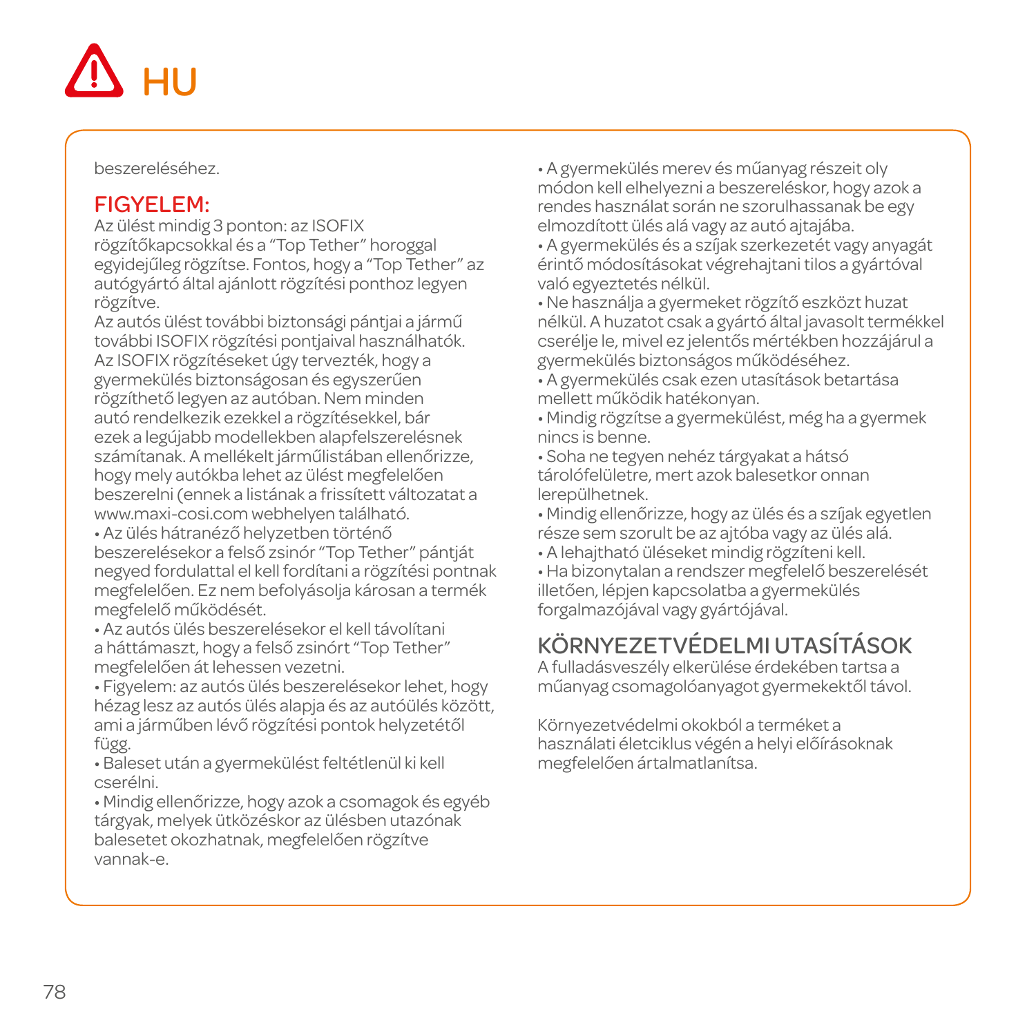# HU

beszereléséhez.

## FIGYELEM:

Az ülést mindig 3 ponton: az ISOFIX rögzítőkapcsokkal és a "Top Tether" horoggal egyidejűleg rögzítse. Fontos, hogy a "Top Tether" az autógyártó által ajánlott rögzítési ponthoz legyen rögzítve.

Az autós ülést további biztonsági pántjai a jármű további ISOFIX rögzítési pontjaival használhatók. Az ISOFIX rögzítéseket úgy tervezték, hogy a gyermekülés biztonságosan és egyszerűen rögzíthető legyen az autóban. Nem minden autó rendelkezik ezekkel a rögzítésekkel, bár ezek a legújabb modellekben alapfelszerelésnek számítanak. A mellékelt járműlistában ellenőrizze, hogy mely autókba lehet az ülést megfelelően beszerelni (ennek a listának a frissített változatat a www.maxi-cosi.com webhelyen található.

• Az ülés hátranéző helyzetben történő beszerelésekor a felső zsinór "Top Tether" pántját negyed fordulattal el kell fordítani a rögzítési pontnak megfelelően. Ez nem befolyásolja károsan a termék megfelelő működését.
• Az autós ülés beszerelésekor el kell távolítani a háttámaszt, hogy a felső zsinórt "Top Tether" megfelelően át lehessen vezetni.
• Figyelem: az autós ülés beszerelésekor lehet, hogy hézag lesz az autós ülés alapja és az autóülés között, ami a járműben lévő rögzítési pontok helyzetétől függ.
• Baleset után a gyermekülést feltétlenül ki kell cserélni.
• Mindig ellenőrizze, hogy azok a csomagok és egyéb tárgyak, melyek ütközéskor az ülésben utazónak balesetet okozhatnak, megfelelően rögzítve vannak-e.
• A gyermekülés merev és műanyag részeit oly módon kell elhelyezni a beszereléskor, hogy azok a rendes használat során ne szorulhassanak be egy elmozdított ülés alá vagy az autó ajtajába.
• A gyermekülés és a szíjak szerkezetét vagy anyagát érintő módosításokat végrehajtani tilos a gyártóval való egyeztetés nélkül.
• Ne használja a gyermeket rögzítő eszközt huzat nélkül. A huzatot csak a gyártó által javasolt termékkel cserélje le, mivel ez jelentős mértékben hozzájárul a gyermekülés biztonságos működéséhez.
• A gyermekülés csak ezen utasítások betartása mellett működik hatékonyan.
• Mindig rögzítse a gyermekülést, még ha a gyermek nincs is benne.
• Soha ne tegyen nehéz tárgyakat a hátsó tárolófelületre, mert azok balesetkor onnan lerepülhetnek.
• Mindig ellenőrizze, hogy az ülés és a szíjak egyetlen része sem szorult be az ajtóba vagy az ülés alá.
• A lehajtható üléseket mindig rögzíteni kell.
• Ha bizonytalan a rendszer megfelelő beszerelését illetően, lépjen kapcsolatba a gyermekülés forgalmazójával vagy gyártójával.

## KÖRNYEZETVÉDELMI UTASÍTÁSOK

A fulladásveszély elkerülése érdekében tartsa a műanyag csomagolóanyagot gyermekektől távol.

Környezetvédelmi okokból a terméket a használati életciklus végén a helyi előírásoknak megfelelően ártalmatlanítsa.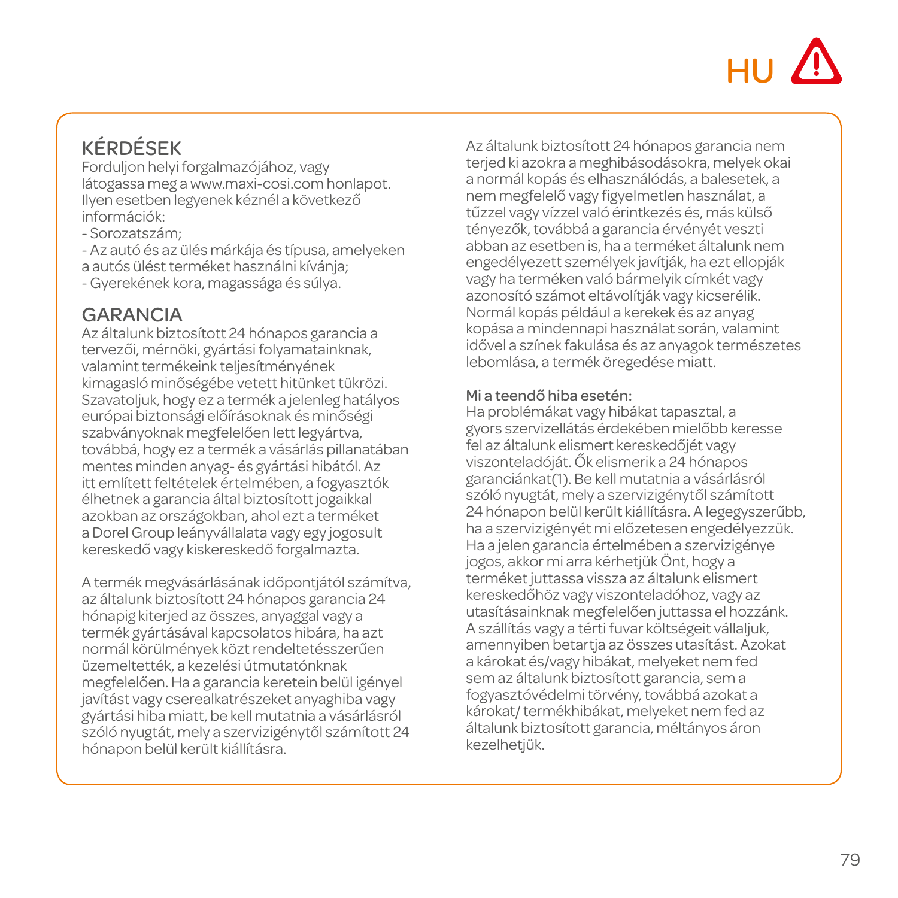HU ⚠

## KÉRDÉSEK

Forduljon helyi forgalmazójához, vagy látogassa meg a www.maxi-cosi.com honlapot. Ilyen esetben legyenek kéznél a következő információk:

- Sorozatszám;
- Az autó és az ülés márkája és típusa, amelyeken a autós ülést terméket használni kívánja;
- Gyerekének kora, magassága és súlya.

## GARANCIA

Az általunk biztosított 24 hónapos garancia a tervezői, mérnöki, gyártási folyamatainknak, valamint termékeink teljesítményének kimagasló minőségébe vetett hitünket tükrözi. Szavatoljuk, hogy ez a termék a jelenleg hatályos európai biztonsági előírásoknak és minőségi szabványoknak megfelelően lett legyártva, továbbá, hogy ez a termék a vásárlás pillanatában mentes minden anyag- és gyártási hibától. Az itt említett feltételek értelmében, a fogyasztók élhetnek a garancia által biztosított jogaikkal azokban az országokban, ahol ezt a terméket a Dorel Group leányvállalata vagy egy jogosult kereskedő vagy kiskereskedő forgalmazta.

A termék megvásárlásának időpontjától számítva, az általunk biztosított 24 hónapos garancia 24 hónapig kiterjed az összes, anyaggal vagy a termék gyártásával kapcsolatos hibára, ha azt normál körülmények közt rendeltetésszerűen üzemeltették, a kezelési útmutatónknak megfelelően. Ha a garancia keretein belül igényel javítást vagy cserealkatrészeket anyaghiba vagy gyártási hiba miatt, be kell mutatnia a vásárlásról szóló nyugtát, mely a szervizigénytől számított 24 hónapon belül került kiállításra.

Az általunk biztosított 24 hónapos garancia nem terjed ki azokra a meghibásodásokra, melyek okai a normál kopás és elhasználódás, a balesetek, a nem megfelelő vagy figyelmetlen használat, a tűzzel vagy vízzel való érintkezés és, más külső tényezők, továbbá a garancia érvényét veszti abban az esetben is, ha a terméket általunk nem engedélyezett személyek javítják, ha ezt ellopják vagy ha terméken való bármelyik címkét vagy azonosító számot eltávolítják vagy kicserélik. Normál kopás például a kerekek és az anyag kopása a mindennapi használat során, valamint idővel a színek fakulása és az anyagok természetes lebomlása, a termék öregedése miatt.

**Mi a teendő hiba esetén:**
Ha problémákat vagy hibákat tapasztal, a gyors szervizellátás érdekében mielőbb keresse fel az általunk elismert kereskedőjét vagy viszonteladóját. Ők elismerik a 24 hónapos garanciánkat(1). Be kell mutatnia a vásárlásról szóló nyugtát, mely a szervizigénytől számított 24 hónapon belül került kiállításra. A legegyszerűbb, ha a szervizigényét mi előzetesen engedélyezzük. Ha a jelen garancia értelmében a szervizigénye jogos, akkor mi arra kérhetjük Önt, hogy a terméket juttassa vissza az általunk elismert kereskedőhöz vagy viszonteladóhoz, vagy az utasításainknak megfelelően juttassa el hozzánk. A szállítás vagy a térti fuvar költségeit vállaljuk, amennyiben betartja az összes utasítást. Azokat a károkat és/vagy hibákat, melyeket nem fed sem az általunk biztosított garancia, sem a fogyasztóvédelmi törvény, továbbá azokat a károkat/ termékhibákat, melyeket nem fed az általunk biztosított garancia, méltányos áron kezelhetjük.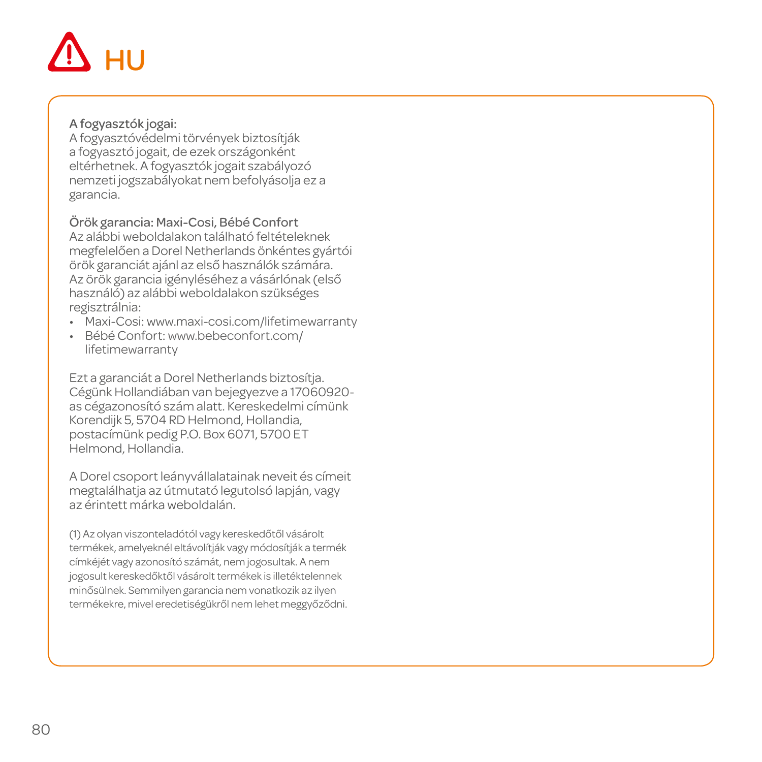# HU

**A fogyasztók jogai:**
A fogyasztóvédelmi törvények biztosítják a fogyasztó jogait, de ezek országonként eltérhetnek. A fogyasztók jogait szabályozó nemzeti jogszabályokat nem befolyásolja ez a garancia.

**Örök garancia: Maxi-Cosi, Bébé Confort**
Az alábbi weboldalakon található feltételeknek megfelelően a Dorel Netherlands önkéntes gyártói örök garanciát ajánl az első használók számára. Az örök garancia igényléséhez a vásárlónak (első használó) az alábbi weboldalakon szükséges regisztrálnia:

- Maxi-Cosi: www.maxi-cosi.com/lifetimewarranty
- Bébé Confort: www.bebeconfort.com/lifetimewarranty

Ezt a garanciát a Dorel Netherlands biztosítja. Cégünk Hollandiában van bejegyezve a 17060920-as cégazonosító szám alatt. Kereskedelmi címünk Korendijk 5, 5704 RD Helmond, Hollandia, postacímünk pedig P.O. Box 6071, 5700 ET Helmond, Hollandia.

A Dorel csoport leányvállalatainak neveit és címeit megtalálhatja az útmutató legutolsó lapján, vagy az érintett márka weboldalán.

(1) Az olyan viszonteladótól vagy kereskedőtől vásárolt termékek, amelyeknél eltávolítják vagy módosítják a termék címkéjét vagy azonosító számát, nem jogosultak. A nem jogosult kereskedőktől vásárolt termékek is illetéktelennek minősülnek. Semmilyen garancia nem vonatkozik az ilyen termékekre, mivel eredetiségükről nem lehet meggyőződni.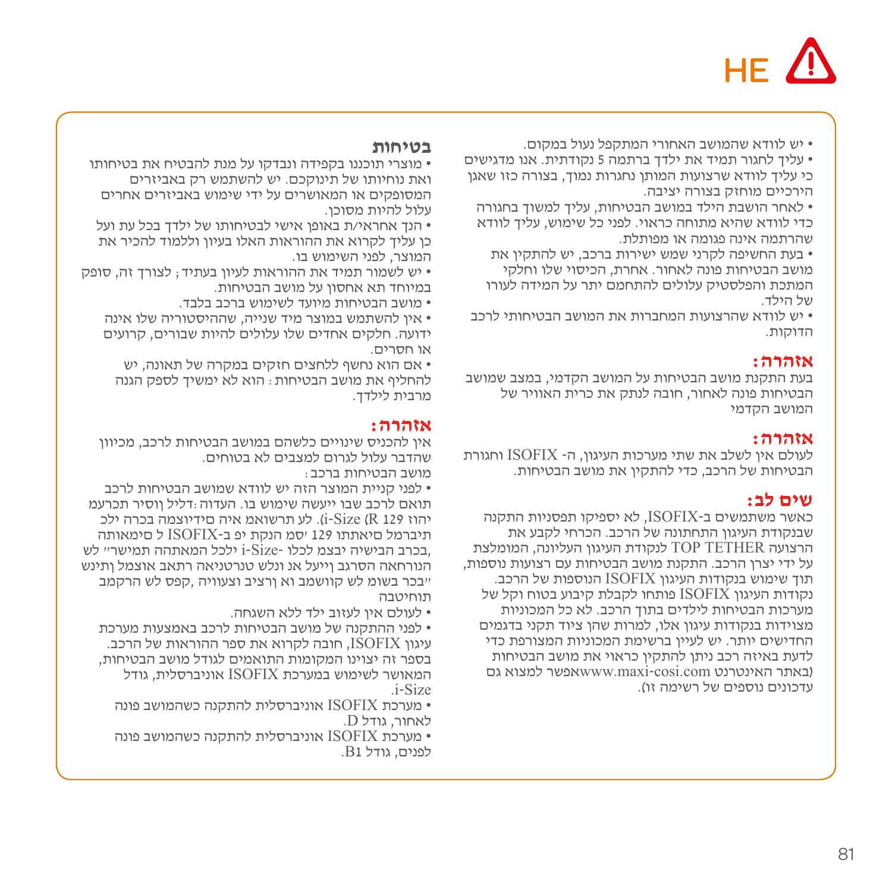HE

## בטיחות

- מוצרי תוכננו בקפידה ונבדקו על מנת להבטיח את בטיחותו ואת נוחיותו של תינוקכם. יש להשתמש רק באביזרים המסופקים או המאושרים על ידי שימוש באביזרים אחרים עלול להיות מסוכן.
- הנך אחראי/ת באופן אישי לבטיחותו של ילדך בכל עת ועל כן עליך לקרוא את ההוראות האלו בעיון וללמוד להכיר את המוצר, לפני השימוש בו.
- יש לשמור תמיד את ההוראות לעיון בעתיד ; לצורך זה, סופק במיוחד תא אחסון על מושב הבטיחות.
- מושב הבטיחות מיועד לשימוש ברכב בלבד.
- אין להשתמש במוצר מיד שנייה, שההיסטוריה שלו אינה ידועה. חלקים אחדים שלו עלולים להיות שבורים, קרועים או חסרים.
- אם הוא נחשף ללחצים חזקים במקרה של תאונה, יש להחליף את מושב הבטיחות : הוא לא ימשיך לספק הגנה מרבית לילדך.

### אזהרה:

אין להכניס שינויים כלשהם במושב הבטיחות לרכב, מכיוון שהדבר עלול לגרום למצבים לא בטוחים.

מושב הבטיחות ברכב :

- לפני קניית המוצר הזה יש לוודא שמושב הבטיחות לרכב תואם לרכב שבו ייעשה שימוש בו. העדוה :דליל ןוסיר תכרעמ יהוז (i-Size (R 129. לע תרשואמ איה סידיוצמה בכרה ילכ תיברמל םיאתמו 129 'סמ הנקת יפ ב-ISOFIX ל םימאותה ,בכרב הבישיה יבצמ לכו i-Size- ילכל המאתהה תמישר" לש הנורחאה הסרגב ןייעל אנ ונלש טנרטניאה רתאב אוצמל ןתינש "בכר בשומ לש קוושמב וא ןרציב ןצעוויה ,קפס לש הרקמב תוחיטבה
- לעולם אין לעזוב ילד ללא השגחה.
- לפני ההתקנה של מושב הבטיחות לרכב באמצעות מערכת עיגון ISOFIX, חובה לקרוא את ספר ההוראות של הרכב. בספר זה יצוינו המקומות התואמים לגודל מושב הבטיחות, המאושר לשימוש במערכת ISOFIX אוניברסלית, גודל .i-Size
- מערכת ISOFIX אוניברסלית להתקנה כשהמושב פונה לאחור, גודל D.
- מערכת ISOFIX אוניברסלית להתקנה כשהמושב פונה לפנים, גודל B1.

- יש לוודא שהמושב האחורי המתקפל נעול במקום.
- עליך לחגור תמיד את ילדך ברתמה 5 נקודתית. אנו מדגישים כי עליך לוודא שרצועות המותן נחגרות נמוך, בצורה כזו שאגן הירכיים מוחזק בצורה יציבה.
- לאחר הושבת הילד במושב הבטיחות, עליך למשוך בחגורה כדי לוודא שהיא מתוחה כראוי. לפני כל שימוש, עליך לוודא שהרתמה אינה פגומה או מפותלת.
- בעת החשיפה לקרני שמש ישירות ברכב, יש להתקין את מושב הבטיחות פונה לאחור. אחרת, הכיסוי שלו וחלקי המתכת והפלסטיק עלולים להתחמם יתר על המידה לעורו של הילד.
- יש לוודא שהרצועות המחברות את המושב הבטיחותי לרכב הדוקות.

### אזהרה:

בעת התקנת מושב הבטיחות על המושב הקדמי, במצב שמושב הבטיחות פונה לאחור, חובה לנתק את כרית האוויר של המושב הקדמי

### אזהרה:

לעולם אין לשלב את שתי מערכות העיגון, ה- ISOFIX וחגורת הבטיחות של הרכב, כדי להתקין את מושב הבטיחות.

### שים לב:

כאשר משתמשים ב-ISOFIX, לא יספיקו תפסניות התקנה שבנקודת העיגון התחתונה של הרכב. הכרחי לקבע את הרצועה TOP TETHER לנקודת העיגון העליונה, המומלצת על ידי יצרן הרכב. התקנת מושב הבטיחות עם רצועות נוספות, תוך שימוש בנקודות העיגון ISOFIX הנוספות של הרכב. נקודות העיגון ISOFIX פותחו לקבלת קיבוע בטוח וקל של מערכות הבטיחות לילדים בתוך הרכב. לא כל המכוניות מצוידות בנקודות עיגון אלו, למרות שהן ציוד תקני בדגמים החדישים יותר. יש לעיין ברשימת המכוניות המצורפת כדי לדעת באיזה רכב ניתן להתקין כראוי את מושב הבטיחות (באתר האינטרנט www.maxi-cosi.comאפשר למצוא גם עדכונים נוספים של רשימה זו).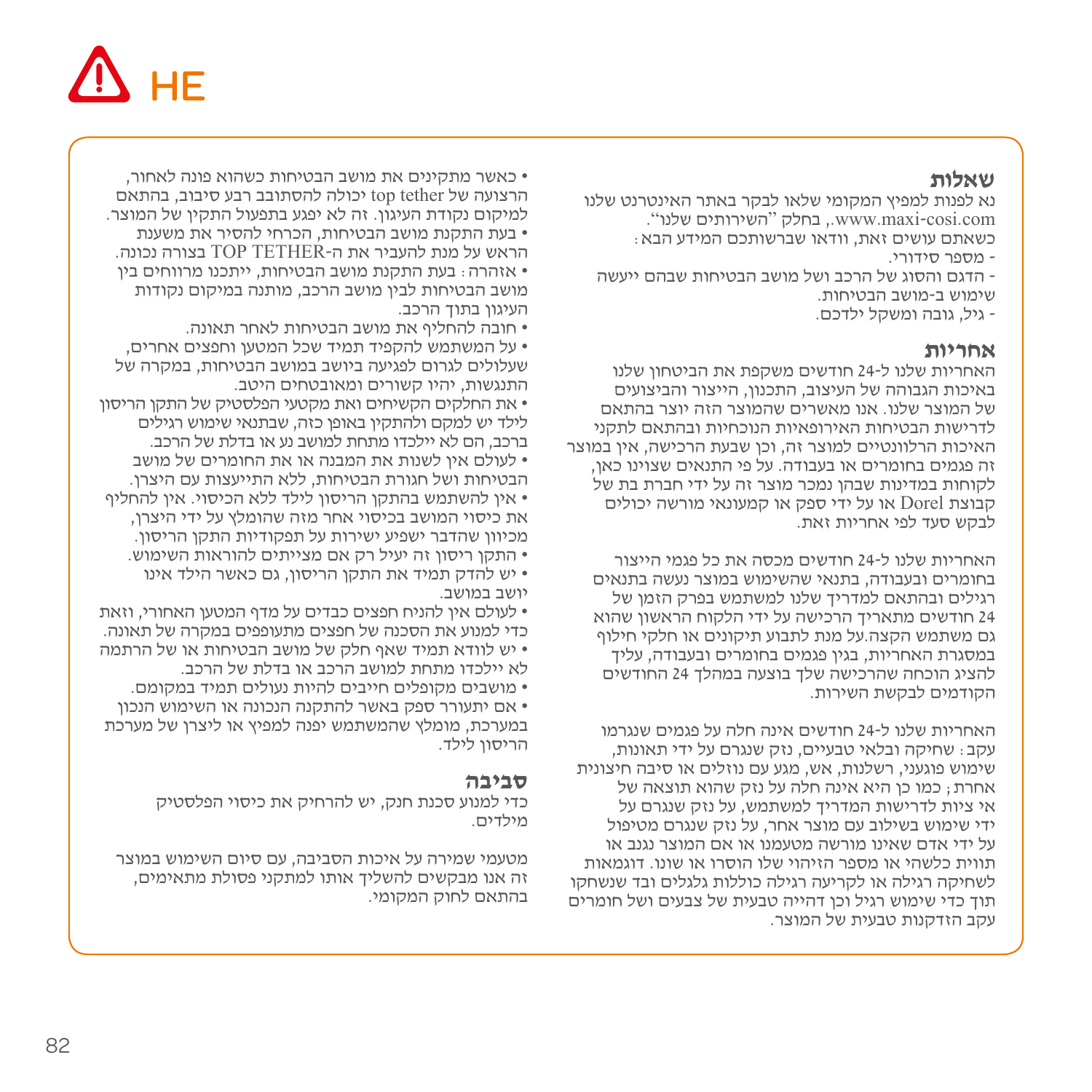# HE

### שאלות

נא לפנות למפיץ המקומי שלאו לבקר באתר האינטרנט שלנו www.maxi-cosi.com., בחלק "השירותים שלנו".
כשאתם עושים זאת, וודאו שברשותכם המידע הבא:
- מספר סידורי.
- הדגם והסוג של הרכב ושל מושב הבטיחות שבהם ייעשה שימוש ב-מושב הבטיחות.
- גיל, גובה ומשקל ילדכם.

### אחריות

האחריות שלנו ל-24 חודשים משקפת את הביטחון שלנו באיכות הגבוהה של העיצוב, התכנון, הייצור והביצועים של המוצר שלנו. אנו מאשרים שהמוצר הזה יוצר בהתאם לדרישות הבטיחות האירופאיות הנוכחיות ובהתאם לתקני האיכות הרלוונטיים למוצר זה, וכן שבעת הרכישה, אין במוצר זה פגמים בחומרים או בעבודה. על פי התנאים שצוינו כאן, לקוחות במדינות שבהן נמכר מוצר זה על ידי חברת בת של קבוצת Dorel או על ידי ספק או קמעונאי מורשה יכולים לבקש סעד לפי אחריות זאת.

האחריות שלנו ל-24 חודשים מכסה את כל פגמי הייצור בחומרים ובעבודה, בתנאי שהשימוש במוצר נעשה בתנאים רגילים ובהתאם למדריך שלנו למשתמש בפרק הזמן של 24 חודשים מתאריך הרכישה על ידי הלקוח הראשון שהוא גם משתמש הקצה.על מנת לתבוע תיקונים או חלקי חילוף במסגרת האחריות, בגין פגמים בחומרים ובעבודה, עליך להציג הוכחה שהרכישה שלך בוצעה במהלך 24 החודשים הקודמים לבקשת השירות.

האחריות שלנו ל-24 חודשים אינה חלה על פגמים שנגרמו עקב: שחיקה ובלאי טבעיים, נזק שנגרם על ידי תאונות, שימוש פוגעני, רשלנות, אש, מגע עם נוזלים או סיבה חיצונית אחרת; כמו כן היא אינה חלה על נזק שהוא תוצאה של אי ציות לדרישות המדריך למשתמש, על נזק שנגרם על ידי שימוש בשילוב עם מוצר אחר, על נזק שנגרם מטיפול על ידי אדם שאינו מורשה מטעמנו או אם המוצר נגנב או תווית כלשהי או מספר הזיהוי שלו הוסרו או שונו. דוגמאות לשחיקה רגילה או לקריעה רגילה כוללות גלגלים ובד שנשחקו תוך כדי שימוש רגיל וכן דהייה טבעית של צבעים ושל חומרים עקב הזדקנות טבעית של המוצר.

- כאשר מתקינים את מושב הבטיחות כשהוא פונה לאחור, הרצועה של top tether יכולה להסתובב רבע סיבוב, בהתאם למיקום נקודת העיגון. זה לא יפגע בתפעול התקין של המוצר.
- בעת התקנת מושב הבטיחות, הכרחי להסיר את משענת הראש על מנת להעביר את ה-TOP TETHER בצורה נכונה.
- אזהרה: בעת התקנת מושב הבטיחות, ייתכנו מרווחים בין מושב הבטיחות לבין מושב הרכב, מותנה במיקום נקודות העיגון בתוך הרכב.
- חובה להחליף את מושב הבטיחות לאחר תאונה.
- על המשתמש להקפיד תמיד שכל המטען וחפצים אחרים, שעלולים לגרום לפגיעה ביושב במושב הבטיחות, במקרה של התנגשות, יהיו קשורים ומאובטחים היטב.
- את החלקים הקשיחים ואת מקטעי הפלסטיק של התקן הריסון לילד יש למקם ולהתקין באופן כזה, שבתנאי שימוש רגילים ברכב, הם לא יילכדו מתחת למושב נע או בדלת של הרכב.
- לעולם אין לשנות את המבנה או את החומרים של מושב הבטיחות ושל חגורת הבטיחות, ללא התייעצות עם היצרן.
- אין להשתמש בהתקן הריסון לילד ללא הכיסוי. אין להחליף את כיסוי המושב בכיסוי אחר מזה שהומלץ על ידי היצרן, מכיוון שהדבר ישפיע ישירות על תפקודיות התקן הריסון.
- התקן ריסון זה יעיל רק אם מצייתים להוראות השימוש.
- יש להדק תמיד את התקן הריסון, גם כאשר הילד אינו יושב במושב.
- לעולם אין להניח חפצים כבדים על מדף המטען האחורי, וזאת כדי למנוע את הסכנה של חפצים מתעופפים במקרה של תאונה.
- יש לוודא תמיד שאף חלק של מושב הבטיחות או של הרתמה לא יילכדו מתחת למושב הרכב או בדלת של הרכב.
- מושבים מקופלים חייבים להיות נעולים תמיד במקומם.
- אם יתעורר ספק באשר להתקנה הנכונה או השימוש הנכון במערכת, מומלץ שהמשתמש יפנה למפיץ או ליצרן של מערכת הריסון לילד.

### סביבה

כדי למנוע סכנת חנק, יש להרחיק את כיסוי הפלסטיק מילדים.

מטעמי שמירה על איכות הסביבה, עם סיום השימוש במוצר זה אנו מבקשים להשליך אותו למתקני פסולת מתאימים, בהתאם לחוק המקומי.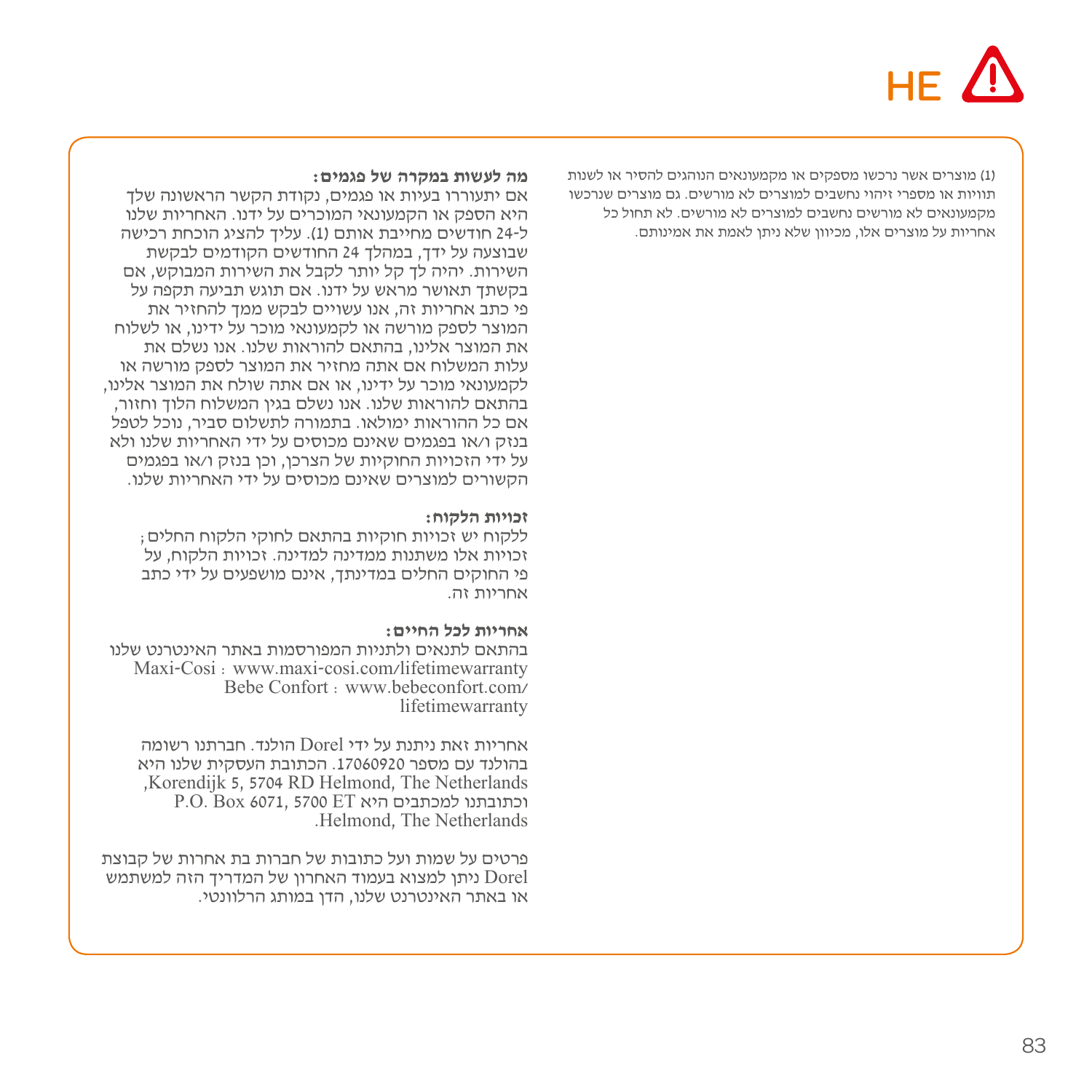HE

**מה לעשות במקרה של פגמים:**
אם יתעוררו בעיות או פגמים, נקודת הקשר הראשונה שלך היא הספק או הקמעונאי המוכרים על ידנו. האחריות שלנו ל-24 חודשים מחייבת אותם (1). עליך להציג הוכחת רכישה שבוצעה על ידך, במהלך 24 החודשים הקודמים לבקשת השירות. יהיה לך קל יותר לקבל את השירות המבוקש, אם בקשתך תאושר מראש על ידנו. אם תוגש תביעה תקפה על פי כתב אחריות זה, אנו עשויים לבקש ממך להחזיר את המוצר לספק מורשה או לקמעונאי מוכר על ידינו, או לשלוח את המוצר אלינו, בהתאם להוראות שלנו. אנו נשלם את עלות המשלוח אם אתה מחזיר את המוצר לספק מורשה או לקמעונאי מוכר על ידינו, או אם אתה שולח את המוצר אלינו, בהתאם להוראות שלנו. אנו נשלם בגין המשלוח הלוך וחזור, אם כל ההוראות ימולאו. בתמורה לתשלום סביר, נוכל לטפל בנזק ו/או בפגמים שאינם מכוסים על ידי האחריות שלנו ולא על ידי הזכויות החוקיות של הצרכן, וכן בנזק ו/או בפגמים הקשורים למוצרים שאינם מכוסים על ידי האחריות שלנו.

**זכויות הלקוח:**
ללקוח יש זכויות חוקיות בהתאם לחוקי הלקוח החלים; זכויות אלו משתנות ממדינה למדינה. זכויות הלקוח, על פי החוקים החלים במדינתך, אינם מושפעים על ידי כתב אחריות זה.

**אחריות לכל החיים:**
בהתאם לתנאים ולתניות המפורסמות באתר האינטרנט שלנו
Maxi-Cosi: www.maxi-cosi.com/lifetimewarranty
Bebe Confort: www.bebeconfort.com/lifetimewarranty

אחריות זאת ניתנת על ידי Dorel הולנד. חברתנו רשומה בהולנד עם מספר 17060920. הכתובת העסקית שלנו היא Korendijk 5, 5704 RD Helmond, The Netherlands, וכתובתנו למכתבים היא P.O. Box 6071, 5700 ET Helmond, The Netherlands.

פרטים על שמות ועל כתובות של חברות בת אחרות של קבוצת Dorel ניתן למצוא בעמוד האחרון של המדריך הזה למשתמש או באתר האינטרנט שלנו, הדן במותג הרלוונטי.

(1) מוצרים אשר נרכשו מספקים או מקמעונאים הנוהגים להסיר או לשנות תוויות או מספרי זיהוי נחשבים למוצרים לא מורשים. גם מוצרים שנרכשו מקמעונאים לא מורשים נחשבים למוצרים לא מורשים. לא תחול כל אחריות על מוצרים אלו, מכיוון שלא ניתן לאמת את אמינותם.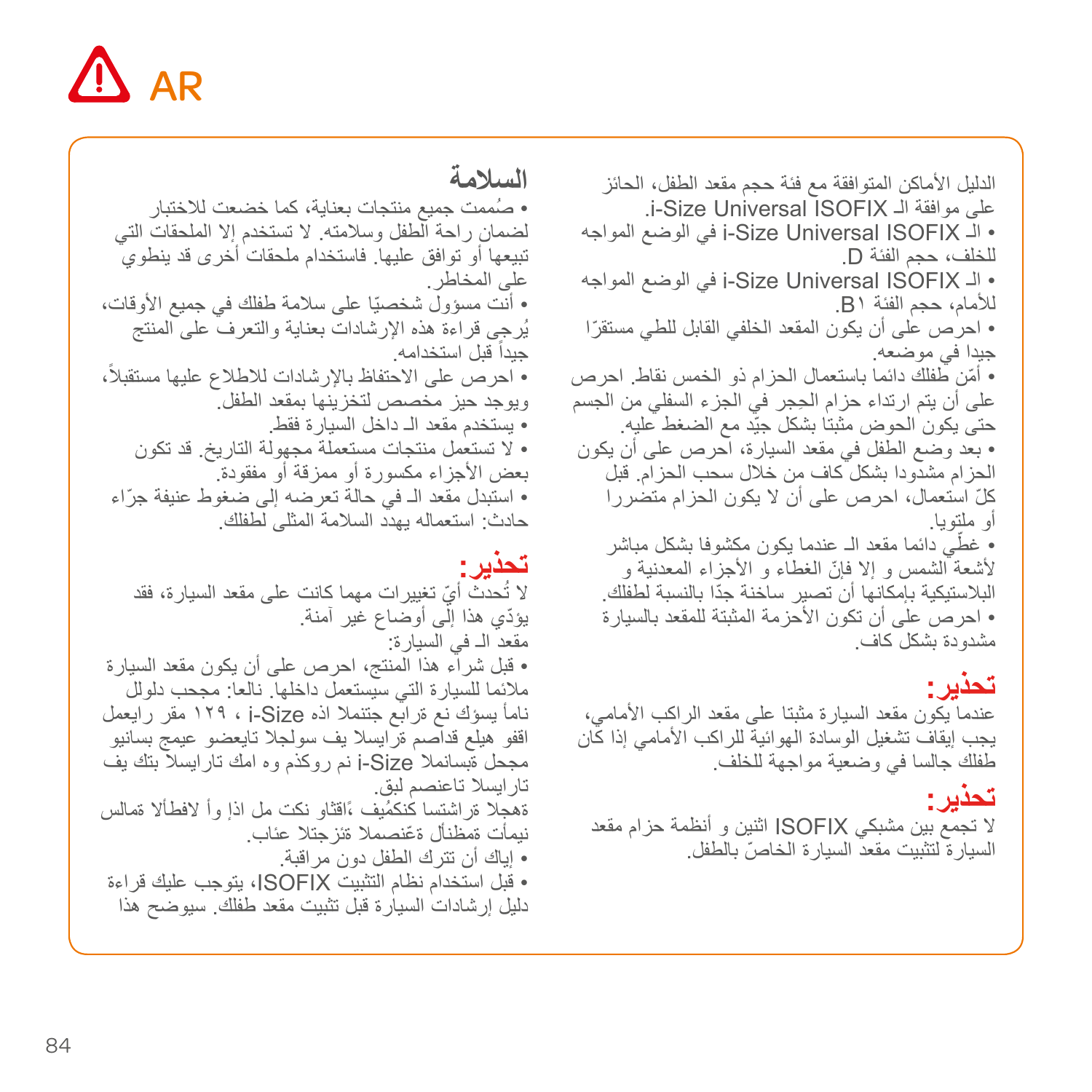الدليل الأماكن المتوافقة مع فئة حجم مقعد الطفل، الحائز على موافقة الـ i-Size Universal ISOFIX.

• الـ i-Size Universal ISOFIX في الوضع المواجه للخلف، حجم الفئة D.

• الـ i-Size Universal ISOFIX في الوضع المواجه للأمام، حجم الفئة B١.

• احرص على أن يكون المقعد الخلفي القابل للطي مستقرّا جيدا في موضعه.

• أمّن طفلك دائما باستعمال الحزام ذو الخمس نقاط. احرص على أن يتم ارتداء حزام الحِجر في الجزء السفلي من الجسم حتى يكون الحوض مثبتا بشكل جيّد مع الضغط عليه.

• بعد وضع الطفل في مقعد السيارة، احرص على أن يكون الحزام مشدودا بشكل كاف من خلال سحب الحزام. قبل كلّ استعمال، احرص على أن لا يكون الحزام متضررا أو ملتويا.

• غطّي دائما مقعد الـ عندما يكون مكشوفا بشكل مباشر لأشعة الشمس و إلا فإنّ الغطاء و الأجزاء المعدنية و البلاستيكية بإمكانها أن تصير ساخنة جدّا بالنسبة لطفلك.

• احرص على أن تكون الأحزمة المثبتة للمقعد بالسيارة مشدودة بشكل كاف.

**تحذير:**

عندما يكون مقعد السيارة مثبتا على مقعد الراكب الأمامي، يجب إيقاف تشغيل الوسادة الهوائية للراكب الأمامي إذا كان طفلك جالسا في وضعية مواجهة للخلف.

**تحذير:**

لا تجمع بين مشبكي ISOFIX اثنين و أنظمة حزام مقعد السيارة لتثبيت مقعد السيارة الخاصّ بالطفل.

## السلامة

• صُممت جميع منتجات بعناية، كما خضعت للاختبار لضمان راحة الطفل وسلامته. لا تستخدم إلا الملحقات التي تبيعها أو توافق عليها. فاستخدام ملحقات أخرى قد ينطوي على المخاطر.

• أنت مسؤول شخصيّا على سلامة طفلك في جميع الأوقات، يُرجى قراءة هذه الإرشادات بعناية والتعرف على المنتج جيداً قبل استخدامه.

• احرص على الاحتفاظ بالإرشادات للاطلاع عليها مستقبلاً، ويوجد حيز مخصص لتخزينها بمقعد الطفل.

• يستخدم مقعد الـ داخل السيارة فقط.

• لا تستعمل منتجات مستعملة مجهولة التاريخ. قد تكون بعض الأجزاء مكسورة أو ممزقة أو مفقودة.

• استبدل مقعد الـ في حالة تعرضه إلى ضغوط عنيفة جرّاء حادث: استعماله يهدد السلامة المثلى لطفلك.

**تحذير:**

لا تُحدث أيّ تغييرات مهما كانت على مقعد السيارة، فقد يؤدّي هذا إلى أوضاع غير آمنة.

مقعد الـ في السيارة:

• قبل شراء هذا المنتج، احرص على أن يكون مقعد السيارة ملائما للسيارة التي سيستعمل داخلها. نالعا: مجحب دلولل نامأ يسؤك نع ةرابع جتنملا اذه i-Size ، ١٢٩ مقر رايعمل اقفو هيلع قداصم ةرايسلا يف سولجلا تايعضو عيمج بسانيو مجحب ةبسانملا i-Size نم روكذم وه امك ةرايسلا بتك يف ةرايسلا تاعنصم لبق.
ةهجلا ةراشتسا كنكمُيف ،ًاقثاو نكت مل اذإ وأ لافطألا ةمالس نيمأت ةمظنأل ةعّنصملا ةئزجتلا عئاب.

• إياك أن تترك الطفل دون مراقبة.

• قبل استخدام نظام التثبيت ISOFIX، يتوجب عليك قراءة دليل إرشادات السيارة قبل تثبيت مقعد طفلك. سيوضح هذا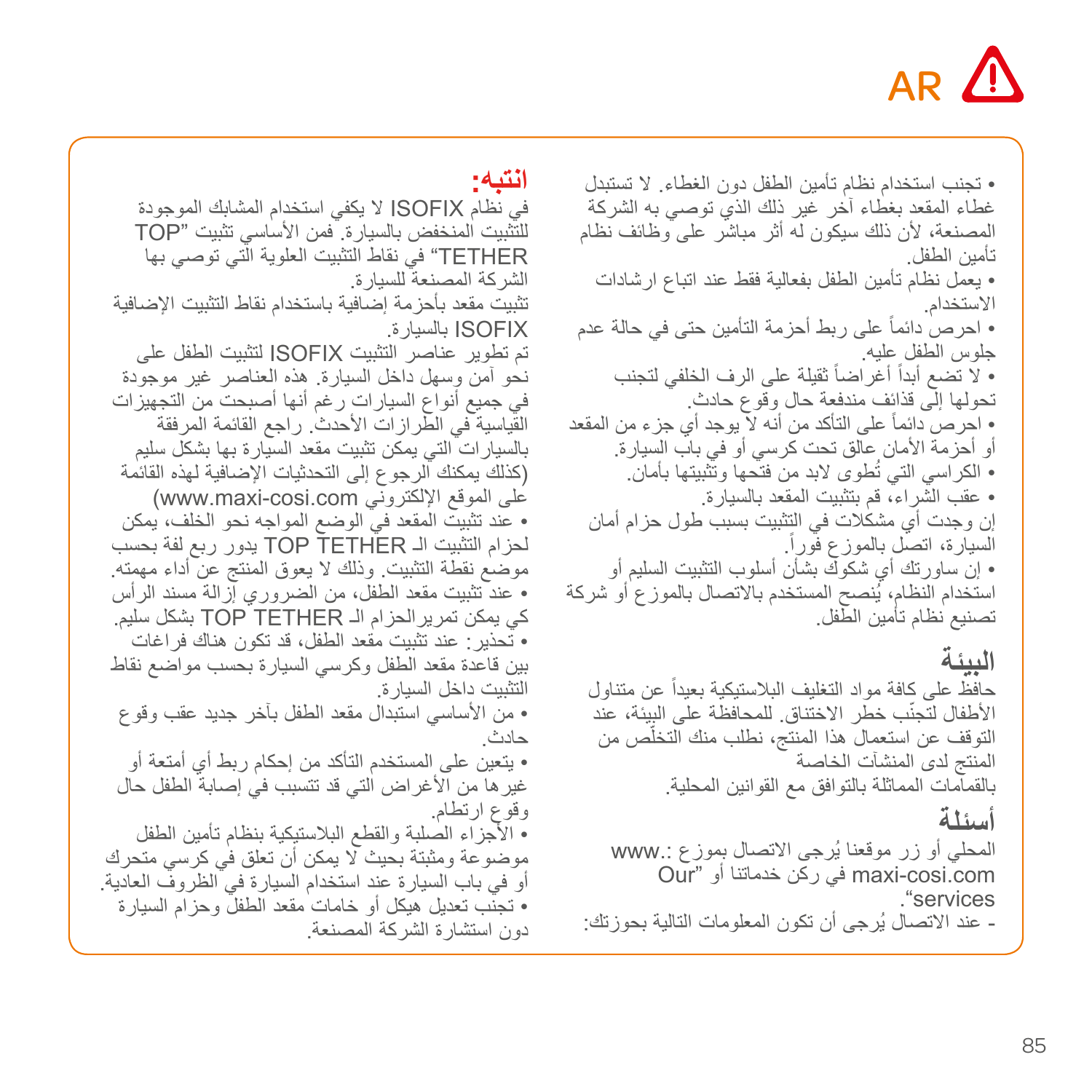AR ⚠

• تجنب استخدام نظام تأمين الطفل دون الغطاء. لا تستبدل غطاء المقعد بغطاء آخر غير ذلك الذي توصي به الشركة المصنعة، لأن ذلك سيكون له أثر مباشر على وظائف نظام تأمين الطفل.
• يعمل نظام تأمين الطفل بفعالية فقط عند اتباع ارشادات الاستخدام.
• احرص دائماً على ربط أحزمة التأمين حتى في حالة عدم جلوس الطفل عليه.
• لا تضع أبداً أغراضاً ثقيلة على الرف الخلفي لتجنب تحولها إلى قذائف مندفعة حال وقوع حادث.
• احرص دائماً على التأكد من أنه لا يوجد أي جزء من المقعد أو أحزمة الأمان عالق تحت كرسي أو في باب السيارة.
• الكراسي التي تُطوى لابد من فتحها وتثبيتها بأمان.
• عقب الشراء، قم بتثبيت المقعد بالسيارة.
إن وجدت أي مشكلات في التثبيت بسبب طول حزام أمان السيارة، اتصل بالموزع فوراً.
• إن ساورتك أي شكوك بشأن أسلوب التثبيت السليم أو استخدام النظام، يُنصح المستخدم بالاتصال بالموزع أو شركة تصنيع نظام تأمين الطفل.

## البيئة

حافظ على كافة مواد التغليف البلاستيكية بعيداً عن متناول الأطفال لتجنّب خطر الاختناق. للمحافظة على البيئة، عند التوقف عن استعمال هذا المنتج، نطلب منك التخلّص من المنتج لدى المنشآت الخاصة
بالقمامات المماثلة بالتوافق مع القوانين المحلية.

## أسئلة

المحلي أو زر موقعنا يُرجى الاتصال بموزع :.www maxi-cosi.com في ركن خدماتنا أو "Our services".
- عند الاتصال يُرجى أن تكون المعلومات التالية بحوزتك:

**انتبه:**

في نظام ISOFIX لا يكفي استخدام المشابك الموجودة للتثبيت المنخفض بالسيارة. فمن الأساسي تثبيت "TOP TETHER" في نقاط التثبيت العلوية التي توصي بها الشركة المصنعة للسيارة.
تثبيت مقعد بأحزمة إضافية باستخدام نقاط التثبيت الإضافية ISOFIX بالسيارة.
تم تطوير عناصر التثبيت ISOFIX لتثبيت الطفل على نحو آمن وسهل داخل السيارة. هذه العناصر غير موجودة في جميع أنواع السيارات رغم أنها أصبحت من التجهيزات القياسية في الطرازات الأحدث. راجع القائمة المرفقة بالسيارات التي يمكن تثبيت مقعد السيارة بها بشكل سليم (كذلك يمكنك الرجوع إلى التحديثات الإضافية لهذه القائمة على الموقع الإلكتروني www.maxi-cosi.com)
• عند تثبيت المقعد في الوضع المواجه نحو الخلف، يمكن لحزام التثبيت الـ TOP TETHER يدور ربع لفة بحسب موضع نقطة التثبيت. وذلك لا يعوق المنتج عن أداء مهمته.
• عند تثبيت مقعد الطفل، من الضروري إزالة مسند الرأس كي يمكن تمرير الحزام الـ TOP TETHER بشكل سليم.
• تحذير: عند تثبيت مقعد الطفل، قد تكون هناك فراغات بين قاعدة مقعد الطفل وكرسي السيارة بحسب مواضع نقاط التثبيت داخل السيارة.
• من الأساسي استبدال مقعد الطفل بآخر جديد عقب وقوع حادث.
• يتعين على المستخدم التأكد من إحكام ربط أي أمتعة أو غيرها من الأغراض التي قد تتسبب في إصابة الطفل حال وقوع ارتطام.
• الأجزاء الصلبة والقطع البلاستيكية بنظام تأمين الطفل موضوعة ومثبتة بحيث لا يمكن أن تعلق في كرسي متحرك أو في باب السيارة عند استخدام السيارة في الظروف العادية.
• تجنب تعديل هيكل أو خامات مقعد الطفل وحزام السيارة دون استشارة الشركة المصنعة.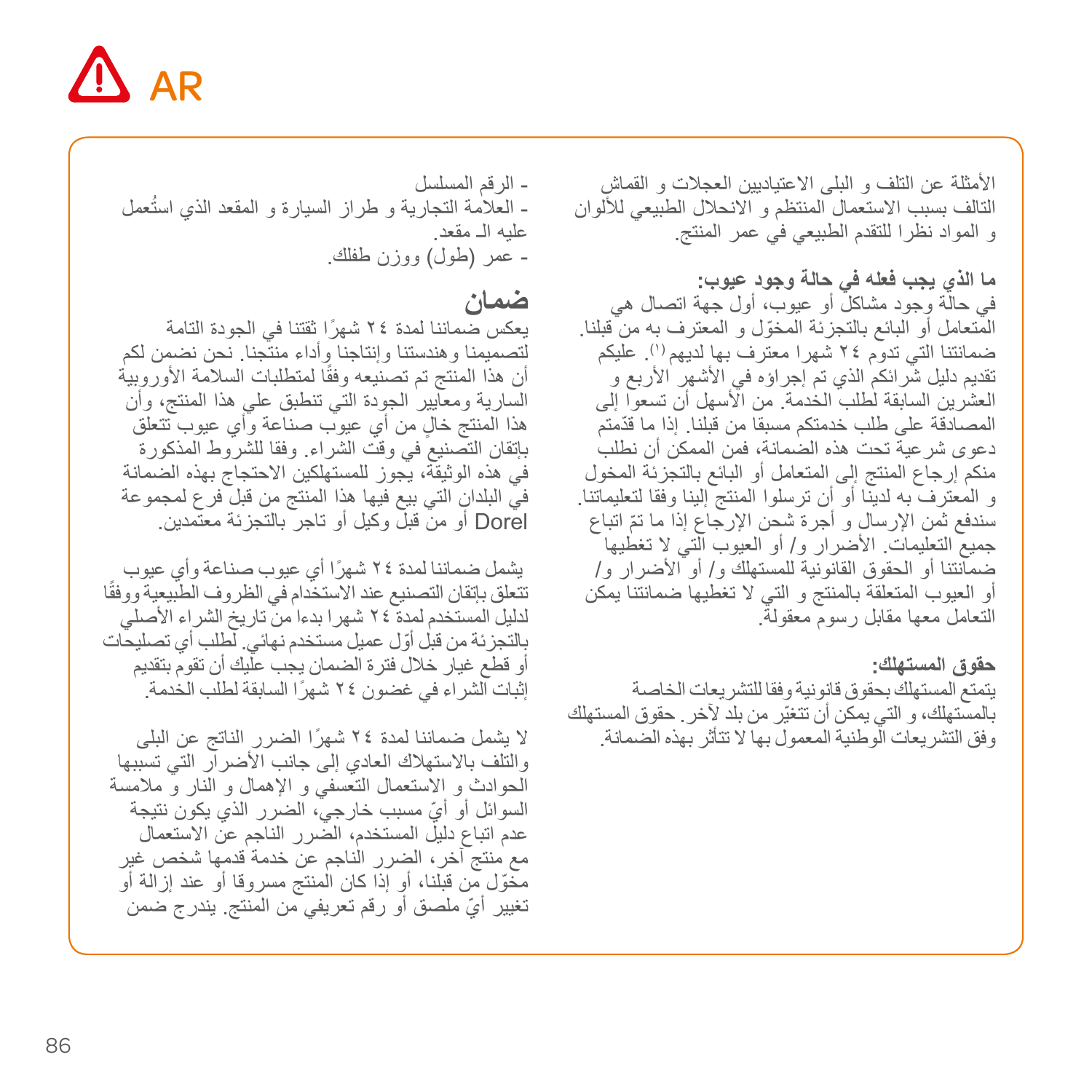⚠ AR

- الرقم المسلسل
- العلامة التجارية و طراز السيارة و المقعد الذي استُعمل عليه الـ مقعد.
- عمر (طول) ووزن طفلك.

## ضمان

يعكس ضماننا لمدة ٢٤ شهرًا ثقتنا في الجودة التامة لتصميمنا وهندستنا وإنتاجنا وأداء منتجنا. نحن نضمن لكم أن هذا المنتج تم تصنيعه وفقًا لمتطلبات السلامة الأوروبية السارية ومعايير الجودة التي تنطبق علي هذا المنتج، وأن هذا المنتج خالٍ من أي عيوب صناعة وأي عيوب تتعلق بإتقان التصنيع في وقت الشراء. وفقا للشروط المذكورة في هذه الوثيقة، يجوز للمستهلكين الاحتجاج بهذه الضمانة في البلدان التي بيع فيها هذا المنتج من قبل فرع لمجموعة Dorel أو من قبل وكيل أو تاجر بالتجزئة معتمدين.

يشمل ضماننا لمدة ٢٤ شهرًا أي عيوب صناعة وأي عيوب تتعلق بإتقان التصنيع عند الاستخدام في الظروف الطبيعية ووفقًا لدليل المستخدم لمدة ٢٤ شهرا بدءا من تاريخ الشراء الأصلي بالتجزئة من قبل أوّل عميل مستخدم نهائي. لطلب أي تصليحات أو قطع غيار خلال فترة الضمان يجب عليك أن تقوم بتقديم إثبات الشراء في غضون ٢٤ شهرًا السابقة لطلب الخدمة.

لا يشمل ضماننا لمدة ٢٤ شهرًا الضرر الناتج عن البلى والتلف بالاستهلاك العادي إلى جانب الأضرار التي تسببها الحوادث و الاستعمال التعسفي و الإهمال و النار و ملامسة السوائل أو أيّ مسبب خارجي، الضرر الذي يكون نتيجة عدم اتباع دليل المستخدم، الضرر الناجم عن الاستعمال مع منتج آخر، الضرر الناجم عن خدمة قدمها شخص غير مخوّل من قبلنا، أو إذا كان المنتج مسروقا أو عند إزالة أو تغيير أيّ ملصق أو رقم تعريفي من المنتج. يندرج ضمن الأمثلة عن التلف و البلى الاعتياديين العجلات و القماش التالف بسبب الاستعمال المنتظم و الانحلال الطبيعي للألوان و المواد نظرا للتقدم الطبيعي في عمر المنتج.

**ما الذي يجب فعله في حالة وجود عيوب:**
في حالة وجود مشاكل أو عيوب، أول جهة اتصال هي المتعامل أو البائع بالتجزئة المخوّل و المعترف به من قبلنا. ضماننا التي تدوم ٢٤ شهرا معترف بها لديهم [1]. عليكم تقديم دليل شرائكم الذي تم إجراؤه في الأشهر الأربع و العشرين السابقة لطلب الخدمة. من الأسهل أن تسعوا إلى المصادقة على طلب خدمتكم مسبقا من قبلنا. إذا ما قدّمتم دعوى شرعية تحت هذه الضمانة، فمن الممكن أن نطلب منكم إرجاع المنتج إلى المتعامل أو البائع بالتجزئة المخول و المعترف به لدينا أو أن ترسلوا المنتج إلينا وفقا لتعليماتنا. سندفع ثمن الإرسال و أجرة شحن الإرجاع إذا ما تمّ اتباع جميع التعليمات. الأضرار و/ أو العيوب التي لا تغطيها ضماننا أو الحقوق القانونية للمستهلك و/ أو الأضرار و/ أو العيوب المتعلقة بالمنتج و التي لا تغطيها ضماننا يمكن التعامل معها مقابل رسوم معقولة.

**حقوق المستهلك:**
يتمتع المستهلك بحقوق قانونية وفقا للتشريعات الخاصة بالمستهلك، و التي يمكن أن تتغيّر من بلد لآخر. حقوق المستهلك وفق التشريعات الوطنية المعمول بها لا تتأثر بهذه الضمانة.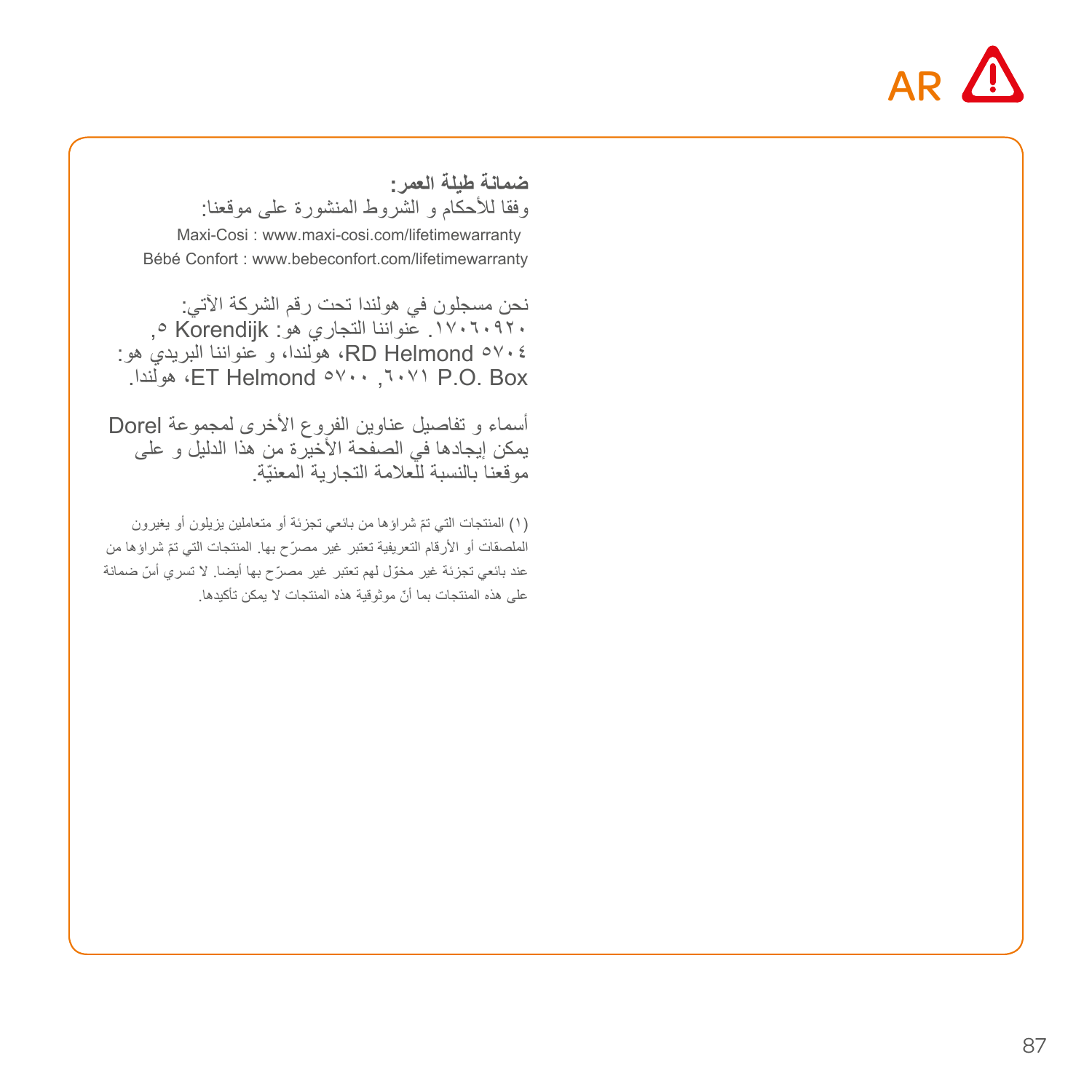AR

**ضمانة طيلة العمر:**
وفقا للأحكام و الشروط المنشورة على موقعنا:
Maxi-Cosi : www.maxi-cosi.com/lifetimewarranty
Bébé Confort : www.bebeconfort.com/lifetimewarranty

نحن مسجلون في هولندا تحت رقم الشركة الآتي:
١٧٠٦٠٩٢٠. عنواننا التجاري هو: Korendijk ٥,
RD Helmond ٥٧٠٤، هولندا، و عنواننا البريدي هو:
P.O. Box ٦٠٧١, ٥٧٠٠ ET Helmond، هولندا.

أسماء و تفاصيل عناوين الفروع الأخرى لمجموعة Dorel
يمكن إيجادها في الصفحة الأخيرة من هذا الدليل و على
موقعنا بالنسبة للعلامة التجارية المعنيّة.

(١) المنتجات التي تمّ شراؤها من بائعي تجزئة أو متعاملين يزيلون أو يغيرون الملصقات أو الأرقام التعريفية تعتبر غير مصرّح بها. المنتجات التي تمّ شراؤها من عند بائعي تجزئة غير مخوّل لهم تعتبر غير مصرّح بها أيضا. لا تسري أسّ ضمانة على هذه المنتجات بما أنّ موثوقية هذه المنتجات لا يمكن تأكيدها.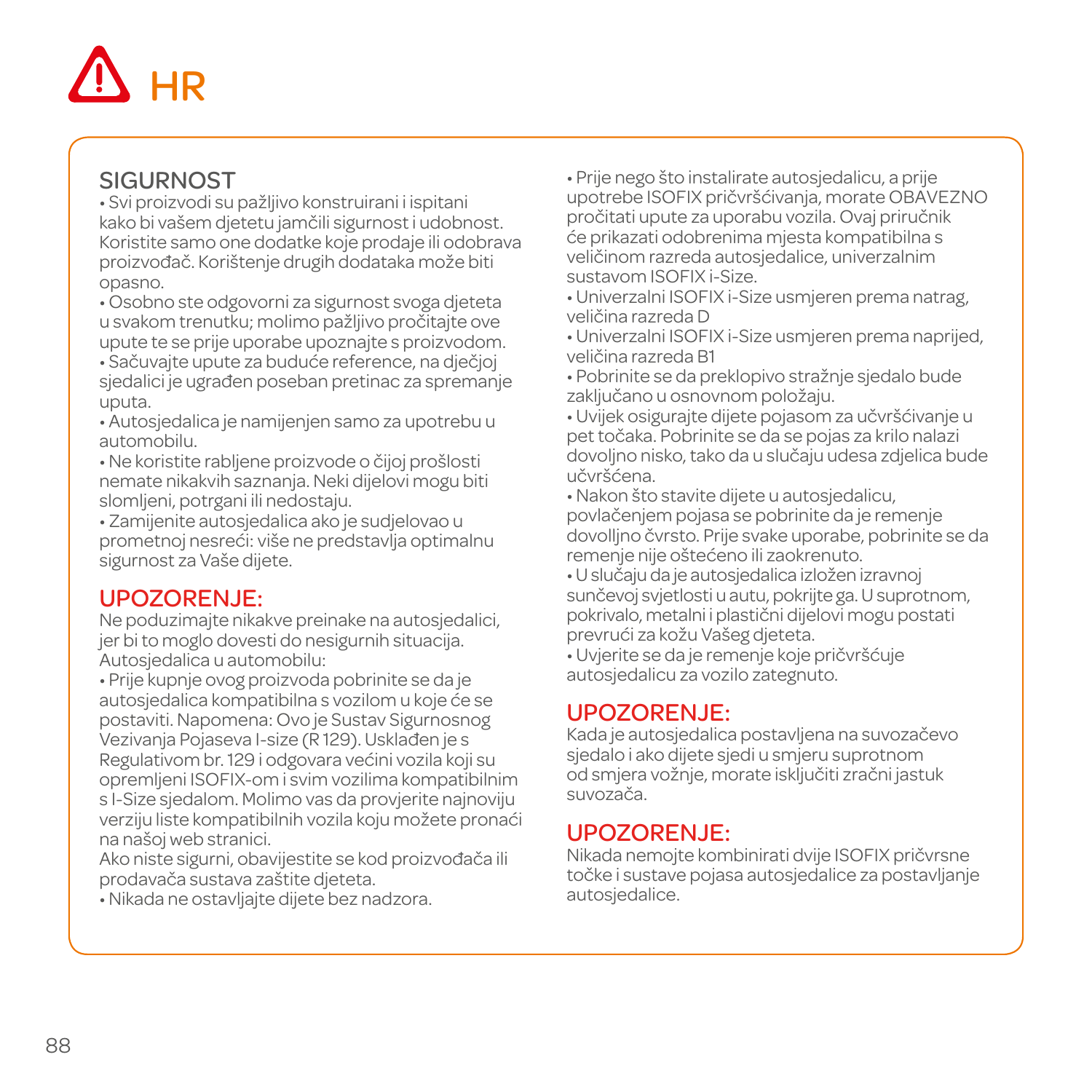# HR

## SIGURNOST

• Svi proizvodi su pažljivo konstruirani i ispitani kako bi vašem djetetu jamčili sigurnost i udobnost. Koristite samo one dodatke koje prodaje ili odobrava proizvođač. Korištenje drugih dodataka može biti opasno.
• Osobno ste odgovorni za sigurnost svoga djeteta u svakom trenutku; molimo pažljivo pročitajte ove upute te se prije uporabe upoznajte s proizvodom.
• Sačuvajte upute za buduće reference, na dječjoj sjedalici je ugrađen poseban pretinac za spremanje uputa.
• Autosjedalica je namijenjen samo za upotrebu u automobilu.
• Ne koristite rabljene proizvode o čijoj prošlosti nemate nikakvih saznanja. Neki dijelovi mogu biti slomljeni, potrgani ili nedostaju.
• Zamijenite autosjedalica ako je sudjelovao u prometnoj nesreći: više ne predstavlja optimalnu sigurnost za Vaše dijete.

## UPOZORENJE:

Ne poduzimajte nikakve preinake na autosjedalici, jer bi to moglo dovesti do nesigurnih situacija.
Autosjedalica u automobilu:
• Prije kupnje ovog proizvoda pobrinite se da je autosjedalica kompatibilna s vozilom u koje će se postaviti. Napomena: Ovo je Sustav Sigurnosnog Vezivanja Pojaseva I-size (R 129). Usklađen je s Regulativom br. 129 i odgovara većini vozila koji su opremljeni ISOFIX-om i svim vozilima kompatibilnim s I-Size sjedalom. Molimo vas da provjerite najnoviju verziju liste kompatibilnih vozila koju možete pronaći na našoj web stranici.
Ako niste sigurni, obavijestite se kod proizvođača ili prodavača sustava zaštite djeteta.
• Nikada ne ostavljajte dijete bez nadzora.
• Prije nego što instalirate autosjedalicu, a prije upotrebe ISOFIX pričvršćivanja, morate OBAVEZNO pročitati upute za uporabu vozila. Ovaj priručnik će prikazati odobrenima mjesta kompatibilna s veličinom razreda autosjedalice, univerzalnim sustavom ISOFIX i-Size.
• Univerzalni ISOFIX i-Size usmjeren prema natrag, veličina razreda D
• Univerzalni ISOFIX i-Size usmjeren prema naprijed, veličina razreda B1
• Pobrinite se da preklopivo stražnje sjedalo bude zaključano u osnovnom položaju.
• Uvijek osigurajte dijete pojasom za učvršćivanje u pet točaka. Pobrinite se da se pojas za krilo nalazi dovoljno nisko, tako da u slučaju udesa zdjelica bude učvršćena.
• Nakon što stavite dijete u autosjedalicu, povlačenjem pojasa se pobrinite da je remenje dovolljno čvrsto. Prije svake uporabe, pobrinite se da remenje nije oštećeno ili zaokrenuto.
• U slučaju da je autosjedalica izložen izravnoj sunčevoj svjetlosti u autu, pokrijte ga. U suprotnom, pokrivalo, metalni i plastični dijelovi mogu postati prevrući za kožu Vašeg djeteta.
• Uvjerite se da je remenje koje pričvršćuje autosjedalicu za vozilo zategnuto.

## UPOZORENJE:

Kada je autosjedalica postavljena na suvozačevo sjedalo i ako dijete sjedi u smjeru suprotnom od smjera vožnje, morate isključiti zračni jastuk suvozača.

## UPOZORENJE:

Nikada nemojte kombinirati dvije ISOFIX pričvrsne točke i sustave pojasa autosjedalice za postavljanje autosjedalice.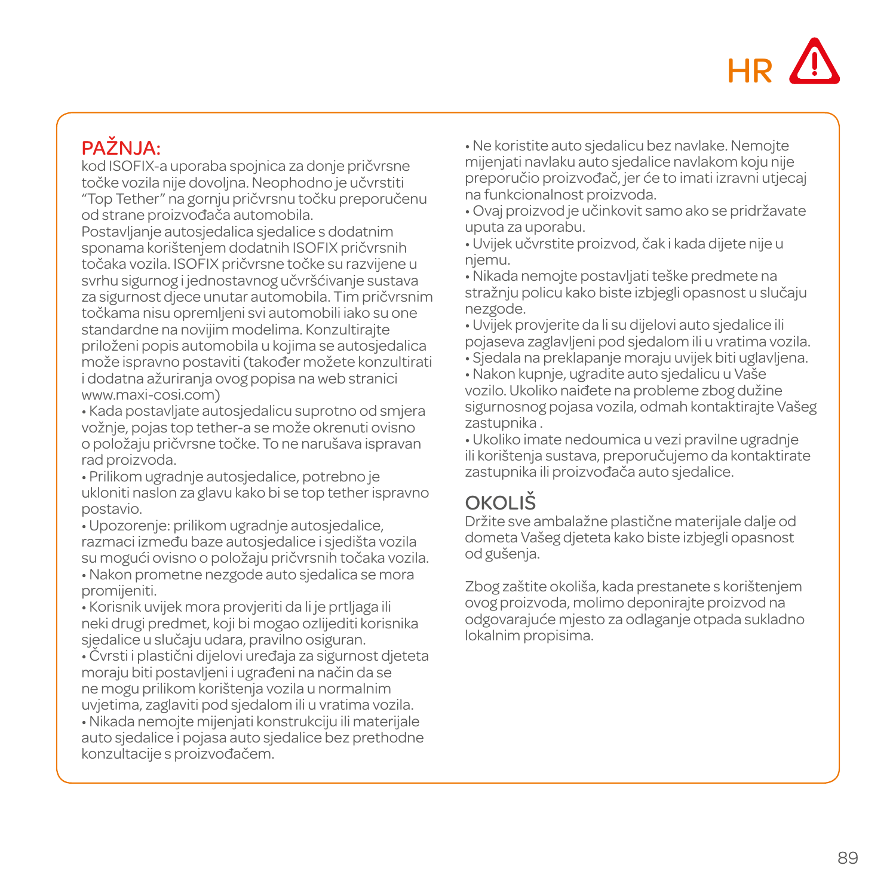HR

## PAŽNJA:

kod ISOFIX-a uporaba spojnica za donje pričvrsne točke vozila nije dovoljna. Neophodno je učvrstiti "Top Tether" na gornju pričvrsnu točku preporučenu od strane proizvođača automobila.
Postavljanje autosjedalica sjedalice s dodatnim sponama korištenjem dodatnih ISOFIX pričvrsnih točaka vozila. ISOFIX pričvrsne točke su razvijene u svrhu sigurnog i jednostavnog učvršćivanje sustava za sigurnost djece unutar automobila. Tim pričvrsnim točkama nisu opremljeni svi automobili iako su one standardne na novijim modelima. Konzultirajte priloženi popis automobila u kojima se autosjedalica može ispravno postaviti (također možete konzultirati i dodatna ažuriranja ovog popisa na web stranici www.maxi-cosi.com)

- Kada postavljate autosjedalicu suprotno od smjera vožnje, pojas top tether-a se može okrenuti ovisno o položaju pričvrsne točke. To ne narušava ispravan rad proizvoda.
- Prilikom ugradnje autosjedalice, potrebno je ukloniti naslon za glavu kako bi se top tether ispravno postavio.
- Upozorenje: prilikom ugradnje autosjedalice, razmaci između baze autosjedalice i sjedišta vozila su mogući ovisno o položaju pričvrsnih točaka vozila.
- Nakon prometne nezgode auto sjedalica se mora promijeniti.
- Korisnik uvijek mora provjeriti da li je prtljaga ili neki drugi predmet, koji bi mogao ozlijediti korisnika sjedalice u slučaju udara, pravilno osiguran.
- Čvrsti i plastični dijelovi uređaja za sigurnost djeteta moraju biti postavljeni i ugrađeni na način da se ne mogu prilikom korištenja vozila u normalnim uvjetima, zaglaviti pod sjedalom ili u vratima vozila.
- Nikada nemojte mijenjati konstrukciju ili materijale auto sjedalice i pojasa auto sjedalice bez prethodne konzultacije s proizvođačem.
- Ne koristite auto sjedalicu bez navlake. Nemojte mijenjati navlaku auto sjedalice navlakom koju nije preporučio proizvođač, jer će to imati izravni utjecaj na funkcionalnost proizvoda.
- Ovaj proizvod je učinkovit samo ako se pridržavate uputa za uporabu.
- Uvijek učvrstite proizvod, čak i kada dijete nije u njemu.
- Nikada nemojte postavljati teške predmete na stražnju policu kako biste izbjegli opasnost u slučaju nezgode.
- Uvijek provjerite da li su dijelovi auto sjedalice ili pojaseva zaglavljeni pod sjedalom ili u vratima vozila.
- Sjedala na preklapanje moraju uvijek biti uglavljena.
- Nakon kupnje, ugradite auto sjedalicu u Vaše vozilo. Ukoliko naiđete na probleme zbog dužine sigurnosnog pojasa vozila, odmah kontaktirajte Vašeg zastupnika .
- Ukoliko imate nedoumica u vezi pravilne ugradnje ili korištenja sustava, preporučujemo da kontaktirate zastupnika ili proizvođača auto sjedalice.

## OKOLIŠ

Držite sve ambalažne plastične materijale dalje od dometa Vašeg djeteta kako biste izbjegli opasnost od gušenja.

Zbog zaštite okoliša, kada prestanete s korištenjem ovog proizvoda, molimo deponirajte proizvod na odgovarajuće mjesto za odlaganje otpada sukladno lokalnim propisima.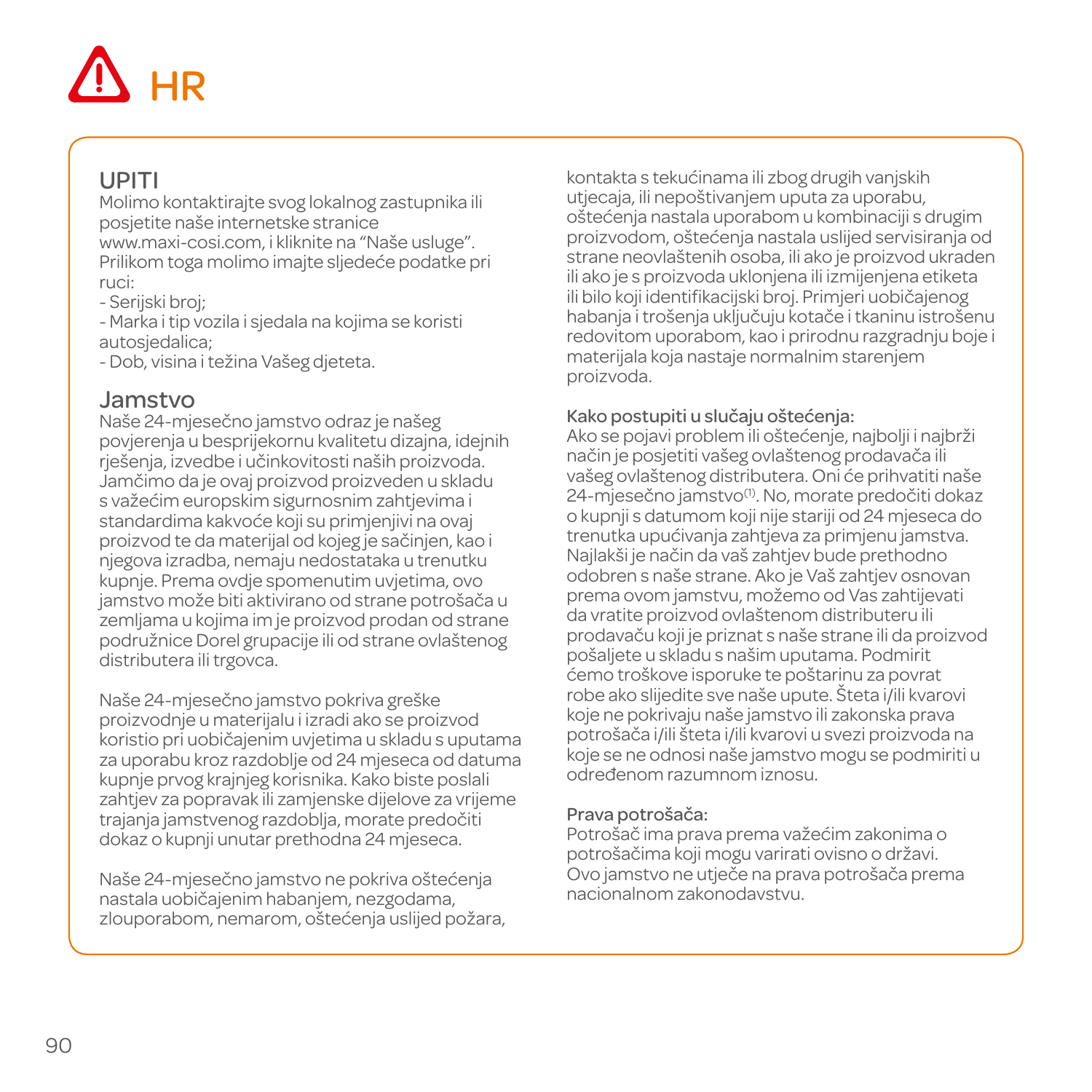# HR

## UPITI

Molimo kontaktirajte svog lokalnog zastupnika ili posjetite naše internetske stranice www.maxi-cosi.com, i kliknite na "Naše usluge". Prilikom toga molimo imajte sljedeće podatke pri ruci:
- Serijski broj;
- Marka i tip vozila i sjedala na kojima se koristi autosjedalica;
- Dob, visina i težina Vašeg djeteta.

## Jamstvo

Naše 24-mjesečno jamstvo odraz je našeg povjerenja u besprijekornu kvalitetu dizajna, idejnih rješenja, izvedbe i učinkovitosti naših proizvoda. Jamčimo da je ovaj proizvod proizveden u skladu s važećim europskim sigurnosnim zahtjevima i standardima kakvoće koji su primjenjivi na ovaj proizvod te da materijal od kojeg je sačinjen, kao i njegova izradba, nemaju nedostataka u trenutku kupnje. Prema ovdje spomenutim uvjetima, ovo jamstvo može biti aktivirano od strane potrošača u zemljama u kojima im je proizvod prodan od strane podružnice Dorel grupacije ili od strane ovlaštenog distributera ili trgovca.

Naše 24-mjesečno jamstvo pokriva greške proizvodnje u materijalu i izradi ako se proizvod koristio pri uobičajenim uvjetima u skladu s uputama za uporabu kroz razdoblje od 24 mjeseca od datuma kupnje prvog krajnjeg korisnika. Kako biste poslali zahtjev za popravak ili zamjenske dijelove za vrijeme trajanja jamstvenog razdoblja, morate predočiti dokaz o kupnji unutar prethodna 24 mjeseca.

Naše 24-mjesečno jamstvo ne pokriva oštećenja nastala uobičajenim habanjem, nezgodama, zlouporabom, nemarom, oštećenja uslijed požara, kontakta s tekućinama ili zbog drugih vanjskih utjecaja, ili nepoštivanjem uputa za uporabu, oštećenja nastala uporabom u kombinaciji s drugim proizvodom, oštećenja nastala uslijed servisiranja od strane neovlaštenih osoba, ili ako je proizvod ukraden ili ako je s proizvoda uklonjena ili izmijenjena etiketa ili bilo koji identifikacijski broj. Primjeri uobičajenog habanja i trošenja uključuju kotače i tkaninu istrošenu redovitom uporabom, kao i prirodnu razgradnju boje i materijala koja nastaje normalnim starenjem proizvoda.

### Kako postupiti u slučaju oštećenja:

Ako se pojavi problem ili oštećenje, najbolji i najbrži način je posjetiti vašeg ovlaštenog prodavača ili vašeg ovlaštenog distributera. Oni će prihvatiti naše 24-mjesečno jamstvo[1]. No, morate predočiti dokaz o kupnji s datumom koji nije stariji od 24 mjeseca do trenutka upućivanja zahtjeva za primjenu jamstva. Najlakši je način da vaš zahtjev bude prethodno odobren s naše strane. Ako je Vaš zahtjev osnovan prema ovom jamstvu, možemo od Vas zahtijevati da vratite proizvod ovlaštenom distributeru ili prodavaču koji je priznat s naše strane ili da proizvod pošaljete u skladu s našim uputama. Podmirit ćemo troškove isporuke te poštarinu za povrat robe ako slijedite sve naše upute. Šteta i/ili kvarovi koje ne pokrivaju naše jamstvo ili zakonska prava potrošača i/ili šteta i/ili kvarovi u svezi proizvoda na koje se ne odnosi naše jamstvo mogu se podmiriti u određenom razumnom iznosu.

### Prava potrošača:

Potrošač ima prava prema važećim zakonima o potrošačima koji mogu varirati ovisno o državi. Ovo jamstvo ne utječe na prava potrošača prema nacionalnom zakonodavstvu.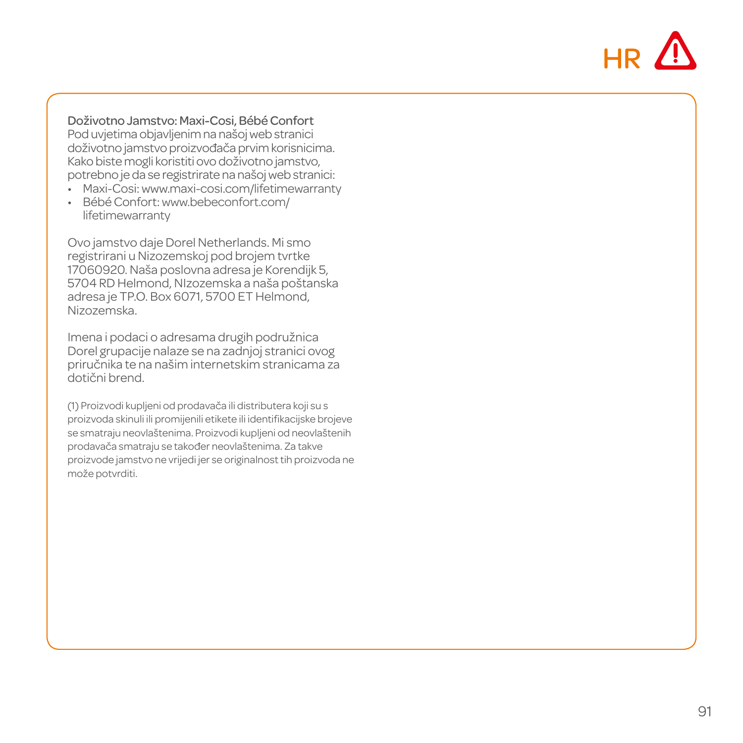**Doživotno Jamstvo: Maxi-Cosi, Bébé Confort**
Pod uvjetima objavljenim na našoj web stranici doživotno jamstvo proizvođača prvim korisnicima. Kako biste mogli koristiti ovo doživotno jamstvo, potrebno je da se registrirate na našoj web stranici:

- Maxi-Cosi: www.maxi-cosi.com/lifetimewarranty
- Bébé Confort: www.bebeconfort.com/lifetimewarranty

Ovo jamstvo daje Dorel Netherlands. Mi smo registrirani u Nizozemskoj pod brojem tvrtke 17060920. Naša poslovna adresa je Korendijk 5, 5704 RD Helmond, NIzozemska a naša poštanska adresa je T.P.O. Box 6071, 5700 ET Helmond, Nizozemska.

Imena i podaci o adresama drugih podružnica Dorel grupacije nalaze se na zadnjoj stranici ovog priručnika te na našim internetskim stranicama za dotični brend.

(1) Proizvodi kupljeni od prodavača ili distributera koji su s proizvoda skinuli ili promijenili etikete ili identifikacijske brojeve se smatraju neovlaštenima. Proizvodi kupljeni od neovlaštenih prodavača smatraju se također neovlaštenima. Za takve proizvode jamstvo ne vrijedi jer se originalnost tih proizvoda ne može potvrditi.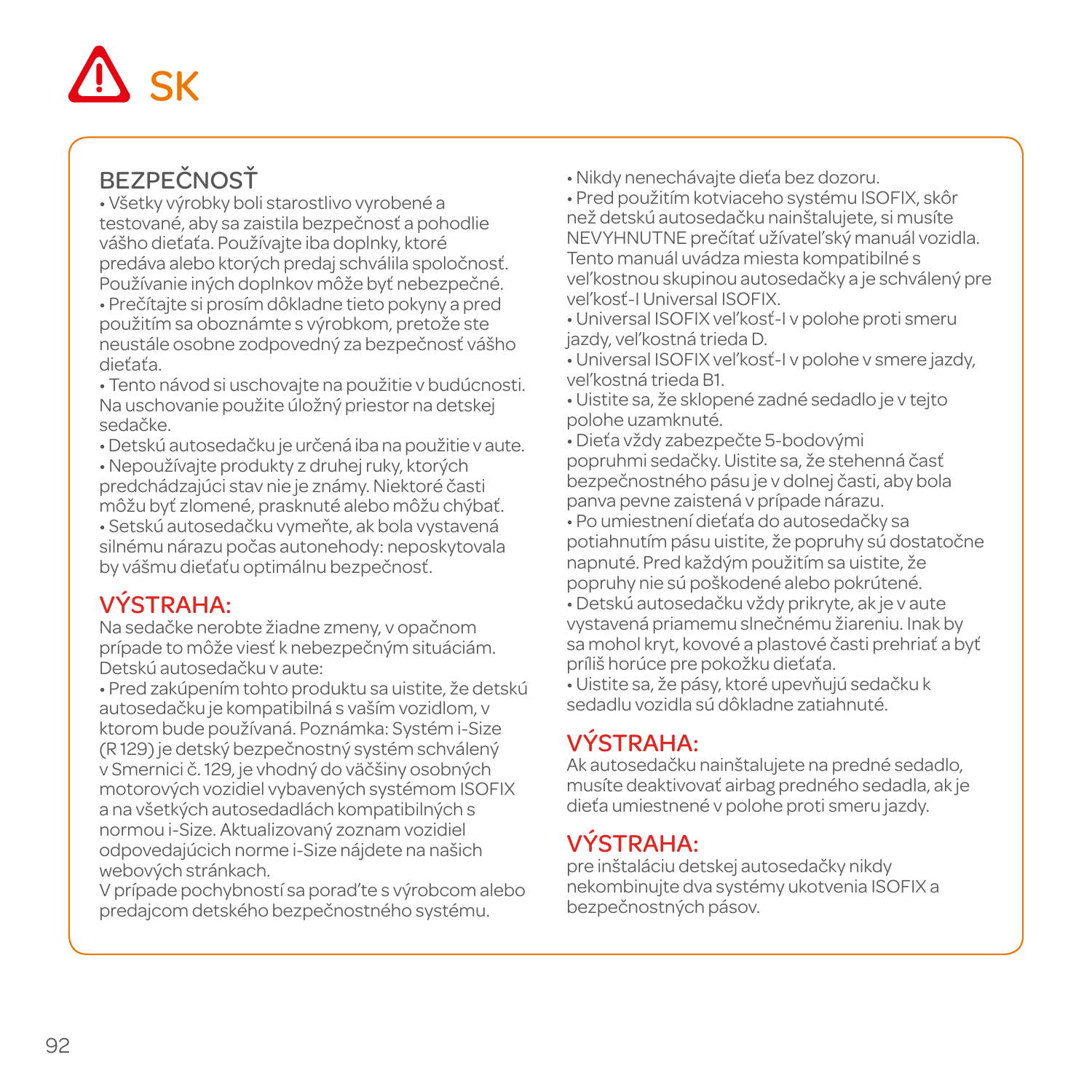# SK

## BEZPEČNOSŤ

• Všetky výrobky boli starostlivo vyrobené a testované, aby sa zaistila bezpečnosť a pohodlie vášho dieťaťa. Používajte iba doplnky, ktoré predáva alebo ktorých predaj schválila spoločnosť. Používanie iných doplnkov môže byť nebezpečné.
• Prečítajte si prosím dôkladne tieto pokyny a pred použitím sa oboznámte s výrobkom, pretože ste neustále osobne zodpovedný za bezpečnosť vášho dieťaťa.
• Tento návod si uschovajte na použitie v budúcnosti. Na uschovanie použite úložný priestor na detskej sedačke.
• Detskú autosedačku je určená iba na použitie v aute.
• Nepoužívajte produkty z druhej ruky, ktorých predchádzajúci stav nie je známy. Niektoré časti môžu byť zlomené, prasknuté alebo môžu chýbať.
• Setskú autosedačku vymeňte, ak bola vystavená silnému nárazu počas autonehody: neposkytovala by vášmu dieťaťu optimálnu bezpečnosť.

## VÝSTRAHA:

Na sedačke nerobte žiadne zmeny, v opačnom prípade to môže viesť k nebezpečným situáciám.
Detskú autosedačku v aute:
• Pred zakúpením tohto produktu sa uistite, že detskú autosedačku je kompatibilná s vaším vozidlom, v ktorom bude používaná. Poznámka: Systém i-Size (R 129) je detský bezpečnostný systém schválený v Smernici č. 129, je vhodný do väčšiny osobných motorových vozidiel vybavených systémom ISOFIX a na všetkých autosedadlách kompatibilných s normou i-Size. Aktualizovaný zoznam vozidiel odpovedajúcich norme i-Size nájdete na našich webových stránkach.
V prípade pochybností sa poraďte s výrobcom alebo predajcom detského bezpečnostného systému.

• Nikdy nenechávajte dieťa bez dozoru.
• Pred použitím kotviaceho systému ISOFIX, skôr než detskú autosedačku nainštalujete, si musíte NEVYHNUTNE prečítať užívateľský manuál vozidla. Tento manuál uvádza miesta kompatibilné s veľkostnou skupinou autosedačky a je schválený pre veľkosť-I Universal ISOFIX.
• Universal ISOFIX veľkosť-I v polohe proti smeru jazdy, veľkostná trieda D.
• Universal ISOFIX veľkosť-I v polohe v smere jazdy, veľkostná trieda B1.
• Uistite sa, že sklopené zadné sedadlo je v tejto polohe uzamknuté.
• Dieťa vždy zabezpečte 5-bodovými popruhmi sedačky. Uistite sa, že stehenná časť bezpečnostného pásu je v dolnej časti, aby bola panva pevne zaistená v prípade nárazu.
• Po umiestnení dieťaťa do autosedačky sa potiahnutím pásu uistite, že popruhy sú dostatočne napnuté. Pred každým použitím sa uistite, že popruhy nie sú poškodené alebo pokrútené.
• Detskú autosedačku vždy prikryte, ak je v aute vystavená priamemu slnečnému žiareniu. Inak by sa mohol kryt, kovové a plastové časti prehriať a byť príliš horúce pre pokožku dieťaťa.
• Uistite sa, že pásy, ktoré upevňujú sedačku k sedadlu vozidla sú dôkladne zatiahnuté.

## VÝSTRAHA:

Ak autosedačku nainštalujete na predné sedadlo, musíte deaktivovať airbag predného sedadla, ak je dieťa umiestnené v polohe proti smeru jazdy.

## VÝSTRAHA:

pre inštaláciu detskej autosedačky nikdy nekombinujte dva systémy ukotvenia ISOFIX a bezpečnostných pásov.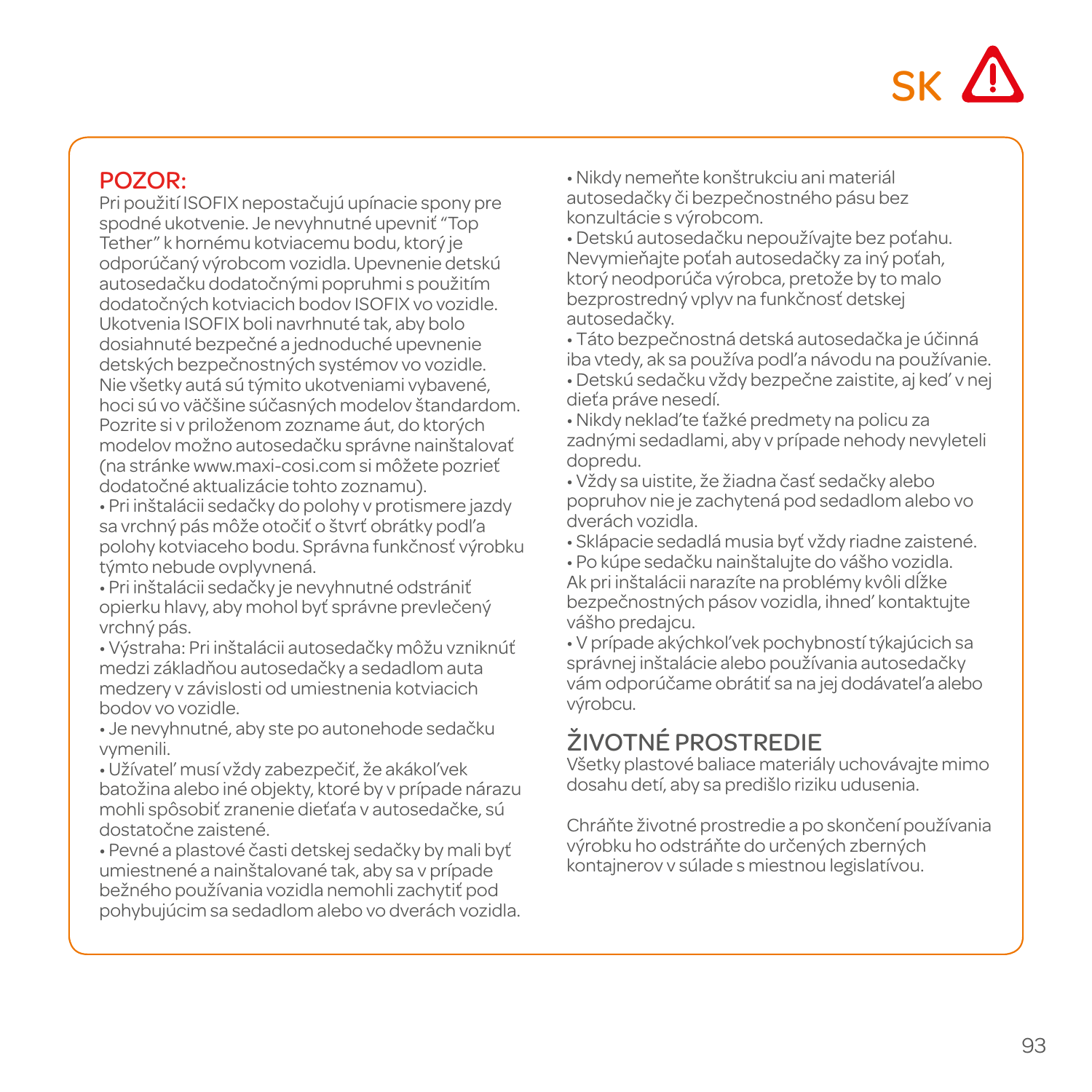SK ⚠

## POZOR:

Pri použití ISOFIX nepostačujú upínacie spony pre spodné ukotvenie. Je nevyhnutné upevniť "Top Tether" k hornému kotviacemu bodu, ktorý je odporúčaný výrobcom vozidla. Upevnenie detskú autosedačku dodatočnými popruhmi s použitím dodatočných kotviacich bodov ISOFIX vo vozidle. Ukotvenia ISOFIX boli navrhnuté tak, aby bolo dosiahnuté bezpečné a jednoduché upevnenie detských bezpečnostných systémov vo vozidle. Nie všetky autá sú týmito ukotveniami vybavené, hoci sú vo väčšine súčasných modelov štandardom. Pozrite si v priloženom zozname áut, do ktorých modelov možno autosedačku správne nainštalovať (na stránke www.maxi-cosi.com si môžete pozrieť dodatočné aktualizácie tohto zoznamu).

- Pri inštalácii sedačky do polohy v protismere jazdy sa vrchný pás môže otočiť o štvrť obrátky podľa polohy kotviaceho bodu. Správna funkčnosť výrobku týmto nebude ovplyvnená.
- Pri inštalácii sedačky je nevyhnutné odstrániť opierku hlavy, aby mohol byť správne prevlečený vrchný pás.
- Výstraha: Pri inštalácii autosedačky môžu vzniknúť medzi základňou autosedačky a sedadlom auta medzery v závislosti od umiestnenia kotviacich bodov vo vozidle.
- Je nevyhnutné, aby ste po autonehode sedačku vymenili.
- Užívateľ musí vždy zabezpečiť, že akákoľvek batožina alebo iné objekty, ktoré by v prípade nárazu mohli spôsobiť zranenie dieťaťa v autosedačke, sú dostatočne zaistené.
- Pevné a plastové časti detskej sedačky by mali byť umiestnené a nainštalované tak, aby sa v prípade bežného používania vozidla nemohli zachytiť pod pohybujúcim sa sedadlom alebo vo dverách vozidla.
- Nikdy nemeňte konštrukciu ani materiál autosedačky či bezpečnostného pásu bez konzultácie s výrobcom.
- Detskú autosedačku nepoužívajte bez poťahu. Nevymieňajte poťah autosedačky za iný poťah, ktorý neodporúča výrobca, pretože by to malo bezprostredný vplyv na funkčnosť detskej autosedačky.
- Táto bezpečnostná detská autosedačka je účinná iba vtedy, ak sa používa podľa návodu na používanie.
- Detskú sedačku vždy bezpečne zaistite, aj keď v nej dieťa práve nesedí.
- Nikdy neklaďte ťažké predmety na policu za zadnými sedadlami, aby v prípade nehody nevyleteli dopredu.
- Vždy sa uistite, že žiadna časť sedačky alebo popruhov nie je zachytená pod sedadlom alebo vo dverách vozidla.
- Sklápacie sedadlá musia byť vždy riadne zaistené.
- Po kúpe sedačku nainštalujte do vášho vozidla. Ak pri inštalácii narazíte na problémy kvôli dĺžke bezpečnostných pásov vozidla, ihneď kontaktujte vášho predajcu.
- V prípade akýchkoľvek pochybností týkajúcich sa správnej inštalácie alebo používania autosedačky vám odporúčame obrátiť sa na jej dodávateľa alebo výrobcu.

## ŽIVOTNÉ PROSTREDIE

Všetky plastové baliace materiály uchovávajte mimo dosahu detí, aby sa predišlo riziku udusenia.

Chráňte životné prostredie a po skončení používania výrobku ho odstráňte do určených zberných kontajnerov v súlade s miestnou legislatívou.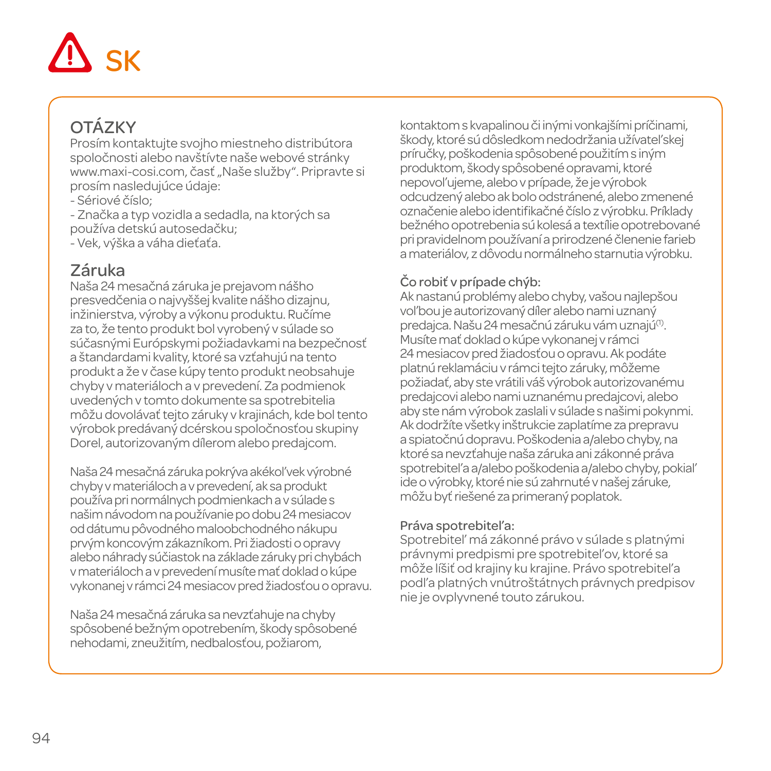# SK

## OTÁZKY

Prosím kontaktujte svojho miestneho distribútora spoločnosti alebo navštívte naše webové stránky www.maxi-cosi.com, časť „Naše služby". Pripravte si prosím nasledujúce údaje:

- Sériové číslo;
- Značka a typ vozidla a sedadla, na ktorých sa používa detskú autosedačku;
- Vek, výška a váha dieťaťa.

## Záruka

Naša 24 mesačná záruka je prejavom nášho presvedčenia o najvyššej kvalite nášho dizajnu, inžinierstva, výroby a výkonu produktu. Ručíme za to, že tento produkt bol vyrobený v súlade so súčasnými Európskymi požiadavkami na bezpečnosť a štandardami kvality, ktoré sa vzťahujú na tento produkt a že v čase kúpy tento produkt neobsahuje chyby v materiáloch a v prevedení. Za podmienok uvedených v tomto dokumente sa spotrebitelia môžu dovolávať tejto záruky v krajinách, kde bol tento výrobok predávaný dcérskou spoločnosťou skupiny Dorel, autorizovaným dílerom alebo predajcom.

Naša 24 mesačná záruka pokrýva akékoľvek výrobné chyby v materiáloch a v prevedení, ak sa produkt používa pri normálnych podmienkach a v súlade s našim návodom na používanie po dobu 24 mesiacov od dátumu pôvodného maloobchodného nákupu prvým koncovým zákazníkom. Pri žiadosti o opravy alebo náhrady súčiastok na základe záruky pri chybách v materiáloch a v prevedení musíte mať doklad o kúpe vykonanej v rámci 24 mesiacov pred žiadosťou o opravu.

Naša 24 mesačná záruka sa nevzťahuje na chyby spôsobené bežným opotrebením, škody spôsobené nehodami, zneužitím, nedbalosťou, požiarom, kontaktom s kvapalinou či inými vonkajšími príčinami, škody, ktoré sú dôsledkom nedodržania užívateľskej príručky, poškodenia spôsobené použitím s iným produktom, škody spôsobené opravami, ktoré nepovoľujeme, alebo v prípade, že je výrobok odcudzený alebo ak bolo odstránené, alebo zmenené označenie alebo identifikačné číslo z výrobku. Príklady bežného opotrebenia sú kolesá a textílie opotrebované pri pravidelnom používaní a prirodzené členenie farieb a materiálov, z dôvodu normálneho starnutia výrobku.

### Čo robiť v prípade chýb:

Ak nastanú problémy alebo chyby, vašou najlepšou voľbou je autorizovaný díler alebo nami uznaný predajca. Našu 24 mesačnú záruku vám uznajú[1]. Musíte mať doklad o kúpe vykonanej v rámci 24 mesiacov pred žiadosťou o opravu. Ak podáte platnú reklamáciu v rámci tejto záruky, môžeme požiadať, aby ste vrátili váš výrobok autorizovanému predajcovi alebo nami uznanému predajcovi, alebo aby ste nám výrobok zaslali v súlade s našimi pokynmi. Ak dodržíte všetky inštrukcie zaplatíme za prepravu a spiatočnú dopravu. Poškodenia a/alebo chyby, na ktoré sa nevzťahuje naša záruka ani zákonné práva spotrebiteľa a/alebo poškodenia a/alebo chyby, pokiaľ ide o výrobky, ktoré nie sú zahrnuté v našej záruke, môžu byť riešené za primeraný poplatok.

### Práva spotrebiteľa:

Spotrebiteľ má zákonné právo v súlade s platnými právnymi predpismi pre spotrebiteľov, ktoré sa môže líšiť od krajiny ku krajine. Právo spotrebiteľa podľa platných vnútroštátnych právnych predpisov nie je ovplyvnené touto zárukou.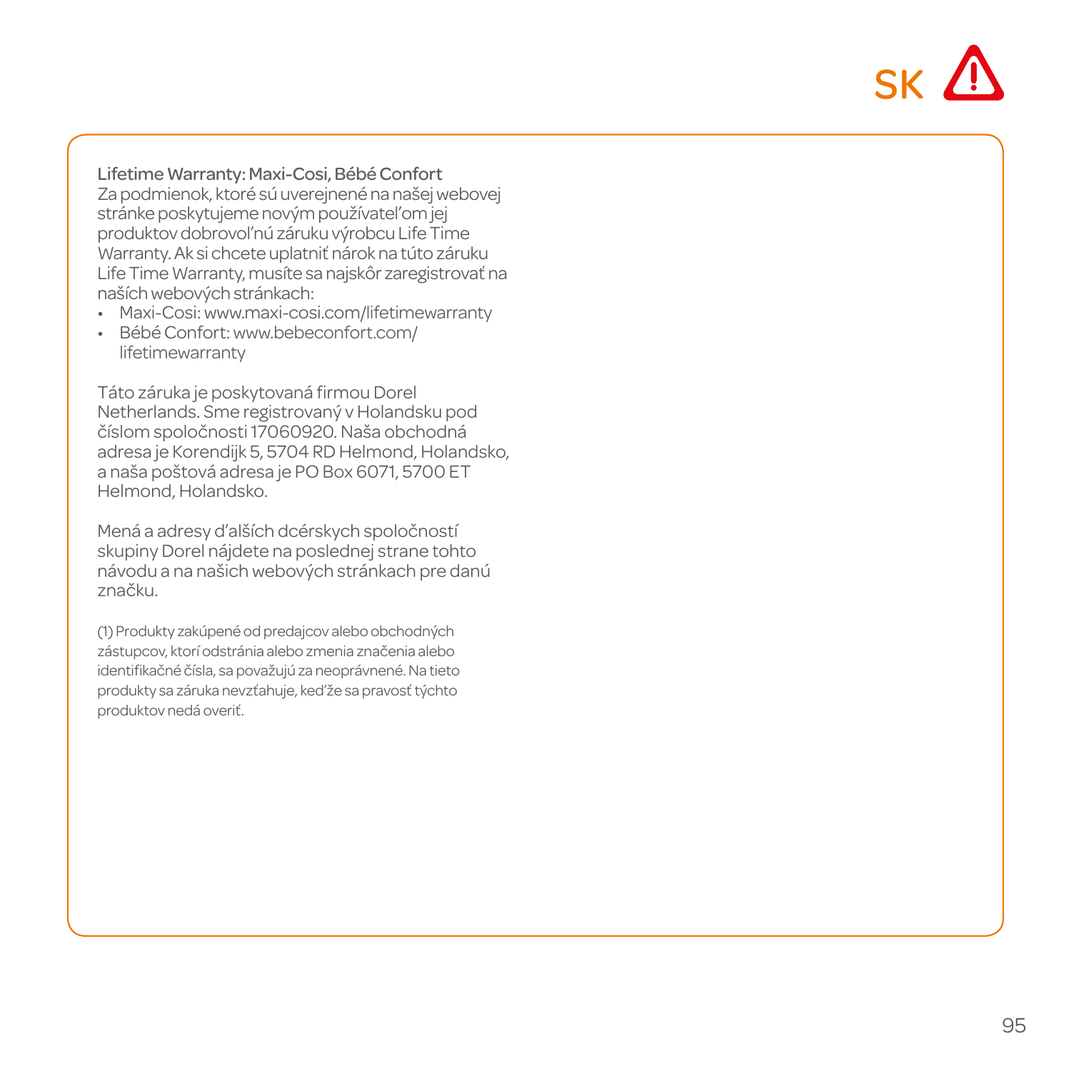**Lifetime Warranty: Maxi-Cosi, Bébé Confort**

Za podmienok, ktoré sú uverejnené na našej webovej stránke poskytujeme novým používateľom jej produktov dobrovoľnú záruku výrobcu Life Time Warranty. Ak si chcete uplatniť nárok na túto záruku Life Time Warranty, musíte sa najskôr zaregistrovať na naších webových stránkach:

- Maxi-Cosi: www.maxi-cosi.com/lifetimewarranty
- Bébé Confort: www.bebeconfort.com/lifetimewarranty

Táto záruka je poskytovaná firmou Dorel Netherlands. Sme registrovaný v Holandsku pod číslom spoločnosti 17060920. Naša obchodná adresa je Korendijk 5, 5704 RD Helmond, Holandsko, a naša poštová adresa je PO Box 6071, 5700 ET Helmond, Holandsko.

Mená a adresy ďalších dcérskych spoločností skupiny Dorel nájdete na poslednej strane tohto návodu a na našich webových stránkach pre danú značku.

(1) Produkty zakúpené od predajcov alebo obchodných zástupcov, ktorí odstránia alebo zmenia značenia alebo identifikačné čísla, sa považujú za neoprávnené. Na tieto produkty sa záruka nevzťahuje, keďže sa pravosť týchto produktov nedá overiť.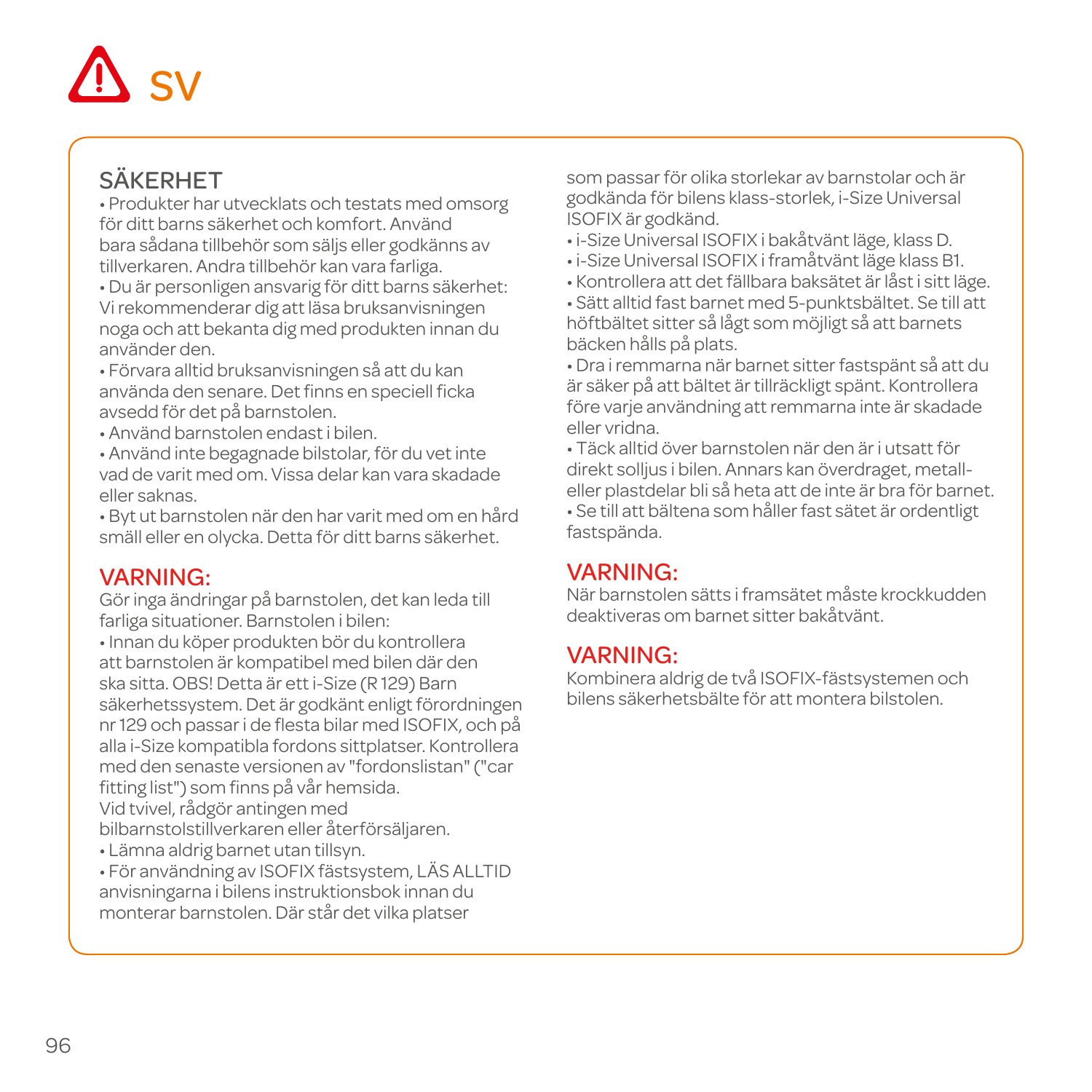# ⚠ SV

## SÄKERHET

• Produkter har utvecklats och testats med omsorg för ditt barns säkerhet och komfort. Använd bara sådana tillbehör som säljs eller godkänns av tillverkaren. Andra tillbehör kan vara farliga.
• Du är personligen ansvarig för ditt barns säkerhet: Vi rekommenderar dig att läsa bruksanvisningen noga och att bekanta dig med produkten innan du använder den.
• Förvara alltid bruksanvisningen så att du kan använda den senare. Det finns en speciell ficka avsedd för det på barnstolen.
• Använd barnstolen endast i bilen.
• Använd inte begagnade bilstolar, för du vet inte vad de varit med om. Vissa delar kan vara skadade eller saknas.
• Byt ut barnstolen när den har varit med om en hård smäll eller en olycka. Detta för ditt barns säkerhet.

## VARNING:

Gör inga ändringar på barnstolen, det kan leda till farliga situationer. Barnstolen i bilen:
• Innan du köper produkten bör du kontrollera att barnstolen är kompatibel med bilen där den ska sitta. OBS! Detta är ett i-Size (R 129) Barn säkerhetssystem. Det är godkänt enligt förordningen nr 129 och passar i de flesta bilar med ISOFIX, och på alla i-Size kompatibla fordons sittplatser. Kontrollera med den senaste versionen av "fordonslistan" ("car fitting list") som finns på vår hemsida.
Vid tvivel, rådgör antingen med bilbarnstolstillverkaren eller återförsäljaren.
• Lämna aldrig barnet utan tillsyn.
• För användning av ISOFIX fästsystem, LÄS ALLTID anvisningarna i bilens instruktionsbok innan du monterar barnstolen. Där står det vilka platser som passar för olika storlekar av barnstolar och är godkända för bilens klass-storlek, i-Size Universal ISOFIX är godkänd.
• i-Size Universal ISOFIX i bakåtvänt läge, klass D.
• i-Size Universal ISOFIX i framåtvänt läge klass B1.
• Kontrollera att det fällbara baksätet är låst i sitt läge.
• Sätt alltid fast barnet med 5-punktsbältet. Se till att höftbältet sitter så lågt som möjligt så att barnets bäcken hålls på plats.
• Dra i remmarna när barnet sitter fastspänt så att du är säker på att bältet är tillräckligt spänt. Kontrollera före varje användning att remmarna inte är skadade eller vridna.
• Täck alltid över barnstolen när den är i utsatt för direkt solljus i bilen. Annars kan överdraget, metall- eller plastdelar bli så heta att de inte är bra för barnet.
• Se till att bältena som håller fast sätet är ordentligt fastspända.

## VARNING:

När barnstolen sätts i framsätet måste krockkudden deaktiveras om barnet sitter bakåtvänt.

## VARNING:

Kombinera aldrig de två ISOFIX-fästsystemen och bilens säkerhetsbälte för att montera bilstolen.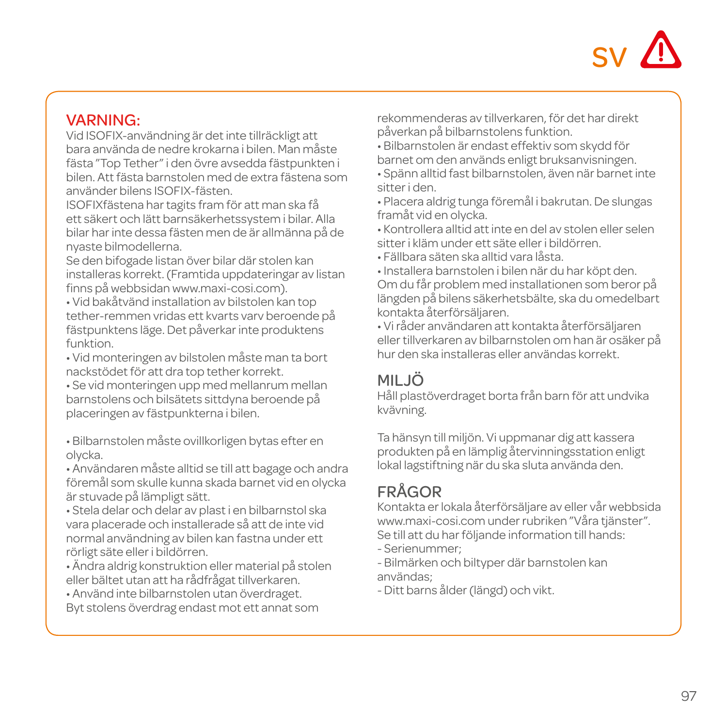SV

## VARNING:

Vid ISOFIX-användning är det inte tillräckligt att bara använda de nedre krokarna i bilen. Man måste fästa "Top Tether" i den övre avsedda fästpunkten i bilen. Att fästa barnstolen med de extra fästena som använder bilens ISOFIX-fästen.

ISOFIXfästena har tagits fram för att man ska få ett säkert och lätt barnsäkerhetssystem i bilar. Alla bilar har inte dessa fästen men de är allmänna på de nyaste bilmodellerna.

Se den bifogade listan över bilar där stolen kan installeras korrekt. (Framtida uppdateringar av listan finns på webbsidan www.maxi-cosi.com).

- Vid bakåtvänd installation av bilstolen kan top tether-remmen vridas ett kvarts varv beroende på fästpunktens läge. Det påverkar inte produktens funktion.
- Vid monteringen av bilstolen måste man ta bort nackstödet för att dra top tether korrekt.
- Se vid monteringen upp med mellanrum mellan barnstolens och bilsätets sittdyna beroende på placeringen av fästpunkterna i bilen.

- Bilbarnstolen måste ovillkorligen bytas efter en olycka.
- Användaren måste alltid se till att bagage och andra föremål som skulle kunna skada barnet vid en olycka är stuvade på lämpligt sätt.
- Stela delar och delar av plast i en bilbarnstol ska vara placerade och installerade så att de inte vid normal användning av bilen kan fastna under ett rörligt säte eller i bildörren.
- Ändra aldrig konstruktion eller material på stolen eller bältet utan att ha rådfrågat tillverkaren.
- Använd inte bilbarnstolen utan överdraget. Byt stolens överdrag endast mot ett annat som rekommenderas av tillverkaren, för det har direkt påverkan på bilbarnstolens funktion.
- Bilbarnstolen är endast effektiv som skydd för barnet om den används enligt bruksanvisningen.
- Spänn alltid fast bilbarnstolen, även när barnet inte sitter i den.
- Placera aldrig tunga föremål i bakrutan. De slungas framåt vid en olycka.
- Kontrollera alltid att inte en del av stolen eller selen sitter i kläm under ett säte eller i bildörren.
- Fällbara säten ska alltid vara låsta.
- Installera barnstolen i bilen när du har köpt den. Om du får problem med installationen som beror på längden på bilens säkerhetsbälte, ska du omedelbart kontakta återförsäljaren.
- Vi råder användaren att kontakta återförsäljaren eller tillverkaren av bilbarnstolen om han är osäker på hur den ska installeras eller användas korrekt.

## MILJÖ

Håll plastöverdraget borta från barn för att undvika kvävning.

Ta hänsyn till miljön. Vi uppmanar dig att kassera produkten på en lämplig återvinningsstation enligt lokal lagstiftning när du ska sluta använda den.

## FRÅGOR

Kontakta er lokala återförsäljare av eller vår webbsida www.maxi-cosi.com under rubriken "Våra tjänster". Se till att du har följande information till hands:

- Serienummer;
- Bilmärken och biltyper där barnstolen kan användas;
- Ditt barns ålder (längd) och vikt.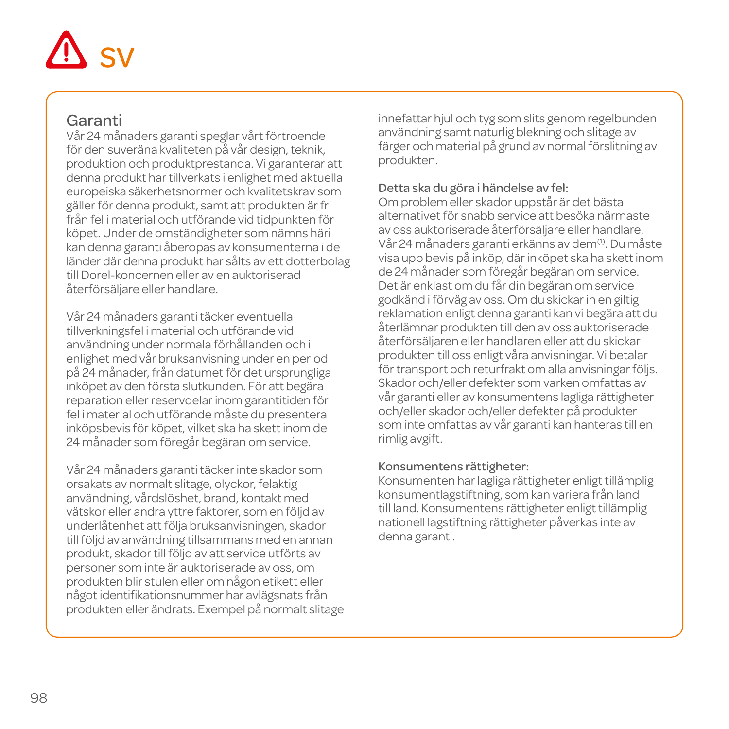# SV

## Garanti

Vår 24 månaders garanti speglar vårt förtroende för den suveräna kvaliteten på vår design, teknik, produktion och produktprestanda. Vi garanterar att denna produkt har tillverkats i enlighet med aktuella europeiska säkerhetsnormer och kvalitetskrav som gäller för denna produkt, samt att produkten är fri från fel i material och utförande vid tidpunkten för köpet. Under de omständigheter som nämns häri kan denna garanti åberopas av konsumenterna i de länder där denna produkt har sålts av ett dotterbolag till Dorel-koncernen eller av en auktoriserad återförsäljare eller handlare.

Vår 24 månaders garanti täcker eventuella tillverkningsfel i material och utförande vid användning under normala förhållanden och i enlighet med vår bruksanvisning under en period på 24 månader, från datumet för det ursprungliga inköpet av den första slutkunden. För att begära reparation eller reservdelar inom garantitiden för fel i material och utförande måste du presentera inköpsbevis för köpet, vilket ska ha skett inom de 24 månader som föregår begäran om service.

Vår 24 månaders garanti täcker inte skador som orsakats av normalt slitage, olyckor, felaktig användning, vårdslöshet, brand, kontakt med vätskor eller andra yttre faktorer, som en följd av underlåtenhet att följa bruksanvisningen, skador till följd av användning tillsammans med en annan produkt, skador till följd av att service utförts av personer som inte är auktoriserade av oss, om produkten blir stulen eller om någon etikett eller något identifikationsnummer har avlägsnats från produkten eller ändrats. Exempel på normalt slitage innefattar hjul och tyg som slits genom regelbunden användning samt naturlig blekning och slitage av färger och material på grund av normal förslitning av produkten.

**Detta ska du göra i händelse av fel:**

Om problem eller skador uppstår är det bästa alternativet för snabb service att besöka närmaste av oss auktoriserade återförsäljare eller handlare. Vår 24 månaders garanti erkänns av dem[1]. Du måste visa upp bevis på inköp, där inköpet ska ha skett inom de 24 månader som föregår begäran om service. Det är enklast om du får din begäran om service godkänd i förväg av oss. Om du skickar in en giltig reklamation enligt denna garanti kan vi begära att du återlämnar produkten till den av oss auktoriserade återförsäljaren eller handlaren eller att du skickar produkten till oss enligt våra anvisningar. Vi betalar för transport och returfrakt om alla anvisningar följs. Skador och/eller defekter som varken omfattas av vår garanti eller av konsumentens lagliga rättigheter och/eller skador och/eller defekter på produkter som inte omfattas av vår garanti kan hanteras till en rimlig avgift.

**Konsumentens rättigheter:**

Konsumenten har lagliga rättigheter enligt tillämplig konsumentlagstiftning, som kan variera från land till land. Konsumentens rättigheter enligt tillämplig nationell lagstiftning rättigheter påverkas inte av denna garanti.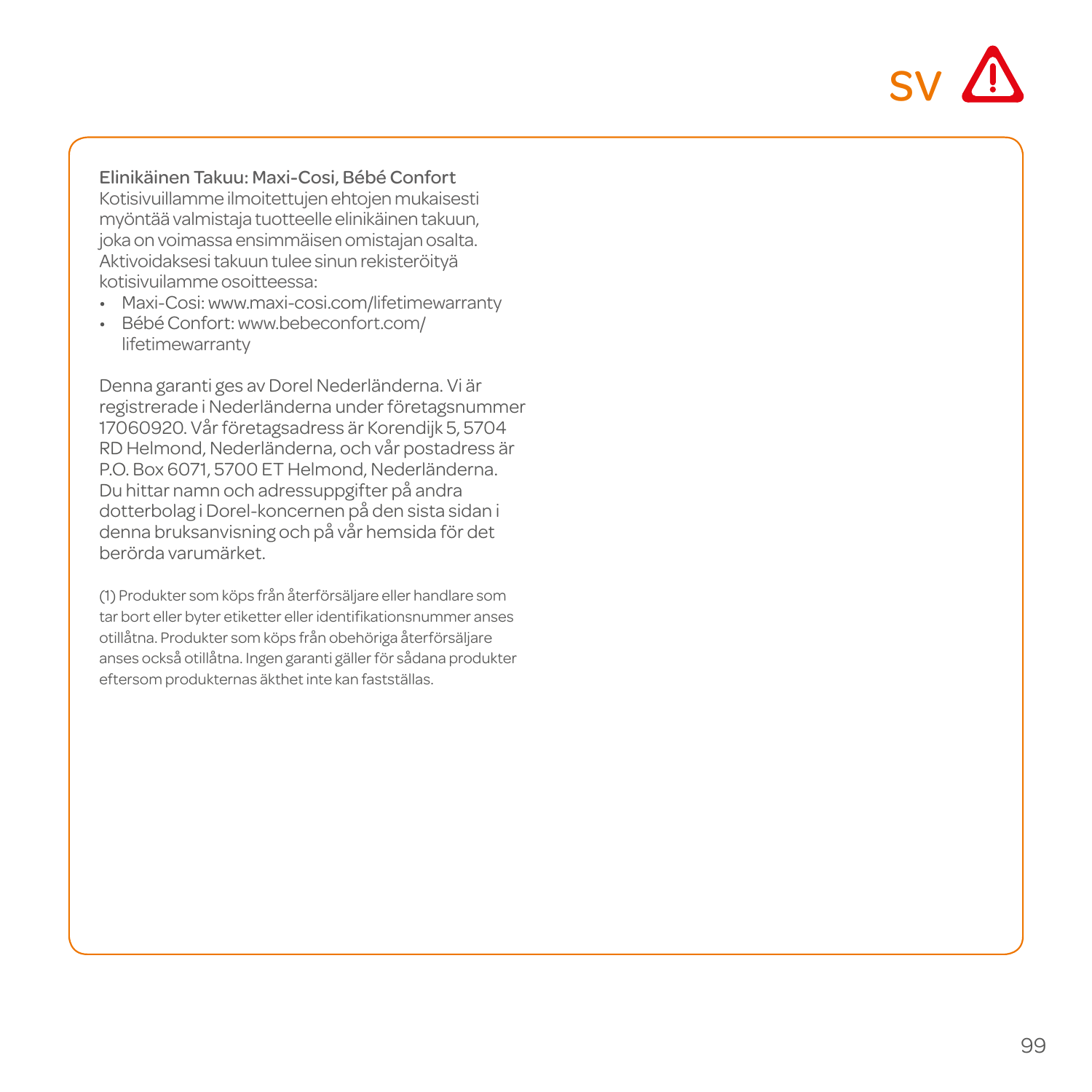Elinikäinen Takuu: Maxi-Cosi, Bébé Confort

Kotisivuillamme ilmoitettujen ehtojen mukaisesti myöntää valmistaja tuotteelle elinikäinen takuun, joka on voimassa ensimmäisen omistajan osalta. Aktivoidaksesi takuun tulee sinun rekisteröityä kotisivuilamme osoitteessa:

- Maxi-Cosi: www.maxi-cosi.com/lifetimewarranty
- Bébé Confort: www.bebeconfort.com/lifetimewarranty

Denna garanti ges av Dorel Nederländerna. Vi är registrerade i Nederländerna under företagsnummer 17060920. Vår företagsadress är Korendijk 5, 5704 RD Helmond, Nederländerna, och vår postadress är P.O. Box 6071, 5700 ET Helmond, Nederländerna. Du hittar namn och adressuppgifter på andra dotterbolag i Dorel-koncernen på den sista sidan i denna bruksanvisning och på vår hemsida för det berörda varumärket.

(1) Produkter som köps från återförsäljare eller handlare som tar bort eller byter etiketter eller identifikationsnummer anses otillåtna. Produkter som köps från obehöriga återförsäljare anses också otillåtna. Ingen garanti gäller för sådana produkter eftersom produkternas äkthet inte kan fastställas.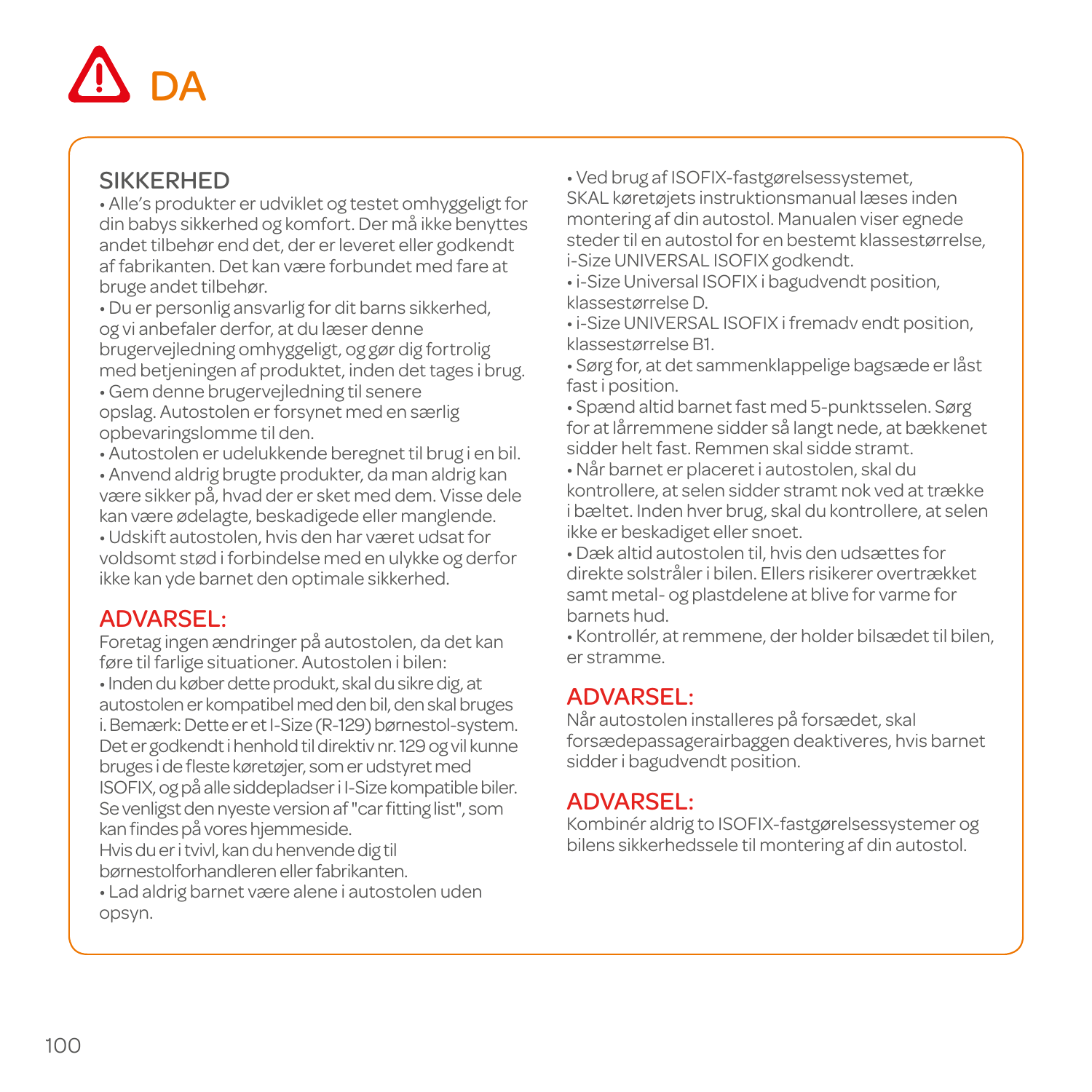# DA

## SIKKERHED

- Alle's produkter er udviklet og testet omhyggeligt for din babys sikkerhed og komfort. Der må ikke benyttes andet tilbehør end det, der er leveret eller godkendt af fabrikanten. Det kan være forbundet med fare at bruge andet tilbehør.
- Du er personlig ansvarlig for dit barns sikkerhed, og vi anbefaler derfor, at du læser denne brugervejledning omhyggeligt, og gør dig fortrolig med betjeningen af produktet, inden det tages i brug.
- Gem denne brugervejledning til senere opslag. Autostolen er forsynet med en særlig opbevaringslomme til den.
- Autostolen er udelukkende beregnet til brug i en bil.
- Anvend aldrig brugte produkter, da man aldrig kan være sikker på, hvad der er sket med dem. Visse dele kan være ødelagte, beskadigede eller manglende.
- Udskift autostolen, hvis den har været udsat for voldsomt stød i forbindelse med en ulykke og derfor ikke kan yde barnet den optimale sikkerhed.

## ADVARSEL:

Foretag ingen ændringer på autostolen, da det kan føre til farlige situationer. Autostolen i bilen:

- Inden du køber dette produkt, skal du sikre dig, at autostolen er kompatibel med den bil, den skal bruges i. Bemærk: Dette er et I-Size (R-129) børnestol-system. Det er godkendt i henhold til direktiv nr. 129 og vil kunne bruges i de fleste køretøjer, som er udstyret med ISOFIX, og på alle siddepladser i I-Size kompatible biler. Se venligst den nyeste version af "car fitting list", som kan findes på vores hjemmeside.
  Hvis du er i tvivl, kan du henvende dig til børnestolforhandleren eller fabrikanten.
- Lad aldrig barnet være alene i autostolen uden opsyn.
- Ved brug af ISOFIX-fastgørelsessystemet, SKAL køretøjets instruktionsmanual læses inden montering af din autostol. Manualen viser egnede steder til en autostol for en bestemt klassestørrelse, i-Size UNIVERSAL ISOFIX godkendt.
- i-Size Universal ISOFIX i bagudvendt position, klassestørrelse D.
- i-Size UNIVERSAL ISOFIX i fremadv endt position, klassestørrelse B1.
- Sørg for, at det sammenklappelige bagsæde er låst fast i position.
- Spænd altid barnet fast med 5-punktsselen. Sørg for at lårremmene sidder så langt nede, at bækkenet sidder helt fast. Remmen skal sidde stramt.
- Når barnet er placeret i autostolen, skal du kontrollere, at selen sidder stramt nok ved at trække i bæltet. Inden hver brug, skal du kontrollere, at selen ikke er beskadiget eller snoet.
- Dæk altid autostolen til, hvis den udsættes for direkte solstråler i bilen. Ellers risikerer overtrækket samt metal- og plastdelene at blive for varme for barnets hud.
- Kontrollér, at remmene, der holder bilsædet til bilen, er stramme.

## ADVARSEL:

Når autostolen installeres på forsædet, skal forsædepassagerairbaggen deaktiveres, hvis barnet sidder i bagudvendt position.

## ADVARSEL:

Kombinér aldrig to ISOFIX-fastgørelsessystemer og bilens sikkerhedssele til montering af din autostol.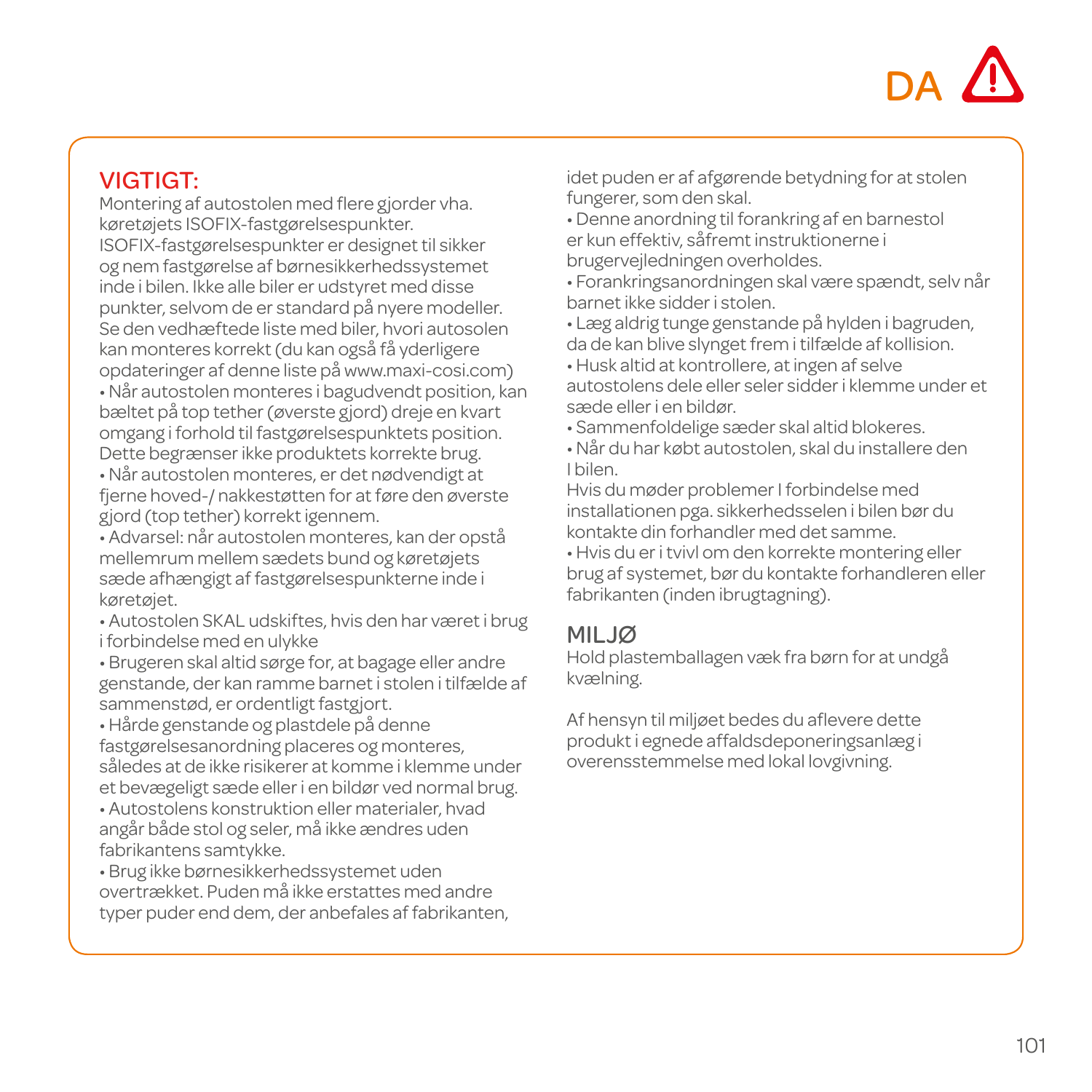DA ⚠

## VIGTIGT:

Montering af autostolen med flere gjorder vha. køretøjets ISOFIX-fastgørelsespunkter.
ISOFIX-fastgørelsespunkter er designet til sikker og nem fastgørelse af børnesikkerhedssystemet inde i bilen. Ikke alle biler er udstyret med disse punkter, selvom de er standard på nyere modeller. Se den vedhæftede liste med biler, hvori autosolen kan monteres korrekt (du kan også få yderligere opdateringer af denne liste på www.maxi-cosi.com)

• Når autostolen monteres i bagudvendt position, kan bæltet på top tether (øverste gjord) dreje en kvart omgang i forhold til fastgørelsespunktets position. Dette begrænser ikke produktets korrekte brug.
• Når autostolen monteres, er det nødvendigt at fjerne hoved-/ nakkestøtten for at føre den øverste gjord (top tether) korrekt igennem.
• Advarsel: når autostolen monteres, kan der opstå mellemrum mellem sædets bund og køretøjets sæde afhængigt af fastgørelsespunkterne inde i køretøjet.
• Autostolen SKAL udskiftes, hvis den har været i brug i forbindelse med en ulykke
• Brugeren skal altid sørge for, at bagage eller andre genstande, der kan ramme barnet i stolen i tilfælde af sammenstød, er ordentligt fastgjort.
• Hårde genstande og plastdele på denne fastgørelsesanordning placeres og monteres, således at de ikke risikerer at komme i klemme under et bevægeligt sæde eller i en bildør ved normal brug.
• Autostolens konstruktion eller materialer, hvad angår både stol og seler, må ikke ændres uden fabrikantens samtykke.
• Brug ikke børnesikkerhedssystemet uden overtrækket. Puden må ikke erstattes med andre typer puder end dem, der anbefales af fabrikanten, idet puden er af afgørende betydning for at stolen fungerer, som den skal.
• Denne anordning til forankring af en barnestol er kun effektiv, såfremt instruktionerne i brugervejledningen overholdes.
• Forankringsanordningen skal være spændt, selv når barnet ikke sidder i stolen.
• Læg aldrig tunge genstande på hylden i bagruden, da de kan blive slynget frem i tilfælde af kollision.
• Husk altid at kontrollere, at ingen af selve autostolens dele eller seler sidder i klemme under et sæde eller i en bildør.
• Sammenfoldelige sæder skal altid blokeres.
• Når du har købt autostolen, skal du installere den I bilen.
Hvis du møder problemer I forbindelse med installationen pga. sikkerhedsselen i bilen bør du kontakte din forhandler med det samme.
• Hvis du er i tvivl om den korrekte montering eller brug af systemet, bør du kontakte forhandleren eller fabrikanten (inden ibrugtagning).

## MILJØ

Hold plastemballagen væk fra børn for at undgå kvælning.

Af hensyn til miljøet bedes du aflevere dette produkt i egnede affaldsdeponeringsanlæg i overensstemmelse med lokal lovgivning.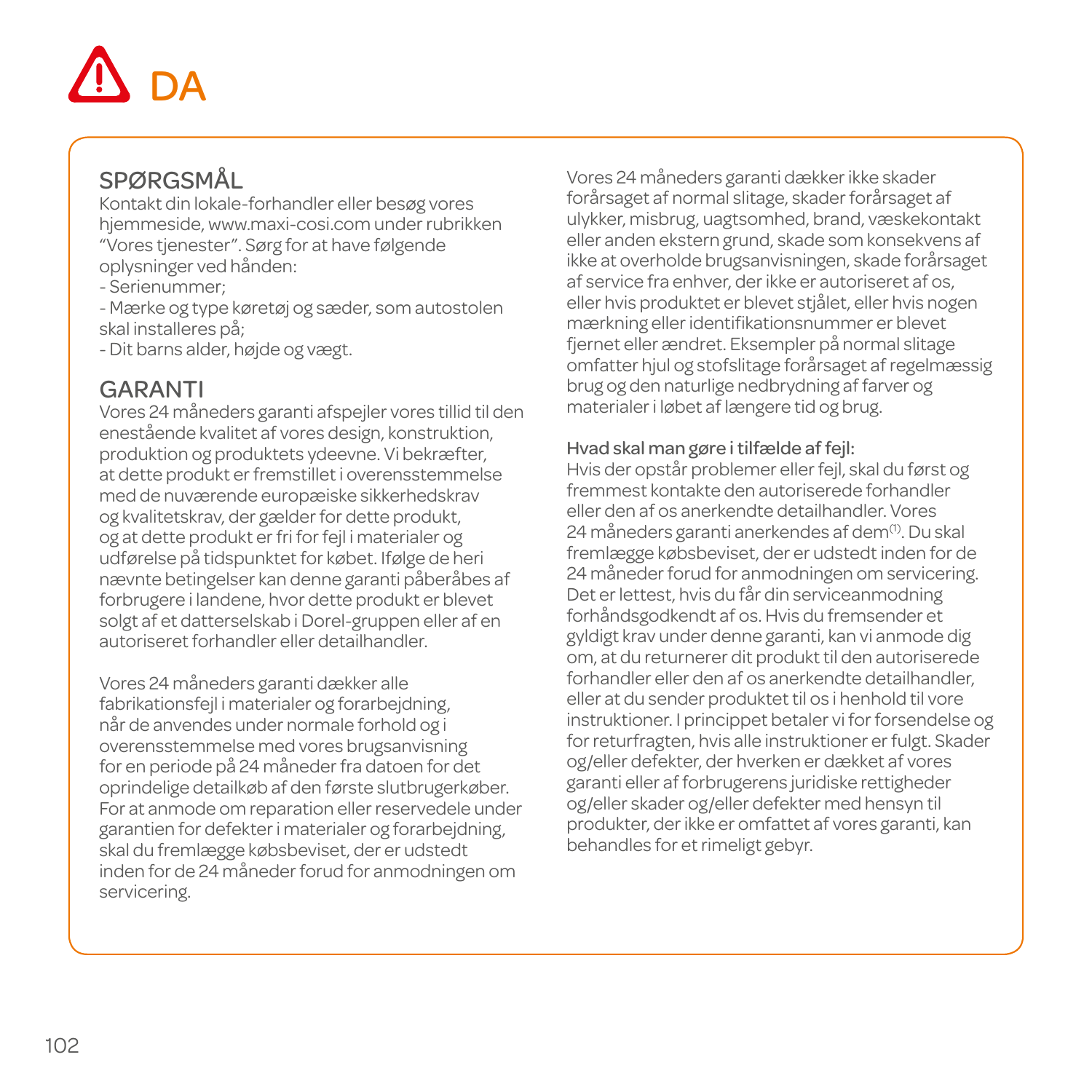# DA

## SPØRGSMÅL

Kontakt din lokale-forhandler eller besøg vores hjemmeside, www.maxi-cosi.com under rubrikken "Vores tjenester". Sørg for at have følgende oplysninger ved hånden:

- Serienummer;
- Mærke og type køretøj og sæder, som autostolen skal installeres på;
- Dit barns alder, højde og vægt.

## GARANTI

Vores 24 måneders garanti afspejler vores tillid til den enestående kvalitet af vores design, konstruktion, produktion og produktets ydeevne. Vi bekræfter, at dette produkt er fremstillet i overensstemmelse med de nuværende europæiske sikkerhedskrav og kvalitetskrav, der gælder for dette produkt, og at dette produkt er fri for fejl i materialer og udførelse på tidspunktet for købet. Ifølge de heri nævnte betingelser kan denne garanti påberåbes af forbrugere i landene, hvor dette produkt er blevet solgt af et datterselskab i Dorel-gruppen eller af en autoriseret forhandler eller detailhandler.

Vores 24 måneders garanti dækker alle fabrikationsfejl i materialer og forarbejdning, når de anvendes under normale forhold og i overensstemmelse med vores brugsanvisning for en periode på 24 måneder fra datoen for det oprindelige detailkøb af den første slutbrugerkøber. For at anmode om reparation eller reservedele under garantien for defekter i materialer og forarbejdning, skal du fremlægge købsbeviset, der er udstedt inden for de 24 måneder forud for anmodningen om servicering.

Vores 24 måneders garanti dækker ikke skader forårsaget af normal slitage, skader forårsaget af ulykker, misbrug, uagtsomhed, brand, væskekontakt eller anden ekstern grund, skade som konsekvens af ikke at overholde brugsanvisningen, skade forårsaget af service fra enhver, der ikke er autoriseret af os, eller hvis produktet er blevet stjålet, eller hvis nogen mærkning eller identifikationsnummer er blevet fjernet eller ændret. Eksempler på normal slitage omfatter hjul og stofslitage forårsaget af regelmæssig brug og den naturlige nedbrydning af farver og materialer i løbet af længere tid og brug.

**Hvad skal man gøre i tilfælde af fejl:**

Hvis der opstår problemer eller fejl, skal du først og fremmest kontakte den autoriserede forhandler eller den af os anerkendte detailhandler. Vores 24 måneders garanti anerkendes af dem[1]. Du skal fremlægge købsbeviset, der er udstedt inden for de 24 måneder forud for anmodningen om servicering. Det er lettest, hvis du får din serviceanmodning forhåndsgodkendt af os. Hvis du fremsender et gyldigt krav under denne garanti, kan vi anmode dig om, at du returnerer dit produkt til den autoriserede forhandler eller den af os anerkendte detailhandler, eller at du sender produktet til os i henhold til vore instruktioner. I princippet betaler vi for forsendelse og for returfragten, hvis alle instruktioner er fulgt. Skader og/eller defekter, der hverken er dækket af vores garanti eller af forbrugerens juridiske rettigheder og/eller skader og/eller defekter med hensyn til produkter, der ikke er omfattet af vores garanti, kan behandles for et rimeligt gebyr.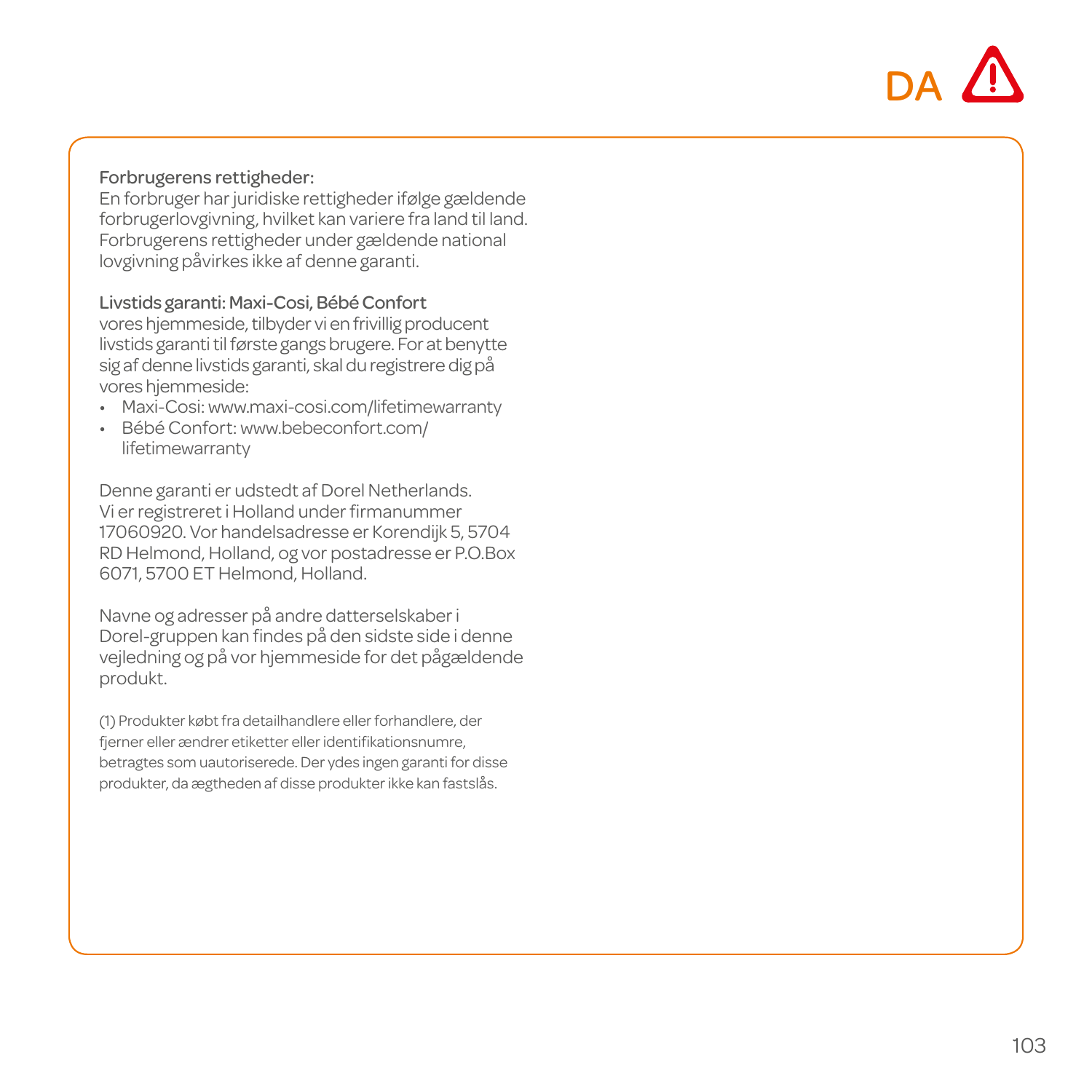**Forbrugerens rettigheder:**
En forbruger har juridiske rettigheder ifølge gældende forbrugerlovgivning, hvilket kan variere fra land til land. Forbrugerens rettigheder under gældende national lovgivning påvirkes ikke af denne garanti.

**Livstids garanti: Maxi-Cosi, Bébé Confort**
vores hjemmeside, tilbyder vi en frivillig producent livstids garanti til første gangs brugere. For at benytte sig af denne livstids garanti, skal du registrere dig på vores hjemmeside:

- Maxi-Cosi: www.maxi-cosi.com/lifetimewarranty
- Bébé Confort: www.bebeconfort.com/lifetimewarranty

Denne garanti er udstedt af Dorel Netherlands. Vi er registreret i Holland under firmanummer 17060920. Vor handelsadresse er Korendijk 5, 5704 RD Helmond, Holland, og vor postadresse er P.O.Box 6071, 5700 ET Helmond, Holland.

Navne og adresser på andre datterselskaber i Dorel-gruppen kan findes på den sidste side i denne vejledning og på vor hjemmeside for det pågældende produkt.

(1) Produkter købt fra detailhandlere eller forhandlere, der fjerner eller ændrer etiketter eller identifikationsnumre, betragtes som uautoriserede. Der ydes ingen garanti for disse produkter, da ægtheden af disse produkter ikke kan fastslås.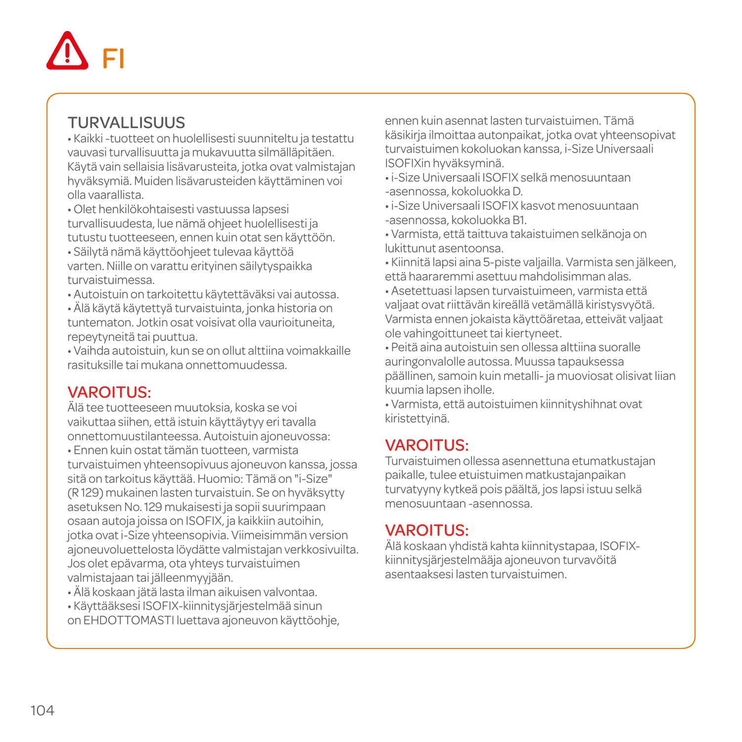# FI

## TURVALLISUUS

• Kaikki -tuotteet on huolellisesti suunniteltu ja testattu vauvasi turvallisuutta ja mukavuutta silmälläpitäen. Käytä vain sellaisia lisävarusteita, jotka ovat valmistajan hyväksymiä. Muiden lisävarusteiden käyttäminen voi olla vaarallista.
• Olet henkilökohtaisesti vastuussa lapsesi turvallisuudesta, lue nämä ohjeet huolellisesti ja tutustu tuotteeseen, ennen kuin otat sen käyttöön.
• Säilytä nämä käyttöohjeet tulevaa käyttöä varten. Niille on varattu erityinen säilytyspaikka turvaistuimessa.
• Autoistuin on tarkoitettu käytettäväksi vai autossa.
• Älä käytä käytettyä turvaistuinta, jonka historia on tuntematon. Jotkin osat voisivat olla vaurioituneita, repeytyneitä tai puuttua.
• Vaihda autoistuin, kun se on ollut alttiina voimakkaille rasituksille tai mukana onnettomuudessa.

## VAROITUS:

Älä tee tuotteeseen muutoksia, koska se voi vaikuttaa siihen, että istuin käyttäytyy eri tavalla onnettomuustilanteessa. Autoistuin ajoneuvossa:
• Ennen kuin ostat tämän tuotteen, varmista turvaistuimen yhteensopivuus ajoneuvon kanssa, jossa sitä on tarkoitus käyttää. Huomio: Tämä on "i-Size" (R 129) mukainen lasten turvaistuin. Se on hyväksytty asetuksen No. 129 mukaisesti ja sopii suurimpaan osaan autoja joissa on ISOFIX, ja kaikkiin autoihin, jotka ovat i-Size yhteensopivia. Viimeisimmän version ajoneuvoluettelosta löydätte valmistajan verkkosivuilta. Jos olet epävarma, ota yhteys turvaistuimen valmistajaan tai jälleenmyyjään.
• Älä koskaan jätä lasta ilman aikuisen valvontaa.
• Käyttääksesi ISOFIX-kiinnitysjärjestelmää sinun on EHDOTTOMASTI luettava ajoneuvon käyttöohje, ennen kuin asennat lasten turvaistuimen. Tämä käsikirja ilmoittaa autonpaikat, jotka ovat yhteensopivat turvaistuimen kokoluokan kanssa, i-Size Universaali ISOFIXin hyväksyminä.
• i-Size Universaali ISOFIX selkä menosuuntaan -asennossa, kokoluokka D.
• i-Size Universaali ISOFIX kasvot menosuuntaan -asennossa, kokoluokka B1.
• Varmista, että taittuva takaistuimen selkänoja on lukittunut asentoonsa.
• Kiinnitä lapsi aina 5-piste valjailla. Varmista sen jälkeen, että haararemmi asettuu mahdolisimman alas.
• Asetettuasi lapsen turvaistuimeen, varmista että valjaat ovat riittävän kireällä vetämällä kiristysvyötä. Varmista ennen jokaista käyttöäretaa, etteivät valjaat ole vahingoittuneet tai kiertyneet.
• Peitä aina autoistuin sen ollessa alttiina suoralle auringonvalolle autossa. Muussa tapauksessa päällinen, samoin kuin metalli- ja muoviosat olisivat liian kuumia lapsen iholle.
• Varmista, että autoistuimen kiinnityshihnat ovat kiristettyinä.

## VAROITUS:

Turvaistuimen ollessa asennettuna etumatkustajan paikalle, tulee etuistuimen matkustajanpaikan turvatyyny kytkeä pois päältä, jos lapsi istuu selkä menosuuntaan -asennossa.

## VAROITUS:

Älä koskaan yhdistä kahta kiinnitystapaa, ISOFIX-kiinnitysjärjestelmääja ajoneuvon turvavöitä asentaaksesi lasten turvaistuimen.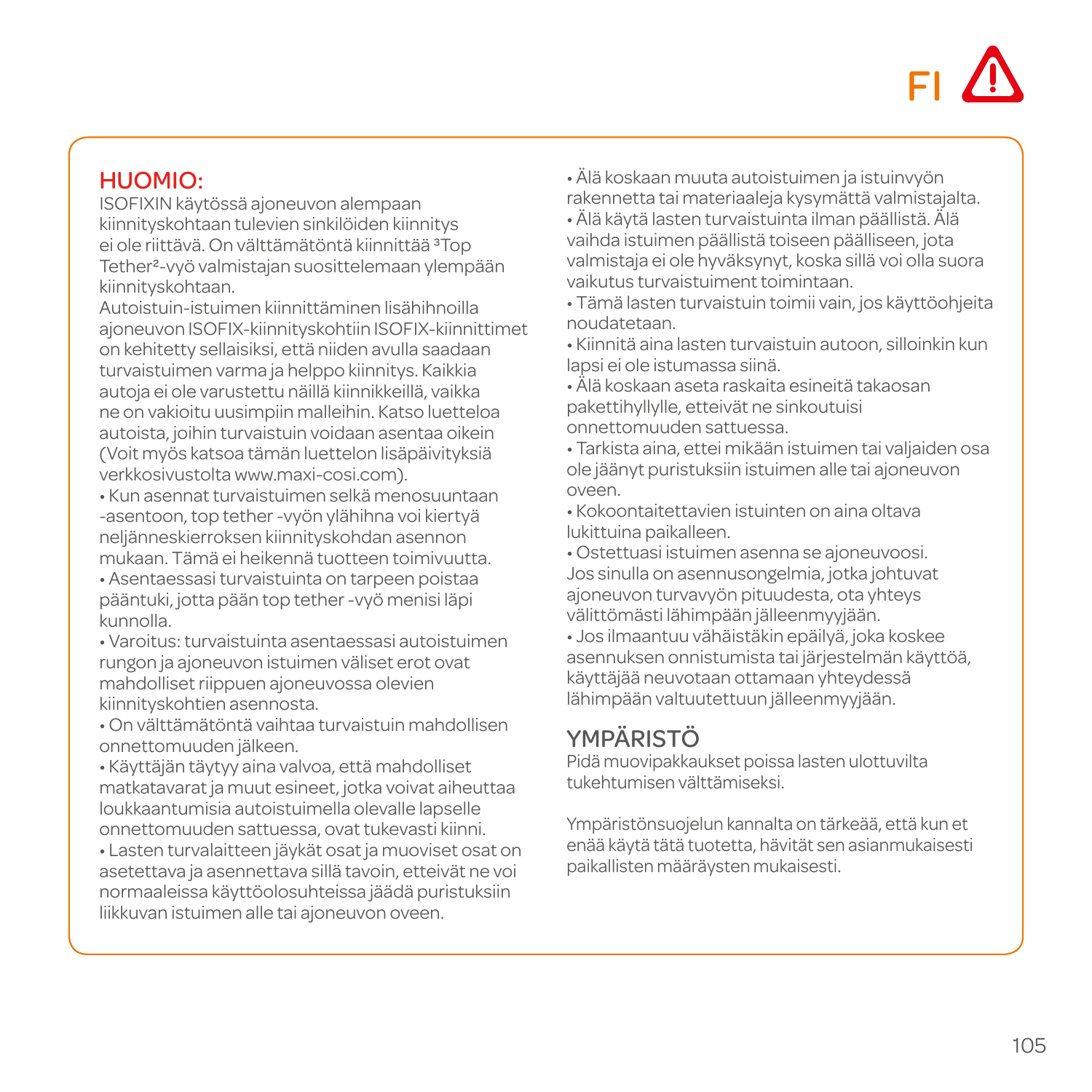FI

## HUOMIO:

ISOFIXIN käytössä ajoneuvon alempaan kiinnityskohtaan tulevien sinkilöiden kiinnitys ei ole riittävä. On välttämätöntä kiinnittää [3]Top Tether[2]-vyö valmistajan suosittelemaan ylempään kiinnityskohtaan.

Autoistuin-istuimen kiinnittäminen lisähihnoilla ajoneuvon ISOFIX-kiinnityskohtiin ISOFIX-kiinnittimet on kehitetty sellaisiksi, että niiden avulla saadaan turvaistuimen varma ja helppo kiinnitys. Kaikkia autoja ei ole varustettu näillä kiinnikkeillä, vaikka ne on vakioitu uusimpiin malleihin. Katso luetteloa autoista, joihin turvaistuin voidaan asentaa oikein (Voit myös katsoa tämän luettelon lisäpäivityksiä verkkosivustolta www.maxi-cosi.com).

• Kun asennat turvaistuimen selkä menosuuntaan -asentoon, top tether -vyön ylähihna voi kiertyä neljänneskierroksen kiinnityskohdan asennon mukaan. Tämä ei heikennä tuotteen toimivuutta.

• Asentaessasi turvaistuinta on tarpeen poistaa pääntuki, jotta pään top tether -vyö menisi läpi kunnolla.

• Varoitus: turvaistuinta asentaessasi autoistuimen rungon ja ajoneuvon istuimen väliset erot ovat mahdolliset riippuen ajoneuvossa olevien kiinnityskohtien asennosta.

• On välttämätöntä vaihtaa turvaistuin mahdollisen onnettomuuden jälkeen.

• Käyttäjän täytyy aina valvoa, että mahdolliset matkatavarat ja muut esineet, jotka voivat aiheuttaa loukkaantumisia autoistuimella olevalle lapselle onnettomuuden sattuessa, ovat tukevasti kiinni.

• Lasten turvalaitteen jäykät osat ja muoviset osat on asetettava ja asennettava sillä tavoin, etteivät ne voi normaaleissa käyttöolosuhteissa jäädä puristuksiin liikkuvan istuimen alle tai ajoneuvon oveen.

• Älä koskaan muuta autoistuimen ja istuinvyön rakennetta tai materiaaleja kysymättä valmistajalta.

• Älä käytä lasten turvaistuinta ilman päällistä. Älä vaihda istuimen päällistä toiseen päälliseen, jota valmistaja ei ole hyväksynyt, koska sillä voi olla suora vaikutus turvaistuiment toimintaan.

• Tämä lasten turvaistuin toimii vain, jos käyttöohjeita noudatetaan.

• Kiinnitä aina lasten turvaistuin autoon, silloinkin kun lapsi ei ole istumassa siinä.

• Älä koskaan aseta raskaita esineitä takaosan pakettihyllylle, etteivät ne sinkoutuisi onnettomuuden sattuessa.

• Tarkista aina, ettei mikään istuimen tai valjaiden osa ole jäänyt puristuksiin istuimen alle tai ajoneuvon oveen.

• Kokoontaitettavien istuinten on aina oltava lukittuina paikalleen.

• Ostettuasi istuimen asenna se ajoneuvoosi. Jos sinulla on asennusongelmia, jotka johtuvat ajoneuvon turvavyön pituudesta, ota yhteys välittömästi lähimpään jälleenmyyjään.

• Jos ilmaantuu vähäistäkin epäilyä, joka koskee asennuksen onnistumista tai järjestelmän käyttöä, käyttäjää neuvotaan ottamaan yhteydessä lähimpään valtuutettuun jälleenmyyjään.

## YMPÄRISTÖ

Pidä muovipakkaukset poissa lasten ulottuvilta tukehtumisen välttämiseksi.

Ympäristönsuojelun kannalta on tärkeää, että kun et enää käytä tätä tuotetta, hävität sen asianmukaisesti paikallisten määräysten mukaisesti.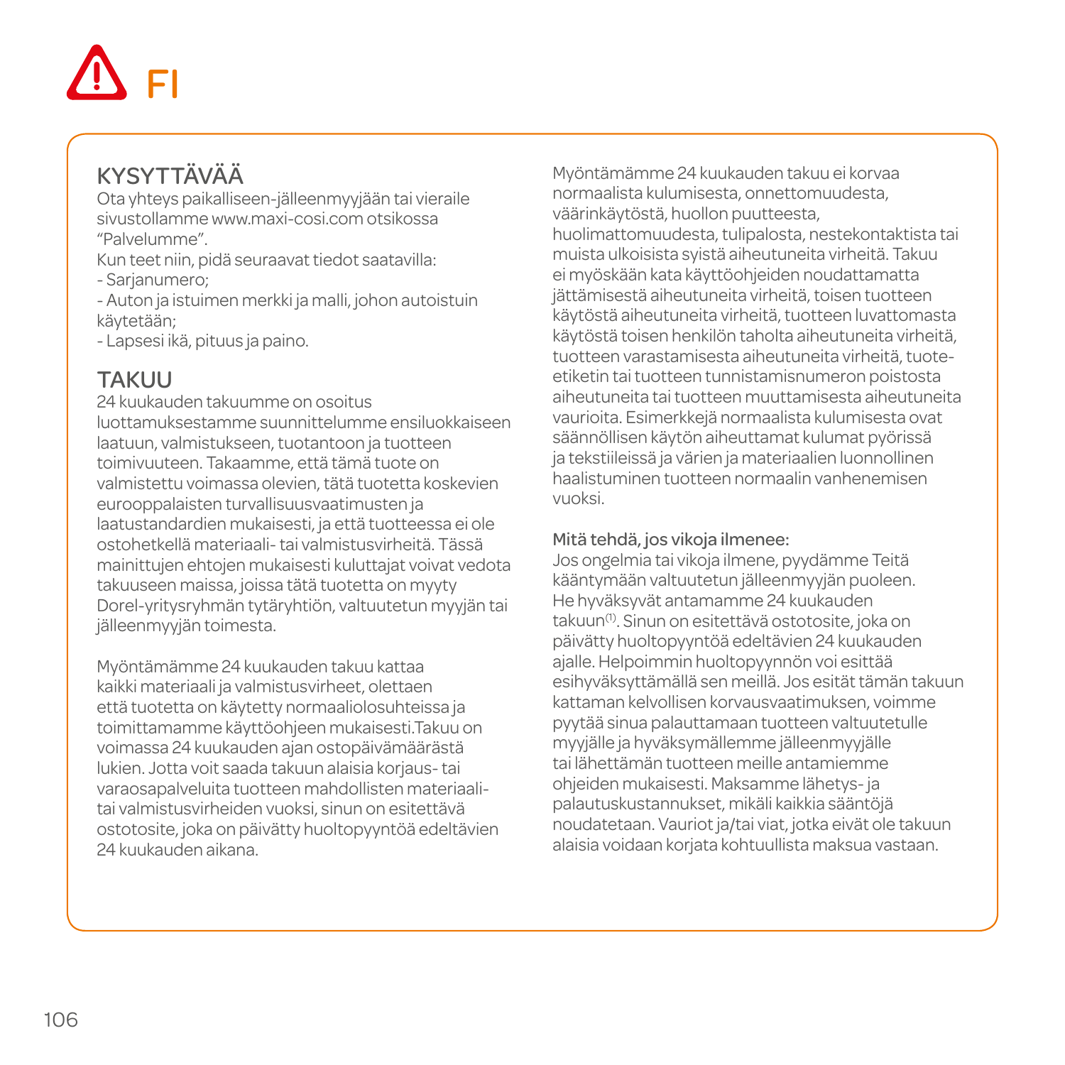# FI

## KYSYTTÄVÄÄ

Ota yhteys paikalliseen-jälleenmyyjään tai vieraile sivustollamme www.maxi-cosi.com otsikossa "Palvelumme".

Kun teet niin, pidä seuraavat tiedot saatavilla:

- Sarjanumero;
- Auton ja istuimen merkki ja malli, johon autoistuin käytetään;
- Lapsesi ikä, pituus ja paino.

## TAKUU

24 kuukauden takuumme on osoitus luottamuksestamme suunnittelumme ensiluokkaiseen laatuun, valmistukseen, tuotantoon ja tuotteen toimivuuteen. Takaamme, että tämä tuote on valmistettu voimassa olevien, tätä tuotetta koskevien eurooppalaisten turvallisuusvaatimusten ja laatustandardien mukaisesti, ja että tuotteessa ei ole ostohetkellä materiaali- tai valmistusvirheitä. Tässä mainittujen ehtojen mukaisesti kuluttajat voivat vedota takuuseen maissa, joissa tätä tuotetta on myyty Dorel-yritysryhmän tytäryhtiön, valtuutetun myyjän tai jälleenmyyjän toimesta.

Myöntämämme 24 kuukauden takuu kattaa kaikki materiaali ja valmistusvirheet, olettaen että tuotetta on käytetty normaaliolosuhteissa ja toimittamamme käyttöohjeen mukaisesti.Takuu on voimassa 24 kuukauden ajan ostopäivämäärästä lukien. Jotta voit saada takuun alaisia korjaus- tai varaosapalveluita tuotteen mahdollisten materiaali- tai valmistusvirheiden vuoksi, sinun on esitettävä ostotosite, joka on päivätty huoltopyyntöä edeltävien 24 kuukauden aikana.

Myöntämämme 24 kuukauden takuu ei korvaa normaalista kulumisesta, onnettomuudesta, väärinkäytöstä, huollon puutteesta, huolimattomuudesta, tulipalosta, nestekontaktista tai muista ulkoisista syistä aiheutuneita virheitä. Takuu ei myöskään kata käyttöohjeiden noudattamatta jättämisestä aiheutuneita virheitä, toisen tuotteen käytöstä aiheutuneita virheitä, tuotteen luvattomasta käytöstä toisen henkilön taholta aiheutuneita virheitä, tuotteen varastamisesta aiheutuneita virheitä, tuote-etiketin tai tuotteen tunnistamisnumeron poistosta aiheutuneita tai tuotteen muuttamisesta aiheutuneita vaurioita. Esimerkkejä normaalista kulumisesta ovat säännöllisen käytön aiheuttamat kulumat pyörissä ja tekstiileissä ja värien ja materiaalien luonnollinen haalistuminen tuotteen normaalin vanhenemisen vuoksi.

### Mitä tehdä, jos vikoja ilmenee:

Jos ongelmia tai vikoja ilmene, pyydämme Teitä kääntymään valtuutetun jälleenmyyjän puoleen. He hyväksyvät antamamme 24 kuukauden takuun[1]. Sinun on esitettävä ostotosite, joka on päivätty huoltopyyntöä edeltävien 24 kuukauden ajalle. Helpoimmin huoltopyynnön voi esittää esihyväksyttämällä sen meillä. Jos esität tämän takuun kattaman kelvollisen korvausvaatimuksen, voimme pyytää sinua palauttamaan tuotteen valtuutetulle myyjälle ja hyväksymällemme jälleenmyyjälle tai lähettämän tuotteen meille antamiemme ohjeiden mukaisesti. Maksamme lähetys- ja palautuskustannukset, mikäli kaikkia sääntöjä noudatetaan. Vauriot ja/tai viat, jotka eivät ole takuun alaisia voidaan korjata kohtuullista maksua vastaan.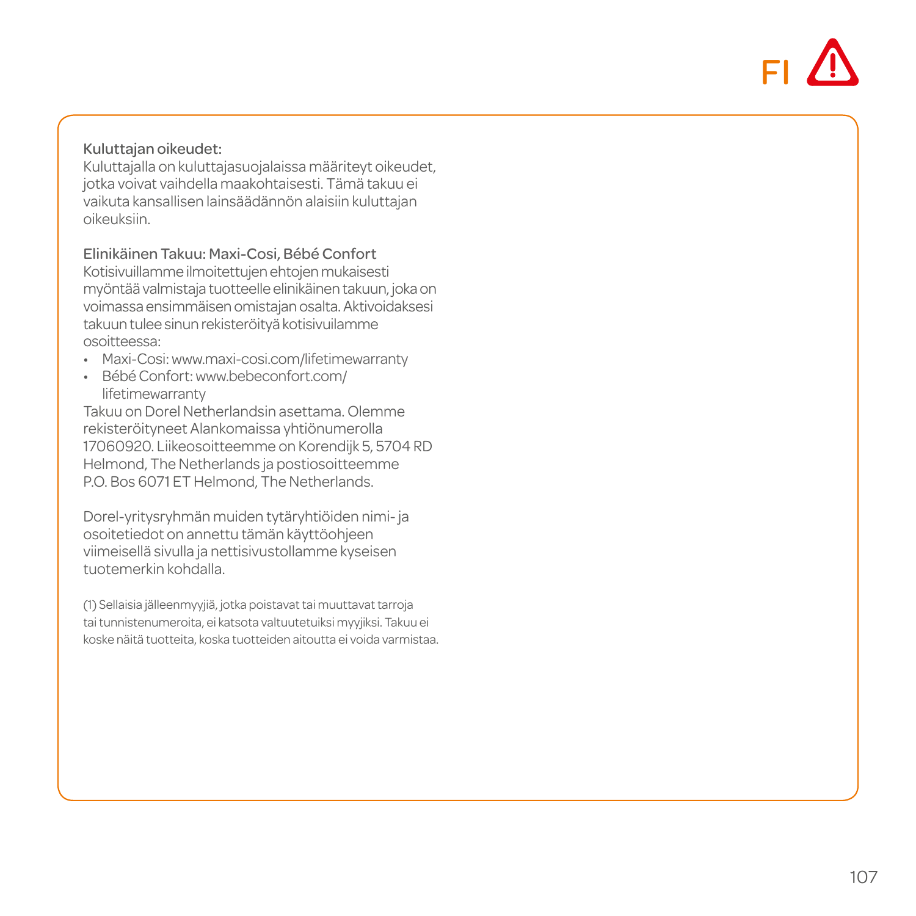FI

**Kuluttajan oikeudet:**
Kuluttajalla on kuluttajasuojalaissa määriteyt oikeudet, jotka voivat vaihdella maakohtaisesti. Tämä takuu ei vaikuta kansallisen lainsäädännön alaisiin kuluttajan oikeuksiin.

**Elinikäinen Takuu: Maxi-Cosi, Bébé Confort**
Kotisivuillamme ilmoitettujen ehtojen mukaisesti myöntää valmistaja tuotteelle elinikäinen takuun, joka on voimassa ensimmäisen omistajan osalta. Aktivoidaksesi takuun tulee sinun rekisteröityä kotisivuilamme osoitteessa:

- Maxi-Cosi: www.maxi-cosi.com/lifetimewarranty
- Bébé Confort: www.bebeconfort.com/lifetimewarranty

Takuu on Dorel Netherlandsin asettama. Olemme rekisteröityneet Alankomaissa yhtiönumerolla 17060920. Liikeosoitteemme on Korendijk 5, 5704 RD Helmond, The Netherlands ja postiosoitteemme P.O. Bos 6071 ET Helmond, The Netherlands.

Dorel-yritysryhmän muiden tytäryhtiöiden nimi- ja osoitetiedot on annettu tämän käyttöohjeen viimeisellä sivulla ja nettisivustollamme kyseisen tuotemerkin kohdalla.

(1) Sellaisia jälleenmyyjiä, jotka poistavat tai muuttavat tarroja tai tunnistenumeroita, ei katsota valtuutetuiksi myyjiksi. Takuu ei koske näitä tuotteita, koska tuotteiden aitoutta ei voida varmistaa.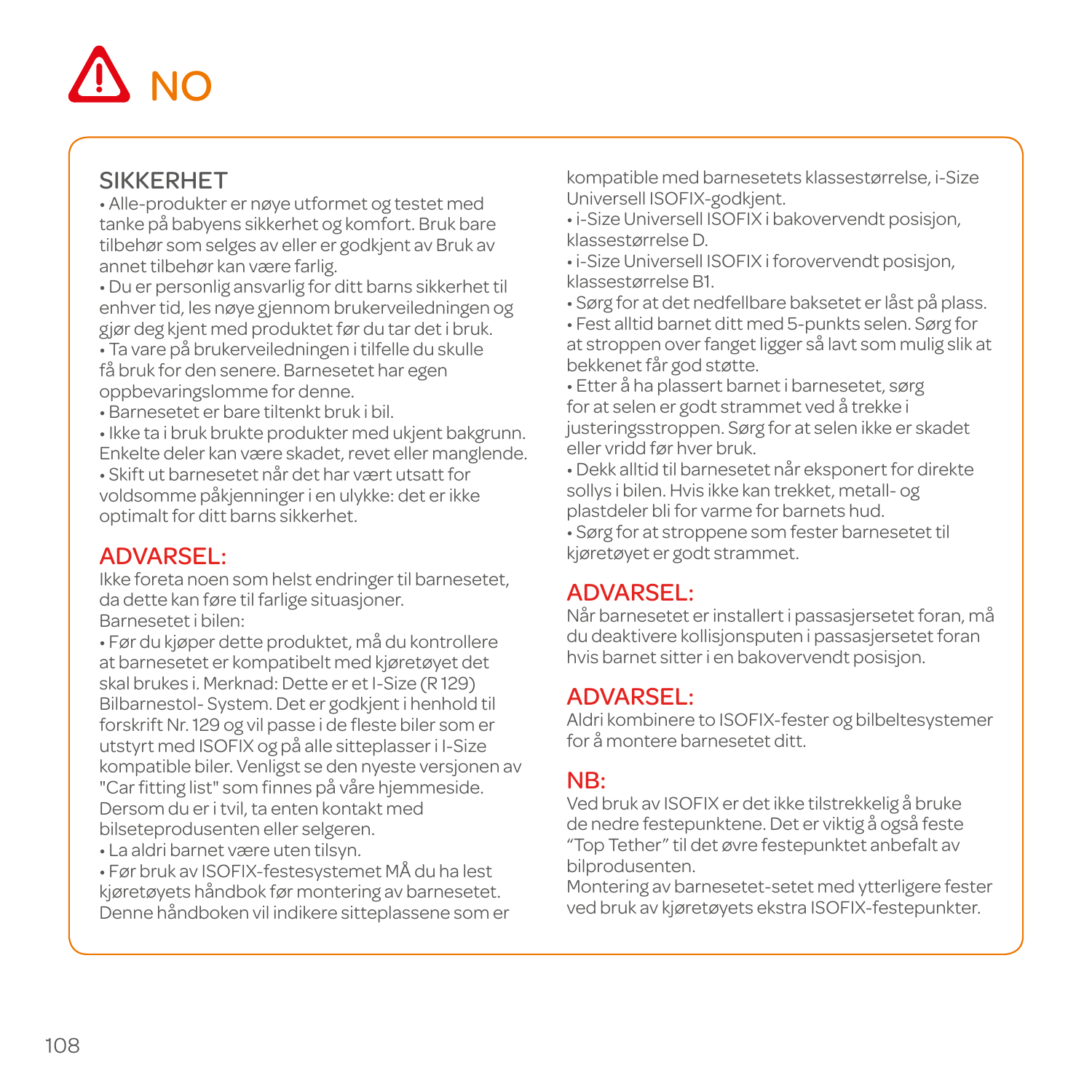# NO

## SIKKERHET

• Alle-produkter er nøye utformet og testet med tanke på babyens sikkerhet og komfort. Bruk bare tilbehør som selges av eller er godkjent av Bruk av annet tilbehør kan være farlig.

• Du er personlig ansvarlig for ditt barns sikkerhet til enhver tid, les nøye gjennom brukerveiledningen og gjør deg kjent med produktet før du tar det i bruk.

• Ta vare på brukerveiledningen i tilfelle du skulle få bruk for den senere. Barnesetet har egen oppbevaringslomme for denne.

• Barnesetet er bare tiltenkt bruk i bil.

• Ikke ta i bruk brukte produkter med ukjent bakgrunn. Enkelte deler kan være skadet, revet eller manglende.

• Skift ut barnesetet når det har vært utsatt for voldsomme påkjenninger i en ulykke: det er ikke optimalt for ditt barns sikkerhet.

## ADVARSEL:

Ikke foreta noen som helst endringer til barnesetet, da dette kan føre til farlige situasjoner.

Barnesetet i bilen:

• Før du kjøper dette produktet, må du kontrollere at barnesetet er kompatibelt med kjøretøyet det skal brukes i. Merknad: Dette er et I-Size (R 129) Bilbarnestol- System. Det er godkjent i henhold til forskrift Nr. 129 og vil passe i de fleste biler som er utstyrt med ISOFIX og på alle sitteplasser i I-Size kompatible biler. Venligst se den nyeste versjonen av "Car fitting list" som finnes på våre hjemmeside. Dersom du er i tvil, ta enten kontakt med bilseteprodusenten eller selgeren.

• La aldri barnet være uten tilsyn.

• Før bruk av ISOFIX-festesystemet MÅ du ha lest kjøretøyets håndbok før montering av barnesetet. Denne håndboken vil indikere sitteplassene som er kompatible med barnesetets klassestørrelse, i-Size Universell ISOFIX-godkjent.

• i-Size Universell ISOFIX i bakovervendt posisjon, klassestørrelse D.

• i-Size Universell ISOFIX i forovervendt posisjon, klassestørrelse B1.

• Sørg for at det nedfellbare baksetet er låst på plass.

• Fest alltid barnet ditt med 5-punkts selen. Sørg for at stroppen over fanget ligger så lavt som mulig slik at bekkenet får god støtte.

• Etter å ha plassert barnet i barnesetet, sørg for at selen er godt strammet ved å trekke i justeringsstroppen. Sørg for at selen ikke er skadet eller vridd før hver bruk.

• Dekk alltid til barnesetet når eksponert for direkte sollys i bilen. Hvis ikke kan trekket, metall- og plastdeler bli for varme for barnets hud.

• Sørg for at stroppene som fester barnesetet til kjøretøyet er godt strammet.

## ADVARSEL:

Når barnesetet er installert i passasjersetet foran, må du deaktivere kollisjonsputen i passasjersetet foran hvis barnet sitter i en bakovervendt posisjon.

## ADVARSEL:

Aldri kombinere to ISOFIX-fester og bilbeltesystemer for å montere barnesetet ditt.

## NB:

Ved bruk av ISOFIX er det ikke tilstrekkelig å bruke de nedre festepunktene. Det er viktig å også feste “Top Tether” til det øvre festepunktet anbefalt av bilprodusenten.

Montering av barnesetet-setet med ytterligere fester ved bruk av kjøretøyets ekstra ISOFIX-festepunkter.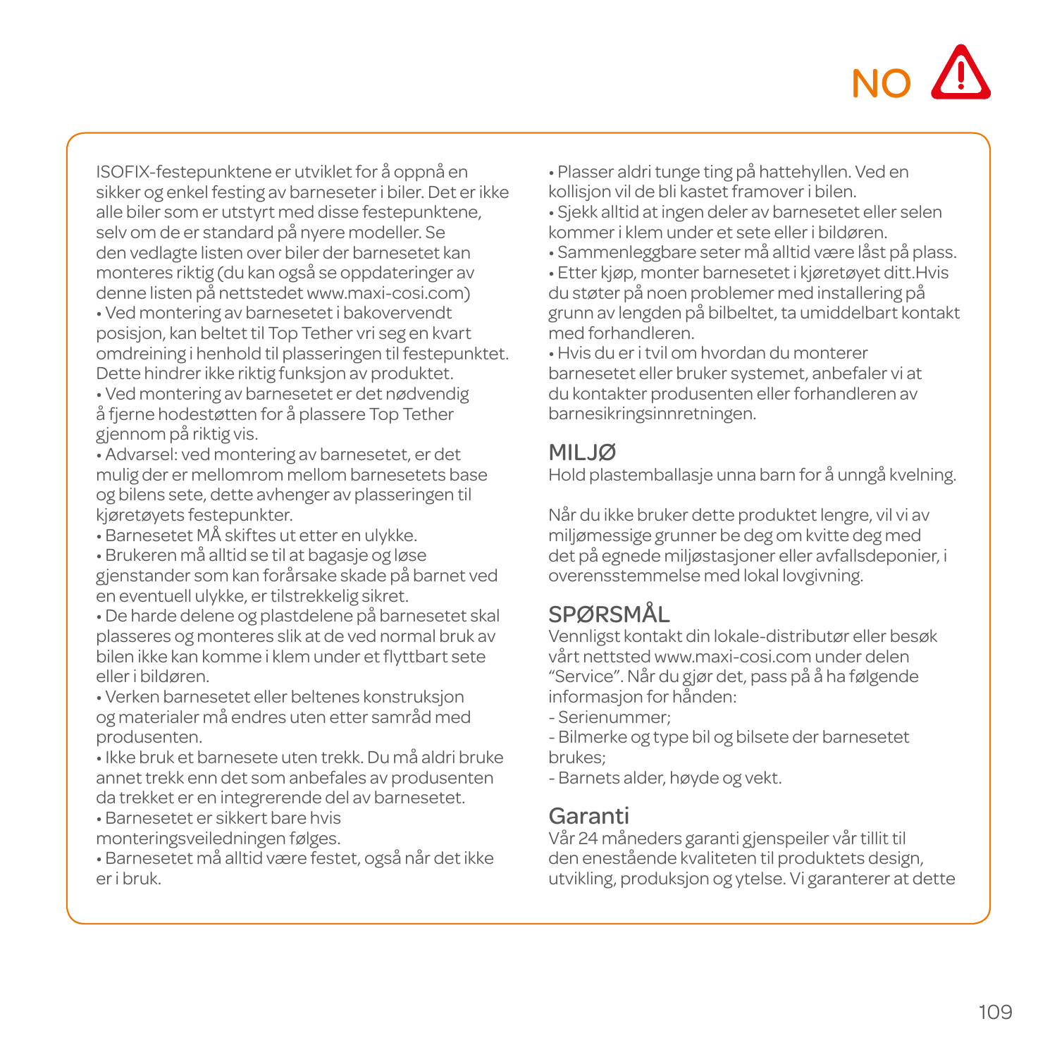ISOFIX-festepunktene er utviklet for å oppnå en sikker og enkel festing av barneseter i biler. Det er ikke alle biler som er utstyrt med disse festepunktene, selv om de er standard på nyere modeller. Se den vedlagte listen over biler der barnesetet kan monteres riktig (du kan også se oppdateringer av denne listen på nettstedet www.maxi-cosi.com)

- Ved montering av barnesetet i bakovervendt posisjon, kan beltet til Top Tether vri seg en kvart omdreining i henhold til plasseringen til festepunktet. Dette hindrer ikke riktig funksjon av produktet.
- Ved montering av barnesetet er det nødvendig å fjerne hodestøtten for å plassere Top Tether gjennom på riktig vis.
- Advarsel: ved montering av barnesetet, er det mulig der er mellomrom mellom barnesetets base og bilens sete, dette avhenger av plasseringen til kjøretøyets festepunkter.
- Barnesetet MÅ skiftes ut etter en ulykke.
- Brukeren må alltid se til at bagasje og løse gjenstander som kan forårsake skade på barnet ved en eventuell ulykke, er tilstrekkelig sikret.
- De harde delene og plastdelene på barnesetet skal plasseres og monteres slik at de ved normal bruk av bilen ikke kan komme i klem under et flyttbart sete eller i bildøren.
- Verken barnesetet eller beltenes konstruksjon og materialer må endres uten etter samråd med produsenten.
- Ikke bruk et barnesete uten trekk. Du må aldri bruke annet trekk enn det som anbefales av produsenten da trekket er en integrerende del av barnesetet.
- Barnesetet er sikkert bare hvis monteringsveiledningen følges.
- Barnesetet må alltid være festet, også når det ikke er i bruk.
- Plasser aldri tunge ting på hattehyllen. Ved en kollisjon vil de bli kastet framover i bilen.
- Sjekk alltid at ingen deler av barnesetet eller selen kommer i klem under et sete eller i bildøren.
- Sammenleggbare seter må alltid være låst på plass.
- Etter kjøp, monter barnesetet i kjøretøyet ditt.Hvis du støter på noen problemer med installering på grunn av lengden på bilbeltet, ta umiddelbart kontakt med forhandleren.
- Hvis du er i tvil om hvordan du monterer barnesetet eller bruker systemet, anbefaler vi at du kontakter produsenten eller forhandleren av barnesikringsinnretningen.

## MILJØ

Hold plastemballasje unna barn for å unngå kvelning.

Når du ikke bruker dette produktet lengre, vil vi av miljømessige grunner be deg om kvitte deg med det på egnede miljøstasjoner eller avfallsdeponier, i overensstemmelse med lokal lovgivning.

## SPØRSMÅL

Vennligst kontakt din lokale-distributør eller besøk vårt nettsted www.maxi-cosi.com under delen "Service". Når du gjør det, pass på å ha følgende informasjon for hånden:

- Serienummer;
- Bilmerke og type bil og bilsete der barnesetet brukes;
- Barnets alder, høyde og vekt.

## Garanti

Vår 24 måneders garanti gjenspeiler vår tillit til den enestående kvaliteten til produktets design, utvikling, produksjon og ytelse. Vi garanterer at dette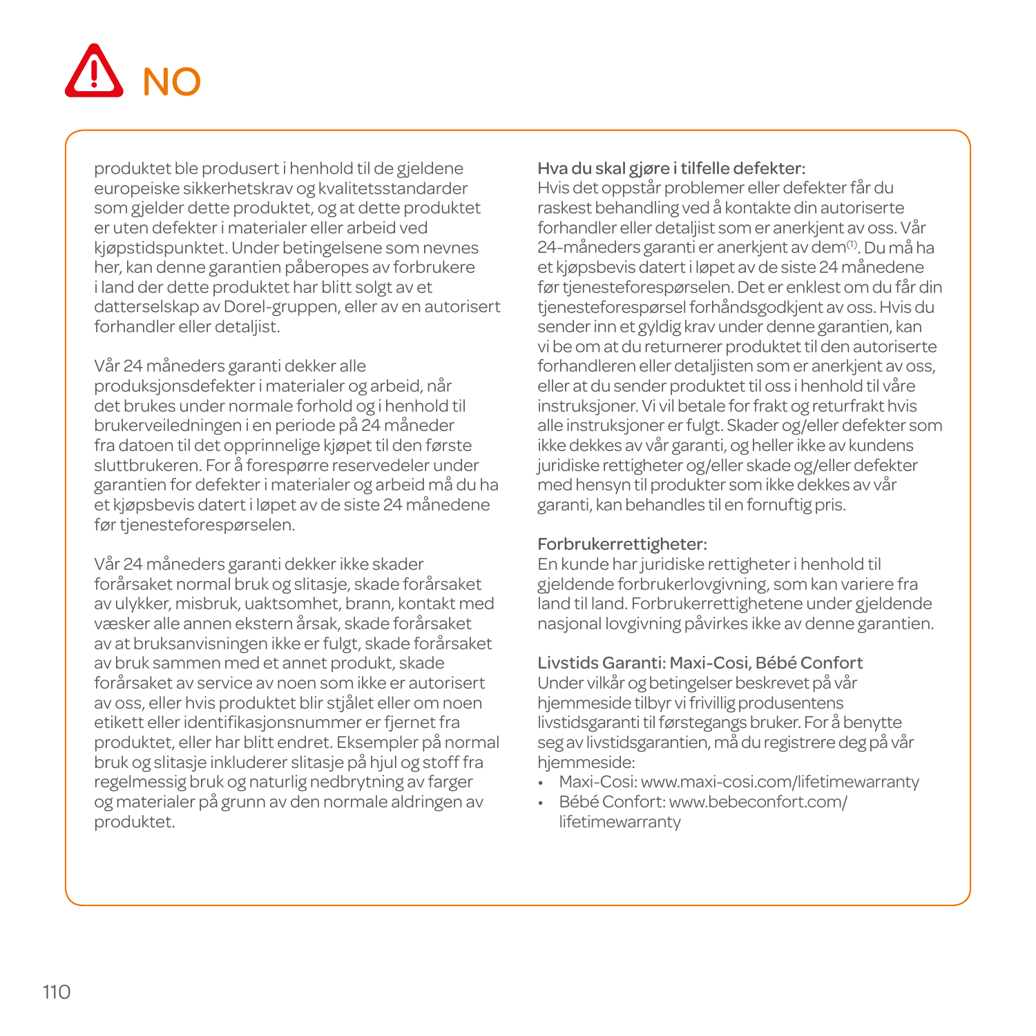# ⚠ NO

produktet ble produsert i henhold til de gjeldene europeiske sikkerhetskrav og kvalitetsstandarder som gjelder dette produktet, og at dette produktet er uten defekter i materialer eller arbeid ved kjøpstidspunktet. Under betingelsene som nevnes her, kan denne garantien påberopes av forbrukere i land der dette produktet har blitt solgt av et datterselskap av Dorel-gruppen, eller av en autorisert forhandler eller detaljist.

Vår 24 måneders garanti dekker alle produksjonsdefekter i materialer og arbeid, når det brukes under normale forhold og i henhold til brukerveiledningen i en periode på 24 måneder fra datoen til det opprinnelige kjøpet til den første sluttbrukeren. For å forespørre reservedeler under garantien for defekter i materialer og arbeid må du ha et kjøpsbevis datert i løpet av de siste 24 månedene før tjenesteforespørselen.

Vår 24 måneders garanti dekker ikke skader forårsaket normal bruk og slitasje, skade forårsaket av ulykker, misbruk, uaktsomhet, brann, kontakt med væsker alle annen ekstern årsak, skade forårsaket av at bruksanvisningen ikke er fulgt, skade forårsaket av bruk sammen med et annet produkt, skade forårsaket av service av noen som ikke er autorisert av oss, eller hvis produktet blir stjålet eller om noen etikett eller identifikasjonsnummer er fjernet fra produktet, eller har blitt endret. Eksempler på normal bruk og slitasje inkluderer slitasje på hjul og stoff fra regelmessig bruk og naturlig nedbrytning av farger og materialer på grunn av den normale aldringen av produktet.

**Hva du skal gjøre i tilfelle defekter:**
Hvis det oppstår problemer eller defekter får du raskest behandling ved å kontakte din autoriserte forhandler eller detaljist som er anerkjent av oss. Vår 24-måneders garanti er anerkjent av dem[1]. Du må ha et kjøpsbevis datert i løpet av de siste 24 månedene før tjenesteforespørselen. Det er enklest om du får din tjenesteforespørsel forhåndsgodkjent av oss. Hvis du sender inn et gyldig krav under denne garantien, kan vi be om at du returnerer produktet til den autoriserte forhandleren eller detaljisten som er anerkjent av oss, eller at du sender produktet til oss i henhold til våre instruksjoner. Vi vil betale for frakt og returfrakt hvis alle instruksjoner er fulgt. Skader og/eller defekter som ikke dekkes av vår garanti, og heller ikke av kundens juridiske rettigheter og/eller skade og/eller defekter med hensyn til produkter som ikke dekkes av vår garanti, kan behandles til en fornuftig pris.

**Forbrukerrettigheter:**
En kunde har juridiske rettigheter i henhold til gjeldende forbrukerlovgivning, som kan variere fra land til land. Forbrukerrettighetene under gjeldende nasjonal lovgivning påvirkes ikke av denne garantien.

**Livstids Garanti: Maxi-Cosi, Bébé Confort**
Under vilkår og betingelser beskrevet på vår hjemmeside tilbyr vi frivillig produsentens livstidsgaranti til førstegangs bruker. For å benytte seg av livstidsgarantien, må du registrere deg på vår hjemmeside:

- Maxi-Cosi: www.maxi-cosi.com/lifetimewarranty
- Bébé Confort: www.bebeconfort.com/lifetimewarranty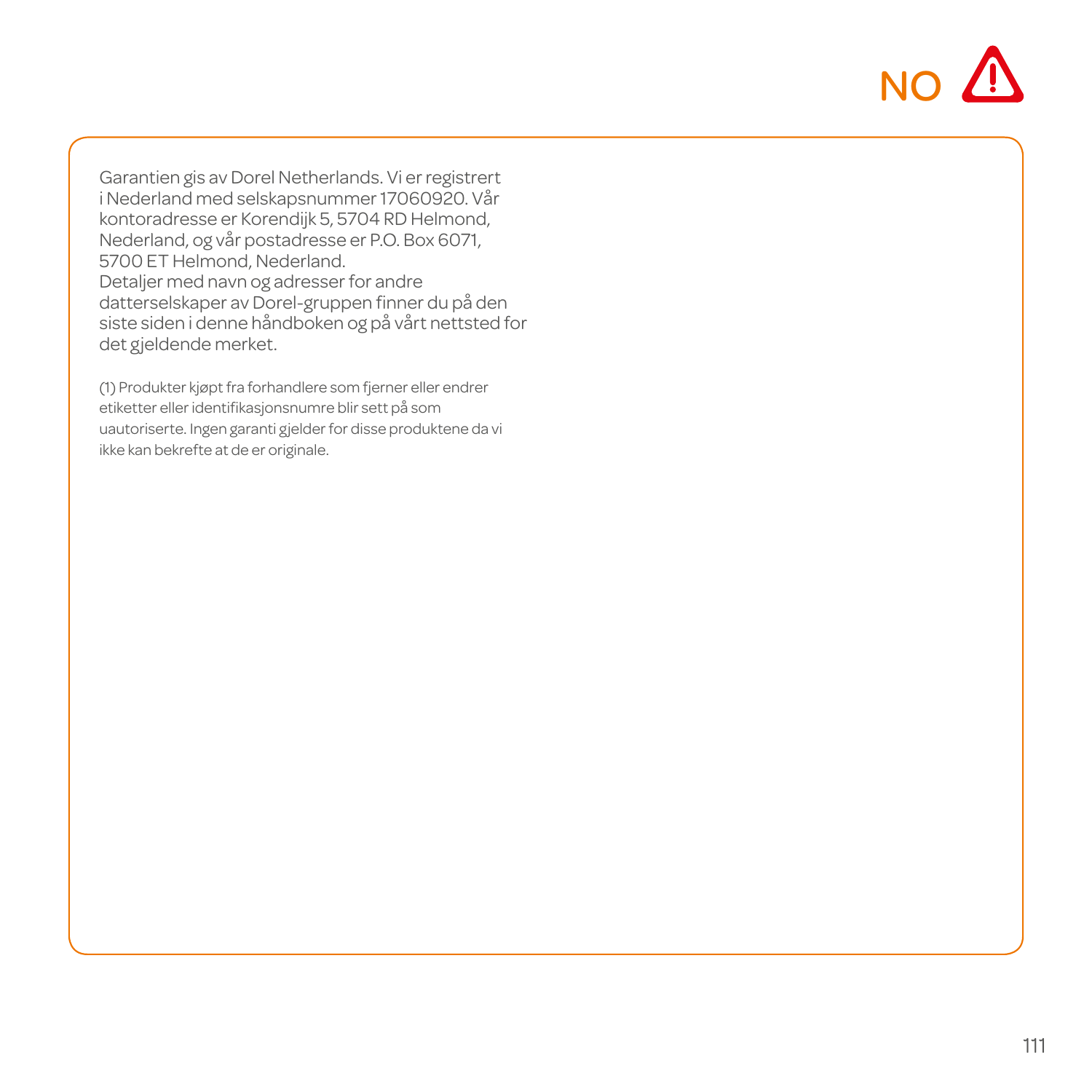NO

Garantien gis av Dorel Netherlands. Vi er registrert i Nederland med selskapsnummer 17060920. Vår kontoradresse er Korendijk 5, 5704 RD Helmond, Nederland, og vår postadresse er P.O. Box 6071, 5700 ET Helmond, Nederland.
Detaljer med navn og adresser for andre datterselskaper av Dorel-gruppen finner du på den siste siden i denne håndboken og på vårt nettsted for det gjeldende merket.

(1) Produkter kjøpt fra forhandlere som fjerner eller endrer etiketter eller identifikasjonsnumre blir sett på som uautoriserte. Ingen garanti gjelder for disse produktene da vi ikke kan bekrefte at de er originale.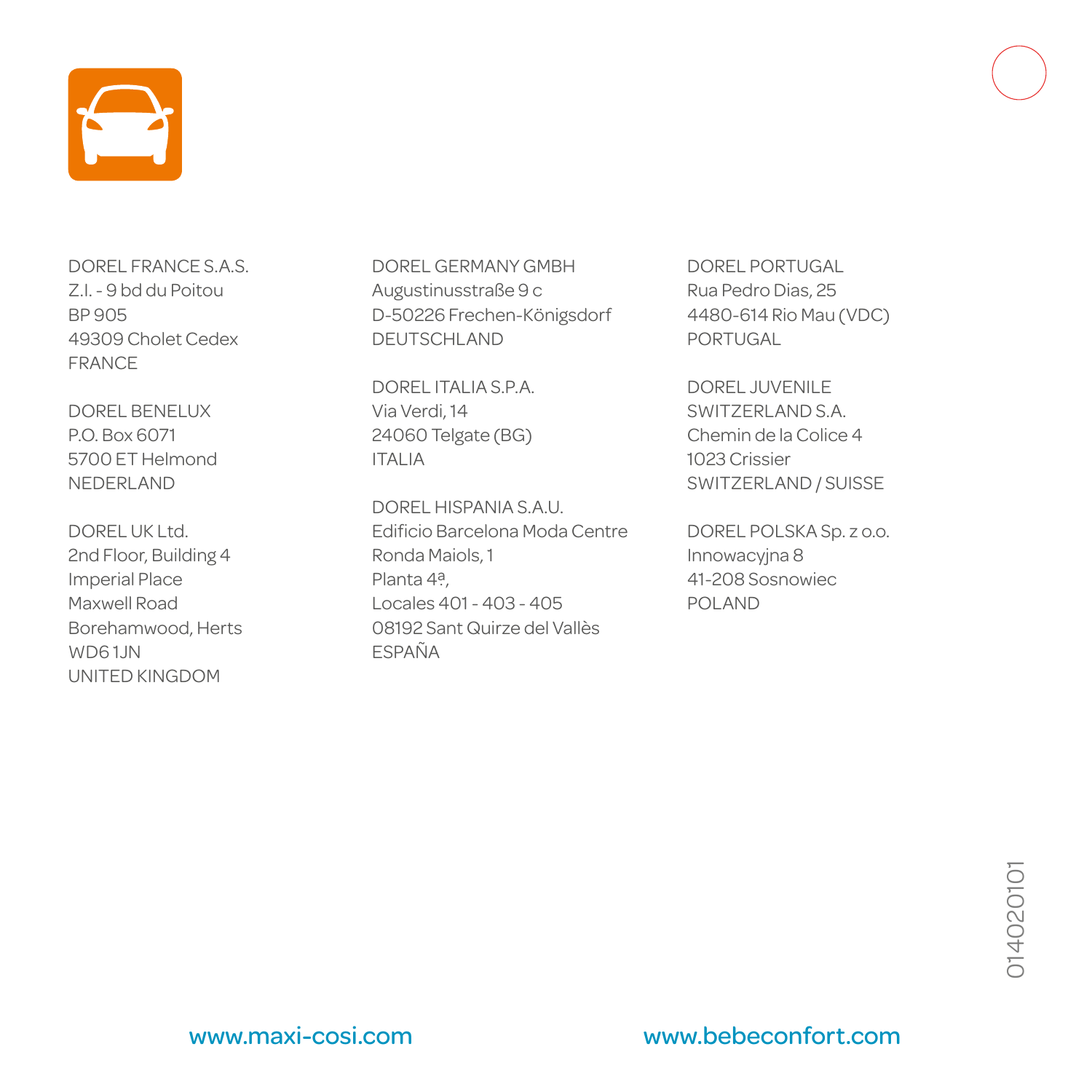DOREL FRANCE S.A.S.
Z.I. - 9 bd du Poitou
BP 905
49309 Cholet Cedex
FRANCE

DOREL BENELUX
P.O. Box 6071
5700 ET Helmond
NEDERLAND

DOREL UK Ltd.
2nd Floor, Building 4
Imperial Place
Maxwell Road
Borehamwood, Herts
WD6 1JN
UNITED KINGDOM

DOREL GERMANY GMBH
Augustinusstraße 9 c
D-50226 Frechen-Königsdorf
DEUTSCHLAND

DOREL ITALIA S.P.A.
Via Verdi, 14
24060 Telgate (BG)
ITALIA

DOREL HISPANIA S.A.U.
Edificio Barcelona Moda Centre
Ronda Maiols, 1
Planta 4ª,
Locales 401 - 403 - 405
08192 Sant Quirze del Vallès
ESPAÑA

DOREL PORTUGAL
Rua Pedro Dias, 25
4480-614 Rio Mau (VDC)
PORTUGAL

DOREL JUVENILE
SWITZERLAND S.A.
Chemin de la Colice 4
1023 Crissier
SWITZERLAND / SUISSE

DOREL POLSKA Sp. z o.o.
Innowacyjna 8
41-208 Sosnowiec
POLAND

0140201O1

www.maxi-cosi.com

www.bebeconfort.com